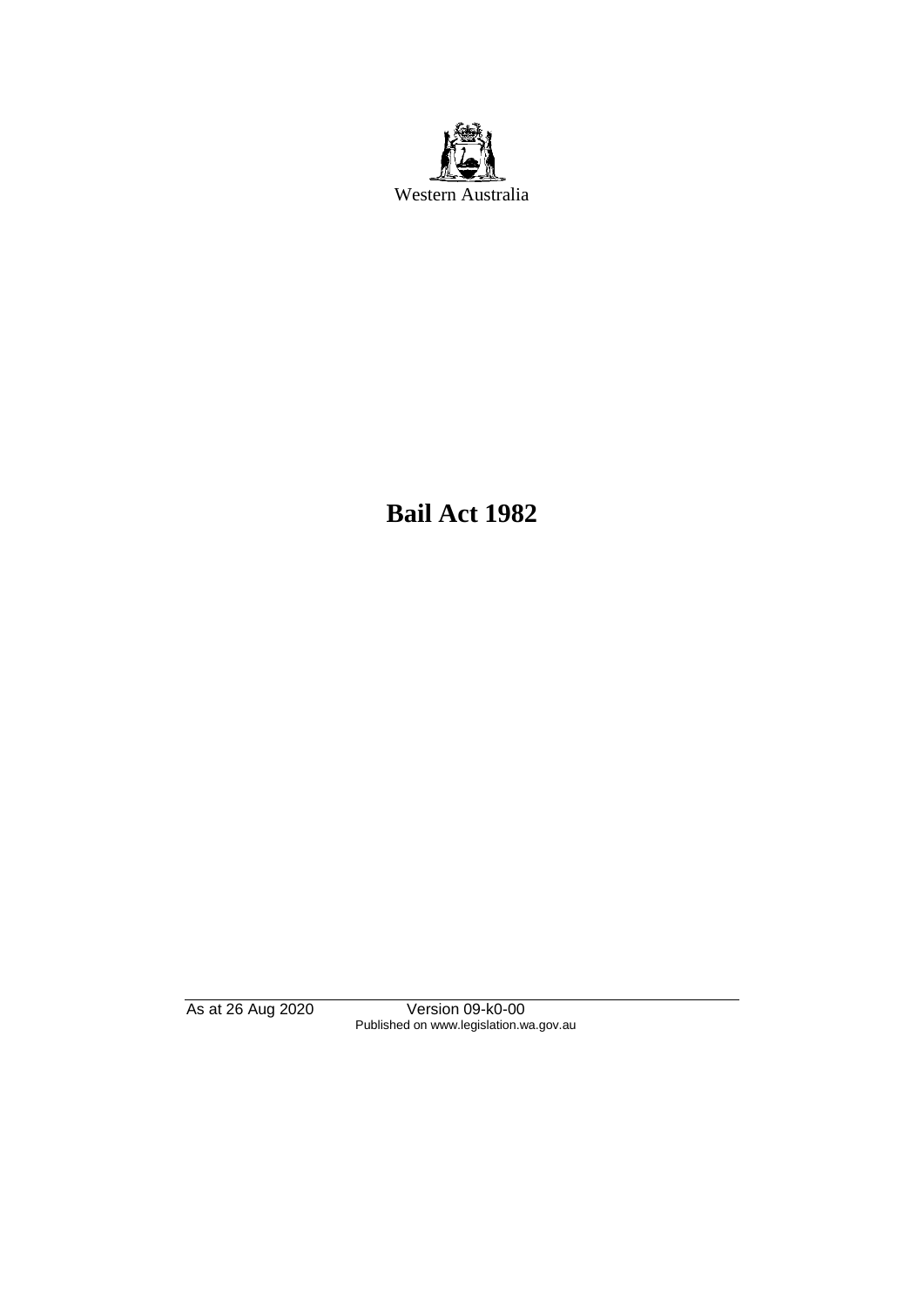Western Australia

# Bail Act 1982

As at 26 Aug 2020 Version 09-k0-00
Published on www.legislation.wa.gov.au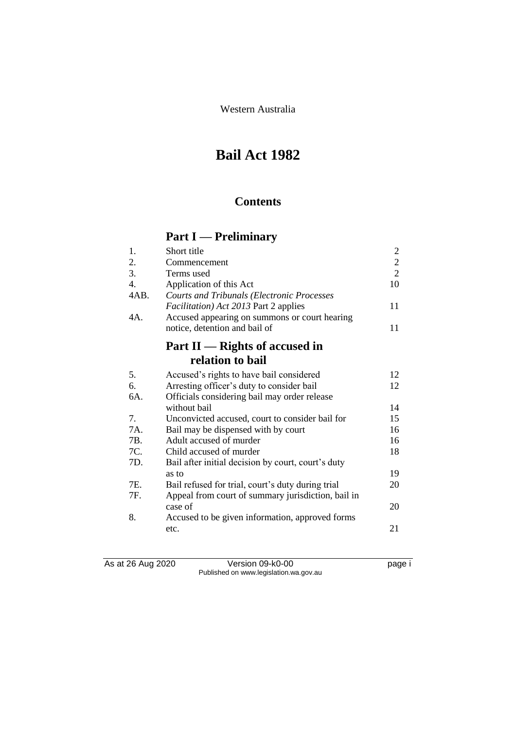Western Australia

# Bail Act 1982

## Contents

## Part I — Preliminary

| | | |
|---|---|---|
| 1. | Short title | 2 |
| 2. | Commencement | 2 |
| 3. | Terms used | 2 |
| 4. | Application of this Act | 10 |
| 4AB. | *Courts and Tribunals (Electronic Processes Facilitation) Act 2013* Part 2 applies | 11 |
| 4A. | Accused appearing on summons or court hearing notice, detention and bail of | 11 |

## Part II — Rights of accused in relation to bail

| | | |
|---|---|---|
| 5. | Accused's rights to have bail considered | 12 |
| 6. | Arresting officer's duty to consider bail | 12 |
| 6A. | Officials considering bail may order release without bail | 14 |
| 7. | Unconvicted accused, court to consider bail for | 15 |
| 7A. | Bail may be dispensed with by court | 16 |
| 7B. | Adult accused of murder | 16 |
| 7C. | Child accused of murder | 18 |
| 7D. | Bail after initial decision by court, court's duty as to | 19 |
| 7E. | Bail refused for trial, court's duty during trial | 20 |
| 7F. | Appeal from court of summary jurisdiction, bail in case of | 20 |
| 8. | Accused to be given information, approved forms etc. | 21 |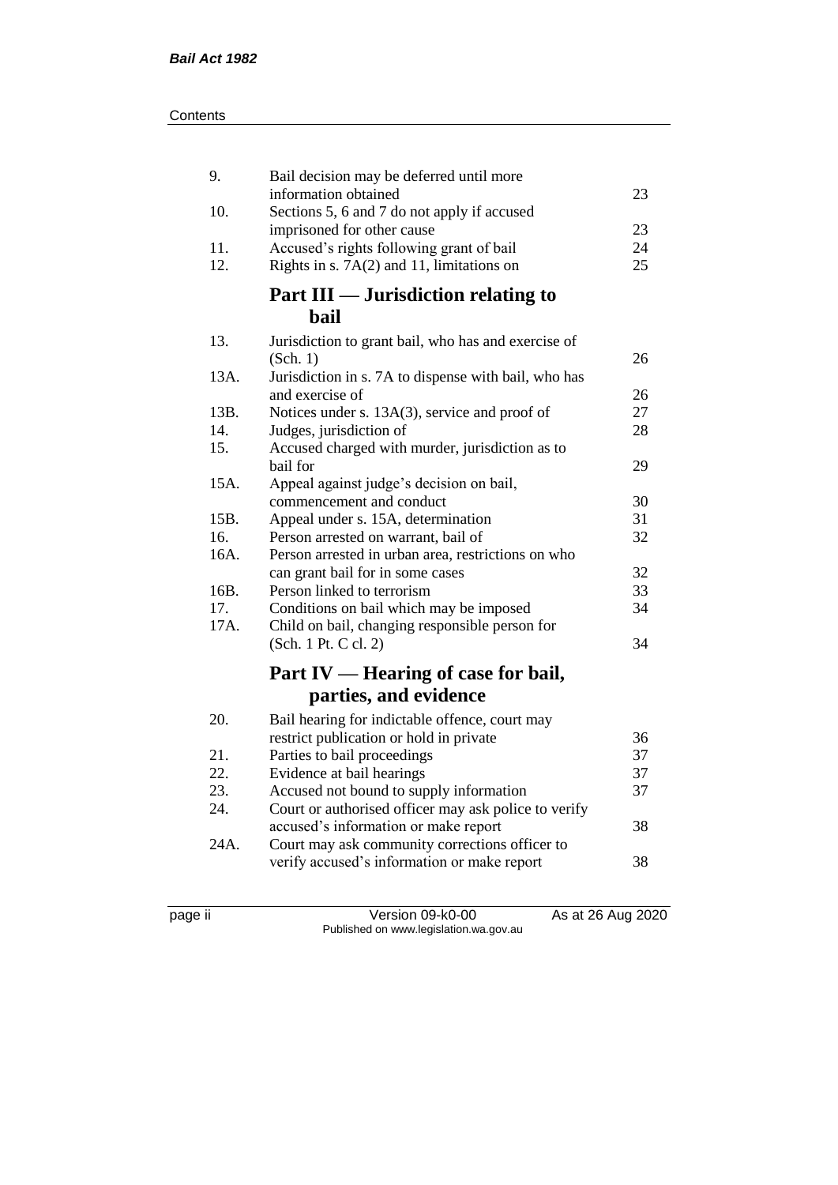| | | |
|---|---|---|
| 9. | Bail decision may be deferred until more information obtained | 23 |
| 10. | Sections 5, 6 and 7 do not apply if accused imprisoned for other cause | 23 |
| 11. | Accused's rights following grant of bail | 24 |
| 12. | Rights in s. 7A(2) and 11, limitations on | 25 |

## Part III — Jurisdiction relating to bail

| | | |
|---|---|---|
| 13. | Jurisdiction to grant bail, who has and exercise of (Sch. 1) | 26 |
| 13A. | Jurisdiction in s. 7A to dispense with bail, who has and exercise of | 26 |
| 13B. | Notices under s. 13A(3), service and proof of | 27 |
| 14. | Judges, jurisdiction of | 28 |
| 15. | Accused charged with murder, jurisdiction as to bail for | 29 |
| 15A. | Appeal against judge's decision on bail, commencement and conduct | 30 |
| 15B. | Appeal under s. 15A, determination | 31 |
| 16. | Person arrested on warrant, bail of | 32 |
| 16A. | Person arrested in urban area, restrictions on who can grant bail for in some cases | 32 |
| 16B. | Person linked to terrorism | 33 |
| 17. | Conditions on bail which may be imposed | 34 |
| 17A. | Child on bail, changing responsible person for (Sch. 1 Pt. C cl. 2) | 34 |

## Part IV — Hearing of case for bail, parties, and evidence

| | | |
|---|---|---|
| 20. | Bail hearing for indictable offence, court may restrict publication or hold in private | 36 |
| 21. | Parties to bail proceedings | 37 |
| 22. | Evidence at bail hearings | 37 |
| 23. | Accused not bound to supply information | 37 |
| 24. | Court or authorised officer may ask police to verify accused's information or make report | 38 |
| 24A. | Court may ask community corrections officer to verify accused's information or make report | 38 |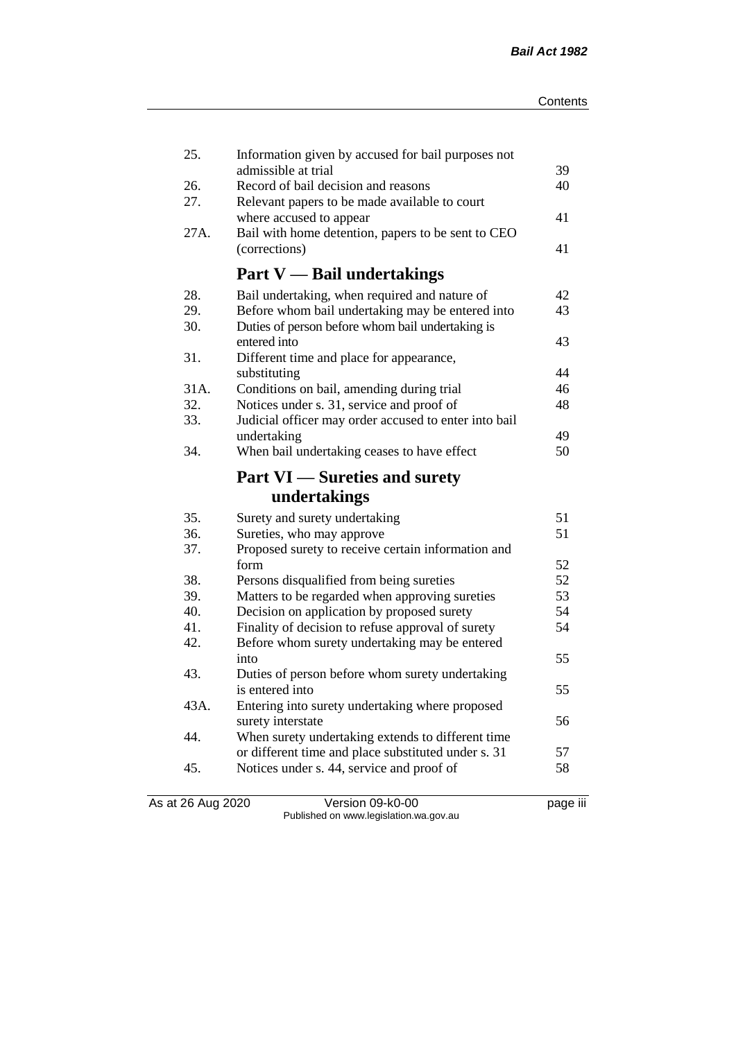| | | |
|---|---|---|
| 25. | Information given by accused for bail purposes not admissible at trial | 39 |
| 26. | Record of bail decision and reasons | 40 |
| 27. | Relevant papers to be made available to court where accused to appear | 41 |
| 27A. | Bail with home detention, papers to be sent to CEO (corrections) | 41 |

## Part V — Bail undertakings

| | | |
|---|---|---|
| 28. | Bail undertaking, when required and nature of | 42 |
| 29. | Before whom bail undertaking may be entered into | 43 |
| 30. | Duties of person before whom bail undertaking is entered into | 43 |
| 31. | Different time and place for appearance, substituting | 44 |
| 31A. | Conditions on bail, amending during trial | 46 |
| 32. | Notices under s. 31, service and proof of | 48 |
| 33. | Judicial officer may order accused to enter into bail undertaking | 49 |
| 34. | When bail undertaking ceases to have effect | 50 |

## Part VI — Sureties and surety undertakings

| | | |
|---|---|---|
| 35. | Surety and surety undertaking | 51 |
| 36. | Sureties, who may approve | 51 |
| 37. | Proposed surety to receive certain information and form | 52 |
| 38. | Persons disqualified from being sureties | 52 |
| 39. | Matters to be regarded when approving sureties | 53 |
| 40. | Decision on application by proposed surety | 54 |
| 41. | Finality of decision to refuse approval of surety | 54 |
| 42. | Before whom surety undertaking may be entered into | 55 |
| 43. | Duties of person before whom surety undertaking is entered into | 55 |
| 43A. | Entering into surety undertaking where proposed surety interstate | 56 |
| 44. | When surety undertaking extends to different time or different time and place substituted under s. 31 | 57 |
| 45. | Notices under s. 44, service and proof of | 58 |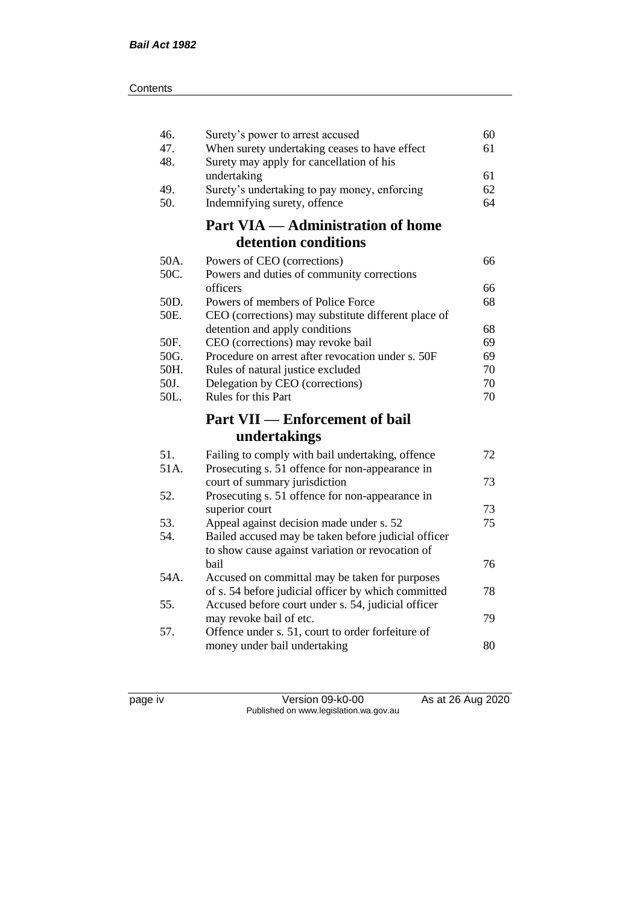| | | |
|---|---|---|
| 46. | Surety's power to arrest accused | 60 |
| 47. | When surety undertaking ceases to have effect | 61 |
| 48. | Surety may apply for cancellation of his undertaking | 61 |
| 49. | Surety's undertaking to pay money, enforcing | 62 |
| 50. | Indemnifying surety, offence | 64 |

## Part VIA — Administration of home detention conditions

| | | |
|---|---|---|
| 50A. | Powers of CEO (corrections) | 66 |
| 50C. | Powers and duties of community corrections officers | 66 |
| 50D. | Powers of members of Police Force | 68 |
| 50E. | CEO (corrections) may substitute different place of detention and apply conditions | 68 |
| 50F. | CEO (corrections) may revoke bail | 69 |
| 50G. | Procedure on arrest after revocation under s. 50F | 69 |
| 50H. | Rules of natural justice excluded | 70 |
| 50J. | Delegation by CEO (corrections) | 70 |
| 50L. | Rules for this Part | 70 |

## Part VII — Enforcement of bail undertakings

| | | |
|---|---|---|
| 51. | Failing to comply with bail undertaking, offence | 72 |
| 51A. | Prosecuting s. 51 offence for non-appearance in court of summary jurisdiction | 73 |
| 52. | Prosecuting s. 51 offence for non-appearance in superior court | 73 |
| 53. | Appeal against decision made under s. 52 | 75 |
| 54. | Bailed accused may be taken before judicial officer to show cause against variation or revocation of bail | 76 |
| 54A. | Accused on committal may be taken for purposes of s. 54 before judicial officer by which committed | 78 |
| 55. | Accused before court under s. 54, judicial officer may revoke bail of etc. | 79 |
| 57. | Offence under s. 51, court to order forfeiture of money under bail undertaking | 80 |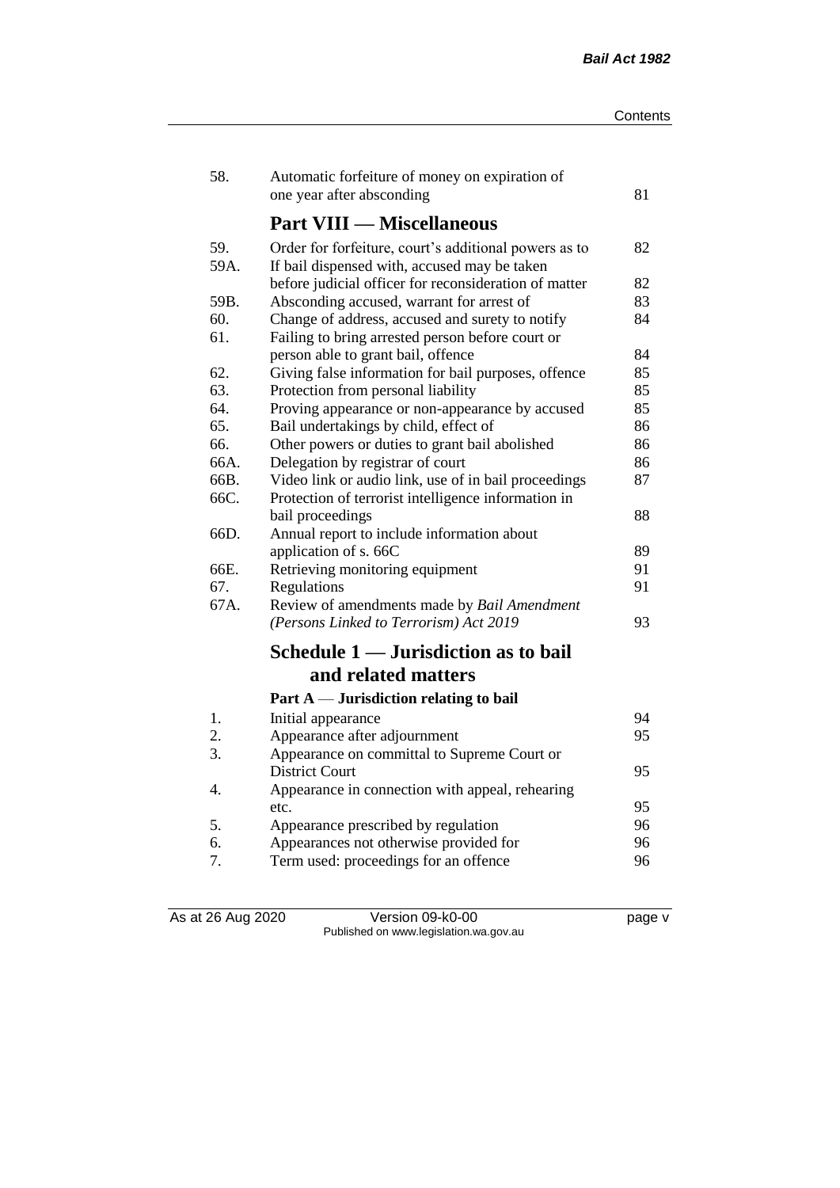| | | |
|---|---|---|
| 58. | Automatic forfeiture of money on expiration of one year after absconding | 81 |

## Part VIII — Miscellaneous

| | | |
|---|---|---|
| 59. | Order for forfeiture, court's additional powers as to | 82 |
| 59A. | If bail dispensed with, accused may be taken before judicial officer for reconsideration of matter | 82 |
| 59B. | Absconding accused, warrant for arrest of | 83 |
| 60. | Change of address, accused and surety to notify | 84 |
| 61. | Failing to bring arrested person before court or person able to grant bail, offence | 84 |
| 62. | Giving false information for bail purposes, offence | 85 |
| 63. | Protection from personal liability | 85 |
| 64. | Proving appearance or non-appearance by accused | 85 |
| 65. | Bail undertakings by child, effect of | 86 |
| 66. | Other powers or duties to grant bail abolished | 86 |
| 66A. | Delegation by registrar of court | 86 |
| 66B. | Video link or audio link, use of in bail proceedings | 87 |
| 66C. | Protection of terrorist intelligence information in bail proceedings | 88 |
| 66D. | Annual report to include information about application of s. 66C | 89 |
| 66E. | Retrieving monitoring equipment | 91 |
| 67. | Regulations | 91 |
| 67A. | Review of amendments made by *Bail Amendment (Persons Linked to Terrorism) Act 2019* | 93 |

## Schedule 1 — Jurisdiction as to bail and related matters

### Part A — Jurisdiction relating to bail

| | | |
|---|---|---|
| 1. | Initial appearance | 94 |
| 2. | Appearance after adjournment | 95 |
| 3. | Appearance on committal to Supreme Court or District Court | 95 |
| 4. | Appearance in connection with appeal, rehearing etc. | 95 |
| 5. | Appearance prescribed by regulation | 96 |
| 6. | Appearances not otherwise provided for | 96 |
| 7. | Term used: proceedings for an offence | 96 |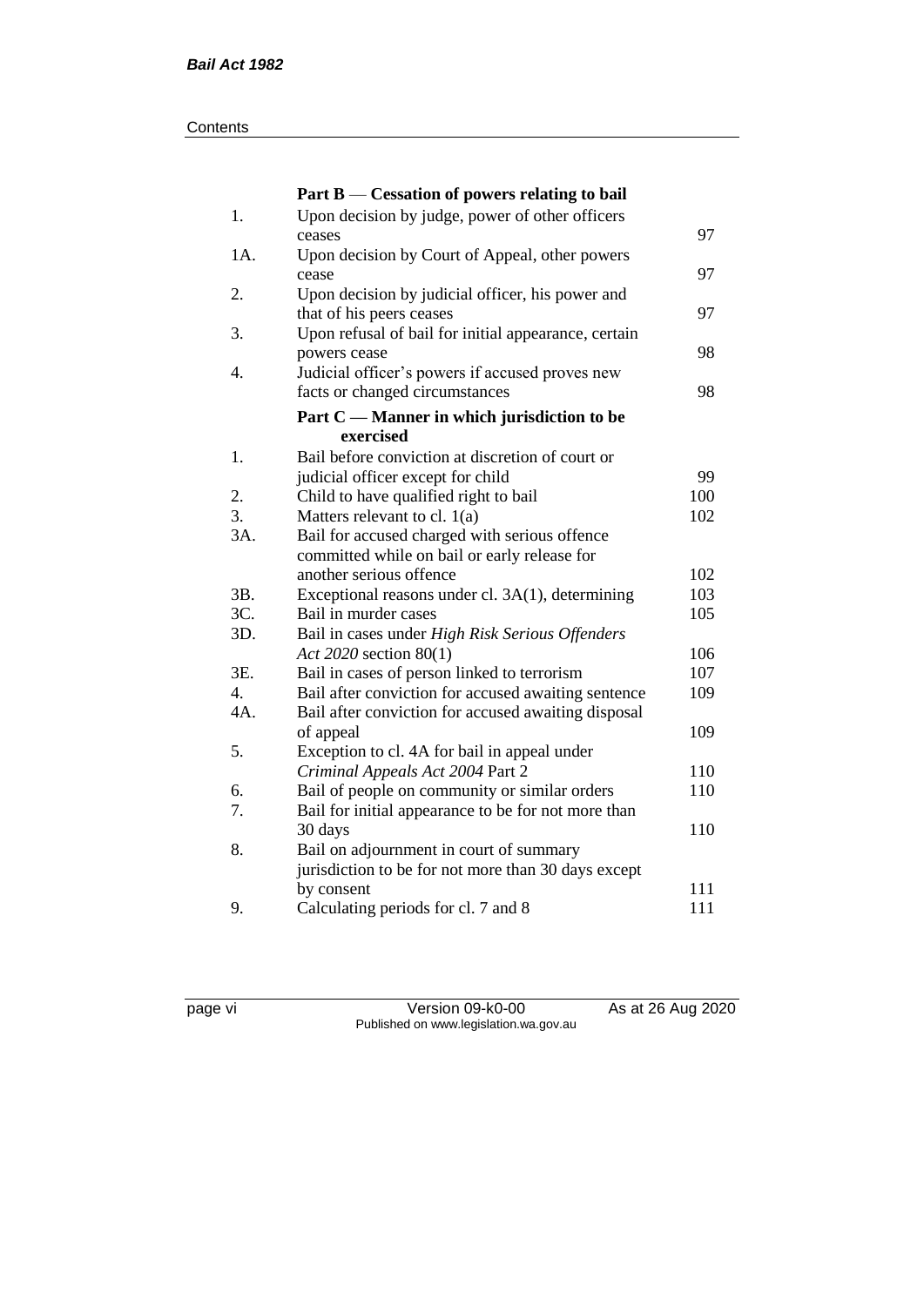**Part B — Cessation of powers relating to bail**

| | | |
|---|---|---|
| 1. | Upon decision by judge, power of other officers ceases | 97 |
| 1A. | Upon decision by Court of Appeal, other powers cease | 97 |
| 2. | Upon decision by judicial officer, his power and that of his peers ceases | 97 |
| 3. | Upon refusal of bail for initial appearance, certain powers cease | 98 |
| 4. | Judicial officer's powers if accused proves new facts or changed circumstances | 98 |

**Part C — Manner in which jurisdiction to be exercised**

| | | |
|---|---|---|
| 1. | Bail before conviction at discretion of court or judicial officer except for child | 99 |
| 2. | Child to have qualified right to bail | 100 |
| 3. | Matters relevant to cl. 1(a) | 102 |
| 3A. | Bail for accused charged with serious offence committed while on bail or early release for another serious offence | 102 |
| 3B. | Exceptional reasons under cl. 3A(1), determining | 103 |
| 3C. | Bail in murder cases | 105 |
| 3D. | Bail in cases under *High Risk Serious Offenders Act 2020* section 80(1) | 106 |
| 3E. | Bail in cases of person linked to terrorism | 107 |
| 4. | Bail after conviction for accused awaiting sentence | 109 |
| 4A. | Bail after conviction for accused awaiting disposal of appeal | 109 |
| 5. | Exception to cl. 4A for bail in appeal under *Criminal Appeals Act 2004* Part 2 | 110 |
| 6. | Bail of people on community or similar orders | 110 |
| 7. | Bail for initial appearance to be for not more than 30 days | 110 |
| 8. | Bail on adjournment in court of summary jurisdiction to be for not more than 30 days except by consent | 111 |
| 9. | Calculating periods for cl. 7 and 8 | 111 |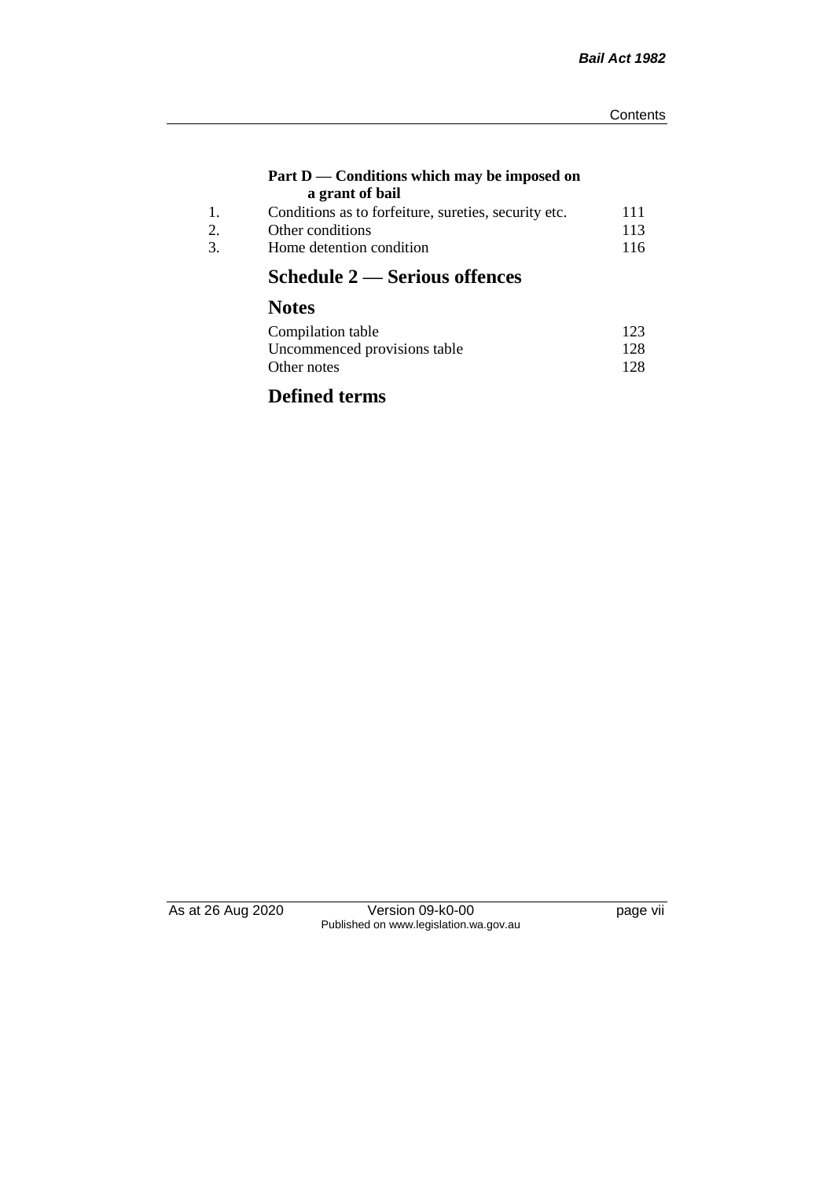### Part D — Conditions which may be imposed on a grant of bail

| | | |
|---|---|---|
| 1. | Conditions as to forfeiture, sureties, security etc. | 111 |
| 2. | Other conditions | 113 |
| 3. | Home detention condition | 116 |

## Schedule 2 — Serious offences

## Notes

| | |
|---|---|
| Compilation table | 123 |
| Uncommenced provisions table | 128 |
| Other notes | 128 |

## Defined terms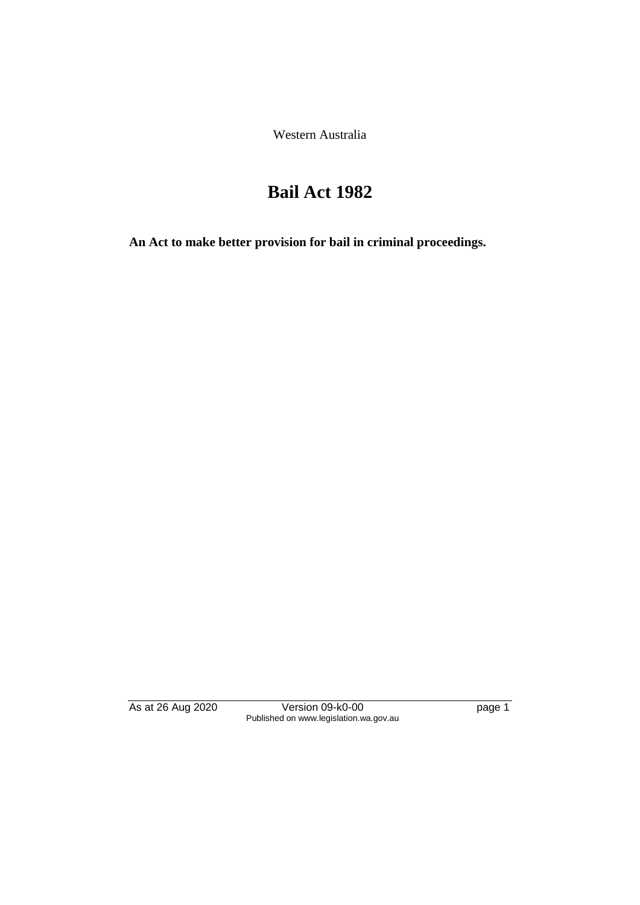Western Australia

# Bail Act 1982

**An Act to make better provision for bail in criminal proceedings.**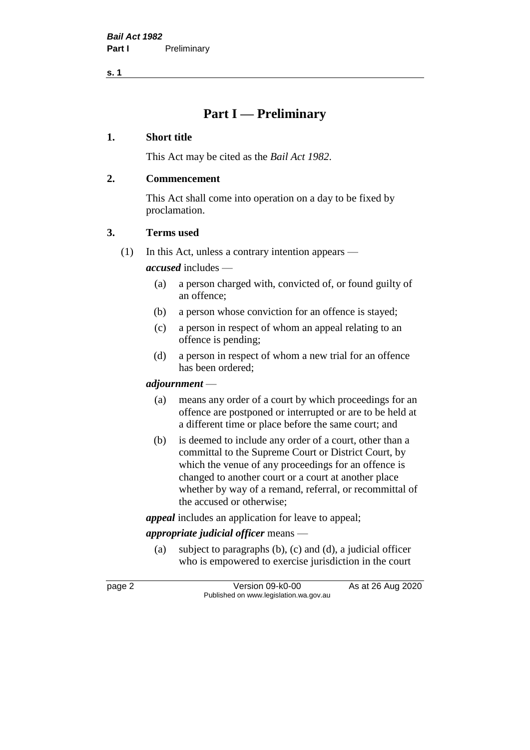# Part I — Preliminary

## 1. Short title

This Act may be cited as the *Bail Act 1982*.

## 2. Commencement

This Act shall come into operation on a day to be fixed by proclamation.

## 3. Terms used

(1) In this Act, unless a contrary intention appears —

***accused*** includes —

- (a) a person charged with, convicted of, or found guilty of an offence;
- (b) a person whose conviction for an offence is stayed;
- (c) a person in respect of whom an appeal relating to an offence is pending;
- (d) a person in respect of whom a new trial for an offence has been ordered;

***adjournment*** —

- (a) means any order of a court by which proceedings for an offence are postponed or interrupted or are to be held at a different time or place before the same court; and
- (b) is deemed to include any order of a court, other than a committal to the Supreme Court or District Court, by which the venue of any proceedings for an offence is changed to another court or a court at another place whether by way of a remand, referral, or recommittal of the accused or otherwise;

***appeal*** includes an application for leave to appeal;

***appropriate judicial officer*** means —

- (a) subject to paragraphs (b), (c) and (d), a judicial officer who is empowered to exercise jurisdiction in the court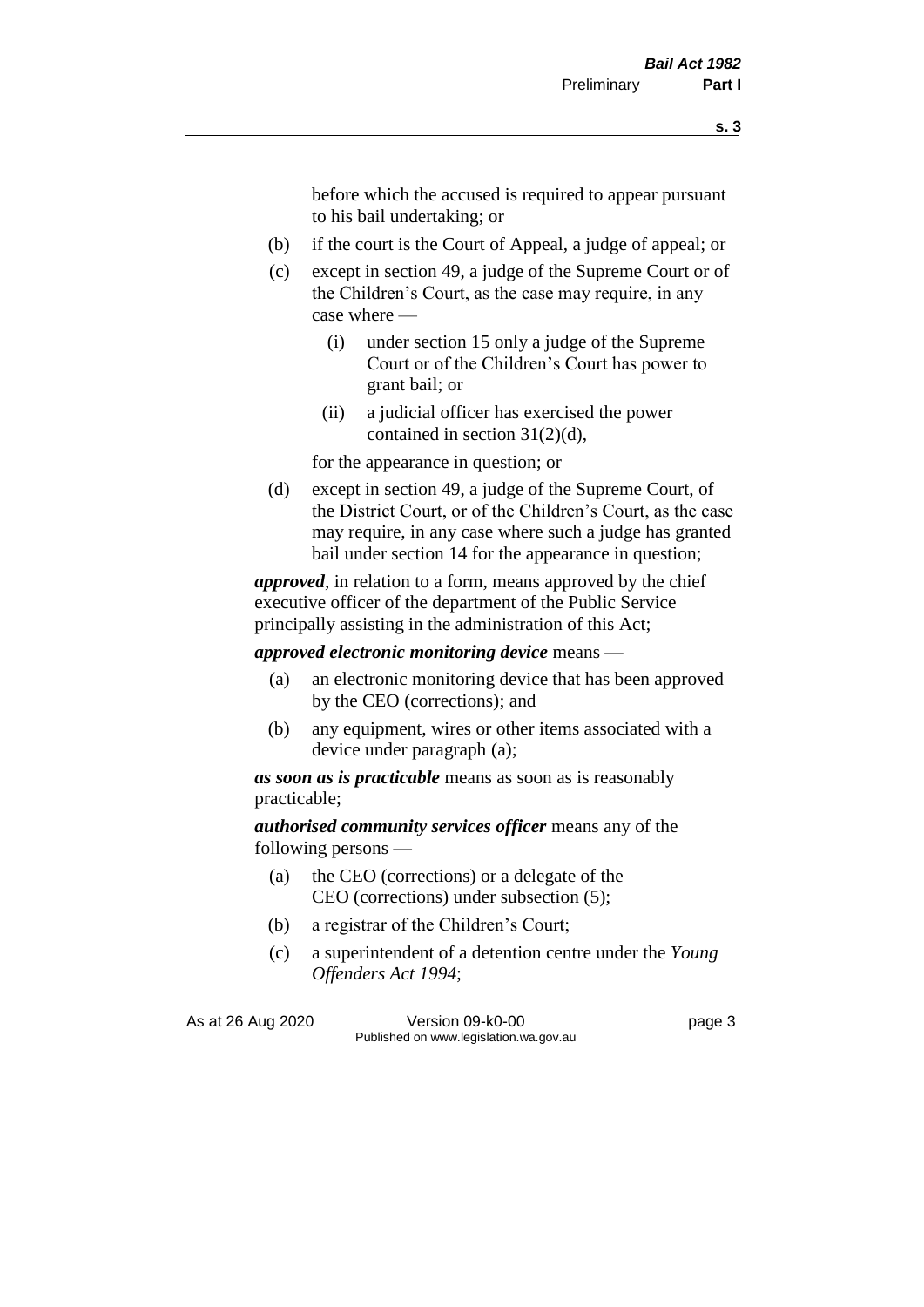before which the accused is required to appear pursuant to his bail undertaking; or

- (b) if the court is the Court of Appeal, a judge of appeal; or
- (c) except in section 49, a judge of the Supreme Court or of the Children's Court, as the case may require, in any case where —
  - (i) under section 15 only a judge of the Supreme Court or of the Children's Court has power to grant bail; or
  - (ii) a judicial officer has exercised the power contained in section 31(2)(d),

  for the appearance in question; or
- (d) except in section 49, a judge of the Supreme Court, of the District Court, or of the Children's Court, as the case may require, in any case where such a judge has granted bail under section 14 for the appearance in question;

***approved***, in relation to a form, means approved by the chief executive officer of the department of the Public Service principally assisting in the administration of this Act;

***approved electronic monitoring device*** means —

- (a) an electronic monitoring device that has been approved by the CEO (corrections); and
- (b) any equipment, wires or other items associated with a device under paragraph (a);

***as soon as is practicable*** means as soon as is reasonably practicable;

***authorised community services officer*** means any of the following persons —

- (a) the CEO (corrections) or a delegate of the CEO (corrections) under subsection (5);
- (b) a registrar of the Children's Court;
- (c) a superintendent of a detention centre under the *Young Offenders Act 1994*;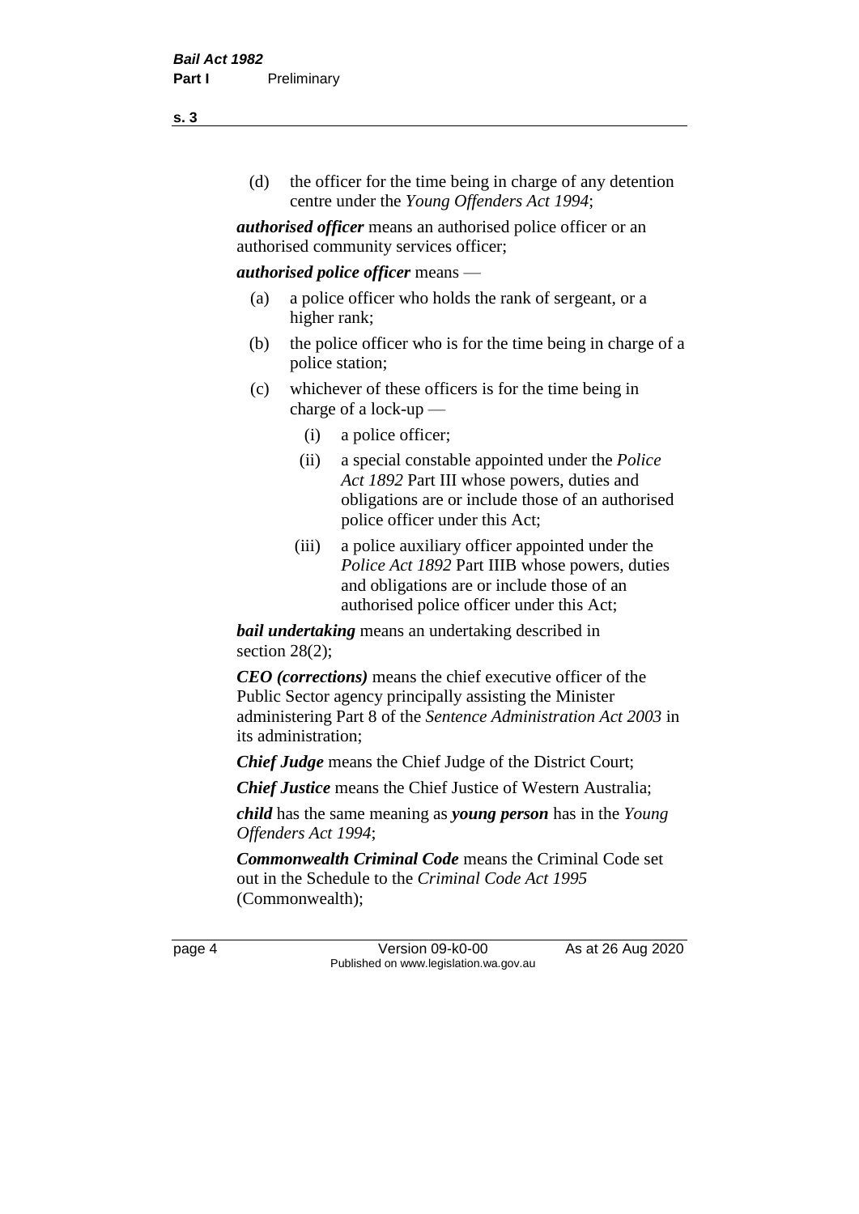(d) the officer for the time being in charge of any detention centre under the *Young Offenders Act 1994*;

***authorised officer*** means an authorised police officer or an authorised community services officer;

***authorised police officer*** means —

(a) a police officer who holds the rank of sergeant, or a higher rank;

(b) the police officer who is for the time being in charge of a police station;

(c) whichever of these officers is for the time being in charge of a lock-up —

(i) a police officer;

(ii) a special constable appointed under the *Police Act 1892* Part III whose powers, duties and obligations are or include those of an authorised police officer under this Act;

(iii) a police auxiliary officer appointed under the *Police Act 1892* Part IIIB whose powers, duties and obligations are or include those of an authorised police officer under this Act;

***bail undertaking*** means an undertaking described in section 28(2);

***CEO (corrections)*** means the chief executive officer of the Public Sector agency principally assisting the Minister administering Part 8 of the *Sentence Administration Act 2003* in its administration;

***Chief Judge*** means the Chief Judge of the District Court;

***Chief Justice*** means the Chief Justice of Western Australia;

***child*** has the same meaning as ***young person*** has in the *Young Offenders Act 1994*;

***Commonwealth Criminal Code*** means the Criminal Code set out in the Schedule to the *Criminal Code Act 1995* (Commonwealth);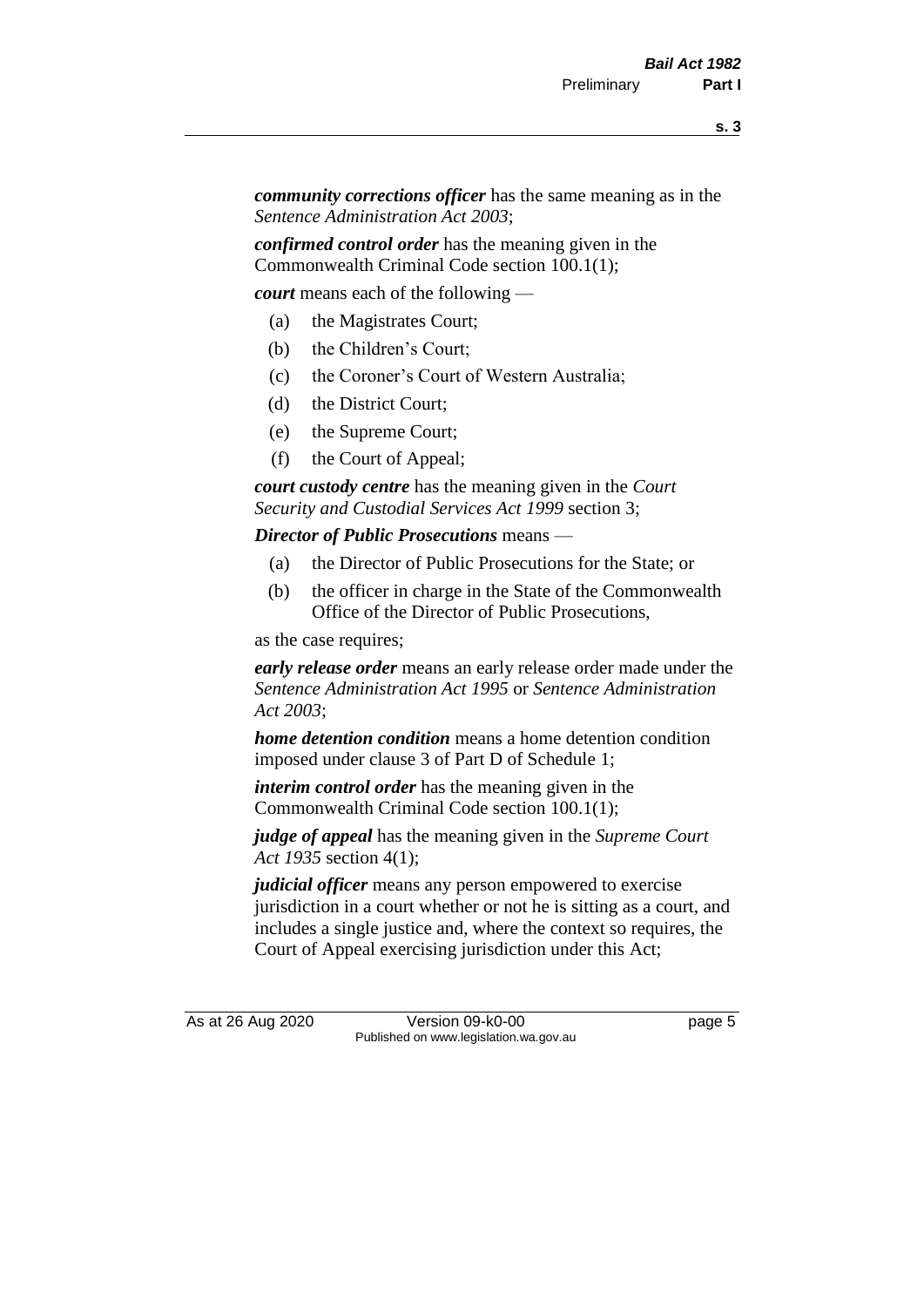***community corrections officer*** has the same meaning as in the *Sentence Administration Act 2003*;

***confirmed control order*** has the meaning given in the Commonwealth Criminal Code section 100.1(1);

***court*** means each of the following —

- (a) the Magistrates Court;
- (b) the Children's Court;
- (c) the Coroner's Court of Western Australia;
- (d) the District Court;
- (e) the Supreme Court;
- (f) the Court of Appeal;

***court custody centre*** has the meaning given in the *Court Security and Custodial Services Act 1999* section 3;

***Director of Public Prosecutions*** means —

- (a) the Director of Public Prosecutions for the State; or
- (b) the officer in charge in the State of the Commonwealth Office of the Director of Public Prosecutions,

as the case requires;

***early release order*** means an early release order made under the *Sentence Administration Act 1995* or *Sentence Administration Act 2003*;

***home detention condition*** means a home detention condition imposed under clause 3 of Part D of Schedule 1;

***interim control order*** has the meaning given in the Commonwealth Criminal Code section 100.1(1);

***judge of appeal*** has the meaning given in the *Supreme Court Act 1935* section 4(1);

***judicial officer*** means any person empowered to exercise jurisdiction in a court whether or not he is sitting as a court, and includes a single justice and, where the context so requires, the Court of Appeal exercising jurisdiction under this Act;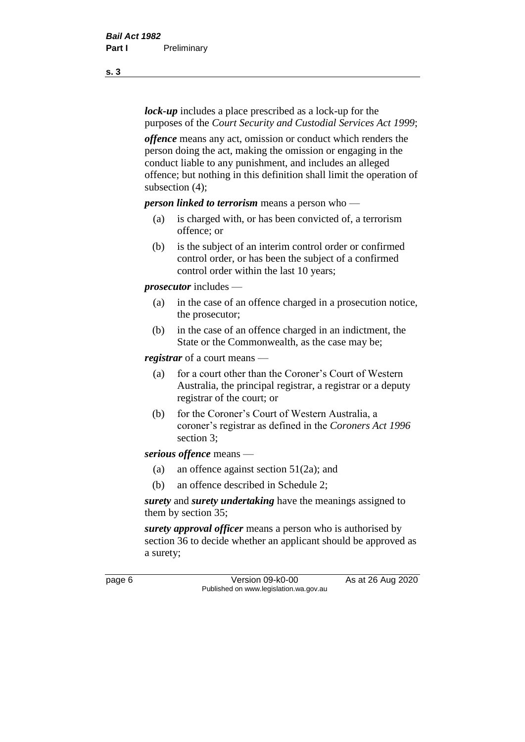***lock-up*** includes a place prescribed as a lock-up for the purposes of the *Court Security and Custodial Services Act 1999*;

***offence*** means any act, omission or conduct which renders the person doing the act, making the omission or engaging in the conduct liable to any punishment, and includes an alleged offence; but nothing in this definition shall limit the operation of subsection (4);

***person linked to terrorism*** means a person who —

(a) is charged with, or has been convicted of, a terrorism offence; or

(b) is the subject of an interim control order or confirmed control order, or has been the subject of a confirmed control order within the last 10 years;

***prosecutor*** includes —

(a) in the case of an offence charged in a prosecution notice, the prosecutor;

(b) in the case of an offence charged in an indictment, the State or the Commonwealth, as the case may be;

***registrar*** of a court means —

(a) for a court other than the Coroner's Court of Western Australia, the principal registrar, a registrar or a deputy registrar of the court; or

(b) for the Coroner's Court of Western Australia, a coroner's registrar as defined in the *Coroners Act 1996* section 3;

***serious offence*** means —

(a) an offence against section 51(2a); and

(b) an offence described in Schedule 2;

***surety*** and ***surety undertaking*** have the meanings assigned to them by section 35;

***surety approval officer*** means a person who is authorised by section 36 to decide whether an applicant should be approved as a surety;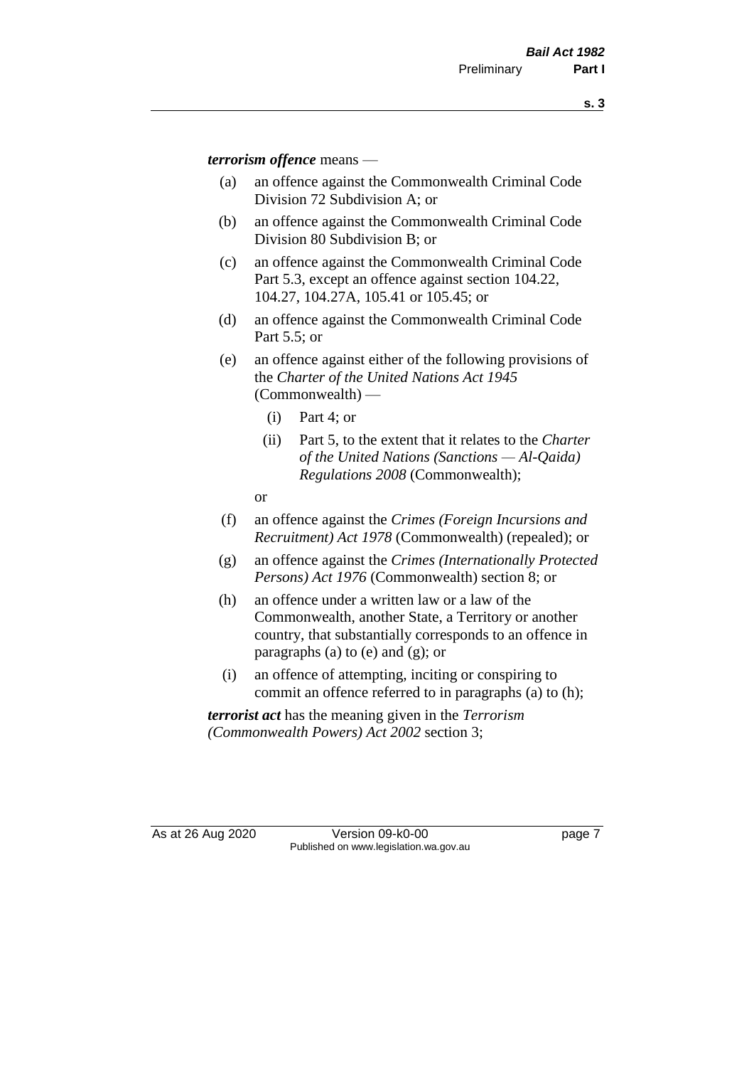***terrorism offence*** means —

(a) an offence against the Commonwealth Criminal Code Division 72 Subdivision A; or

(b) an offence against the Commonwealth Criminal Code Division 80 Subdivision B; or

(c) an offence against the Commonwealth Criminal Code Part 5.3, except an offence against section 104.22, 104.27, 104.27A, 105.41 or 105.45; or

(d) an offence against the Commonwealth Criminal Code Part 5.5; or

(e) an offence against either of the following provisions of the *Charter of the United Nations Act 1945* (Commonwealth) —

    (i) Part 4; or

    (ii) Part 5, to the extent that it relates to the *Charter of the United Nations (Sanctions — Al-Qaida) Regulations 2008* (Commonwealth);

    or

(f) an offence against the *Crimes (Foreign Incursions and Recruitment) Act 1978* (Commonwealth) (repealed); or

(g) an offence against the *Crimes (Internationally Protected Persons) Act 1976* (Commonwealth) section 8; or

(h) an offence under a written law or a law of the Commonwealth, another State, a Territory or another country, that substantially corresponds to an offence in paragraphs (a) to (e) and (g); or

(i) an offence of attempting, inciting or conspiring to commit an offence referred to in paragraphs (a) to (h);

***terrorist act*** has the meaning given in the *Terrorism (Commonwealth Powers) Act 2002* section 3;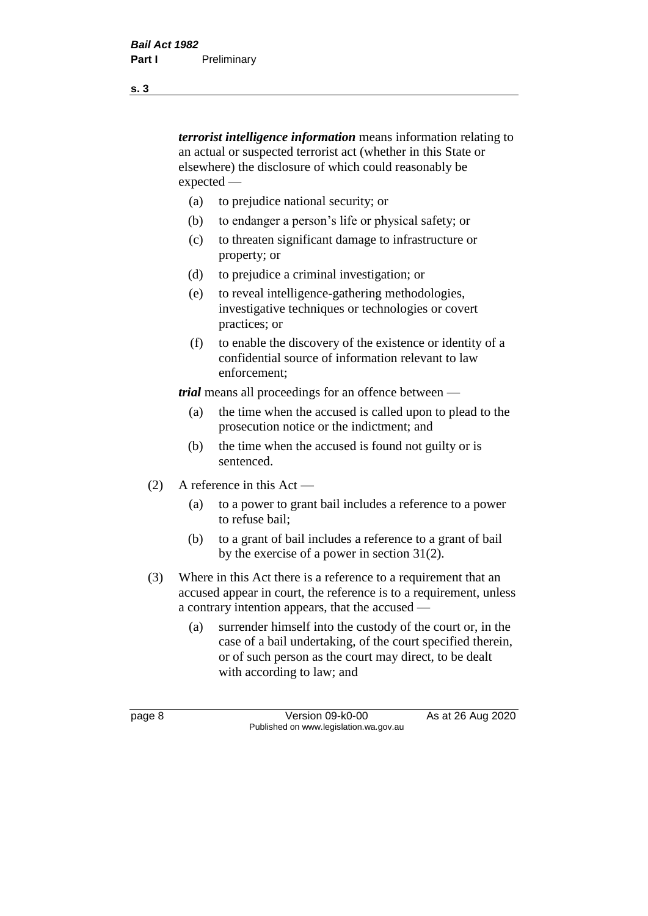***terrorist intelligence information*** means information relating to an actual or suspected terrorist act (whether in this State or elsewhere) the disclosure of which could reasonably be expected —

(a) to prejudice national security; or

(b) to endanger a person's life or physical safety; or

(c) to threaten significant damage to infrastructure or property; or

(d) to prejudice a criminal investigation; or

(e) to reveal intelligence-gathering methodologies, investigative techniques or technologies or covert practices; or

(f) to enable the discovery of the existence or identity of a confidential source of information relevant to law enforcement;

***trial*** means all proceedings for an offence between —

(a) the time when the accused is called upon to plead to the prosecution notice or the indictment; and

(b) the time when the accused is found not guilty or is sentenced.

(2) A reference in this Act —

(a) to a power to grant bail includes a reference to a power to refuse bail;

(b) to a grant of bail includes a reference to a grant of bail by the exercise of a power in section 31(2).

(3) Where in this Act there is a reference to a requirement that an accused appear in court, the reference is to a requirement, unless a contrary intention appears, that the accused —

(a) surrender himself into the custody of the court or, in the case of a bail undertaking, of the court specified therein, or of such person as the court may direct, to be dealt with according to law; and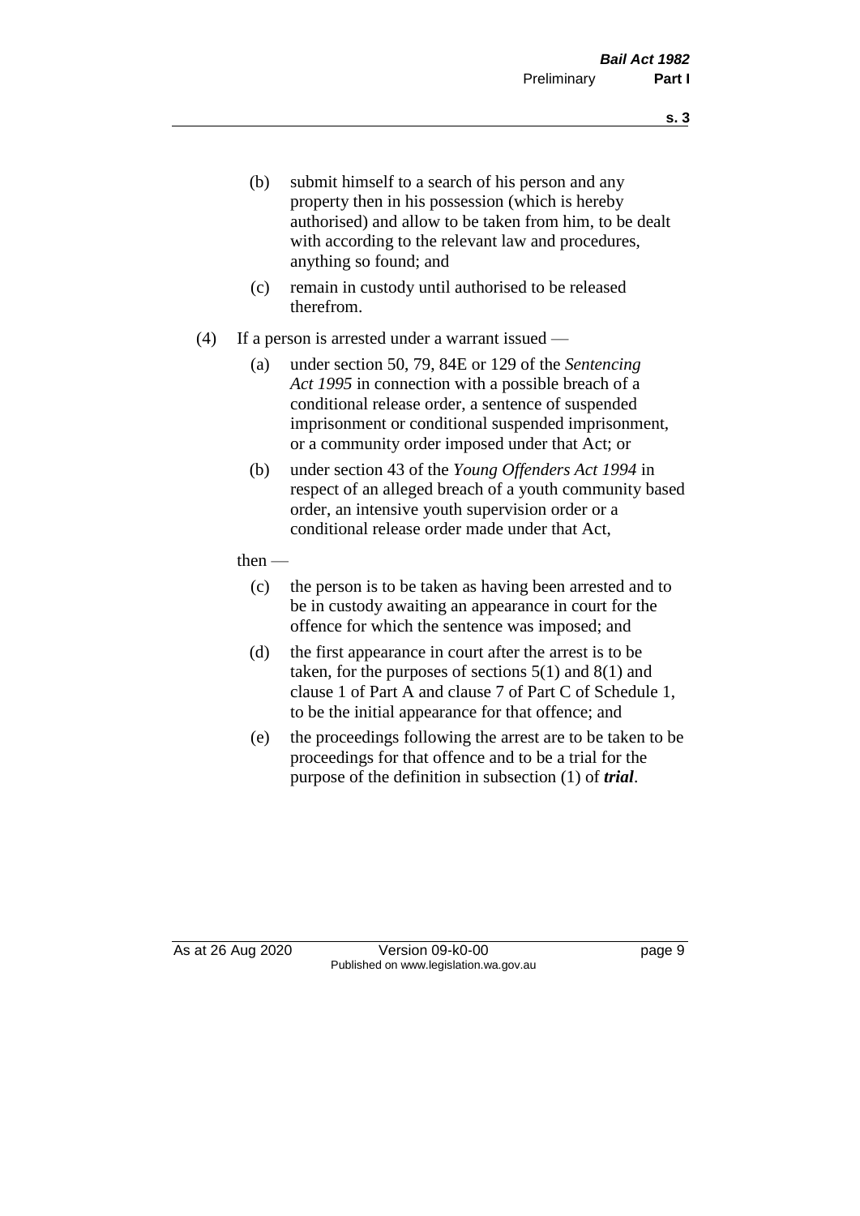(b) submit himself to a search of his person and any property then in his possession (which is hereby authorised) and allow to be taken from him, to be dealt with according to the relevant law and procedures, anything so found; and

(c) remain in custody until authorised to be released therefrom.

(4) If a person is arrested under a warrant issued —

(a) under section 50, 79, 84E or 129 of the *Sentencing Act 1995* in connection with a possible breach of a conditional release order, a sentence of suspended imprisonment or conditional suspended imprisonment, or a community order imposed under that Act; or

(b) under section 43 of the *Young Offenders Act 1994* in respect of an alleged breach of a youth community based order, an intensive youth supervision order or a conditional release order made under that Act,

then —

(c) the person is to be taken as having been arrested and to be in custody awaiting an appearance in court for the offence for which the sentence was imposed; and

(d) the first appearance in court after the arrest is to be taken, for the purposes of sections 5(1) and 8(1) and clause 1 of Part A and clause 7 of Part C of Schedule 1, to be the initial appearance for that offence; and

(e) the proceedings following the arrest are to be taken to be proceedings for that offence and to be a trial for the purpose of the definition in subsection (1) of ***trial***.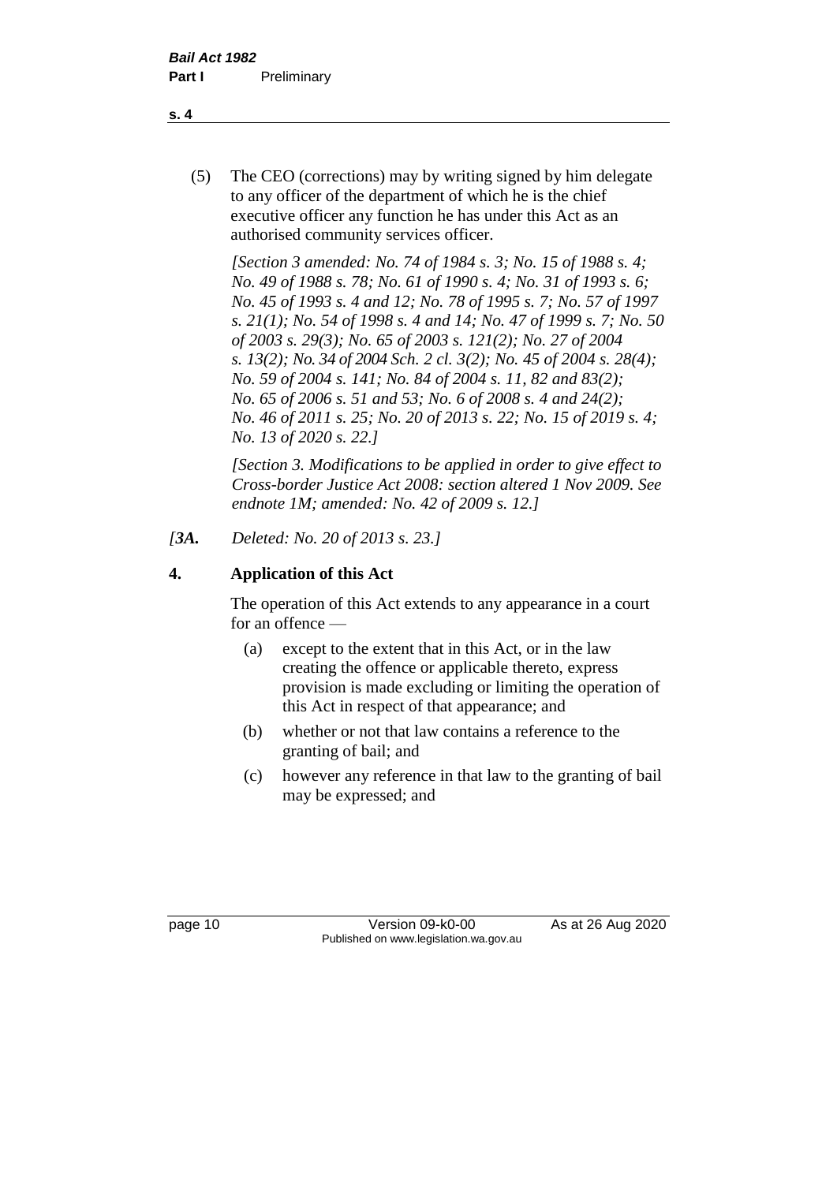(5) The CEO (corrections) may by writing signed by him delegate to any officer of the department of which he is the chief executive officer any function he has under this Act as an authorised community services officer.

*[Section 3 amended: No. 74 of 1984 s. 3; No. 15 of 1988 s. 4; No. 49 of 1988 s. 78; No. 61 of 1990 s. 4; No. 31 of 1993 s. 6; No. 45 of 1993 s. 4 and 12; No. 78 of 1995 s. 7; No. 57 of 1997 s. 21(1); No. 54 of 1998 s. 4 and 14; No. 47 of 1999 s. 7; No. 50 of 2003 s. 29(3); No. 65 of 2003 s. 121(2); No. 27 of 2004 s. 13(2); No. 34 of 2004 Sch. 2 cl. 3(2); No. 45 of 2004 s. 28(4); No. 59 of 2004 s. 141; No. 84 of 2004 s. 11, 82 and 83(2); No. 65 of 2006 s. 51 and 53; No. 6 of 2008 s. 4 and 24(2); No. 46 of 2011 s. 25; No. 20 of 2013 s. 22; No. 15 of 2019 s. 4; No. 13 of 2020 s. 22.]*

*[Section 3. Modifications to be applied in order to give effect to Cross-border Justice Act 2008: section altered 1 Nov 2009. See endnote 1M; amended: No. 42 of 2009 s. 12.]*

*[3A. Deleted: No. 20 of 2013 s. 23.]*

## 4. Application of this Act

The operation of this Act extends to any appearance in a court for an offence —

(a) except to the extent that in this Act, or in the law creating the offence or applicable thereto, express provision is made excluding or limiting the operation of this Act in respect of that appearance; and

(b) whether or not that law contains a reference to the granting of bail; and

(c) however any reference in that law to the granting of bail may be expressed; and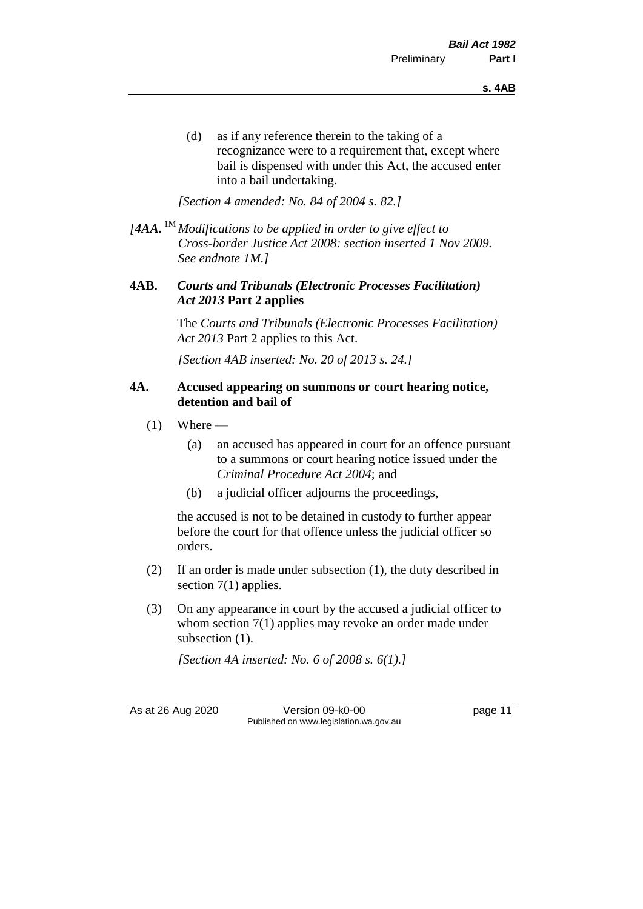(d) as if any reference therein to the taking of a recognizance were to a requirement that, except where bail is dispensed with under this Act, the accused enter into a bail undertaking.

*[Section 4 amended: No. 84 of 2004 s. 82.]*

*[**4AA.** [1M] Modifications to be applied in order to give effect to Cross-border Justice Act 2008: section inserted 1 Nov 2009. See endnote 1M.]*

### 4AB. *Courts and Tribunals (Electronic Processes Facilitation) Act 2013* Part 2 applies

The *Courts and Tribunals (Electronic Processes Facilitation) Act 2013* Part 2 applies to this Act.

*[Section 4AB inserted: No. 20 of 2013 s. 24.]*

### 4A. Accused appearing on summons or court hearing notice, detention and bail of

(1) Where —

  (a) an accused has appeared in court for an offence pursuant to a summons or court hearing notice issued under the *Criminal Procedure Act 2004*; and

  (b) a judicial officer adjourns the proceedings,

the accused is not to be detained in custody to further appear before the court for that offence unless the judicial officer so orders.

(2) If an order is made under subsection (1), the duty described in section 7(1) applies.

(3) On any appearance in court by the accused a judicial officer to whom section 7(1) applies may revoke an order made under subsection (1).

*[Section 4A inserted: No. 6 of 2008 s. 6(1).]*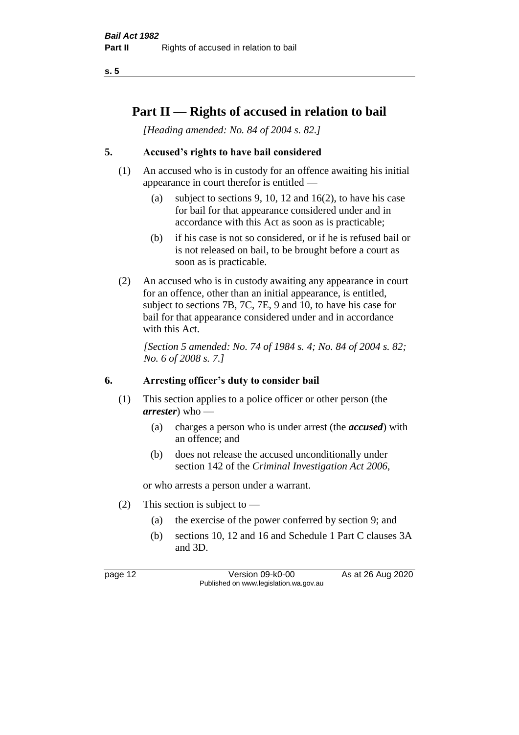# Part II — Rights of accused in relation to bail

*[Heading amended: No. 84 of 2004 s. 82.]*

## 5. Accused's rights to have bail considered

(1) An accused who is in custody for an offence awaiting his initial appearance in court therefor is entitled —

(a) subject to sections 9, 10, 12 and 16(2), to have his case for bail for that appearance considered under and in accordance with this Act as soon as is practicable;

(b) if his case is not so considered, or if he is refused bail or is not released on bail, to be brought before a court as soon as is practicable.

(2) An accused who is in custody awaiting any appearance in court for an offence, other than an initial appearance, is entitled, subject to sections 7B, 7C, 7E, 9 and 10, to have his case for bail for that appearance considered under and in accordance with this Act.

*[Section 5 amended: No. 74 of 1984 s. 4; No. 84 of 2004 s. 82; No. 6 of 2008 s. 7.]*

## 6. Arresting officer's duty to consider bail

(1) This section applies to a police officer or other person (the ***arrester***) who —

(a) charges a person who is under arrest (the ***accused***) with an offence; and

(b) does not release the accused unconditionally under section 142 of the *Criminal Investigation Act 2006*,

or who arrests a person under a warrant.

(2) This section is subject to —

(a) the exercise of the power conferred by section 9; and

(b) sections 10, 12 and 16 and Schedule 1 Part C clauses 3A and 3D.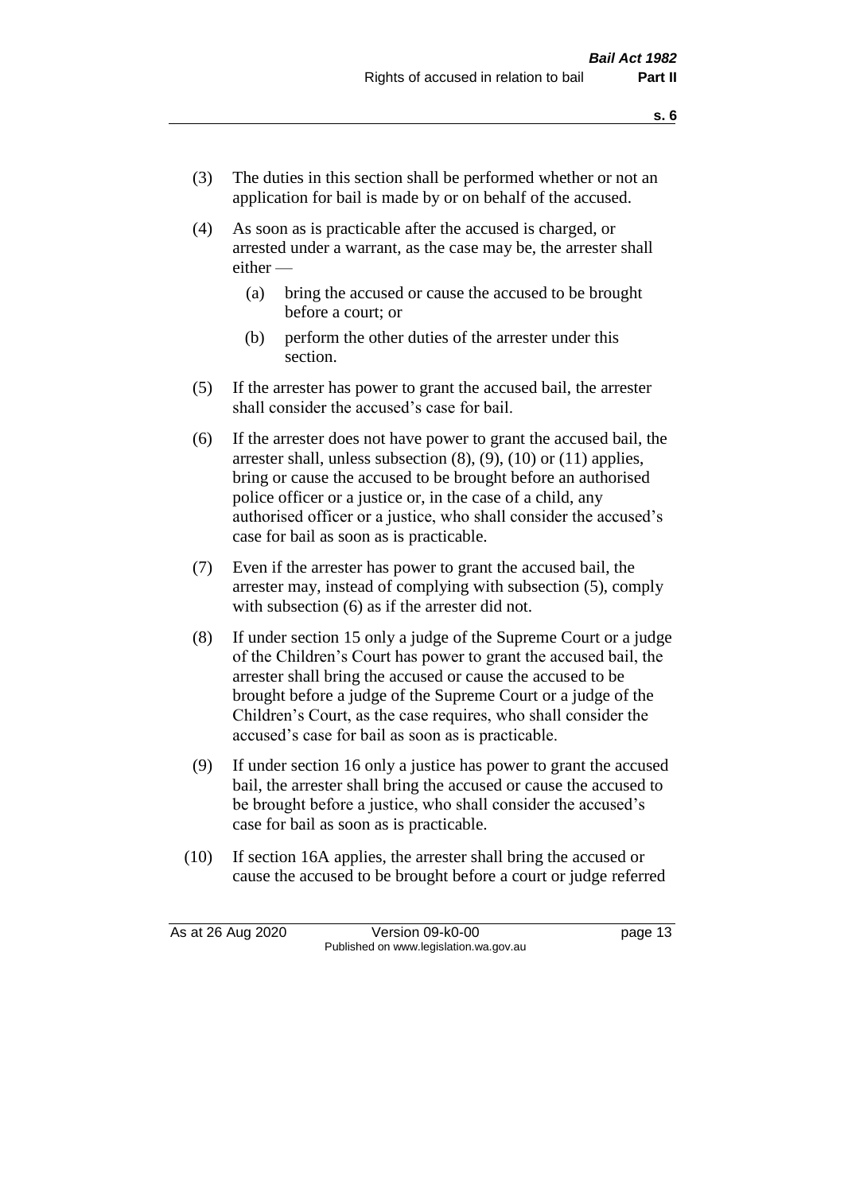(3) The duties in this section shall be performed whether or not an application for bail is made by or on behalf of the accused.

(4) As soon as is practicable after the accused is charged, or arrested under a warrant, as the case may be, the arrester shall either —

  (a) bring the accused or cause the accused to be brought before a court; or

  (b) perform the other duties of the arrester under this section.

(5) If the arrester has power to grant the accused bail, the arrester shall consider the accused's case for bail.

(6) If the arrester does not have power to grant the accused bail, the arrester shall, unless subsection (8), (9), (10) or (11) applies, bring or cause the accused to be brought before an authorised police officer or a justice or, in the case of a child, any authorised officer or a justice, who shall consider the accused's case for bail as soon as is practicable.

(7) Even if the arrester has power to grant the accused bail, the arrester may, instead of complying with subsection (5), comply with subsection (6) as if the arrester did not.

(8) If under section 15 only a judge of the Supreme Court or a judge of the Children's Court has power to grant the accused bail, the arrester shall bring the accused or cause the accused to be brought before a judge of the Supreme Court or a judge of the Children's Court, as the case requires, who shall consider the accused's case for bail as soon as is practicable.

(9) If under section 16 only a justice has power to grant the accused bail, the arrester shall bring the accused or cause the accused to be brought before a justice, who shall consider the accused's case for bail as soon as is practicable.

(10) If section 16A applies, the arrester shall bring the accused or cause the accused to be brought before a court or judge referred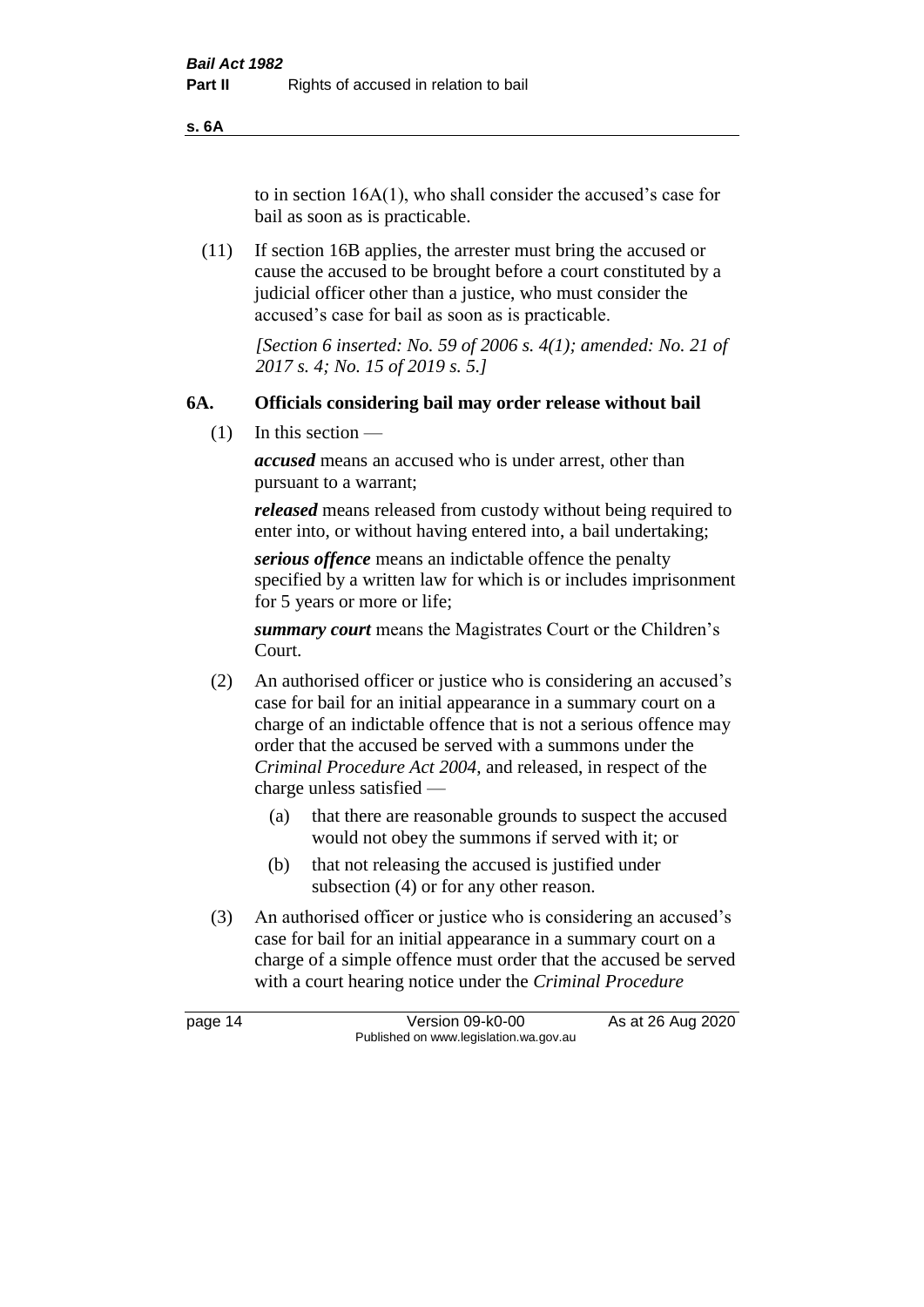to in section 16A(1), who shall consider the accused's case for bail as soon as is practicable.

(11) If section 16B applies, the arrester must bring the accused or cause the accused to be brought before a court constituted by a judicial officer other than a justice, who must consider the accused's case for bail as soon as is practicable.

*[Section 6 inserted: No. 59 of 2006 s. 4(1); amended: No. 21 of 2017 s. 4; No. 15 of 2019 s. 5.]*

## 6A. Officials considering bail may order release without bail

(1) In this section —

***accused*** means an accused who is under arrest, other than pursuant to a warrant;

***released*** means released from custody without being required to enter into, or without having entered into, a bail undertaking;

***serious offence*** means an indictable offence the penalty specified by a written law for which is or includes imprisonment for 5 years or more or life;

***summary court*** means the Magistrates Court or the Children's Court.

(2) An authorised officer or justice who is considering an accused's case for bail for an initial appearance in a summary court on a charge of an indictable offence that is not a serious offence may order that the accused be served with a summons under the *Criminal Procedure Act 2004*, and released, in respect of the charge unless satisfied —

(a) that there are reasonable grounds to suspect the accused would not obey the summons if served with it; or

(b) that not releasing the accused is justified under subsection (4) or for any other reason.

(3) An authorised officer or justice who is considering an accused's case for bail for an initial appearance in a summary court on a charge of a simple offence must order that the accused be served with a court hearing notice under the *Criminal Procedure*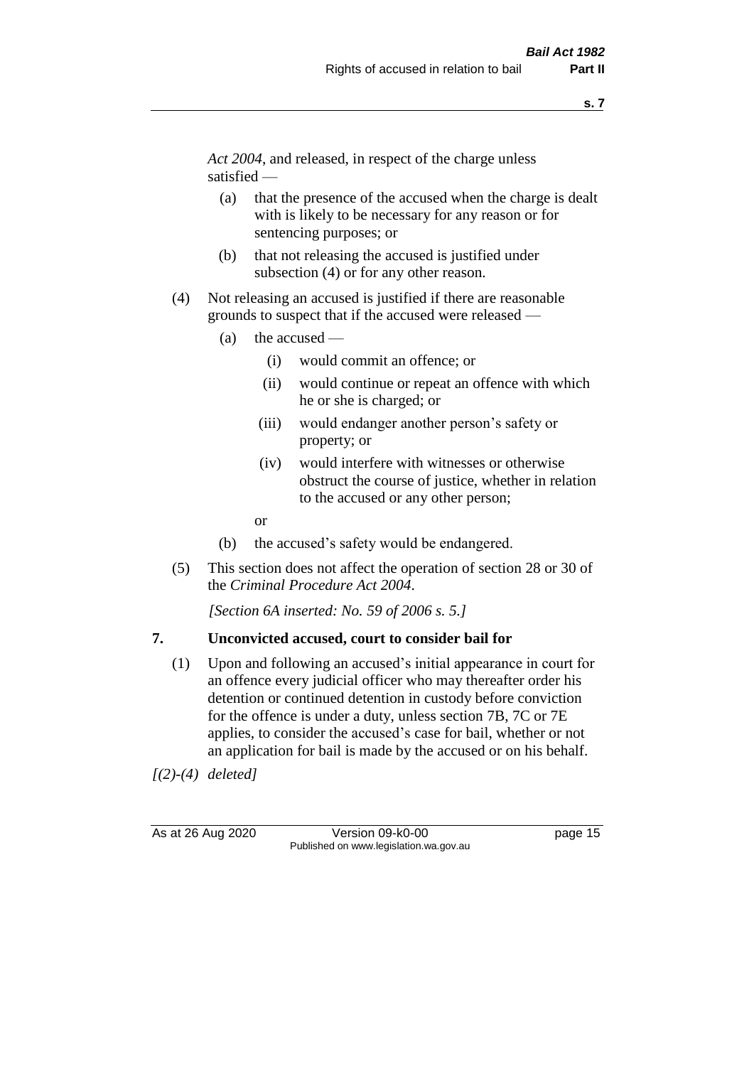*Act 2004*, and released, in respect of the charge unless satisfied —

(a) that the presence of the accused when the charge is dealt with is likely to be necessary for any reason or for sentencing purposes; or

(b) that not releasing the accused is justified under subsection (4) or for any other reason.

(4) Not releasing an accused is justified if there are reasonable grounds to suspect that if the accused were released —

(a) the accused —

(i) would commit an offence; or

(ii) would continue or repeat an offence with which he or she is charged; or

(iii) would endanger another person's safety or property; or

(iv) would interfere with witnesses or otherwise obstruct the course of justice, whether in relation to the accused or any other person;

or

(b) the accused's safety would be endangered.

(5) This section does not affect the operation of section 28 or 30 of the *Criminal Procedure Act 2004*.

*[Section 6A inserted: No. 59 of 2006 s. 5.]*

**7. Unconvicted accused, court to consider bail for**

(1) Upon and following an accused's initial appearance in court for an offence every judicial officer who may thereafter order his detention or continued detention in custody before conviction for the offence is under a duty, unless section 7B, 7C or 7E applies, to consider the accused's case for bail, whether or not an application for bail is made by the accused or on his behalf.

*[(2)-(4) deleted]*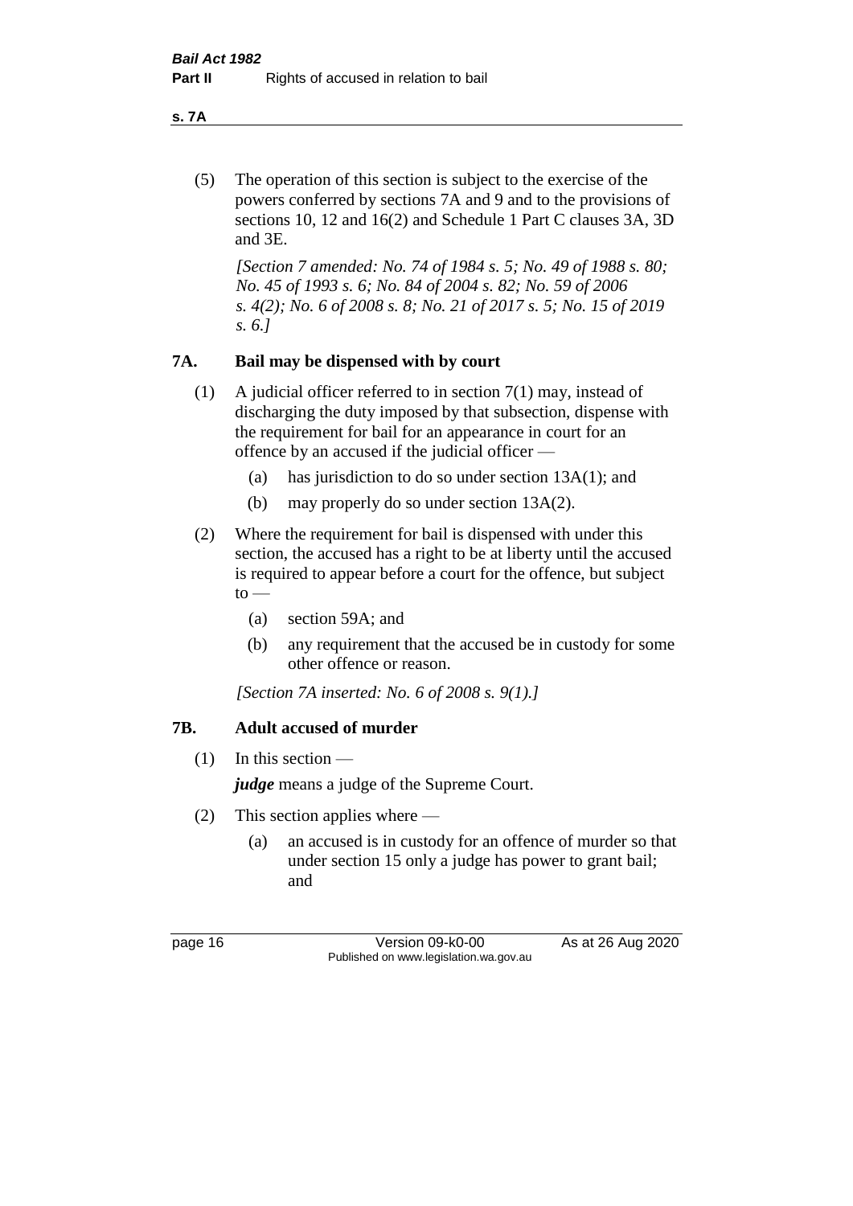(5) The operation of this section is subject to the exercise of the powers conferred by sections 7A and 9 and to the provisions of sections 10, 12 and 16(2) and Schedule 1 Part C clauses 3A, 3D and 3E.

*[Section 7 amended: No. 74 of 1984 s. 5; No. 49 of 1988 s. 80; No. 45 of 1993 s. 6; No. 84 of 2004 s. 82; No. 59 of 2006 s. 4(2); No. 6 of 2008 s. 8; No. 21 of 2017 s. 5; No. 15 of 2019 s. 6.]*

### 7A. Bail may be dispensed with by court

(1) A judicial officer referred to in section 7(1) may, instead of discharging the duty imposed by that subsection, dispense with the requirement for bail for an appearance in court for an offence by an accused if the judicial officer —

- (a) has jurisdiction to do so under section 13A(1); and
- (b) may properly do so under section 13A(2).

(2) Where the requirement for bail is dispensed with under this section, the accused has a right to be at liberty until the accused is required to appear before a court for the offence, but subject to —

- (a) section 59A; and
- (b) any requirement that the accused be in custody for some other offence or reason.

*[Section 7A inserted: No. 6 of 2008 s. 9(1).]*

### 7B. Adult accused of murder

(1) In this section —

***judge*** means a judge of the Supreme Court.

(2) This section applies where —

- (a) an accused is in custody for an offence of murder so that under section 15 only a judge has power to grant bail; and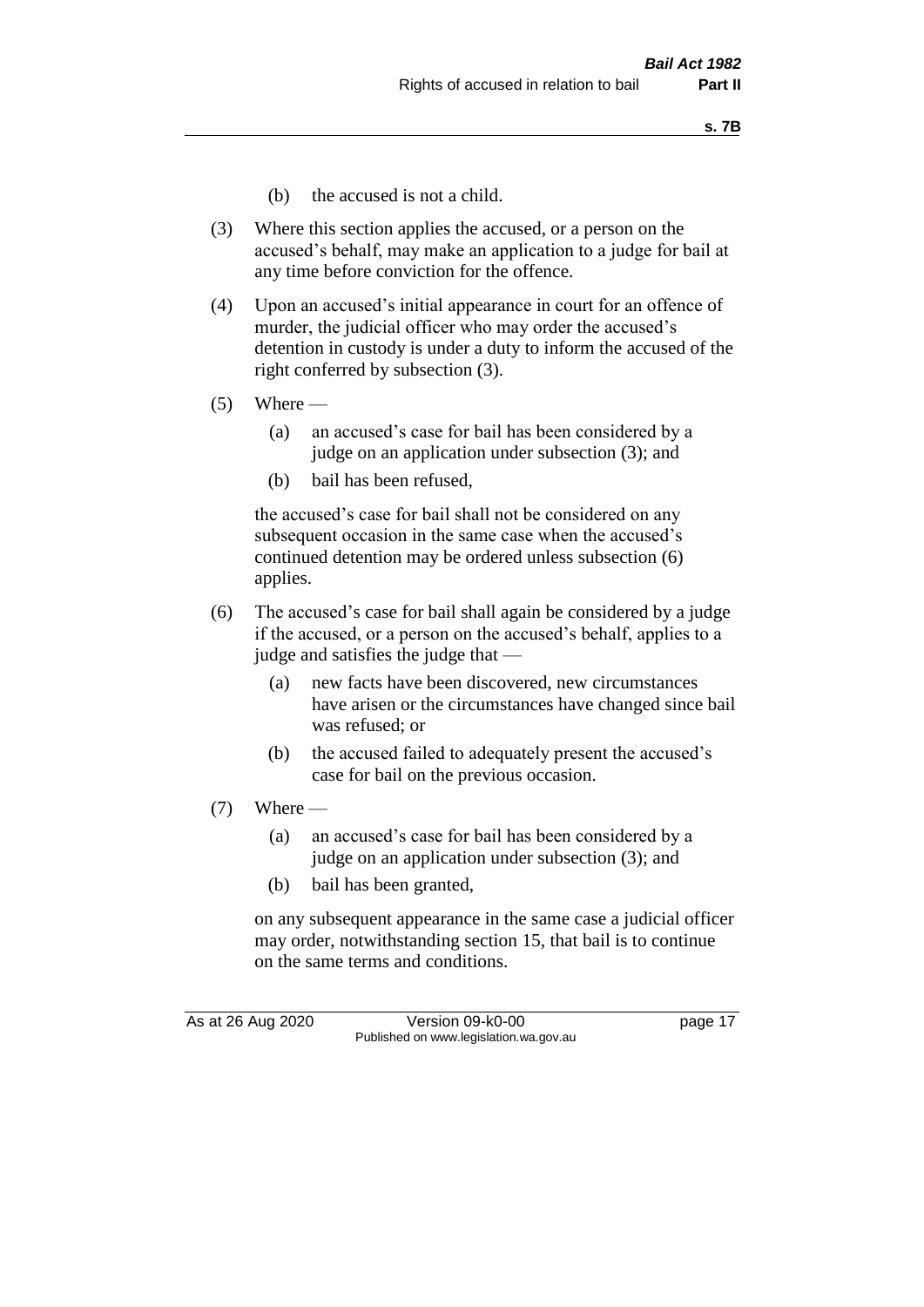(b) the accused is not a child.

(3) Where this section applies the accused, or a person on the accused's behalf, may make an application to a judge for bail at any time before conviction for the offence.

(4) Upon an accused's initial appearance in court for an offence of murder, the judicial officer who may order the accused's detention in custody is under a duty to inform the accused of the right conferred by subsection (3).

(5) Where —

(a) an accused's case for bail has been considered by a judge on an application under subsection (3); and

(b) bail has been refused,

the accused's case for bail shall not be considered on any subsequent occasion in the same case when the accused's continued detention may be ordered unless subsection (6) applies.

(6) The accused's case for bail shall again be considered by a judge if the accused, or a person on the accused's behalf, applies to a judge and satisfies the judge that —

(a) new facts have been discovered, new circumstances have arisen or the circumstances have changed since bail was refused; or

(b) the accused failed to adequately present the accused's case for bail on the previous occasion.

(7) Where —

(a) an accused's case for bail has been considered by a judge on an application under subsection (3); and

(b) bail has been granted,

on any subsequent appearance in the same case a judicial officer may order, notwithstanding section 15, that bail is to continue on the same terms and conditions.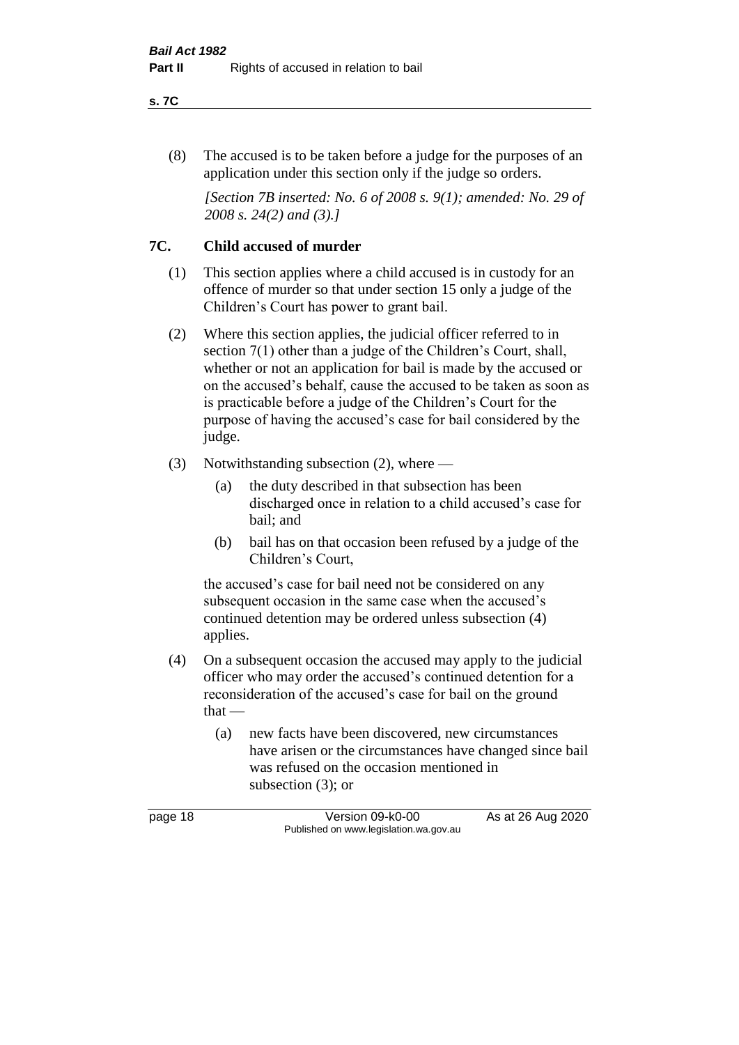(8) The accused is to be taken before a judge for the purposes of an application under this section only if the judge so orders.

*[Section 7B inserted: No. 6 of 2008 s. 9(1); amended: No. 29 of 2008 s. 24(2) and (3).]*

## 7C. Child accused of murder

(1) This section applies where a child accused is in custody for an offence of murder so that under section 15 only a judge of the Children's Court has power to grant bail.

(2) Where this section applies, the judicial officer referred to in section 7(1) other than a judge of the Children's Court, shall, whether or not an application for bail is made by the accused or on the accused's behalf, cause the accused to be taken as soon as is practicable before a judge of the Children's Court for the purpose of having the accused's case for bail considered by the judge.

(3) Notwithstanding subsection (2), where —

- (a) the duty described in that subsection has been discharged once in relation to a child accused's case for bail; and
- (b) bail has on that occasion been refused by a judge of the Children's Court,

the accused's case for bail need not be considered on any subsequent occasion in the same case when the accused's continued detention may be ordered unless subsection (4) applies.

(4) On a subsequent occasion the accused may apply to the judicial officer who may order the accused's continued detention for a reconsideration of the accused's case for bail on the ground that —

- (a) new facts have been discovered, new circumstances have arisen or the circumstances have changed since bail was refused on the occasion mentioned in subsection (3); or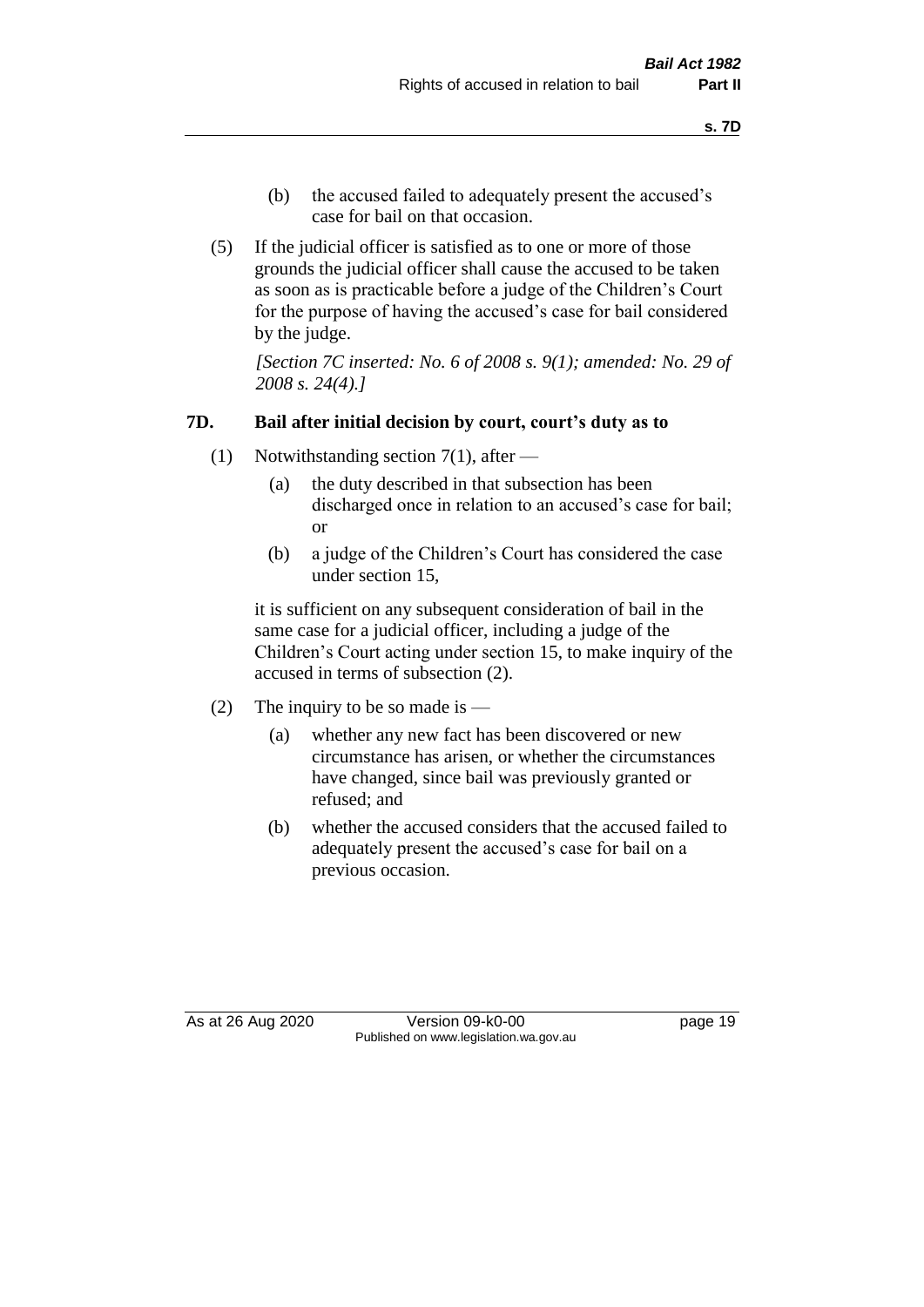(b) the accused failed to adequately present the accused's case for bail on that occasion.

(5) If the judicial officer is satisfied as to one or more of those grounds the judicial officer shall cause the accused to be taken as soon as is practicable before a judge of the Children's Court for the purpose of having the accused's case for bail considered by the judge.

*[Section 7C inserted: No. 6 of 2008 s. 9(1); amended: No. 29 of 2008 s. 24(4).]*

### 7D. Bail after initial decision by court, court's duty as to

(1) Notwithstanding section 7(1), after —

(a) the duty described in that subsection has been discharged once in relation to an accused's case for bail; or

(b) a judge of the Children's Court has considered the case under section 15,

it is sufficient on any subsequent consideration of bail in the same case for a judicial officer, including a judge of the Children's Court acting under section 15, to make inquiry of the accused in terms of subsection (2).

(2) The inquiry to be so made is —

(a) whether any new fact has been discovered or new circumstance has arisen, or whether the circumstances have changed, since bail was previously granted or refused; and

(b) whether the accused considers that the accused failed to adequately present the accused's case for bail on a previous occasion.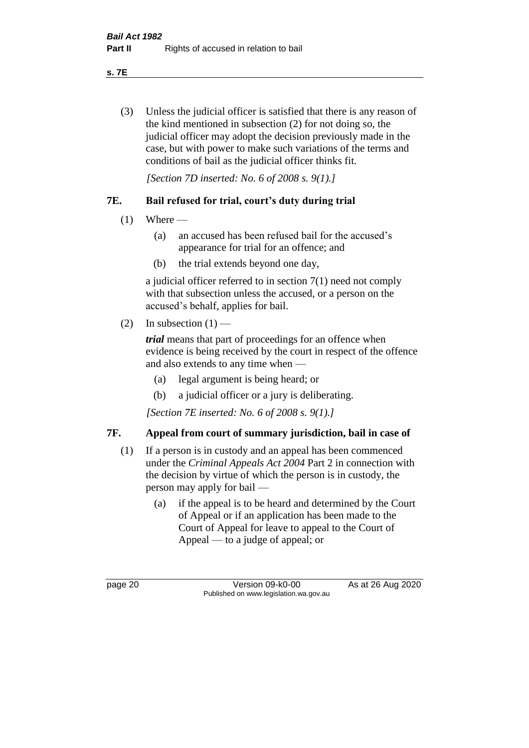(3) Unless the judicial officer is satisfied that there is any reason of the kind mentioned in subsection (2) for not doing so, the judicial officer may adopt the decision previously made in the case, but with power to make such variations of the terms and conditions of bail as the judicial officer thinks fit.

*[Section 7D inserted: No. 6 of 2008 s. 9(1).]*

### 7E. Bail refused for trial, court's duty during trial

(1) Where —

(a) an accused has been refused bail for the accused's appearance for trial for an offence; and

(b) the trial extends beyond one day,

a judicial officer referred to in section 7(1) need not comply with that subsection unless the accused, or a person on the accused's behalf, applies for bail.

(2) In subsection (1) —

***trial*** means that part of proceedings for an offence when evidence is being received by the court in respect of the offence and also extends to any time when —

(a) legal argument is being heard; or

(b) a judicial officer or a jury is deliberating.

*[Section 7E inserted: No. 6 of 2008 s. 9(1).]*

### 7F. Appeal from court of summary jurisdiction, bail in case of

(1) If a person is in custody and an appeal has been commenced under the *Criminal Appeals Act 2004* Part 2 in connection with the decision by virtue of which the person is in custody, the person may apply for bail —

(a) if the appeal is to be heard and determined by the Court of Appeal or if an application has been made to the Court of Appeal for leave to appeal to the Court of Appeal — to a judge of appeal; or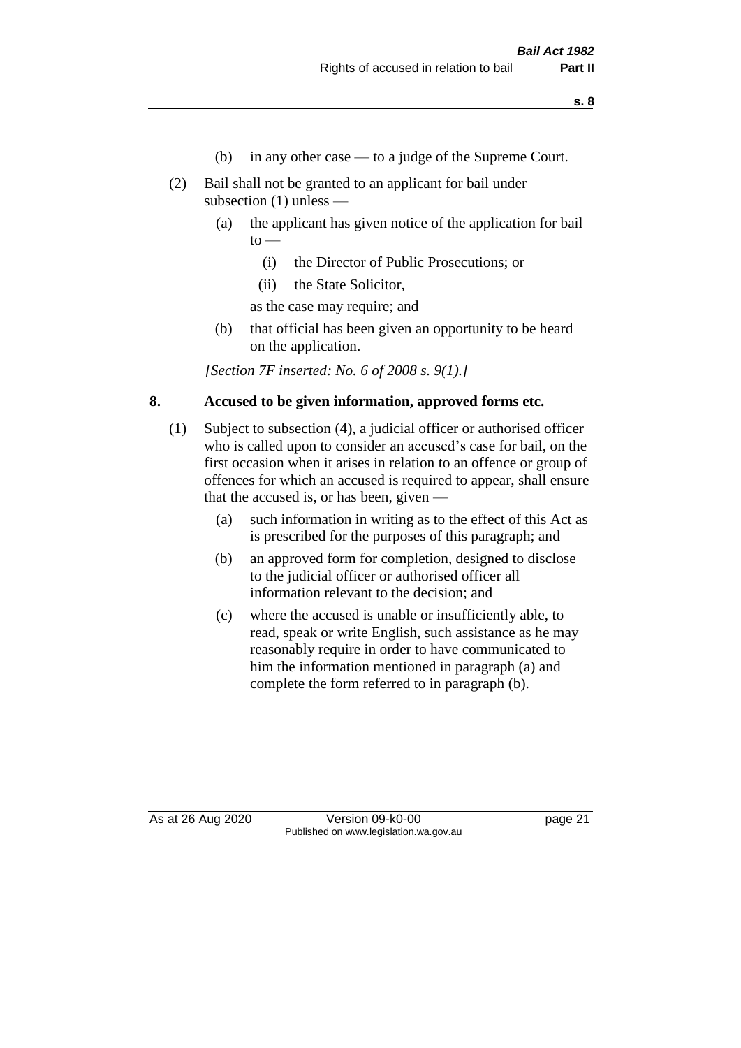(b) in any other case — to a judge of the Supreme Court.

(2) Bail shall not be granted to an applicant for bail under subsection (1) unless —

(a) the applicant has given notice of the application for bail to —

(i) the Director of Public Prosecutions; or

(ii) the State Solicitor,

as the case may require; and

(b) that official has been given an opportunity to be heard on the application.

*[Section 7F inserted: No. 6 of 2008 s. 9(1).]*

## 8. Accused to be given information, approved forms etc.

(1) Subject to subsection (4), a judicial officer or authorised officer who is called upon to consider an accused's case for bail, on the first occasion when it arises in relation to an offence or group of offences for which an accused is required to appear, shall ensure that the accused is, or has been, given —

(a) such information in writing as to the effect of this Act as is prescribed for the purposes of this paragraph; and

(b) an approved form for completion, designed to disclose to the judicial officer or authorised officer all information relevant to the decision; and

(c) where the accused is unable or insufficiently able, to read, speak or write English, such assistance as he may reasonably require in order to have communicated to him the information mentioned in paragraph (a) and complete the form referred to in paragraph (b).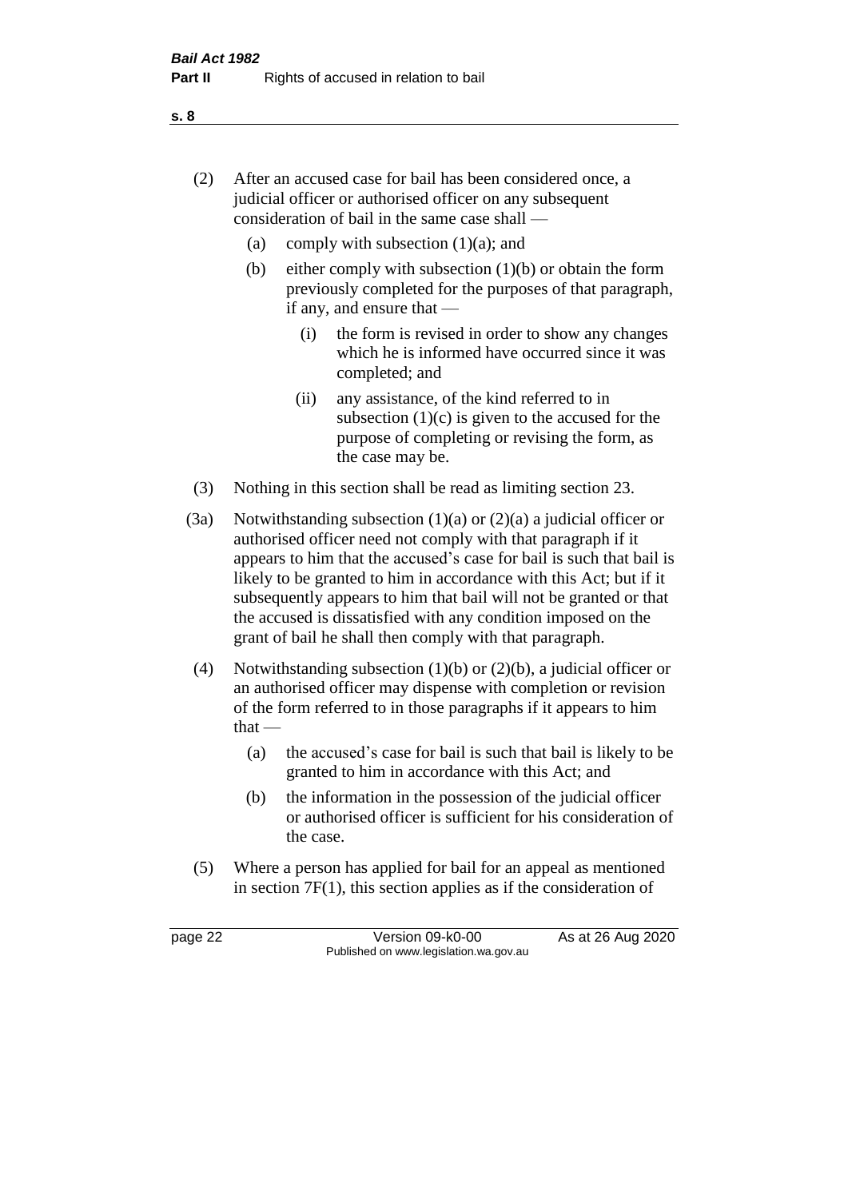(2) After an accused case for bail has been considered once, a judicial officer or authorised officer on any subsequent consideration of bail in the same case shall —

  (a) comply with subsection (1)(a); and

  (b) either comply with subsection (1)(b) or obtain the form previously completed for the purposes of that paragraph, if any, and ensure that —

    (i) the form is revised in order to show any changes which he is informed have occurred since it was completed; and

    (ii) any assistance, of the kind referred to in subsection (1)(c) is given to the accused for the purpose of completing or revising the form, as the case may be.

(3) Nothing in this section shall be read as limiting section 23.

(3a) Notwithstanding subsection (1)(a) or (2)(a) a judicial officer or authorised officer need not comply with that paragraph if it appears to him that the accused's case for bail is such that bail is likely to be granted to him in accordance with this Act; but if it subsequently appears to him that bail will not be granted or that the accused is dissatisfied with any condition imposed on the grant of bail he shall then comply with that paragraph.

(4) Notwithstanding subsection (1)(b) or (2)(b), a judicial officer or an authorised officer may dispense with completion or revision of the form referred to in those paragraphs if it appears to him that —

  (a) the accused's case for bail is such that bail is likely to be granted to him in accordance with this Act; and

  (b) the information in the possession of the judicial officer or authorised officer is sufficient for his consideration of the case.

(5) Where a person has applied for bail for an appeal as mentioned in section 7F(1), this section applies as if the consideration of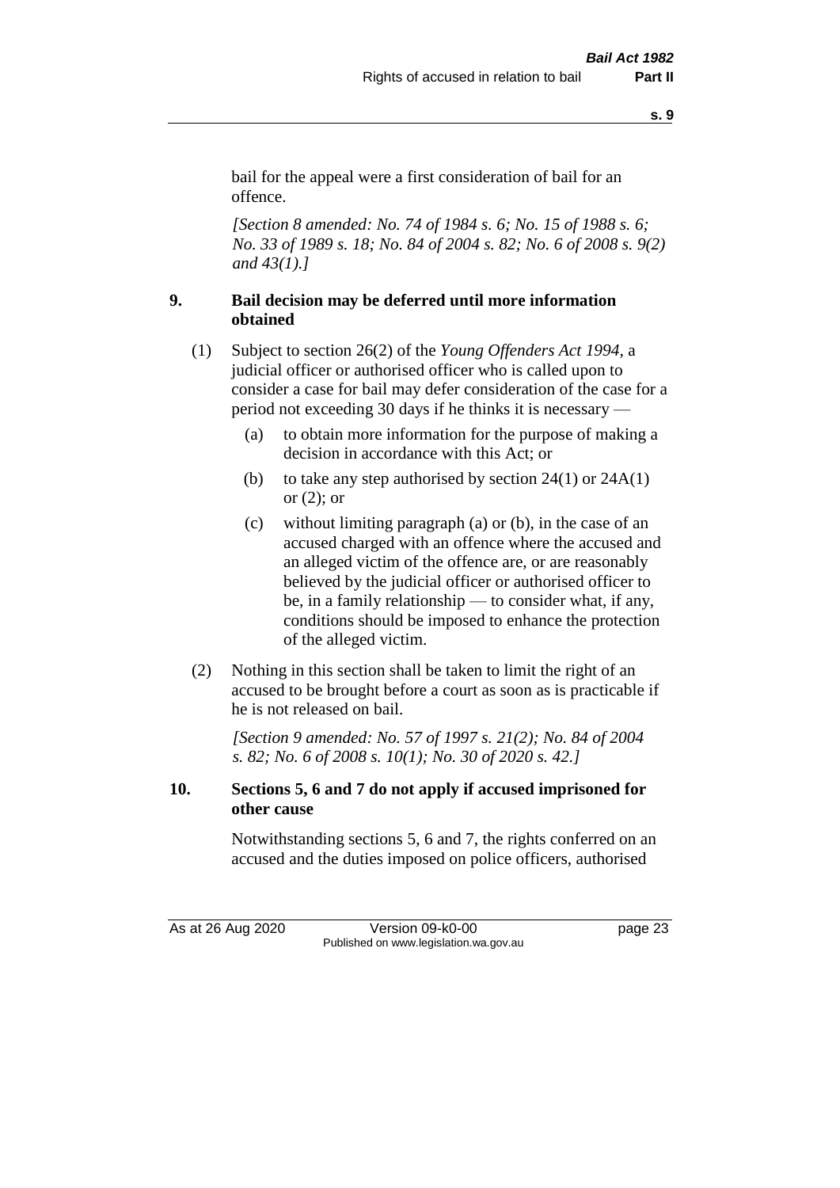bail for the appeal were a first consideration of bail for an offence.

*[Section 8 amended: No. 74 of 1984 s. 6; No. 15 of 1988 s. 6; No. 33 of 1989 s. 18; No. 84 of 2004 s. 82; No. 6 of 2008 s. 9(2) and 43(1).]*

### 9. Bail decision may be deferred until more information obtained

(1) Subject to section 26(2) of the *Young Offenders Act 1994*, a judicial officer or authorised officer who is called upon to consider a case for bail may defer consideration of the case for a period not exceeding 30 days if he thinks it is necessary —

  (a) to obtain more information for the purpose of making a decision in accordance with this Act; or

  (b) to take any step authorised by section 24(1) or 24A(1) or (2); or

  (c) without limiting paragraph (a) or (b), in the case of an accused charged with an offence where the accused and an alleged victim of the offence are, or are reasonably believed by the judicial officer or authorised officer to be, in a family relationship — to consider what, if any, conditions should be imposed to enhance the protection of the alleged victim.

(2) Nothing in this section shall be taken to limit the right of an accused to be brought before a court as soon as is practicable if he is not released on bail.

*[Section 9 amended: No. 57 of 1997 s. 21(2); No. 84 of 2004 s. 82; No. 6 of 2008 s. 10(1); No. 30 of 2020 s. 42.]*

### 10. Sections 5, 6 and 7 do not apply if accused imprisoned for other cause

Notwithstanding sections 5, 6 and 7, the rights conferred on an accused and the duties imposed on police officers, authorised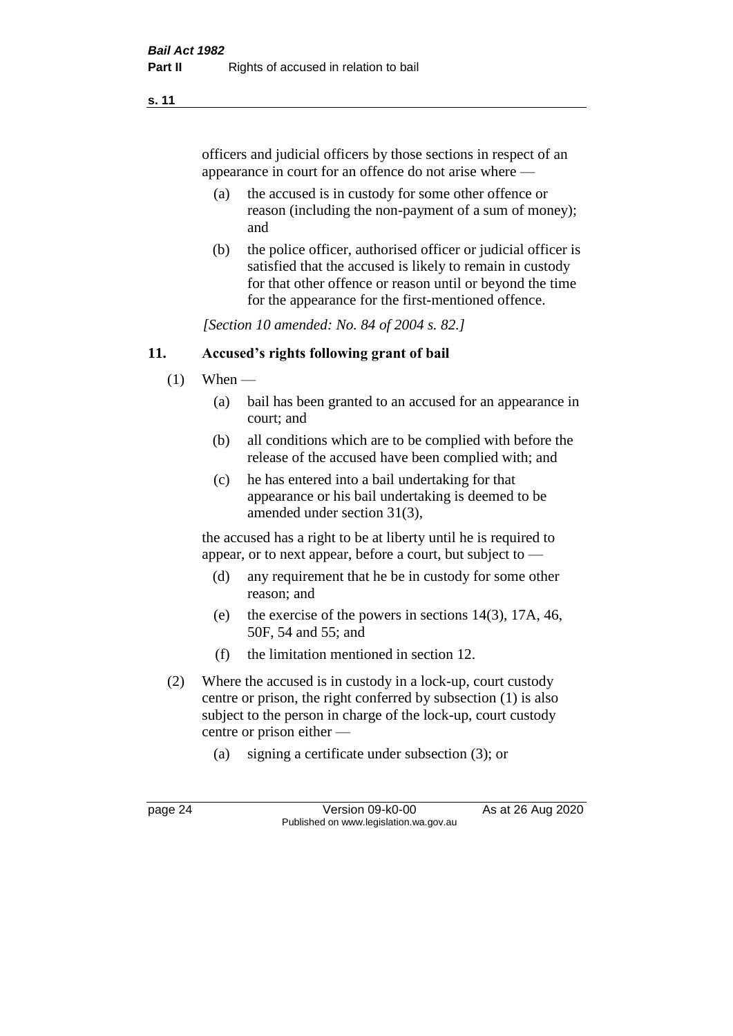officers and judicial officers by those sections in respect of an appearance in court for an offence do not arise where —

(a) the accused is in custody for some other offence or reason (including the non-payment of a sum of money); and

(b) the police officer, authorised officer or judicial officer is satisfied that the accused is likely to remain in custody for that other offence or reason until or beyond the time for the appearance for the first-mentioned offence.

*[Section 10 amended: No. 84 of 2004 s. 82.]*

### 11. Accused's rights following grant of bail

(1) When —

(a) bail has been granted to an accused for an appearance in court; and

(b) all conditions which are to be complied with before the release of the accused have been complied with; and

(c) he has entered into a bail undertaking for that appearance or his bail undertaking is deemed to be amended under section 31(3),

the accused has a right to be at liberty until he is required to appear, or to next appear, before a court, but subject to —

(d) any requirement that he be in custody for some other reason; and

(e) the exercise of the powers in sections 14(3), 17A, 46, 50F, 54 and 55; and

(f) the limitation mentioned in section 12.

(2) Where the accused is in custody in a lock-up, court custody centre or prison, the right conferred by subsection (1) is also subject to the person in charge of the lock-up, court custody centre or prison either —

(a) signing a certificate under subsection (3); or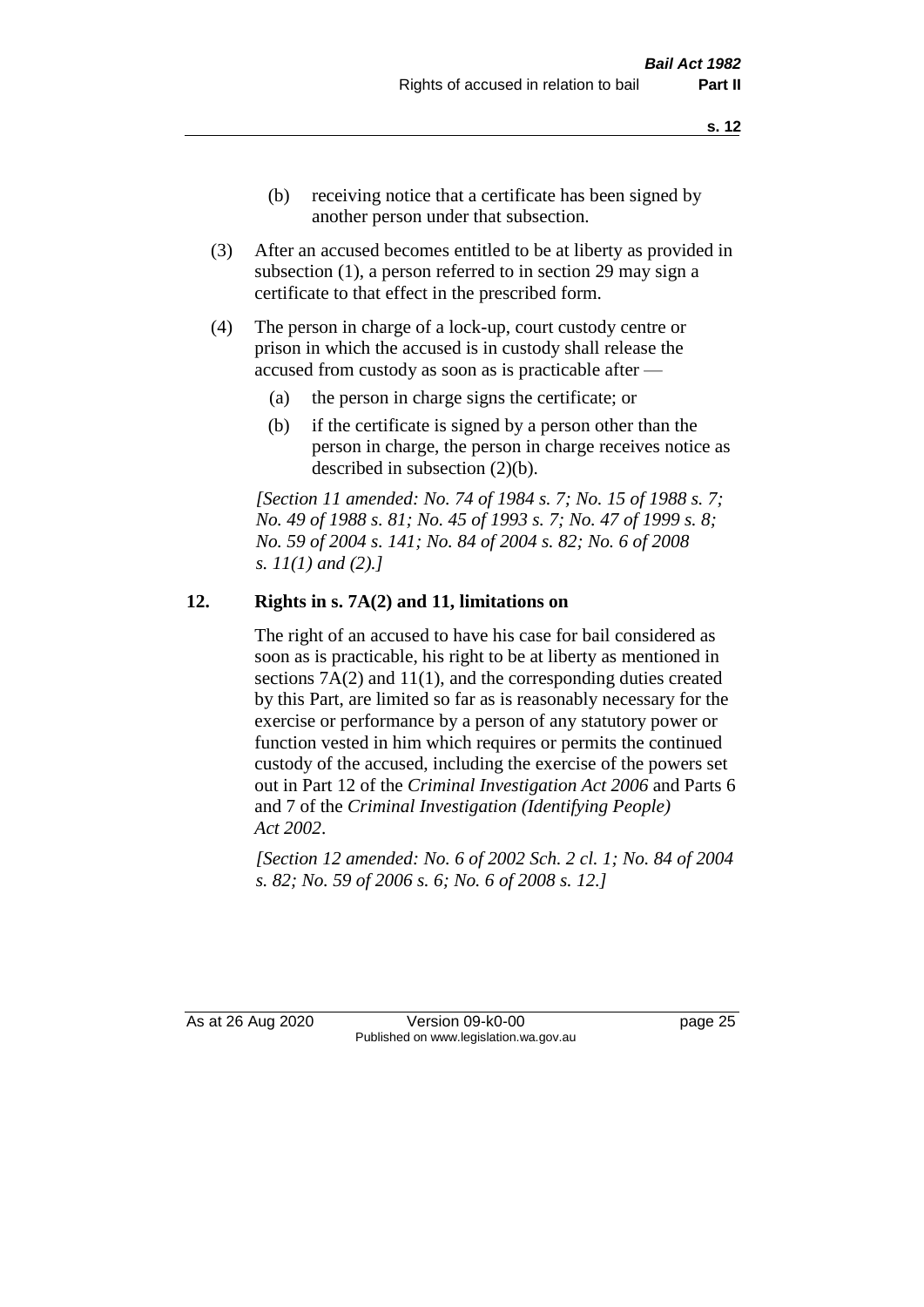(b) receiving notice that a certificate has been signed by another person under that subsection.

(3) After an accused becomes entitled to be at liberty as provided in subsection (1), a person referred to in section 29 may sign a certificate to that effect in the prescribed form.

(4) The person in charge of a lock-up, court custody centre or prison in which the accused is in custody shall release the accused from custody as soon as is practicable after —

(a) the person in charge signs the certificate; or

(b) if the certificate is signed by a person other than the person in charge, the person in charge receives notice as described in subsection (2)(b).

*[Section 11 amended: No. 74 of 1984 s. 7; No. 15 of 1988 s. 7; No. 49 of 1988 s. 81; No. 45 of 1993 s. 7; No. 47 of 1999 s. 8; No. 59 of 2004 s. 141; No. 84 of 2004 s. 82; No. 6 of 2008 s. 11(1) and (2).]*

## 12. Rights in s. 7A(2) and 11, limitations on

The right of an accused to have his case for bail considered as soon as is practicable, his right to be at liberty as mentioned in sections 7A(2) and 11(1), and the corresponding duties created by this Part, are limited so far as is reasonably necessary for the exercise or performance by a person of any statutory power or function vested in him which requires or permits the continued custody of the accused, including the exercise of the powers set out in Part 12 of the *Criminal Investigation Act 2006* and Parts 6 and 7 of the *Criminal Investigation (Identifying People) Act 2002*.

*[Section 12 amended: No. 6 of 2002 Sch. 2 cl. 1; No. 84 of 2004 s. 82; No. 59 of 2006 s. 6; No. 6 of 2008 s. 12.]*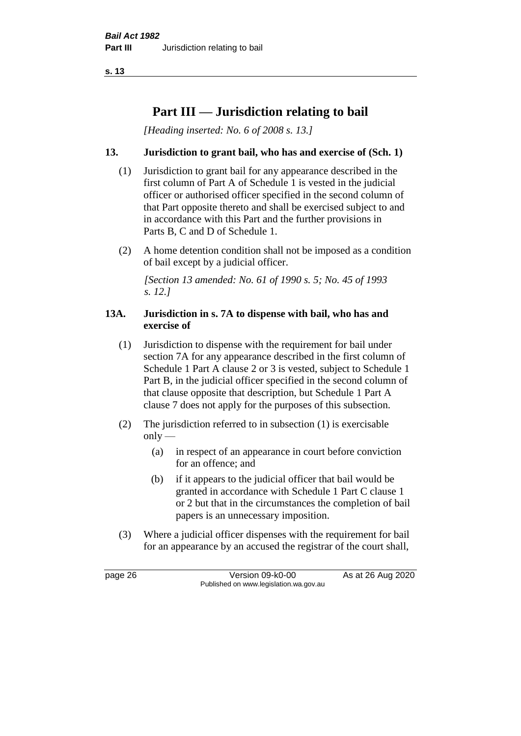# Part III — Jurisdiction relating to bail

*[Heading inserted: No. 6 of 2008 s. 13.]*

### 13. Jurisdiction to grant bail, who has and exercise of (Sch. 1)

(1) Jurisdiction to grant bail for any appearance described in the first column of Part A of Schedule 1 is vested in the judicial officer or authorised officer specified in the second column of that Part opposite thereto and shall be exercised subject to and in accordance with this Part and the further provisions in Parts B, C and D of Schedule 1.

(2) A home detention condition shall not be imposed as a condition of bail except by a judicial officer.

*[Section 13 amended: No. 61 of 1990 s. 5; No. 45 of 1993 s. 12.]*

### 13A. Jurisdiction in s. 7A to dispense with bail, who has and exercise of

(1) Jurisdiction to dispense with the requirement for bail under section 7A for any appearance described in the first column of Schedule 1 Part A clause 2 or 3 is vested, subject to Schedule 1 Part B, in the judicial officer specified in the second column of that clause opposite that description, but Schedule 1 Part A clause 7 does not apply for the purposes of this subsection.

(2) The jurisdiction referred to in subsection (1) is exercisable only —

- (a) in respect of an appearance in court before conviction for an offence; and
- (b) if it appears to the judicial officer that bail would be granted in accordance with Schedule 1 Part C clause 1 or 2 but that in the circumstances the completion of bail papers is an unnecessary imposition.

(3) Where a judicial officer dispenses with the requirement for bail for an appearance by an accused the registrar of the court shall,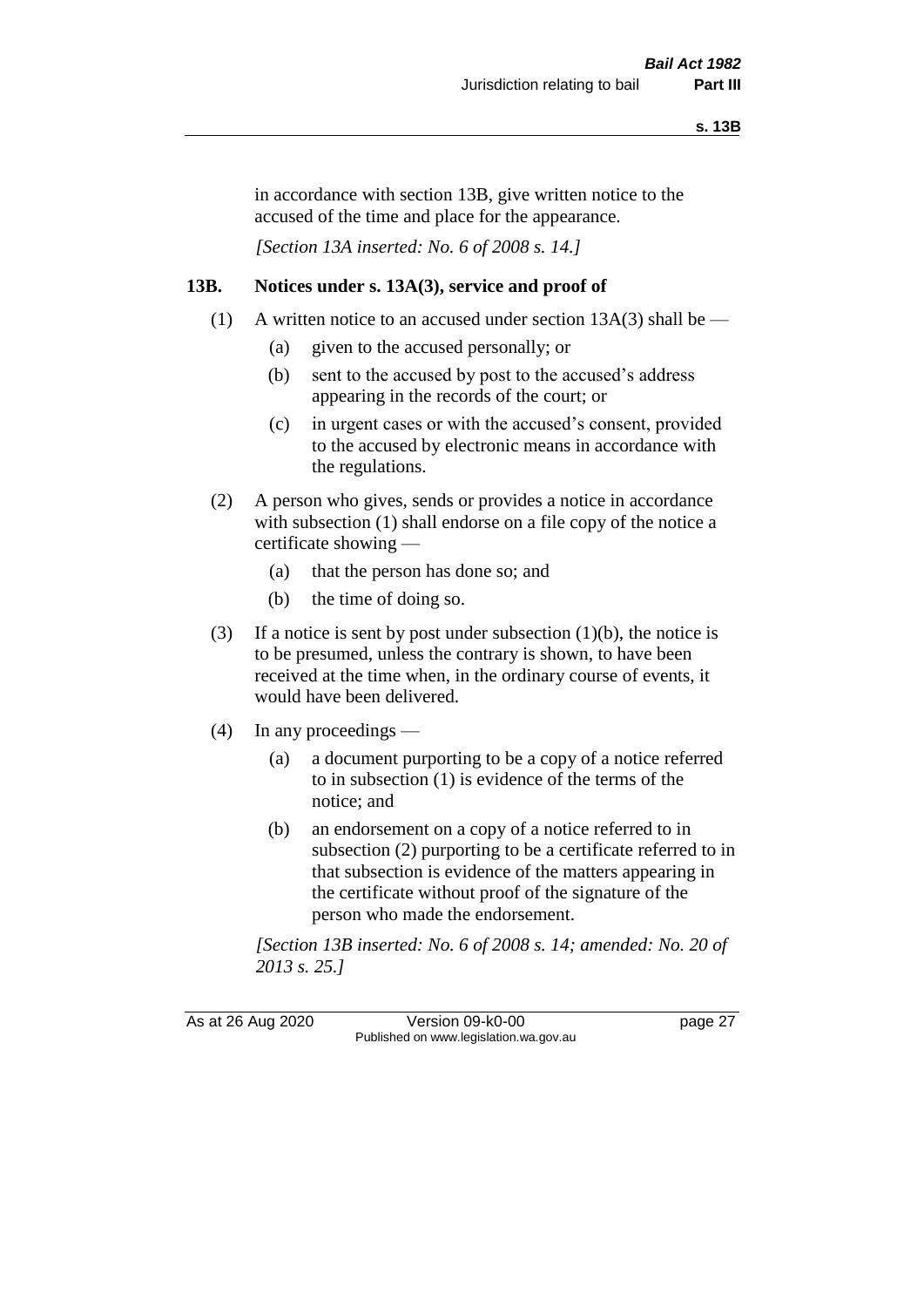in accordance with section 13B, give written notice to the accused of the time and place for the appearance.

*[Section 13A inserted: No. 6 of 2008 s. 14.]*

### 13B. Notices under s. 13A(3), service and proof of

(1) A written notice to an accused under section 13A(3) shall be —

  (a) given to the accused personally; or

  (b) sent to the accused by post to the accused's address appearing in the records of the court; or

  (c) in urgent cases or with the accused's consent, provided to the accused by electronic means in accordance with the regulations.

(2) A person who gives, sends or provides a notice in accordance with subsection (1) shall endorse on a file copy of the notice a certificate showing —

  (a) that the person has done so; and

  (b) the time of doing so.

(3) If a notice is sent by post under subsection (1)(b), the notice is to be presumed, unless the contrary is shown, to have been received at the time when, in the ordinary course of events, it would have been delivered.

(4) In any proceedings —

  (a) a document purporting to be a copy of a notice referred to in subsection (1) is evidence of the terms of the notice; and

  (b) an endorsement on a copy of a notice referred to in subsection (2) purporting to be a certificate referred to in that subsection is evidence of the matters appearing in the certificate without proof of the signature of the person who made the endorsement.

*[Section 13B inserted: No. 6 of 2008 s. 14; amended: No. 20 of 2013 s. 25.]*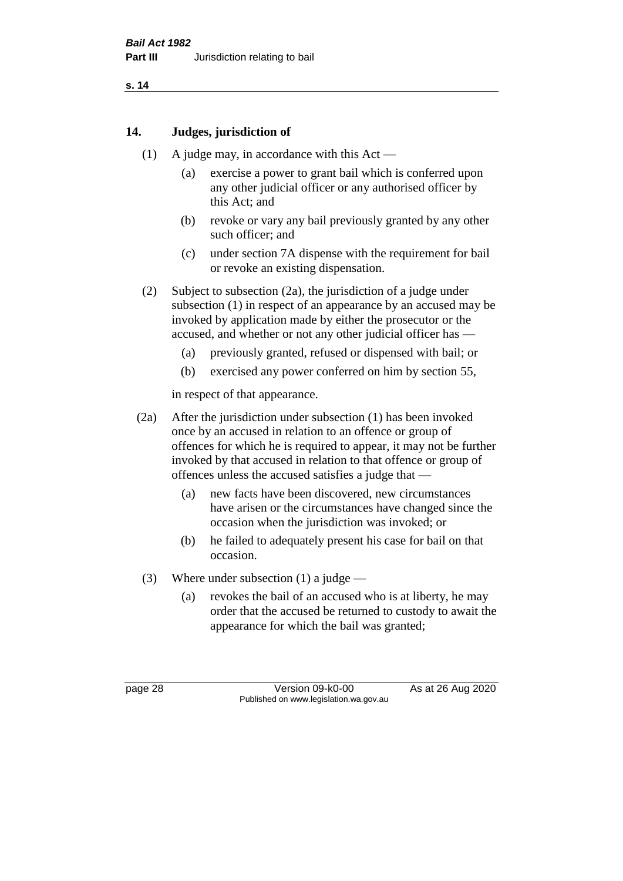## 14. Judges, jurisdiction of

(1) A judge may, in accordance with this Act —

  (a) exercise a power to grant bail which is conferred upon any other judicial officer or any authorised officer by this Act; and

  (b) revoke or vary any bail previously granted by any other such officer; and

  (c) under section 7A dispense with the requirement for bail or revoke an existing dispensation.

(2) Subject to subsection (2a), the jurisdiction of a judge under subsection (1) in respect of an appearance by an accused may be invoked by application made by either the prosecutor or the accused, and whether or not any other judicial officer has —

  (a) previously granted, refused or dispensed with bail; or

  (b) exercised any power conferred on him by section 55,

in respect of that appearance.

(2a) After the jurisdiction under subsection (1) has been invoked once by an accused in relation to an offence or group of offences for which he is required to appear, it may not be further invoked by that accused in relation to that offence or group of offences unless the accused satisfies a judge that —

  (a) new facts have been discovered, new circumstances have arisen or the circumstances have changed since the occasion when the jurisdiction was invoked; or

  (b) he failed to adequately present his case for bail on that occasion.

(3) Where under subsection (1) a judge —

  (a) revokes the bail of an accused who is at liberty, he may order that the accused be returned to custody to await the appearance for which the bail was granted;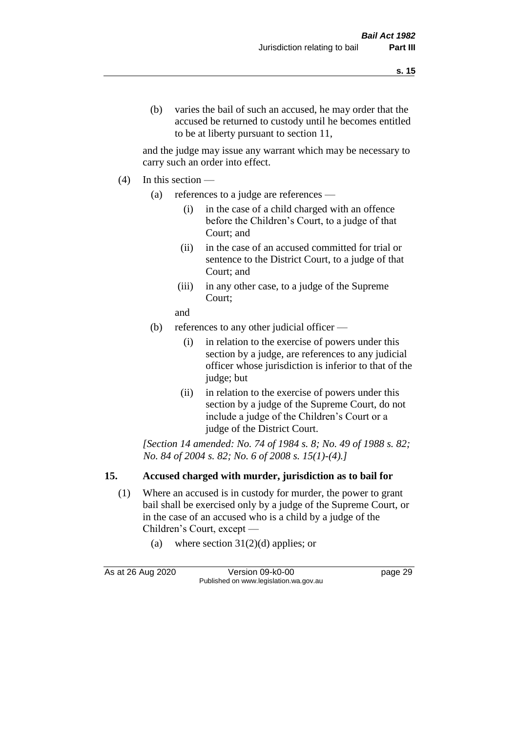(b) varies the bail of such an accused, he may order that the accused be returned to custody until he becomes entitled to be at liberty pursuant to section 11,

and the judge may issue any warrant which may be necessary to carry such an order into effect.

(4) In this section —

(a) references to a judge are references —

(i) in the case of a child charged with an offence before the Children's Court, to a judge of that Court; and

(ii) in the case of an accused committed for trial or sentence to the District Court, to a judge of that Court; and

(iii) in any other case, to a judge of the Supreme Court;

and

(b) references to any other judicial officer —

(i) in relation to the exercise of powers under this section by a judge, are references to any judicial officer whose jurisdiction is inferior to that of the judge; but

(ii) in relation to the exercise of powers under this section by a judge of the Supreme Court, do not include a judge of the Children's Court or a judge of the District Court.

*[Section 14 amended: No. 74 of 1984 s. 8; No. 49 of 1988 s. 82; No. 84 of 2004 s. 82; No. 6 of 2008 s. 15(1)-(4).]*

## 15. Accused charged with murder, jurisdiction as to bail for

(1) Where an accused is in custody for murder, the power to grant bail shall be exercised only by a judge of the Supreme Court, or in the case of an accused who is a child by a judge of the Children's Court, except —

(a) where section 31(2)(d) applies; or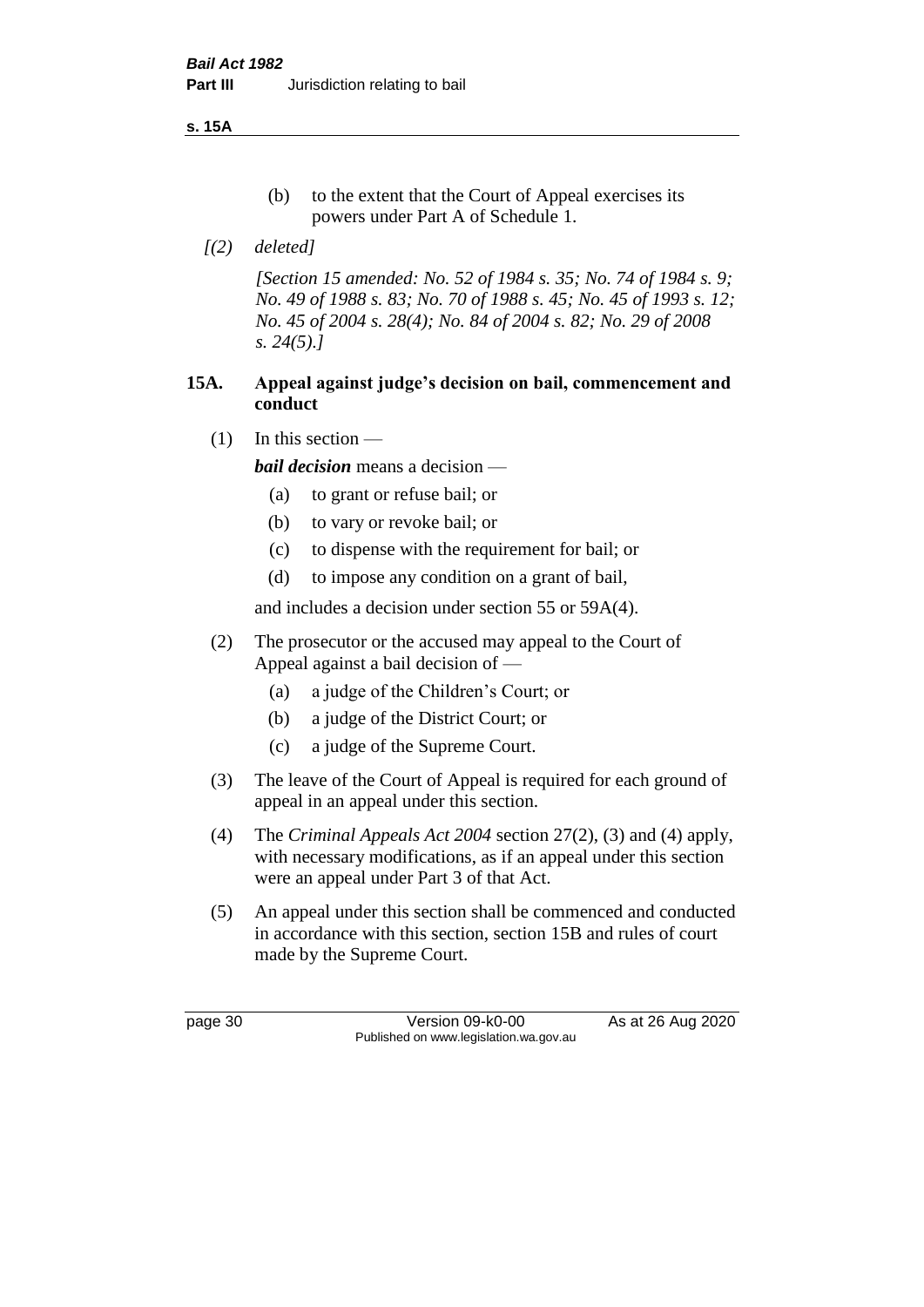(b) to the extent that the Court of Appeal exercises its powers under Part A of Schedule 1.

*[(2) deleted]*

*[Section 15 amended: No. 52 of 1984 s. 35; No. 74 of 1984 s. 9; No. 49 of 1988 s. 83; No. 70 of 1988 s. 45; No. 45 of 1993 s. 12; No. 45 of 2004 s. 28(4); No. 84 of 2004 s. 82; No. 29 of 2008 s. 24(5).]*

### 15A. Appeal against judge's decision on bail, commencement and conduct

(1) In this section —

***bail decision*** means a decision —

(a) to grant or refuse bail; or

(b) to vary or revoke bail; or

(c) to dispense with the requirement for bail; or

(d) to impose any condition on a grant of bail,

and includes a decision under section 55 or 59A(4).

(2) The prosecutor or the accused may appeal to the Court of Appeal against a bail decision of —

(a) a judge of the Children's Court; or

(b) a judge of the District Court; or

(c) a judge of the Supreme Court.

(3) The leave of the Court of Appeal is required for each ground of appeal in an appeal under this section.

(4) The *Criminal Appeals Act 2004* section 27(2), (3) and (4) apply, with necessary modifications, as if an appeal under this section were an appeal under Part 3 of that Act.

(5) An appeal under this section shall be commenced and conducted in accordance with this section, section 15B and rules of court made by the Supreme Court.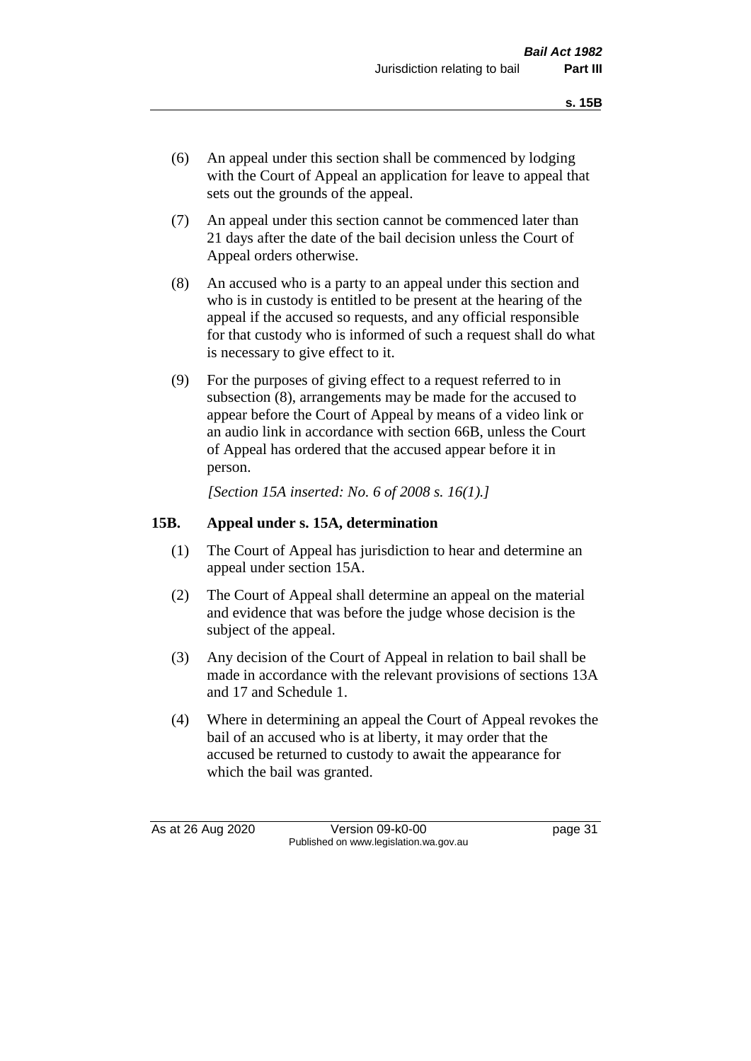(6) An appeal under this section shall be commenced by lodging with the Court of Appeal an application for leave to appeal that sets out the grounds of the appeal.

(7) An appeal under this section cannot be commenced later than 21 days after the date of the bail decision unless the Court of Appeal orders otherwise.

(8) An accused who is a party to an appeal under this section and who is in custody is entitled to be present at the hearing of the appeal if the accused so requests, and any official responsible for that custody who is informed of such a request shall do what is necessary to give effect to it.

(9) For the purposes of giving effect to a request referred to in subsection (8), arrangements may be made for the accused to appear before the Court of Appeal by means of a video link or an audio link in accordance with section 66B, unless the Court of Appeal has ordered that the accused appear before it in person.

*[Section 15A inserted: No. 6 of 2008 s. 16(1).]*

### 15B. Appeal under s. 15A, determination

(1) The Court of Appeal has jurisdiction to hear and determine an appeal under section 15A.

(2) The Court of Appeal shall determine an appeal on the material and evidence that was before the judge whose decision is the subject of the appeal.

(3) Any decision of the Court of Appeal in relation to bail shall be made in accordance with the relevant provisions of sections 13A and 17 and Schedule 1.

(4) Where in determining an appeal the Court of Appeal revokes the bail of an accused who is at liberty, it may order that the accused be returned to custody to await the appearance for which the bail was granted.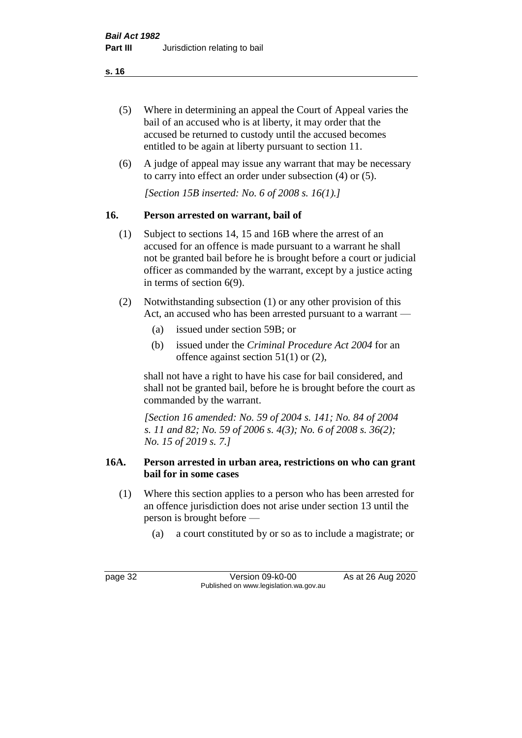(5) Where in determining an appeal the Court of Appeal varies the bail of an accused who is at liberty, it may order that the accused be returned to custody until the accused becomes entitled to be again at liberty pursuant to section 11.

(6) A judge of appeal may issue any warrant that may be necessary to carry into effect an order under subsection (4) or (5).

*[Section 15B inserted: No. 6 of 2008 s. 16(1).]*

## 16. Person arrested on warrant, bail of

(1) Subject to sections 14, 15 and 16B where the arrest of an accused for an offence is made pursuant to a warrant he shall not be granted bail before he is brought before a court or judicial officer as commanded by the warrant, except by a justice acting in terms of section 6(9).

(2) Notwithstanding subsection (1) or any other provision of this Act, an accused who has been arrested pursuant to a warrant —

- (a) issued under section 59B; or
- (b) issued under the *Criminal Procedure Act 2004* for an offence against section 51(1) or (2),

shall not have a right to have his case for bail considered, and shall not be granted bail, before he is brought before the court as commanded by the warrant.

*[Section 16 amended: No. 59 of 2004 s. 141; No. 84 of 2004 s. 11 and 82; No. 59 of 2006 s. 4(3); No. 6 of 2008 s. 36(2); No. 15 of 2019 s. 7.]*

## 16A. Person arrested in urban area, restrictions on who can grant bail for in some cases

(1) Where this section applies to a person who has been arrested for an offence jurisdiction does not arise under section 13 until the person is brought before —

- (a) a court constituted by or so as to include a magistrate; or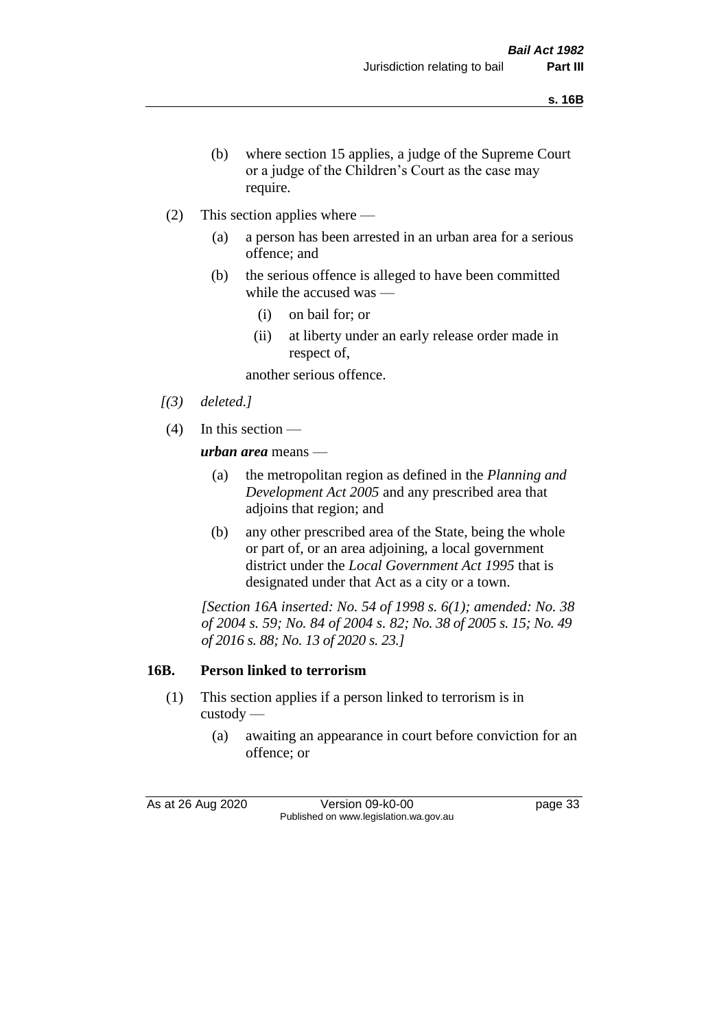(b) where section 15 applies, a judge of the Supreme Court or a judge of the Children's Court as the case may require.

(2) This section applies where —

(a) a person has been arrested in an urban area for a serious offence; and

(b) the serious offence is alleged to have been committed while the accused was —

(i) on bail for; or

(ii) at liberty under an early release order made in respect of,

another serious offence.

*[(3) deleted.]*

(4) In this section —

***urban area*** means —

(a) the metropolitan region as defined in the *Planning and Development Act 2005* and any prescribed area that adjoins that region; and

(b) any other prescribed area of the State, being the whole or part of, or an area adjoining, a local government district under the *Local Government Act 1995* that is designated under that Act as a city or a town.

*[Section 16A inserted: No. 54 of 1998 s. 6(1); amended: No. 38 of 2004 s. 59; No. 84 of 2004 s. 82; No. 38 of 2005 s. 15; No. 49 of 2016 s. 88; No. 13 of 2020 s. 23.]*

## 16B. Person linked to terrorism

(1) This section applies if a person linked to terrorism is in custody —

(a) awaiting an appearance in court before conviction for an offence; or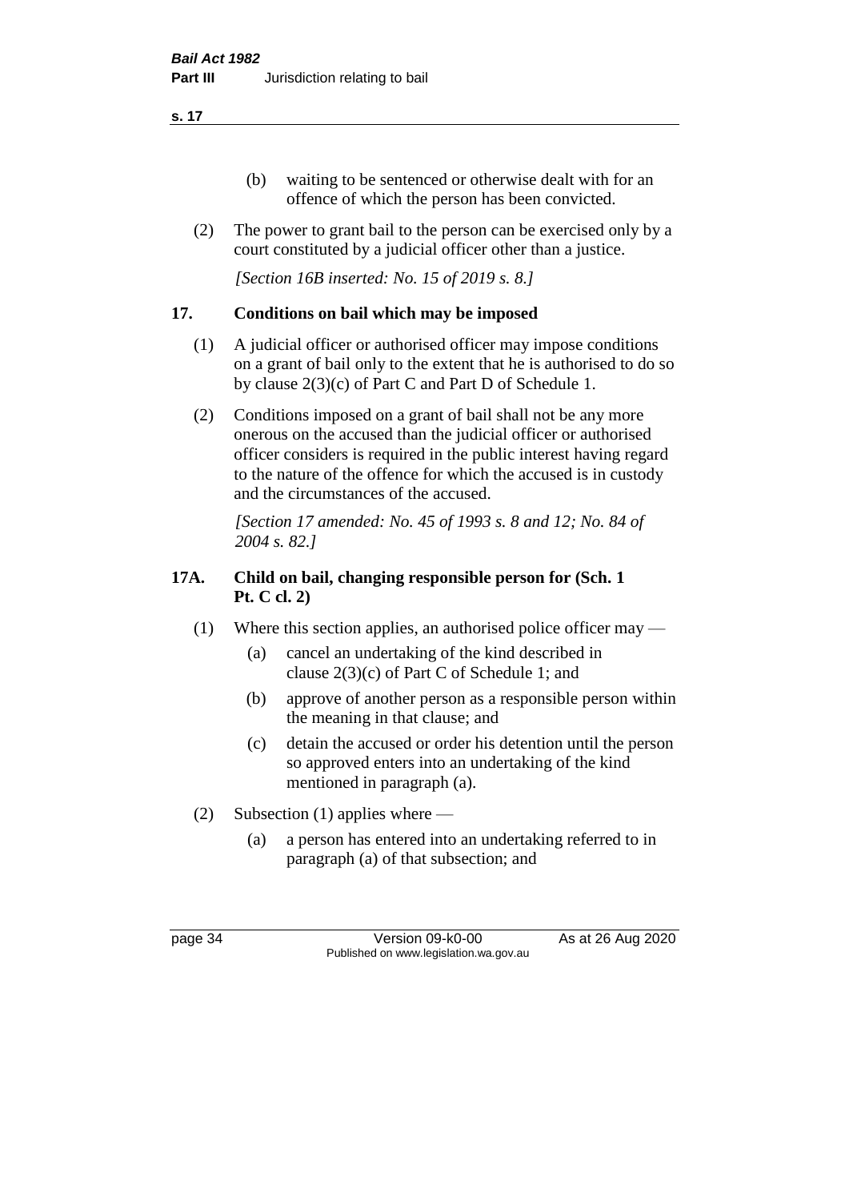(b) waiting to be sentenced or otherwise dealt with for an offence of which the person has been convicted.

(2) The power to grant bail to the person can be exercised only by a court constituted by a judicial officer other than a justice.

*[Section 16B inserted: No. 15 of 2019 s. 8.]*

## 17. Conditions on bail which may be imposed

(1) A judicial officer or authorised officer may impose conditions on a grant of bail only to the extent that he is authorised to do so by clause 2(3)(c) of Part C and Part D of Schedule 1.

(2) Conditions imposed on a grant of bail shall not be any more onerous on the accused than the judicial officer or authorised officer considers is required in the public interest having regard to the nature of the offence for which the accused is in custody and the circumstances of the accused.

*[Section 17 amended: No. 45 of 1993 s. 8 and 12; No. 84 of 2004 s. 82.]*

## 17A. Child on bail, changing responsible person for (Sch. 1 Pt. C cl. 2)

(1) Where this section applies, an authorised police officer may —

(a) cancel an undertaking of the kind described in clause 2(3)(c) of Part C of Schedule 1; and

(b) approve of another person as a responsible person within the meaning in that clause; and

(c) detain the accused or order his detention until the person so approved enters into an undertaking of the kind mentioned in paragraph (a).

(2) Subsection (1) applies where —

(a) a person has entered into an undertaking referred to in paragraph (a) of that subsection; and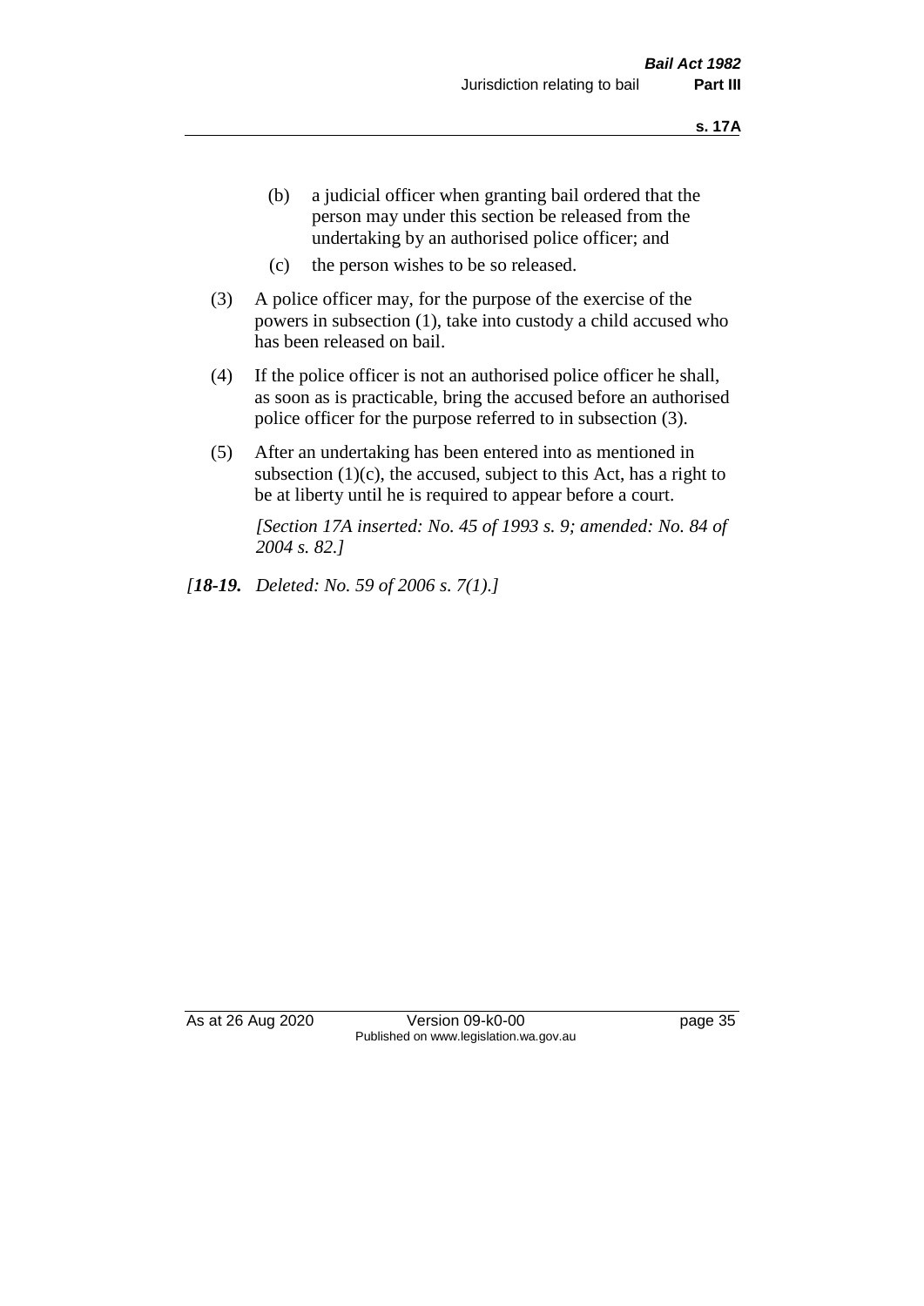(b) a judicial officer when granting bail ordered that the person may under this section be released from the undertaking by an authorised police officer; and

(c) the person wishes to be so released.

(3) A police officer may, for the purpose of the exercise of the powers in subsection (1), take into custody a child accused who has been released on bail.

(4) If the police officer is not an authorised police officer he shall, as soon as is practicable, bring the accused before an authorised police officer for the purpose referred to in subsection (3).

(5) After an undertaking has been entered into as mentioned in subsection (1)(c), the accused, subject to this Act, has a right to be at liberty until he is required to appear before a court.

*[Section 17A inserted: No. 45 of 1993 s. 9; amended: No. 84 of 2004 s. 82.]*

*[**18-19.** Deleted: No. 59 of 2006 s. 7(1).]*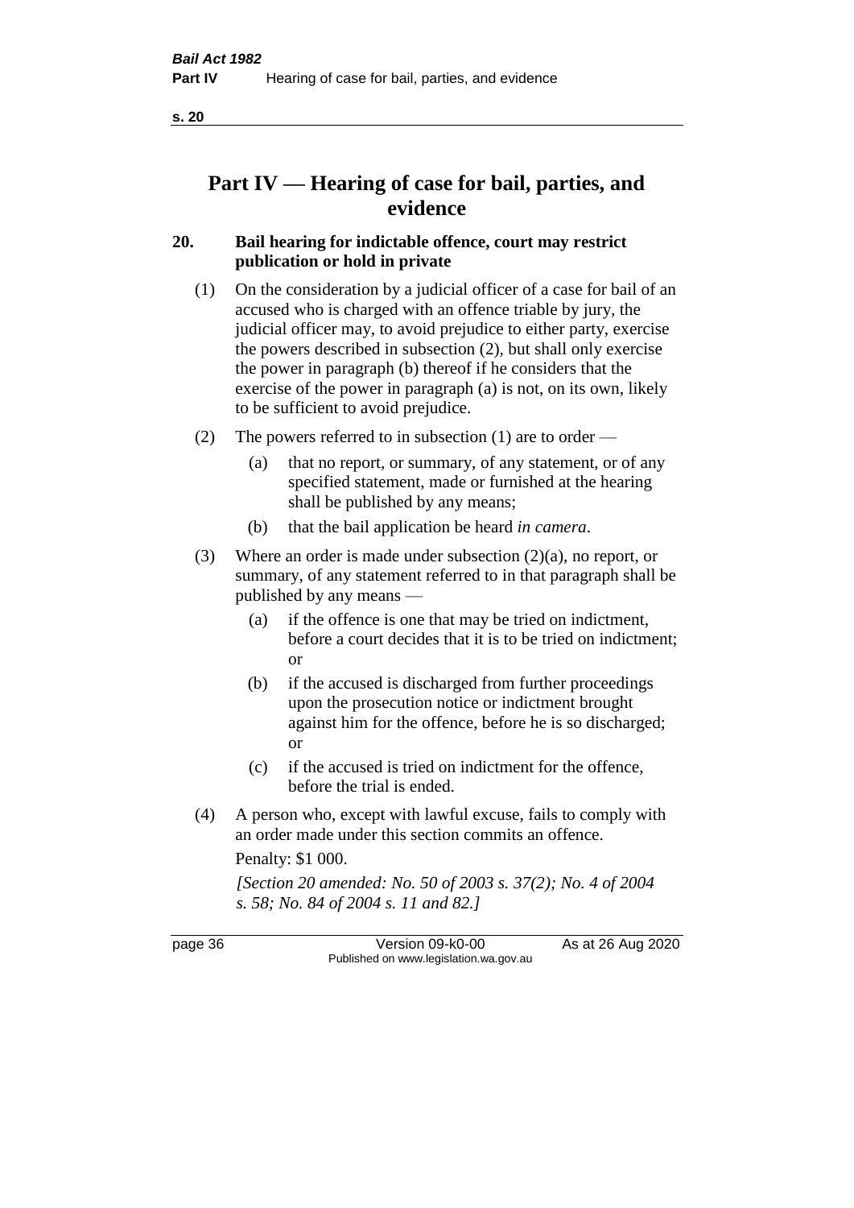# Part IV — Hearing of case for bail, parties, and evidence

## 20. Bail hearing for indictable offence, court may restrict publication or hold in private

(1) On the consideration by a judicial officer of a case for bail of an accused who is charged with an offence triable by jury, the judicial officer may, to avoid prejudice to either party, exercise the powers described in subsection (2), but shall only exercise the power in paragraph (b) thereof if he considers that the exercise of the power in paragraph (a) is not, on its own, likely to be sufficient to avoid prejudice.

(2) The powers referred to in subsection (1) are to order —

- (a) that no report, or summary, of any statement, or of any specified statement, made or furnished at the hearing shall be published by any means;
- (b) that the bail application be heard *in camera*.

(3) Where an order is made under subsection (2)(a), no report, or summary, of any statement referred to in that paragraph shall be published by any means —

- (a) if the offence is one that may be tried on indictment, before a court decides that it is to be tried on indictment; or
- (b) if the accused is discharged from further proceedings upon the prosecution notice or indictment brought against him for the offence, before he is so discharged; or
- (c) if the accused is tried on indictment for the offence, before the trial is ended.

(4) A person who, except with lawful excuse, fails to comply with an order made under this section commits an offence.

Penalty: $1 000.

*[Section 20 amended: No. 50 of 2003 s. 37(2); No. 4 of 2004 s. 58; No. 84 of 2004 s. 11 and 82.]*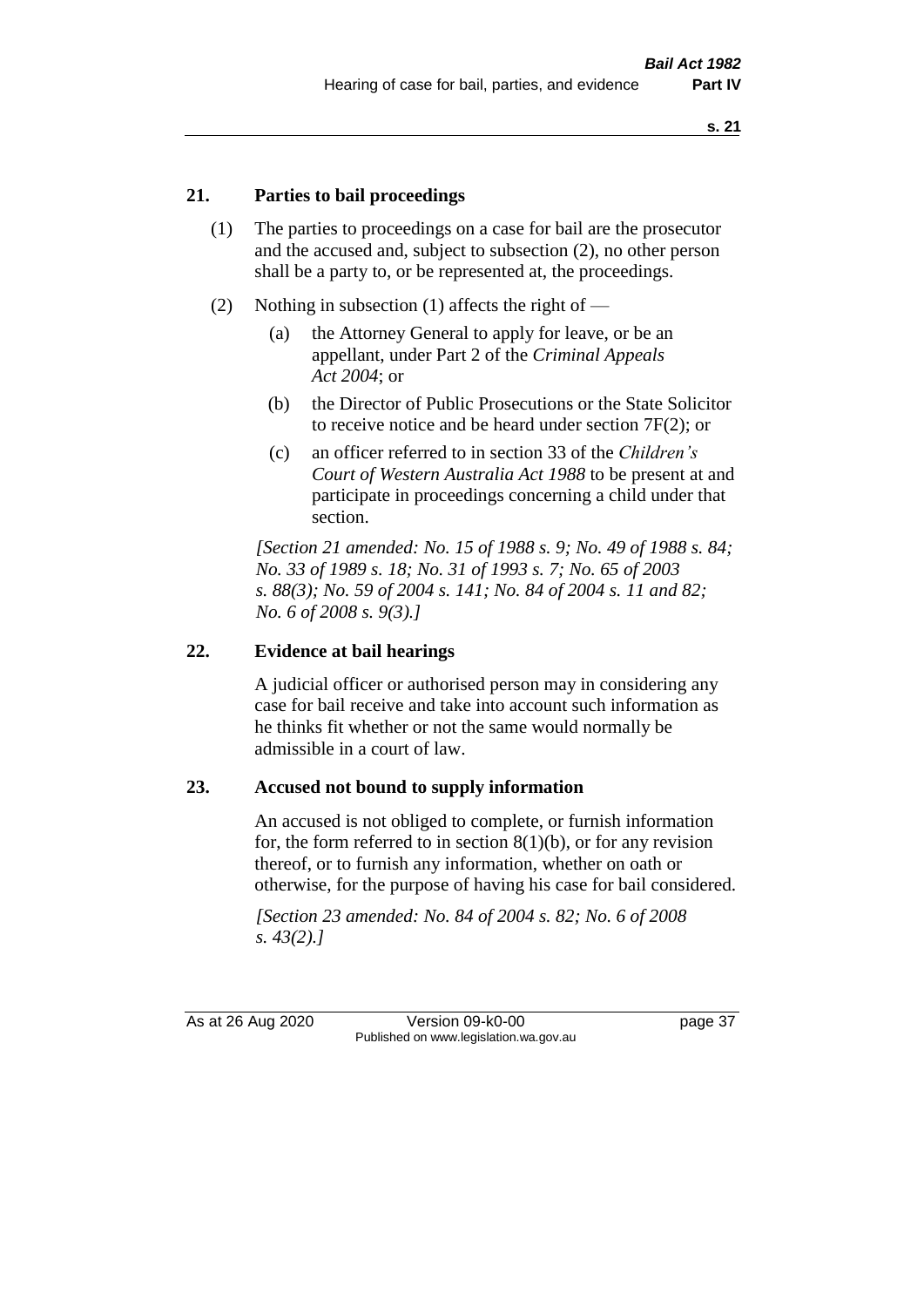## 21. Parties to bail proceedings

(1) The parties to proceedings on a case for bail are the prosecutor and the accused and, subject to subsection (2), no other person shall be a party to, or be represented at, the proceedings.

(2) Nothing in subsection (1) affects the right of —

(a) the Attorney General to apply for leave, or be an appellant, under Part 2 of the *Criminal Appeals Act 2004*; or

(b) the Director of Public Prosecutions or the State Solicitor to receive notice and be heard under section 7F(2); or

(c) an officer referred to in section 33 of the *Children's Court of Western Australia Act 1988* to be present at and participate in proceedings concerning a child under that section.

*[Section 21 amended: No. 15 of 1988 s. 9; No. 49 of 1988 s. 84; No. 33 of 1989 s. 18; No. 31 of 1993 s. 7; No. 65 of 2003 s. 88(3); No. 59 of 2004 s. 141; No. 84 of 2004 s. 11 and 82; No. 6 of 2008 s. 9(3).]*

## 22. Evidence at bail hearings

A judicial officer or authorised person may in considering any case for bail receive and take into account such information as he thinks fit whether or not the same would normally be admissible in a court of law.

## 23. Accused not bound to supply information

An accused is not obliged to complete, or furnish information for, the form referred to in section 8(1)(b), or for any revision thereof, or to furnish any information, whether on oath or otherwise, for the purpose of having his case for bail considered.

*[Section 23 amended: No. 84 of 2004 s. 82; No. 6 of 2008 s. 43(2).]*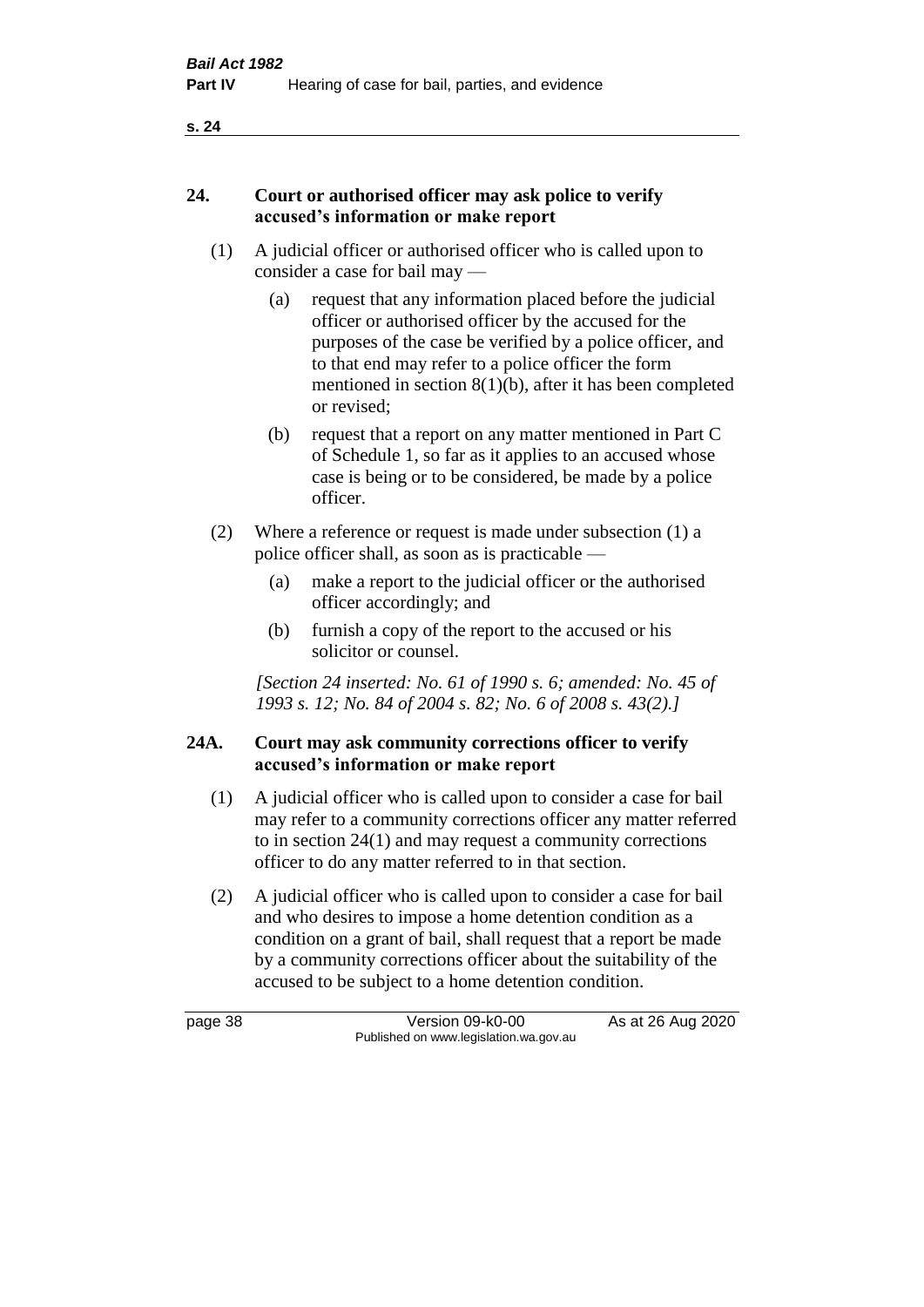### 24. Court or authorised officer may ask police to verify accused's information or make report

(1) A judicial officer or authorised officer who is called upon to consider a case for bail may —

(a) request that any information placed before the judicial officer or authorised officer by the accused for the purposes of the case be verified by a police officer, and to that end may refer to a police officer the form mentioned in section 8(1)(b), after it has been completed or revised;

(b) request that a report on any matter mentioned in Part C of Schedule 1, so far as it applies to an accused whose case is being or to be considered, be made by a police officer.

(2) Where a reference or request is made under subsection (1) a police officer shall, as soon as is practicable —

(a) make a report to the judicial officer or the authorised officer accordingly; and

(b) furnish a copy of the report to the accused or his solicitor or counsel.

*[Section 24 inserted: No. 61 of 1990 s. 6; amended: No. 45 of 1993 s. 12; No. 84 of 2004 s. 82; No. 6 of 2008 s. 43(2).]*

### 24A. Court may ask community corrections officer to verify accused's information or make report

(1) A judicial officer who is called upon to consider a case for bail may refer to a community corrections officer any matter referred to in section 24(1) and may request a community corrections officer to do any matter referred to in that section.

(2) A judicial officer who is called upon to consider a case for bail and who desires to impose a home detention condition as a condition on a grant of bail, shall request that a report be made by a community corrections officer about the suitability of the accused to be subject to a home detention condition.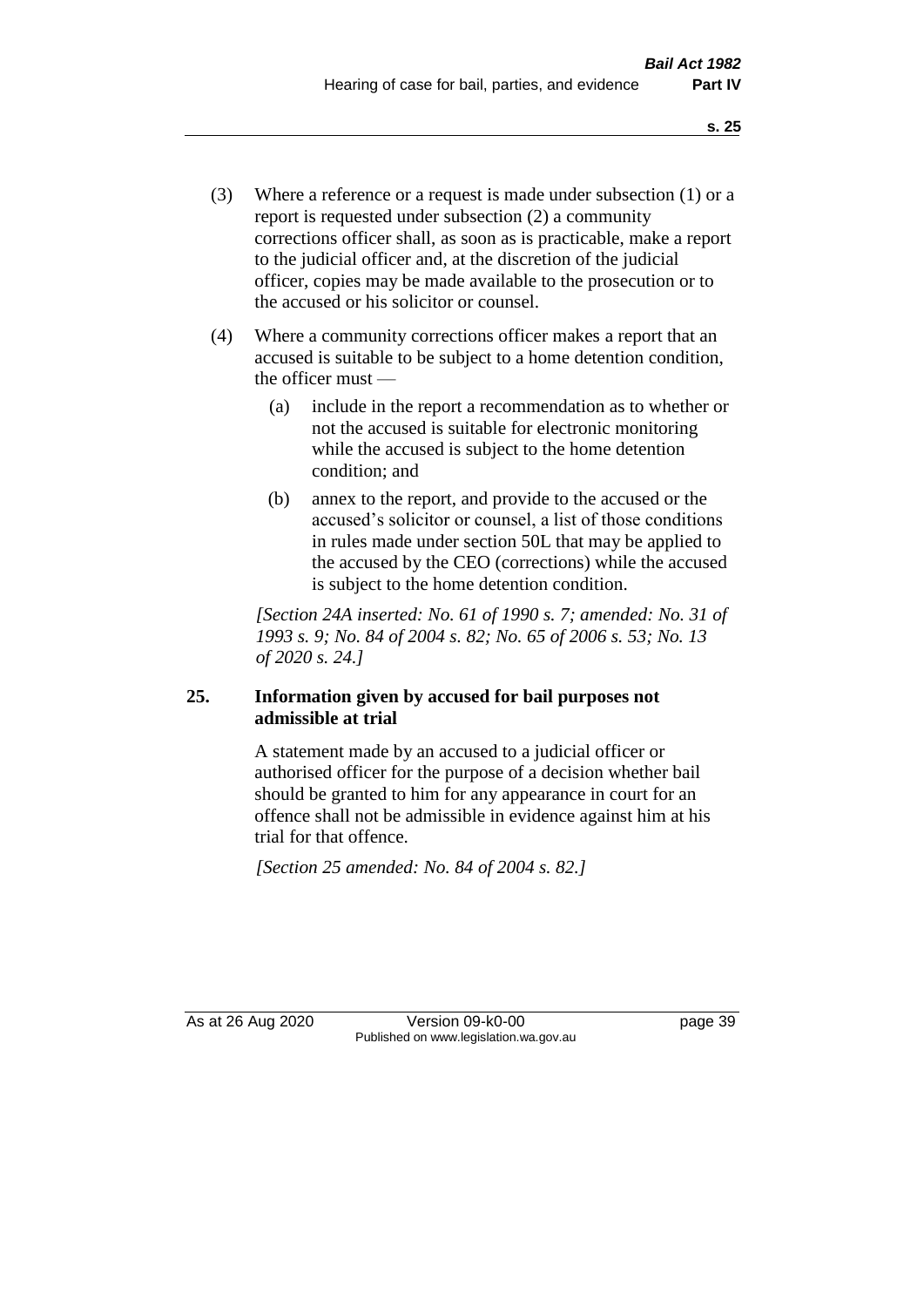(3) Where a reference or a request is made under subsection (1) or a report is requested under subsection (2) a community corrections officer shall, as soon as is practicable, make a report to the judicial officer and, at the discretion of the judicial officer, copies may be made available to the prosecution or to the accused or his solicitor or counsel.

(4) Where a community corrections officer makes a report that an accused is suitable to be subject to a home detention condition, the officer must —

(a) include in the report a recommendation as to whether or not the accused is suitable for electronic monitoring while the accused is subject to the home detention condition; and

(b) annex to the report, and provide to the accused or the accused's solicitor or counsel, a list of those conditions in rules made under section 50L that may be applied to the accused by the CEO (corrections) while the accused is subject to the home detention condition.

*[Section 24A inserted: No. 61 of 1990 s. 7; amended: No. 31 of 1993 s. 9; No. 84 of 2004 s. 82; No. 65 of 2006 s. 53; No. 13 of 2020 s. 24.]*

## 25. Information given by accused for bail purposes not admissible at trial

A statement made by an accused to a judicial officer or authorised officer for the purpose of a decision whether bail should be granted to him for any appearance in court for an offence shall not be admissible in evidence against him at his trial for that offence.

*[Section 25 amended: No. 84 of 2004 s. 82.]*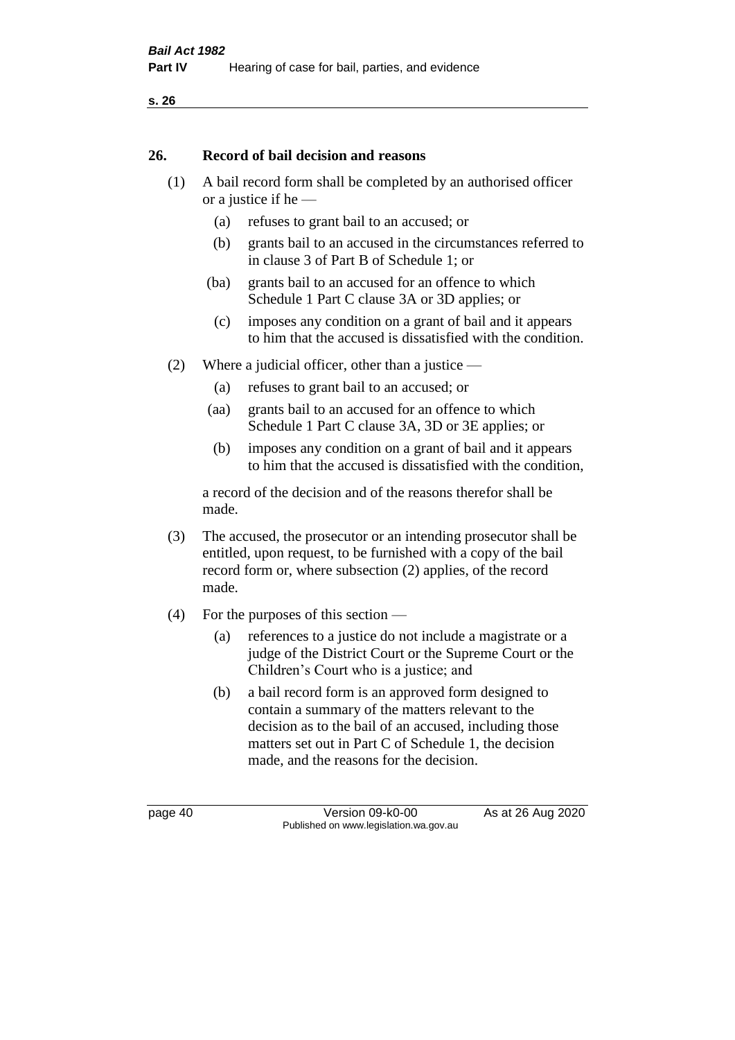## 26. Record of bail decision and reasons

(1) A bail record form shall be completed by an authorised officer or a justice if he —

  (a) refuses to grant bail to an accused; or

  (b) grants bail to an accused in the circumstances referred to in clause 3 of Part B of Schedule 1; or

  (ba) grants bail to an accused for an offence to which Schedule 1 Part C clause 3A or 3D applies; or

  (c) imposes any condition on a grant of bail and it appears to him that the accused is dissatisfied with the condition.

(2) Where a judicial officer, other than a justice —

  (a) refuses to grant bail to an accused; or

  (aa) grants bail to an accused for an offence to which Schedule 1 Part C clause 3A, 3D or 3E applies; or

  (b) imposes any condition on a grant of bail and it appears to him that the accused is dissatisfied with the condition,

a record of the decision and of the reasons therefor shall be made.

(3) The accused, the prosecutor or an intending prosecutor shall be entitled, upon request, to be furnished with a copy of the bail record form or, where subsection (2) applies, of the record made.

(4) For the purposes of this section —

  (a) references to a justice do not include a magistrate or a judge of the District Court or the Supreme Court or the Children's Court who is a justice; and

  (b) a bail record form is an approved form designed to contain a summary of the matters relevant to the decision as to the bail of an accused, including those matters set out in Part C of Schedule 1, the decision made, and the reasons for the decision.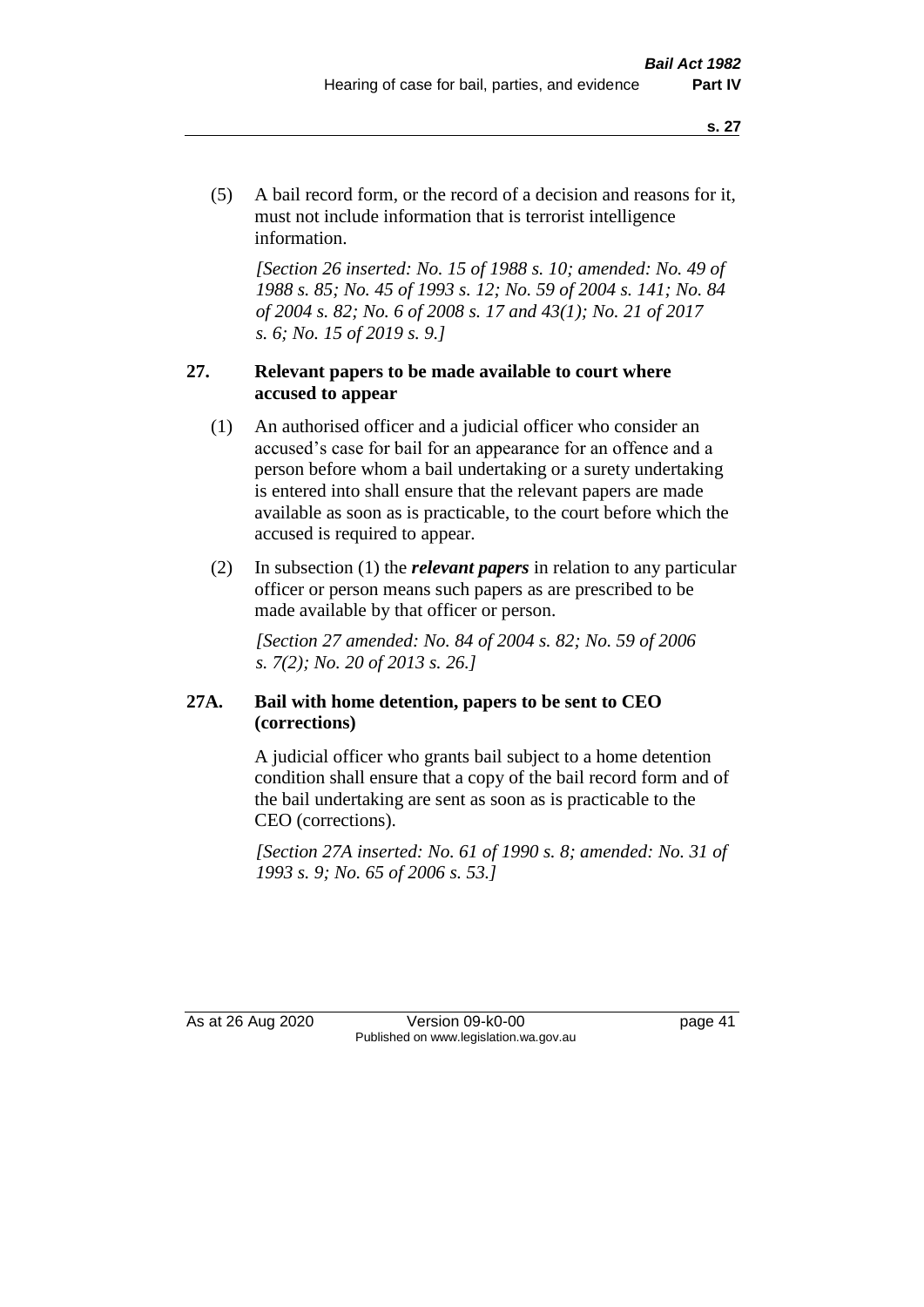(5) A bail record form, or the record of a decision and reasons for it, must not include information that is terrorist intelligence information.

*[Section 26 inserted: No. 15 of 1988 s. 10; amended: No. 49 of 1988 s. 85; No. 45 of 1993 s. 12; No. 59 of 2004 s. 141; No. 84 of 2004 s. 82; No. 6 of 2008 s. 17 and 43(1); No. 21 of 2017 s. 6; No. 15 of 2019 s. 9.]*

### 27. Relevant papers to be made available to court where accused to appear

(1) An authorised officer and a judicial officer who consider an accused's case for bail for an appearance for an offence and a person before whom a bail undertaking or a surety undertaking is entered into shall ensure that the relevant papers are made available as soon as is practicable, to the court before which the accused is required to appear.

(2) In subsection (1) the ***relevant papers*** in relation to any particular officer or person means such papers as are prescribed to be made available by that officer or person.

*[Section 27 amended: No. 84 of 2004 s. 82; No. 59 of 2006 s. 7(2); No. 20 of 2013 s. 26.]*

### 27A. Bail with home detention, papers to be sent to CEO (corrections)

A judicial officer who grants bail subject to a home detention condition shall ensure that a copy of the bail record form and of the bail undertaking are sent as soon as is practicable to the CEO (corrections).

*[Section 27A inserted: No. 61 of 1990 s. 8; amended: No. 31 of 1993 s. 9; No. 65 of 2006 s. 53.]*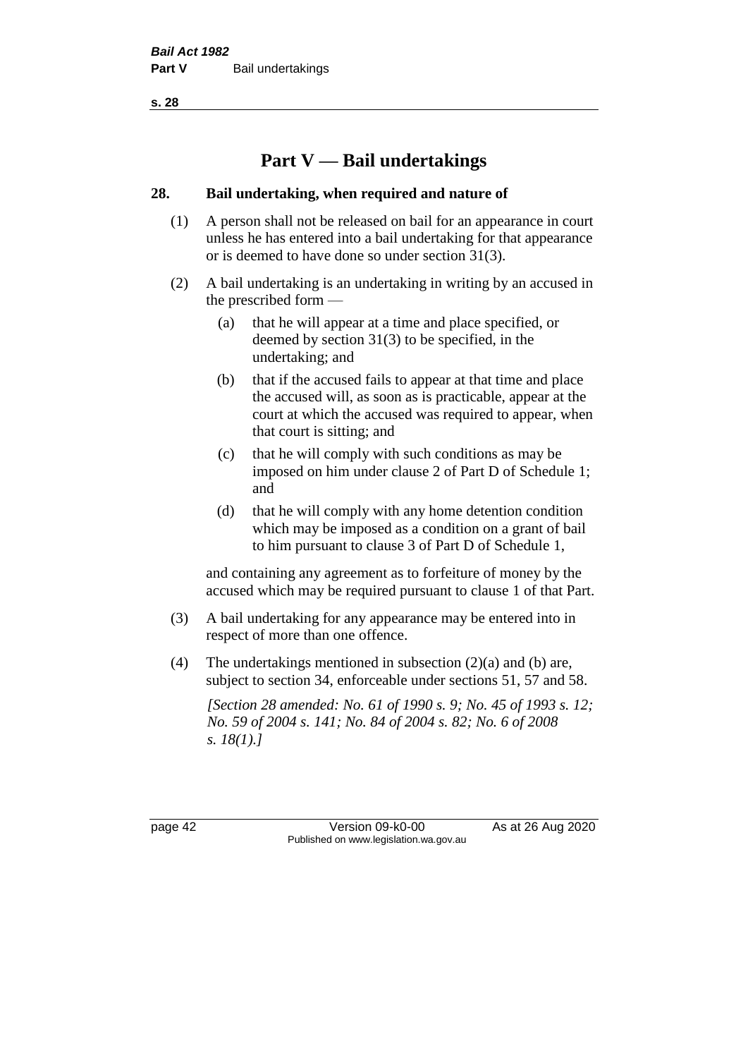# Part V — Bail undertakings

## 28. Bail undertaking, when required and nature of

(1) A person shall not be released on bail for an appearance in court unless he has entered into a bail undertaking for that appearance or is deemed to have done so under section 31(3).

(2) A bail undertaking is an undertaking in writing by an accused in the prescribed form —

- (a) that he will appear at a time and place specified, or deemed by section 31(3) to be specified, in the undertaking; and
- (b) that if the accused fails to appear at that time and place the accused will, as soon as is practicable, appear at the court at which the accused was required to appear, when that court is sitting; and
- (c) that he will comply with such conditions as may be imposed on him under clause 2 of Part D of Schedule 1; and
- (d) that he will comply with any home detention condition which may be imposed as a condition on a grant of bail to him pursuant to clause 3 of Part D of Schedule 1,

and containing any agreement as to forfeiture of money by the accused which may be required pursuant to clause 1 of that Part.

(3) A bail undertaking for any appearance may be entered into in respect of more than one offence.

(4) The undertakings mentioned in subsection (2)(a) and (b) are, subject to section 34, enforceable under sections 51, 57 and 58.

*[Section 28 amended: No. 61 of 1990 s. 9; No. 45 of 1993 s. 12; No. 59 of 2004 s. 141; No. 84 of 2004 s. 82; No. 6 of 2008 s. 18(1).]*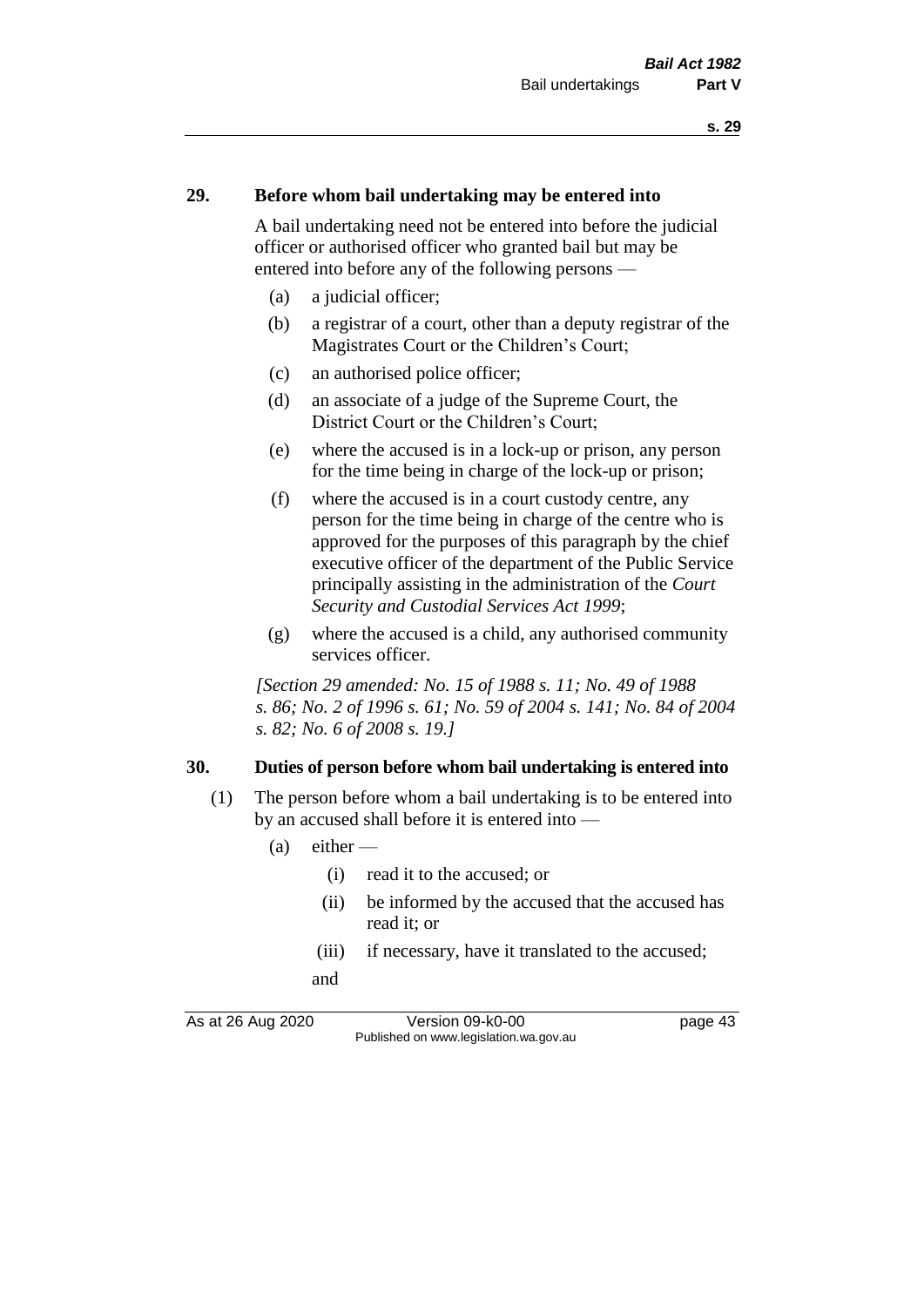## 29. Before whom bail undertaking may be entered into

A bail undertaking need not be entered into before the judicial officer or authorised officer who granted bail but may be entered into before any of the following persons —

- (a) a judicial officer;
- (b) a registrar of a court, other than a deputy registrar of the Magistrates Court or the Children's Court;
- (c) an authorised police officer;
- (d) an associate of a judge of the Supreme Court, the District Court or the Children's Court;
- (e) where the accused is in a lock-up or prison, any person for the time being in charge of the lock-up or prison;
- (f) where the accused is in a court custody centre, any person for the time being in charge of the centre who is approved for the purposes of this paragraph by the chief executive officer of the department of the Public Service principally assisting in the administration of the *Court Security and Custodial Services Act 1999*;
- (g) where the accused is a child, any authorised community services officer.

*[Section 29 amended: No. 15 of 1988 s. 11; No. 49 of 1988 s. 86; No. 2 of 1996 s. 61; No. 59 of 2004 s. 141; No. 84 of 2004 s. 82; No. 6 of 2008 s. 19.]*

## 30. Duties of person before whom bail undertaking is entered into

(1) The person before whom a bail undertaking is to be entered into by an accused shall before it is entered into —

- (a) either —
  - (i) read it to the accused; or
  - (ii) be informed by the accused that the accused has read it; or
  - (iii) if necessary, have it translated to the accused;

  and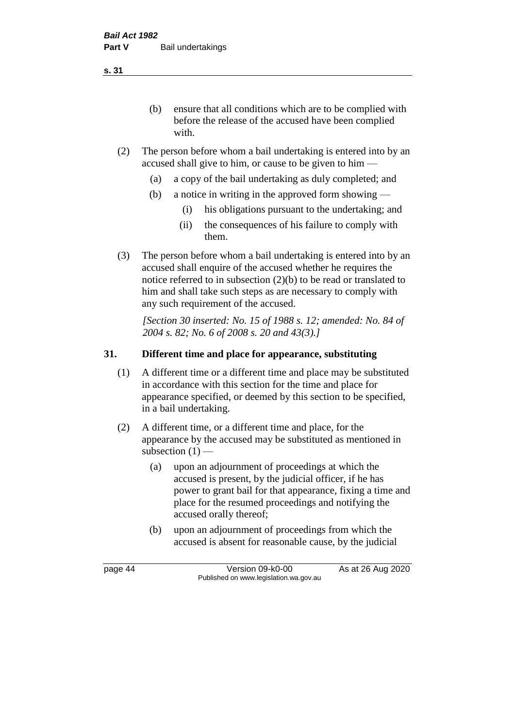(b) ensure that all conditions which are to be complied with before the release of the accused have been complied with.

(2) The person before whom a bail undertaking is entered into by an accused shall give to him, or cause to be given to him —

(a) a copy of the bail undertaking as duly completed; and

(b) a notice in writing in the approved form showing —

(i) his obligations pursuant to the undertaking; and

(ii) the consequences of his failure to comply with them.

(3) The person before whom a bail undertaking is entered into by an accused shall enquire of the accused whether he requires the notice referred to in subsection (2)(b) to be read or translated to him and shall take such steps as are necessary to comply with any such requirement of the accused.

*[Section 30 inserted: No. 15 of 1988 s. 12; amended: No. 84 of 2004 s. 82; No. 6 of 2008 s. 20 and 43(3).]*

## 31. Different time and place for appearance, substituting

(1) A different time or a different time and place may be substituted in accordance with this section for the time and place for appearance specified, or deemed by this section to be specified, in a bail undertaking.

(2) A different time, or a different time and place, for the appearance by the accused may be substituted as mentioned in subsection (1) —

(a) upon an adjournment of proceedings at which the accused is present, by the judicial officer, if he has power to grant bail for that appearance, fixing a time and place for the resumed proceedings and notifying the accused orally thereof;

(b) upon an adjournment of proceedings from which the accused is absent for reasonable cause, by the judicial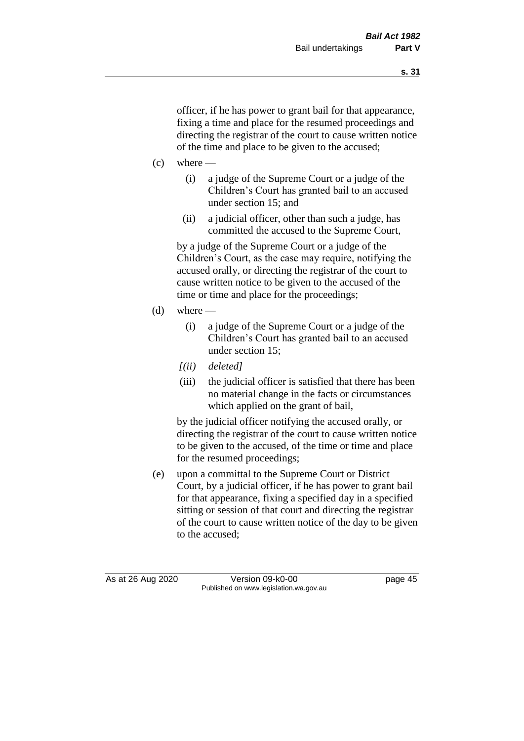officer, if he has power to grant bail for that appearance, fixing a time and place for the resumed proceedings and directing the registrar of the court to cause written notice of the time and place to be given to the accused;

(c) where —

(i) a judge of the Supreme Court or a judge of the Children's Court has granted bail to an accused under section 15; and

(ii) a judicial officer, other than such a judge, has committed the accused to the Supreme Court,

by a judge of the Supreme Court or a judge of the Children's Court, as the case may require, notifying the accused orally, or directing the registrar of the court to cause written notice to be given to the accused of the time or time and place for the proceedings;

(d) where —

(i) a judge of the Supreme Court or a judge of the Children's Court has granted bail to an accused under section 15;

*[(ii) deleted]*

(iii) the judicial officer is satisfied that there has been no material change in the facts or circumstances which applied on the grant of bail,

by the judicial officer notifying the accused orally, or directing the registrar of the court to cause written notice to be given to the accused, of the time or time and place for the resumed proceedings;

(e) upon a committal to the Supreme Court or District Court, by a judicial officer, if he has power to grant bail for that appearance, fixing a specified day in a specified sitting or session of that court and directing the registrar of the court to cause written notice of the day to be given to the accused;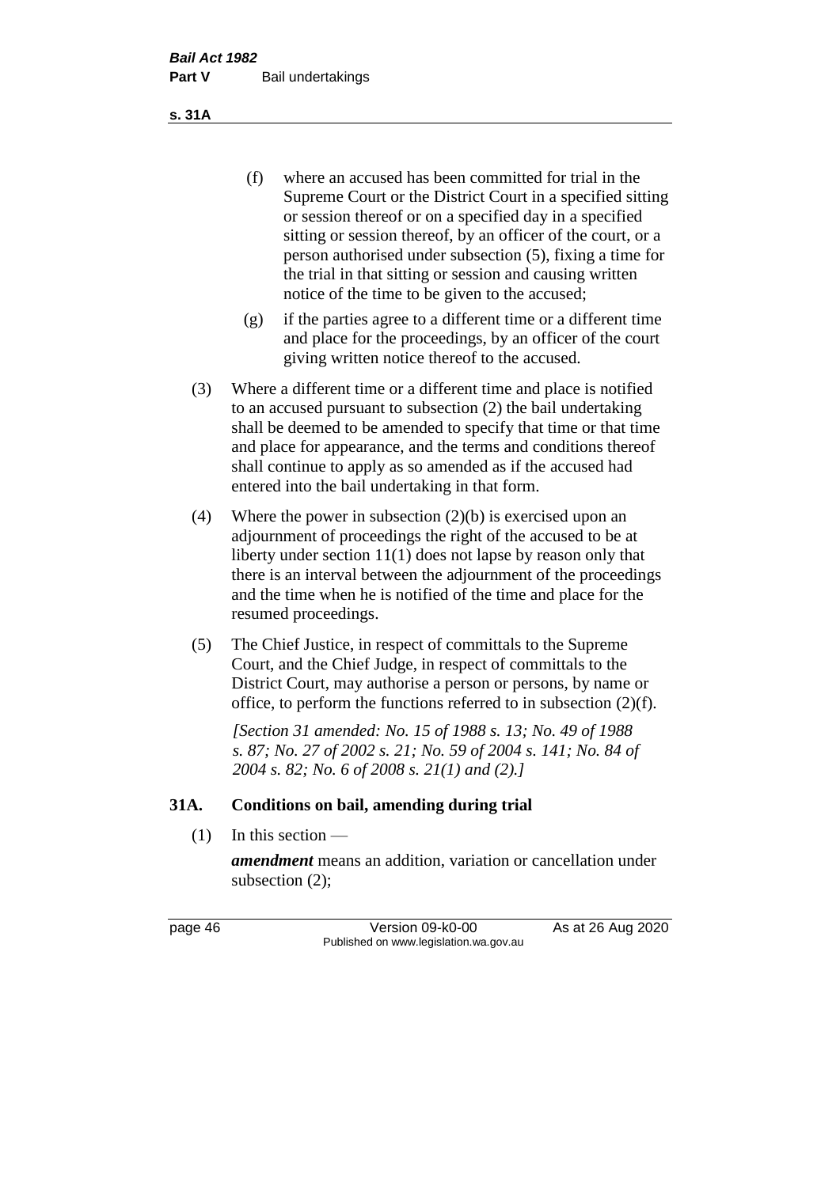(f) where an accused has been committed for trial in the Supreme Court or the District Court in a specified sitting or session thereof or on a specified day in a specified sitting or session thereof, by an officer of the court, or a person authorised under subsection (5), fixing a time for the trial in that sitting or session and causing written notice of the time to be given to the accused;

(g) if the parties agree to a different time or a different time and place for the proceedings, by an officer of the court giving written notice thereof to the accused.

(3) Where a different time or a different time and place is notified to an accused pursuant to subsection (2) the bail undertaking shall be deemed to be amended to specify that time or that time and place for appearance, and the terms and conditions thereof shall continue to apply as so amended as if the accused had entered into the bail undertaking in that form.

(4) Where the power in subsection (2)(b) is exercised upon an adjournment of proceedings the right of the accused to be at liberty under section 11(1) does not lapse by reason only that there is an interval between the adjournment of the proceedings and the time when he is notified of the time and place for the resumed proceedings.

(5) The Chief Justice, in respect of committals to the Supreme Court, and the Chief Judge, in respect of committals to the District Court, may authorise a person or persons, by name or office, to perform the functions referred to in subsection (2)(f).

*[Section 31 amended: No. 15 of 1988 s. 13; No. 49 of 1988 s. 87; No. 27 of 2002 s. 21; No. 59 of 2004 s. 141; No. 84 of 2004 s. 82; No. 6 of 2008 s. 21(1) and (2).]*

## 31A. Conditions on bail, amending during trial

(1) In this section —

***amendment*** means an addition, variation or cancellation under subsection (2);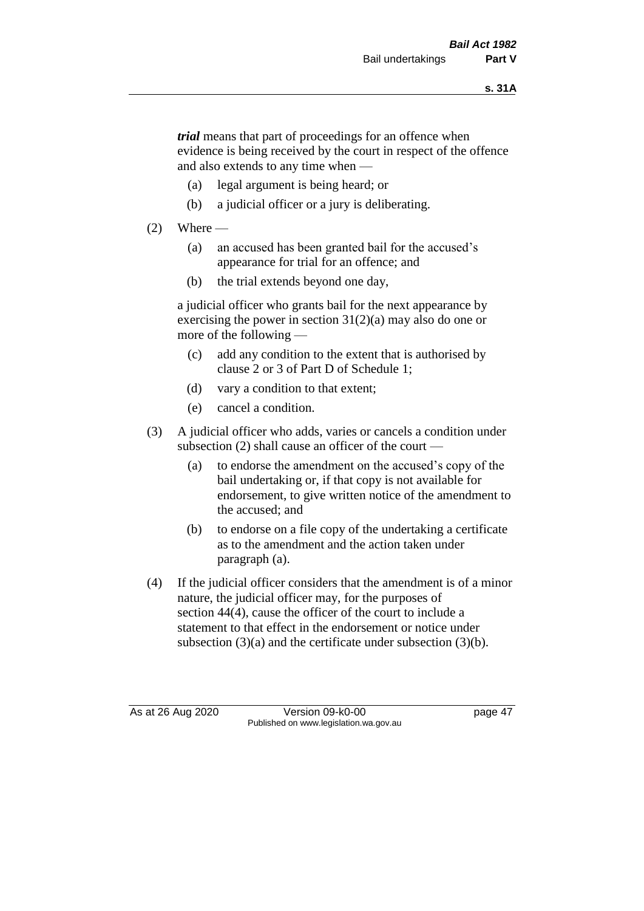***trial*** means that part of proceedings for an offence when evidence is being received by the court in respect of the offence and also extends to any time when —

(a) legal argument is being heard; or

(b) a judicial officer or a jury is deliberating.

(2) Where —

(a) an accused has been granted bail for the accused's appearance for trial for an offence; and

(b) the trial extends beyond one day,

a judicial officer who grants bail for the next appearance by exercising the power in section 31(2)(a) may also do one or more of the following —

(c) add any condition to the extent that is authorised by clause 2 or 3 of Part D of Schedule 1;

(d) vary a condition to that extent;

(e) cancel a condition.

(3) A judicial officer who adds, varies or cancels a condition under subsection (2) shall cause an officer of the court —

(a) to endorse the amendment on the accused's copy of the bail undertaking or, if that copy is not available for endorsement, to give written notice of the amendment to the accused; and

(b) to endorse on a file copy of the undertaking a certificate as to the amendment and the action taken under paragraph (a).

(4) If the judicial officer considers that the amendment is of a minor nature, the judicial officer may, for the purposes of section 44(4), cause the officer of the court to include a statement to that effect in the endorsement or notice under subsection (3)(a) and the certificate under subsection (3)(b).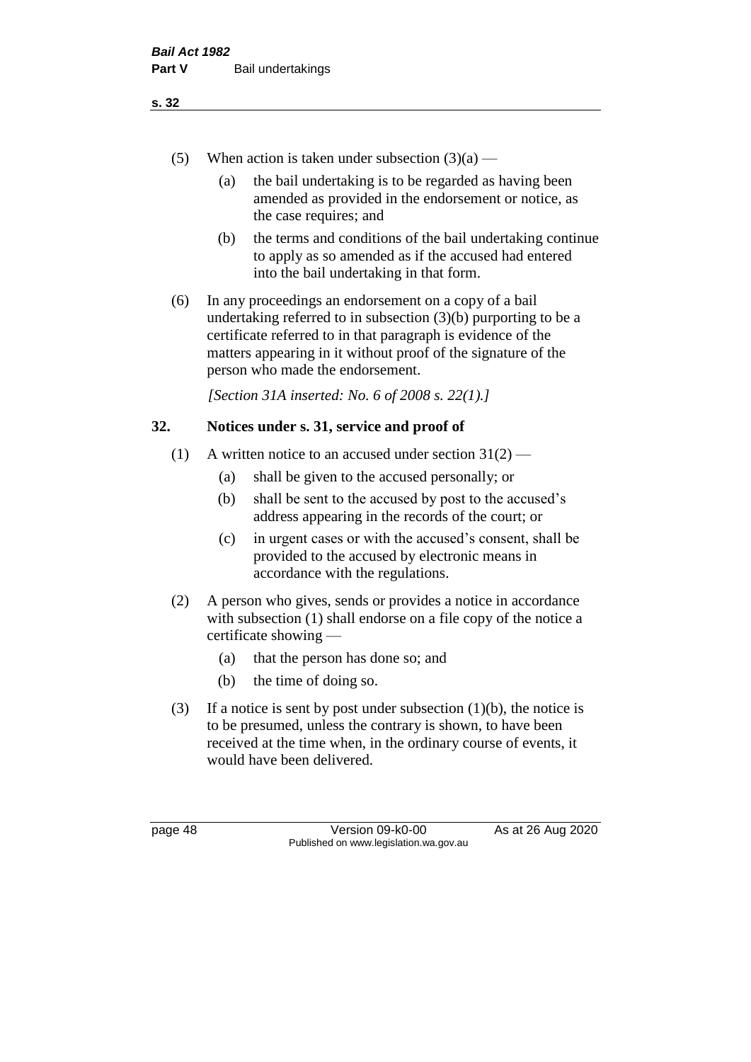(5) When action is taken under subsection (3)(a) —

(a) the bail undertaking is to be regarded as having been amended as provided in the endorsement or notice, as the case requires; and

(b) the terms and conditions of the bail undertaking continue to apply as so amended as if the accused had entered into the bail undertaking in that form.

(6) In any proceedings an endorsement on a copy of a bail undertaking referred to in subsection (3)(b) purporting to be a certificate referred to in that paragraph is evidence of the matters appearing in it without proof of the signature of the person who made the endorsement.

*[Section 31A inserted: No. 6 of 2008 s. 22(1).]*

## 32. Notices under s. 31, service and proof of

(1) A written notice to an accused under section 31(2) —

(a) shall be given to the accused personally; or

(b) shall be sent to the accused by post to the accused's address appearing in the records of the court; or

(c) in urgent cases or with the accused's consent, shall be provided to the accused by electronic means in accordance with the regulations.

(2) A person who gives, sends or provides a notice in accordance with subsection (1) shall endorse on a file copy of the notice a certificate showing —

(a) that the person has done so; and

(b) the time of doing so.

(3) If a notice is sent by post under subsection (1)(b), the notice is to be presumed, unless the contrary is shown, to have been received at the time when, in the ordinary course of events, it would have been delivered.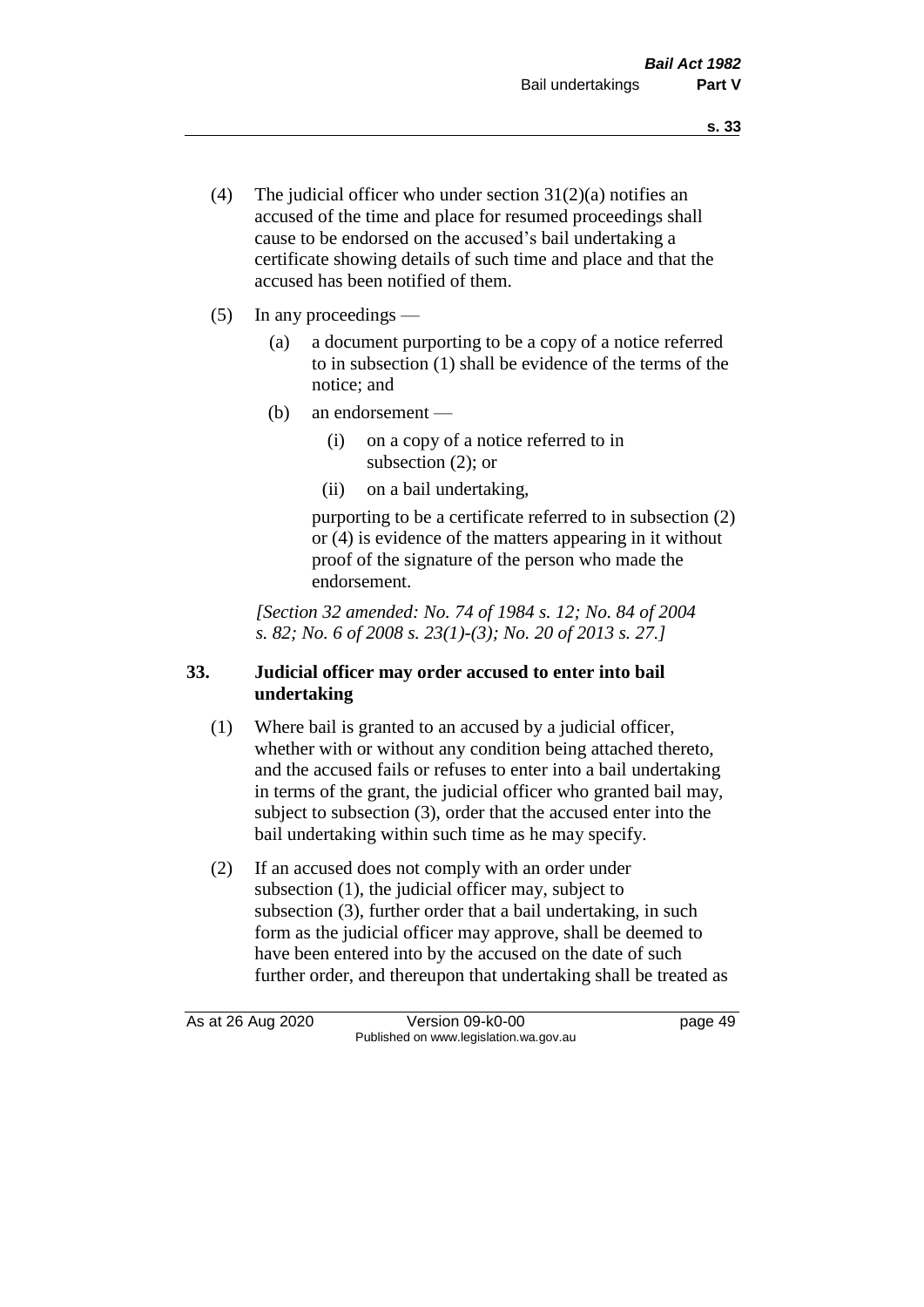(4) The judicial officer who under section 31(2)(a) notifies an accused of the time and place for resumed proceedings shall cause to be endorsed on the accused's bail undertaking a certificate showing details of such time and place and that the accused has been notified of them.

(5) In any proceedings —

  (a) a document purporting to be a copy of a notice referred to in subsection (1) shall be evidence of the terms of the notice; and

  (b) an endorsement —

    (i) on a copy of a notice referred to in subsection (2); or

    (ii) on a bail undertaking,

  purporting to be a certificate referred to in subsection (2) or (4) is evidence of the matters appearing in it without proof of the signature of the person who made the endorsement.

*[Section 32 amended: No. 74 of 1984 s. 12; No. 84 of 2004 s. 82; No. 6 of 2008 s. 23(1)-(3); No. 20 of 2013 s. 27.]*

### 33. Judicial officer may order accused to enter into bail undertaking

(1) Where bail is granted to an accused by a judicial officer, whether with or without any condition being attached thereto, and the accused fails or refuses to enter into a bail undertaking in terms of the grant, the judicial officer who granted bail may, subject to subsection (3), order that the accused enter into the bail undertaking within such time as he may specify.

(2) If an accused does not comply with an order under subsection (1), the judicial officer may, subject to subsection (3), further order that a bail undertaking, in such form as the judicial officer may approve, shall be deemed to have been entered into by the accused on the date of such further order, and thereupon that undertaking shall be treated as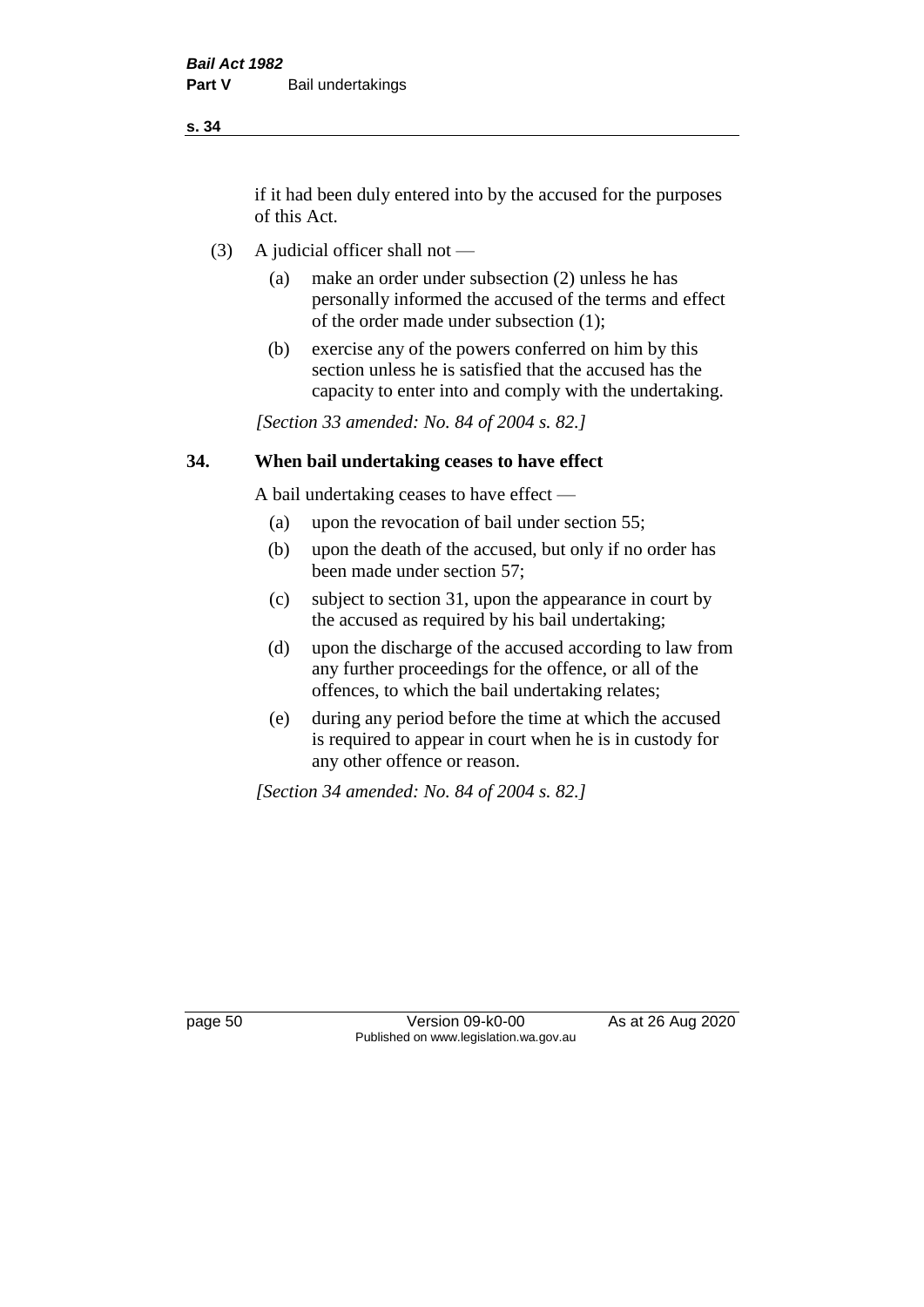if it had been duly entered into by the accused for the purposes of this Act.

(3) A judicial officer shall not —

(a) make an order under subsection (2) unless he has personally informed the accused of the terms and effect of the order made under subsection (1);

(b) exercise any of the powers conferred on him by this section unless he is satisfied that the accused has the capacity to enter into and comply with the undertaking.

*[Section 33 amended: No. 84 of 2004 s. 82.]*

## 34. When bail undertaking ceases to have effect

A bail undertaking ceases to have effect —

(a) upon the revocation of bail under section 55;

(b) upon the death of the accused, but only if no order has been made under section 57;

(c) subject to section 31, upon the appearance in court by the accused as required by his bail undertaking;

(d) upon the discharge of the accused according to law from any further proceedings for the offence, or all of the offences, to which the bail undertaking relates;

(e) during any period before the time at which the accused is required to appear in court when he is in custody for any other offence or reason.

*[Section 34 amended: No. 84 of 2004 s. 82.]*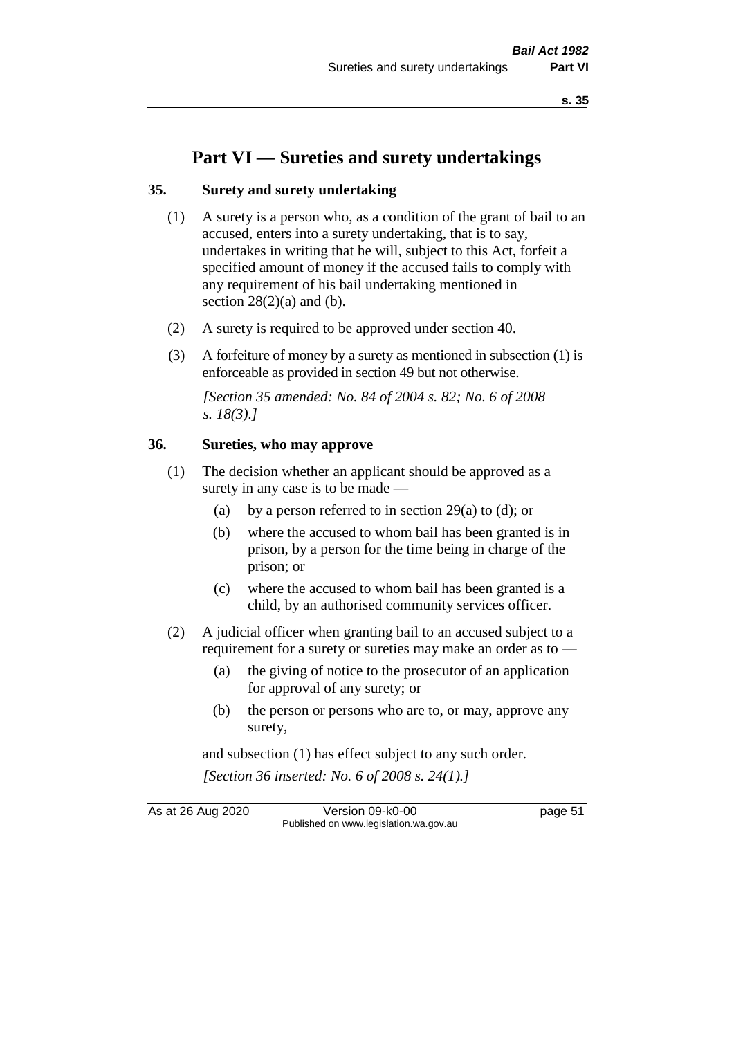# Part VI — Sureties and surety undertakings

## 35. Surety and surety undertaking

(1) A surety is a person who, as a condition of the grant of bail to an accused, enters into a surety undertaking, that is to say, undertakes in writing that he will, subject to this Act, forfeit a specified amount of money if the accused fails to comply with any requirement of his bail undertaking mentioned in section 28(2)(a) and (b).

(2) A surety is required to be approved under section 40.

(3) A forfeiture of money by a surety as mentioned in subsection (1) is enforceable as provided in section 49 but not otherwise.

*[Section 35 amended: No. 84 of 2004 s. 82; No. 6 of 2008 s. 18(3).]*

## 36. Sureties, who may approve

(1) The decision whether an applicant should be approved as a surety in any case is to be made —

- (a) by a person referred to in section 29(a) to (d); or
- (b) where the accused to whom bail has been granted is in prison, by a person for the time being in charge of the prison; or
- (c) where the accused to whom bail has been granted is a child, by an authorised community services officer.

(2) A judicial officer when granting bail to an accused subject to a requirement for a surety or sureties may make an order as to —

- (a) the giving of notice to the prosecutor of an application for approval of any surety; or
- (b) the person or persons who are to, or may, approve any surety,

and subsection (1) has effect subject to any such order.

*[Section 36 inserted: No. 6 of 2008 s. 24(1).]*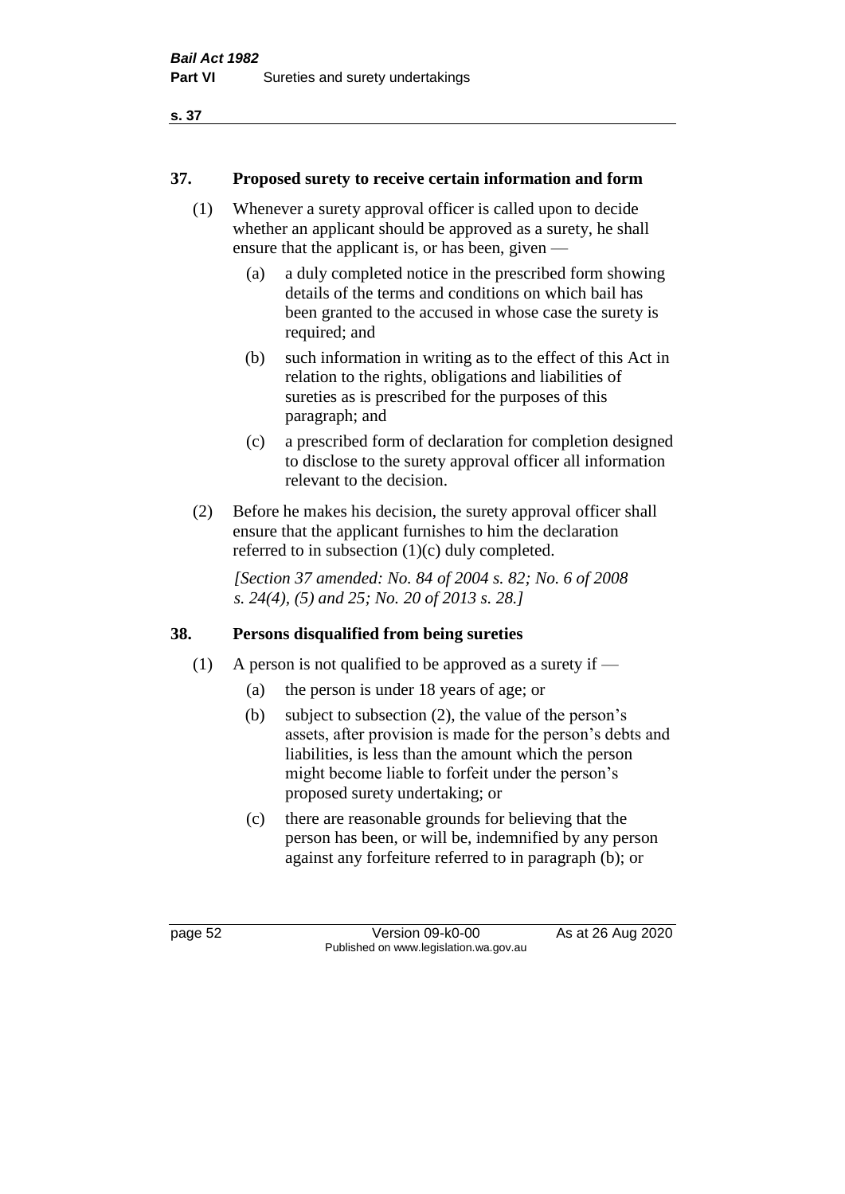## 37. Proposed surety to receive certain information and form

(1) Whenever a surety approval officer is called upon to decide whether an applicant should be approved as a surety, he shall ensure that the applicant is, or has been, given —

- (a) a duly completed notice in the prescribed form showing details of the terms and conditions on which bail has been granted to the accused in whose case the surety is required; and
- (b) such information in writing as to the effect of this Act in relation to the rights, obligations and liabilities of sureties as is prescribed for the purposes of this paragraph; and
- (c) a prescribed form of declaration for completion designed to disclose to the surety approval officer all information relevant to the decision.

(2) Before he makes his decision, the surety approval officer shall ensure that the applicant furnishes to him the declaration referred to in subsection (1)(c) duly completed.

*[Section 37 amended: No. 84 of 2004 s. 82; No. 6 of 2008 s. 24(4), (5) and 25; No. 20 of 2013 s. 28.]*

## 38. Persons disqualified from being sureties

(1) A person is not qualified to be approved as a surety if —

- (a) the person is under 18 years of age; or
- (b) subject to subsection (2), the value of the person's assets, after provision is made for the person's debts and liabilities, is less than the amount which the person might become liable to forfeit under the person's proposed surety undertaking; or
- (c) there are reasonable grounds for believing that the person has been, or will be, indemnified by any person against any forfeiture referred to in paragraph (b); or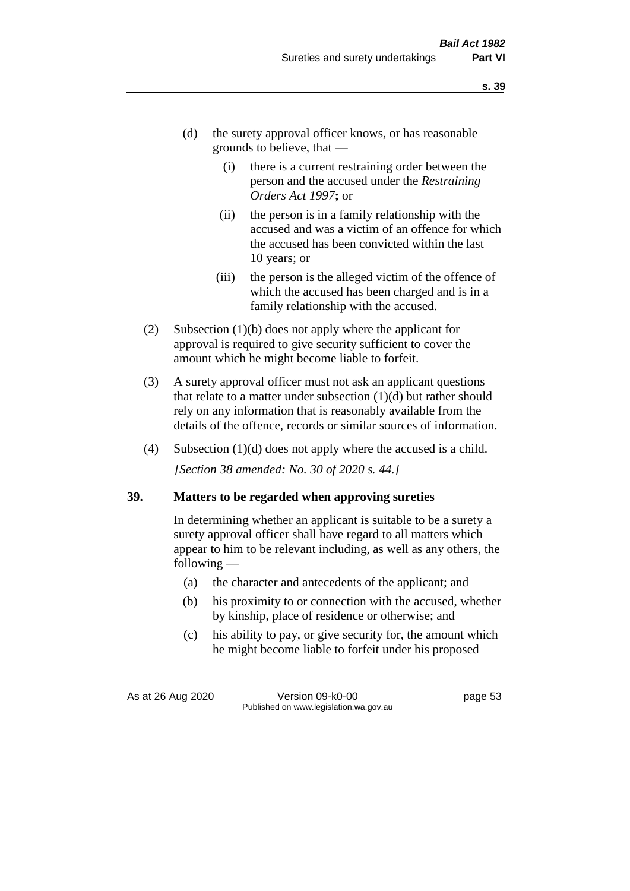(d) the surety approval officer knows, or has reasonable grounds to believe, that —

  (i) there is a current restraining order between the person and the accused under the *Restraining Orders Act 1997*; or

  (ii) the person is in a family relationship with the accused and was a victim of an offence for which the accused has been convicted within the last 10 years; or

  (iii) the person is the alleged victim of the offence of which the accused has been charged and is in a family relationship with the accused.

(2) Subsection (1)(b) does not apply where the applicant for approval is required to give security sufficient to cover the amount which he might become liable to forfeit.

(3) A surety approval officer must not ask an applicant questions that relate to a matter under subsection (1)(d) but rather should rely on any information that is reasonably available from the details of the offence, records or similar sources of information.

(4) Subsection (1)(d) does not apply where the accused is a child.

*[Section 38 amended: No. 30 of 2020 s. 44.]*

**39. Matters to be regarded when approving sureties**

In determining whether an applicant is suitable to be a surety a surety approval officer shall have regard to all matters which appear to him to be relevant including, as well as any others, the following —

(a) the character and antecedents of the applicant; and

(b) his proximity to or connection with the accused, whether by kinship, place of residence or otherwise; and

(c) his ability to pay, or give security for, the amount which he might become liable to forfeit under his proposed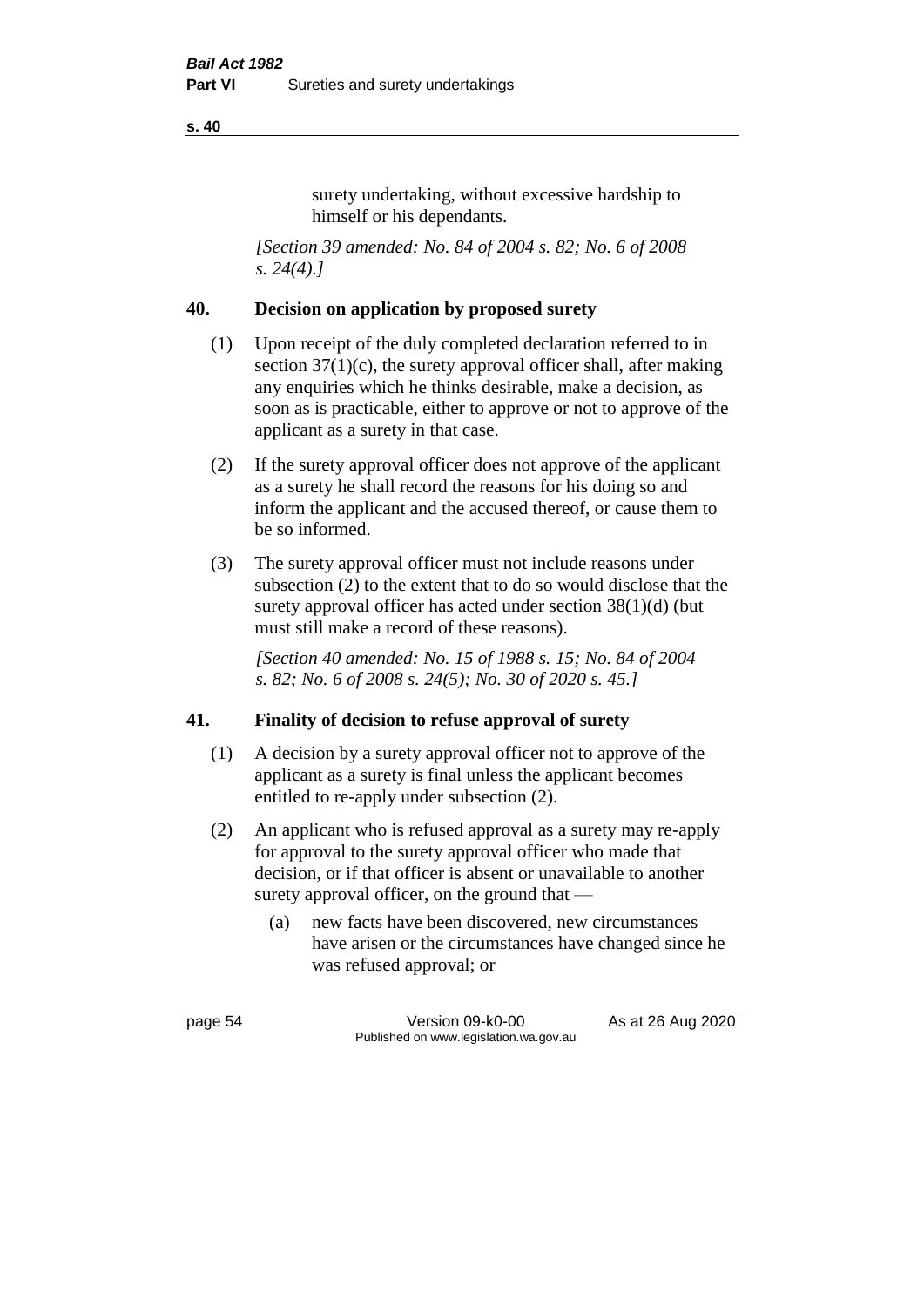surety undertaking, without excessive hardship to himself or his dependants.

*[Section 39 amended: No. 84 of 2004 s. 82; No. 6 of 2008 s. 24(4).]*

## 40. Decision on application by proposed surety

(1) Upon receipt of the duly completed declaration referred to in section 37(1)(c), the surety approval officer shall, after making any enquiries which he thinks desirable, make a decision, as soon as is practicable, either to approve or not to approve of the applicant as a surety in that case.

(2) If the surety approval officer does not approve of the applicant as a surety he shall record the reasons for his doing so and inform the applicant and the accused thereof, or cause them to be so informed.

(3) The surety approval officer must not include reasons under subsection (2) to the extent that to do so would disclose that the surety approval officer has acted under section 38(1)(d) (but must still make a record of these reasons).

*[Section 40 amended: No. 15 of 1988 s. 15; No. 84 of 2004 s. 82; No. 6 of 2008 s. 24(5); No. 30 of 2020 s. 45.]*

## 41. Finality of decision to refuse approval of surety

(1) A decision by a surety approval officer not to approve of the applicant as a surety is final unless the applicant becomes entitled to re-apply under subsection (2).

(2) An applicant who is refused approval as a surety may re-apply for approval to the surety approval officer who made that decision, or if that officer is absent or unavailable to another surety approval officer, on the ground that —

  (a) new facts have been discovered, new circumstances have arisen or the circumstances have changed since he was refused approval; or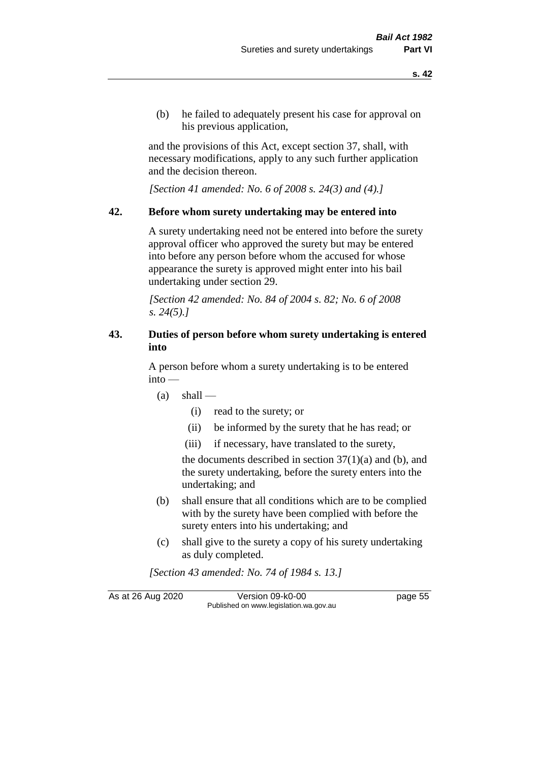(b) he failed to adequately present his case for approval on his previous application,

and the provisions of this Act, except section 37, shall, with necessary modifications, apply to any such further application and the decision thereon.

*[Section 41 amended: No. 6 of 2008 s. 24(3) and (4).]*

## 42. Before whom surety undertaking may be entered into

A surety undertaking need not be entered into before the surety approval officer who approved the surety but may be entered into before any person before whom the accused for whose appearance the surety is approved might enter into his bail undertaking under section 29.

*[Section 42 amended: No. 84 of 2004 s. 82; No. 6 of 2008 s. 24(5).]*

## 43. Duties of person before whom surety undertaking is entered into

A person before whom a surety undertaking is to be entered into —

(a) shall —

   (i) read to the surety; or

   (ii) be informed by the surety that he has read; or

   (iii) if necessary, have translated to the surety,

   the documents described in section 37(1)(a) and (b), and the surety undertaking, before the surety enters into the undertaking; and

(b) shall ensure that all conditions which are to be complied with by the surety have been complied with before the surety enters into his undertaking; and

(c) shall give to the surety a copy of his surety undertaking as duly completed.

*[Section 43 amended: No. 74 of 1984 s. 13.]*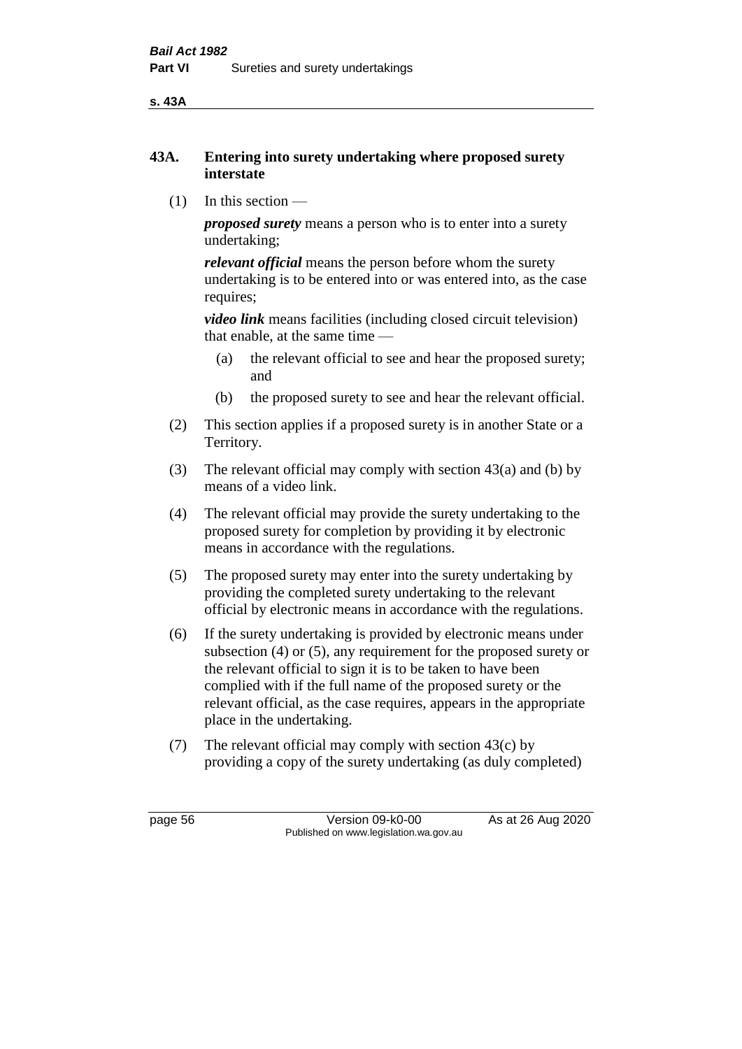## 43A. Entering into surety undertaking where proposed surety interstate

(1) In this section —

***proposed surety*** means a person who is to enter into a surety undertaking;

***relevant official*** means the person before whom the surety undertaking is to be entered into or was entered into, as the case requires;

***video link*** means facilities (including closed circuit television) that enable, at the same time —

- (a) the relevant official to see and hear the proposed surety; and
- (b) the proposed surety to see and hear the relevant official.

(2) This section applies if a proposed surety is in another State or a Territory.

(3) The relevant official may comply with section 43(a) and (b) by means of a video link.

(4) The relevant official may provide the surety undertaking to the proposed surety for completion by providing it by electronic means in accordance with the regulations.

(5) The proposed surety may enter into the surety undertaking by providing the completed surety undertaking to the relevant official by electronic means in accordance with the regulations.

(6) If the surety undertaking is provided by electronic means under subsection (4) or (5), any requirement for the proposed surety or the relevant official to sign it is to be taken to have been complied with if the full name of the proposed surety or the relevant official, as the case requires, appears in the appropriate place in the undertaking.

(7) The relevant official may comply with section 43(c) by providing a copy of the surety undertaking (as duly completed)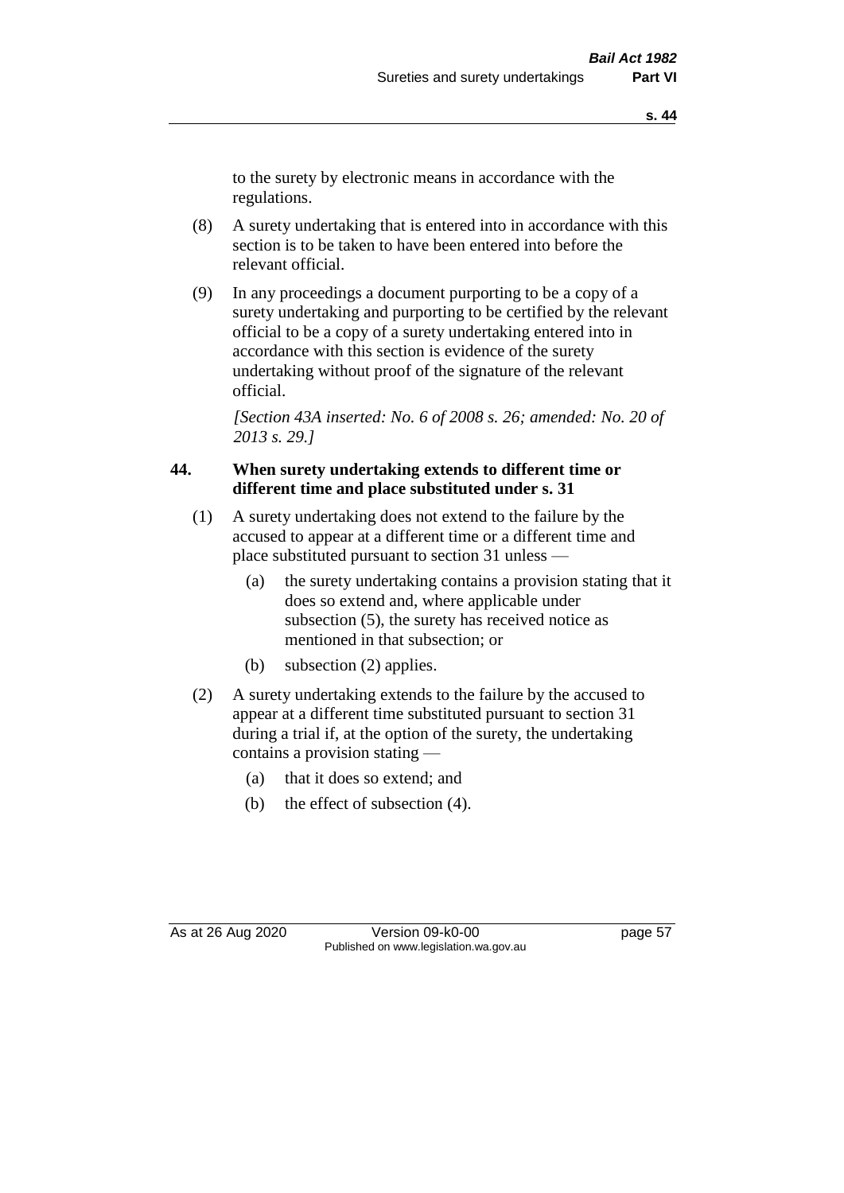to the surety by electronic means in accordance with the regulations.

(8) A surety undertaking that is entered into in accordance with this section is to be taken to have been entered into before the relevant official.

(9) In any proceedings a document purporting to be a copy of a surety undertaking and purporting to be certified by the relevant official to be a copy of a surety undertaking entered into in accordance with this section is evidence of the surety undertaking without proof of the signature of the relevant official.

*[Section 43A inserted: No. 6 of 2008 s. 26; amended: No. 20 of 2013 s. 29.]*

### 44. When surety undertaking extends to different time or different time and place substituted under s. 31

(1) A surety undertaking does not extend to the failure by the accused to appear at a different time or a different time and place substituted pursuant to section 31 unless —

(a) the surety undertaking contains a provision stating that it does so extend and, where applicable under subsection (5), the surety has received notice as mentioned in that subsection; or

(b) subsection (2) applies.

(2) A surety undertaking extends to the failure by the accused to appear at a different time substituted pursuant to section 31 during a trial if, at the option of the surety, the undertaking contains a provision stating —

(a) that it does so extend; and

(b) the effect of subsection (4).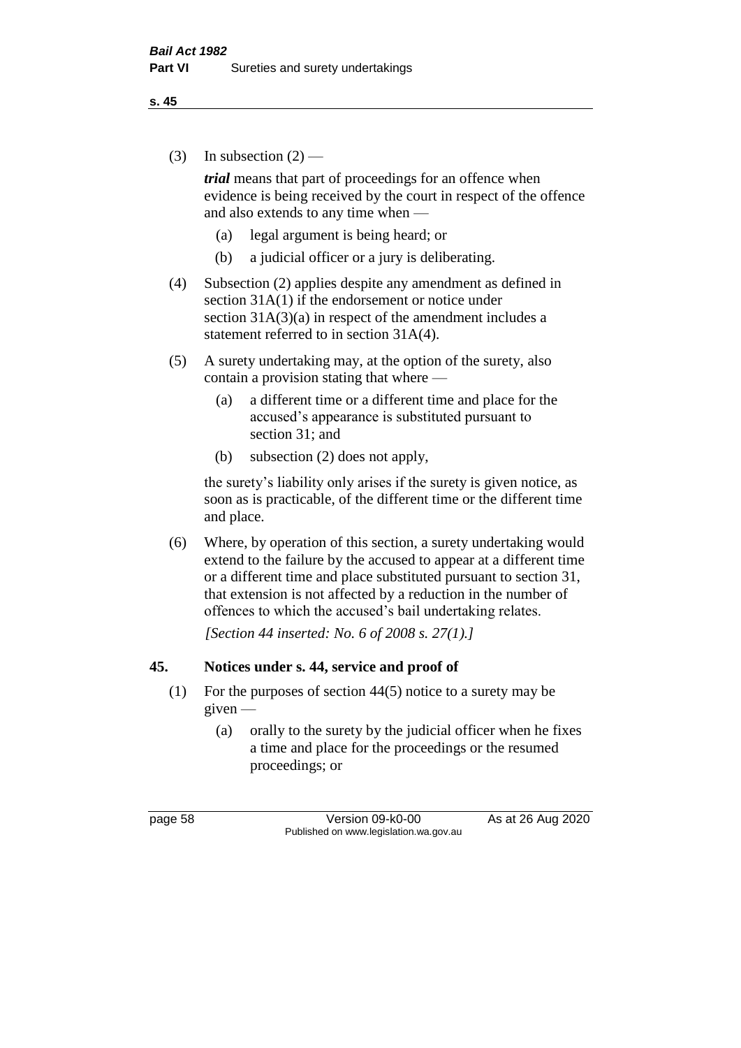(3) In subsection (2) —

***trial*** means that part of proceedings for an offence when evidence is being received by the court in respect of the offence and also extends to any time when —

   (a) legal argument is being heard; or

   (b) a judicial officer or a jury is deliberating.

(4) Subsection (2) applies despite any amendment as defined in section 31A(1) if the endorsement or notice under section 31A(3)(a) in respect of the amendment includes a statement referred to in section 31A(4).

(5) A surety undertaking may, at the option of the surety, also contain a provision stating that where —

   (a) a different time or a different time and place for the accused's appearance is substituted pursuant to section 31; and

   (b) subsection (2) does not apply,

the surety's liability only arises if the surety is given notice, as soon as is practicable, of the different time or the different time and place.

(6) Where, by operation of this section, a surety undertaking would extend to the failure by the accused to appear at a different time or a different time and place substituted pursuant to section 31, that extension is not affected by a reduction in the number of offences to which the accused's bail undertaking relates.

*[Section 44 inserted: No. 6 of 2008 s. 27(1).]*

## 45. Notices under s. 44, service and proof of

(1) For the purposes of section 44(5) notice to a surety may be given —

   (a) orally to the surety by the judicial officer when he fixes a time and place for the proceedings or the resumed proceedings; or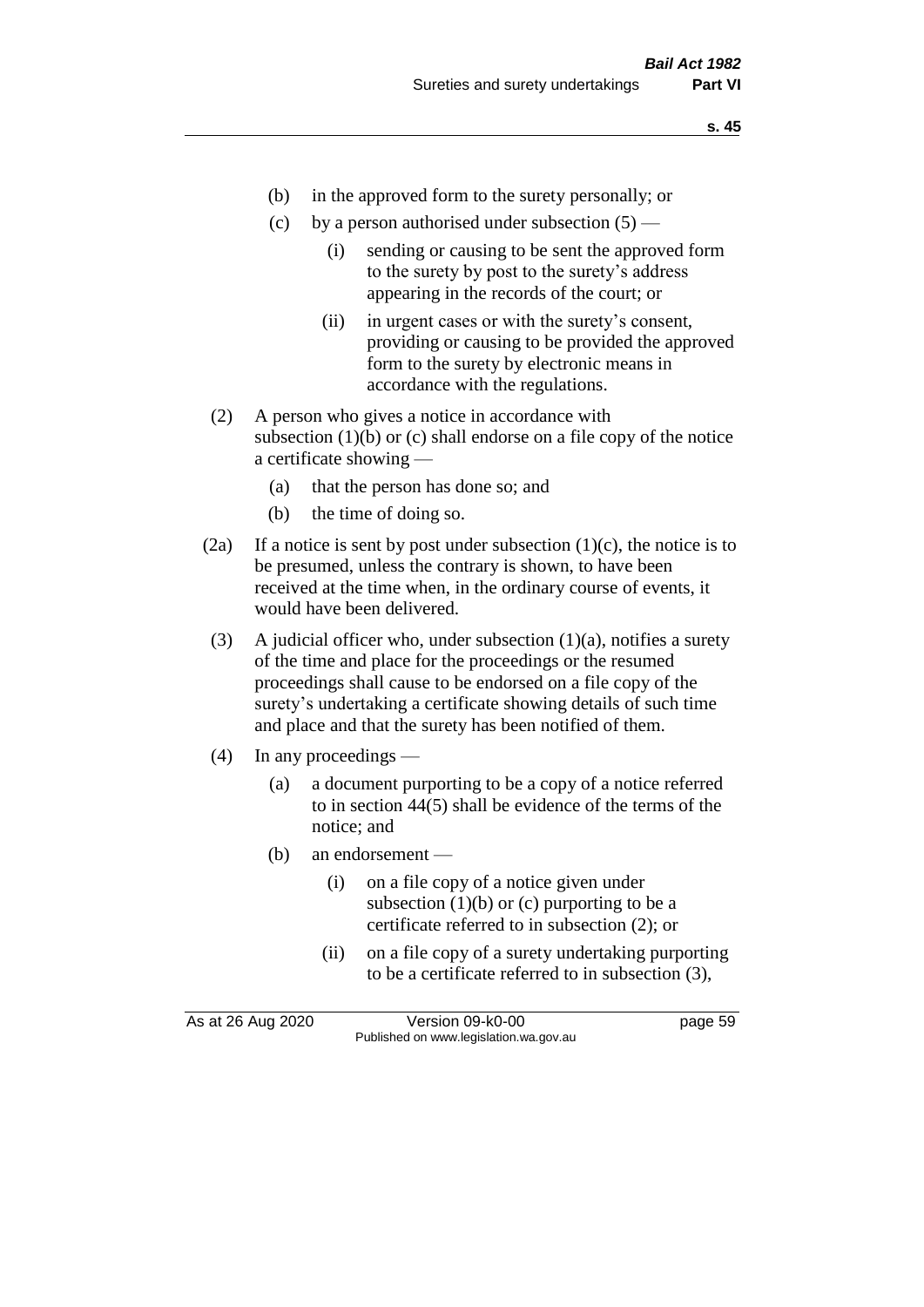- (b) in the approved form to the surety personally; or
- (c) by a person authorised under subsection (5) —
  - (i) sending or causing to be sent the approved form to the surety by post to the surety's address appearing in the records of the court; or
  - (ii) in urgent cases or with the surety's consent, providing or causing to be provided the approved form to the surety by electronic means in accordance with the regulations.

(2) A person who gives a notice in accordance with subsection (1)(b) or (c) shall endorse on a file copy of the notice a certificate showing —

- (a) that the person has done so; and
- (b) the time of doing so.

(2a) If a notice is sent by post under subsection (1)(c), the notice is to be presumed, unless the contrary is shown, to have been received at the time when, in the ordinary course of events, it would have been delivered.

(3) A judicial officer who, under subsection (1)(a), notifies a surety of the time and place for the proceedings or the resumed proceedings shall cause to be endorsed on a file copy of the surety's undertaking a certificate showing details of such time and place and that the surety has been notified of them.

(4) In any proceedings —

- (a) a document purporting to be a copy of a notice referred to in section 44(5) shall be evidence of the terms of the notice; and
- (b) an endorsement —
  - (i) on a file copy of a notice given under subsection (1)(b) or (c) purporting to be a certificate referred to in subsection (2); or
  - (ii) on a file copy of a surety undertaking purporting to be a certificate referred to in subsection (3),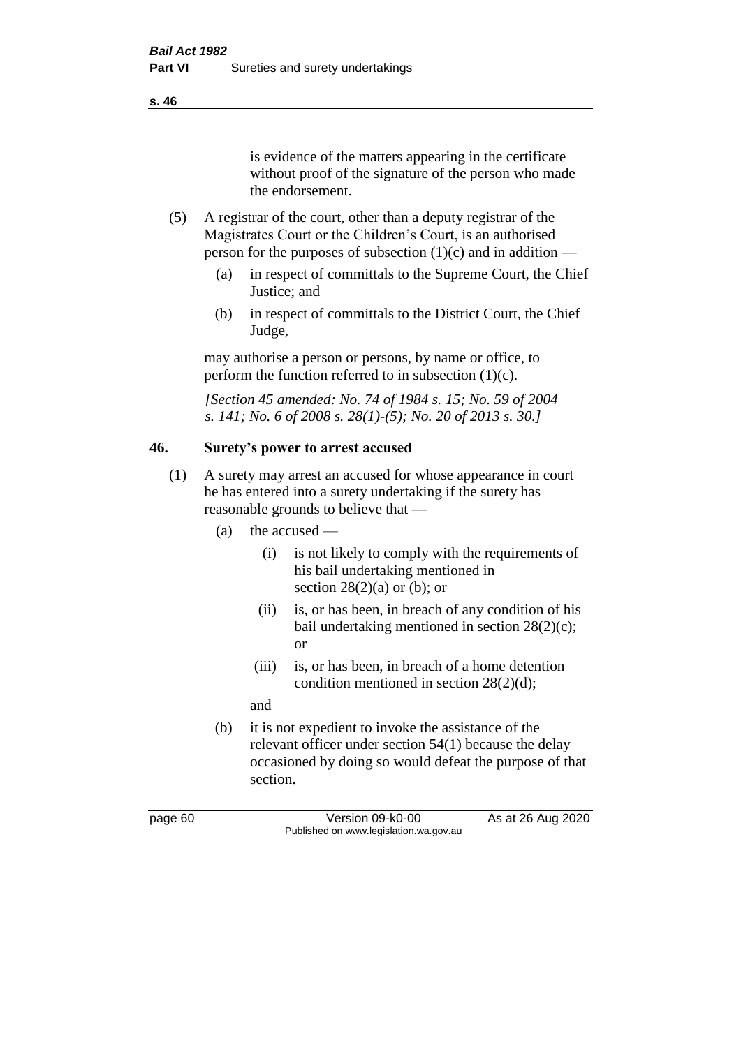is evidence of the matters appearing in the certificate without proof of the signature of the person who made the endorsement.

(5) A registrar of the court, other than a deputy registrar of the Magistrates Court or the Children's Court, is an authorised person for the purposes of subsection (1)(c) and in addition —

- (a) in respect of committals to the Supreme Court, the Chief Justice; and
- (b) in respect of committals to the District Court, the Chief Judge,

may authorise a person or persons, by name or office, to perform the function referred to in subsection (1)(c).

*[Section 45 amended: No. 74 of 1984 s. 15; No. 59 of 2004 s. 141; No. 6 of 2008 s. 28(1)-(5); No. 20 of 2013 s. 30.]*

## 46. Surety's power to arrest accused

(1) A surety may arrest an accused for whose appearance in court he has entered into a surety undertaking if the surety has reasonable grounds to believe that —

- (a) the accused —
  - (i) is not likely to comply with the requirements of his bail undertaking mentioned in section 28(2)(a) or (b); or
  - (ii) is, or has been, in breach of any condition of his bail undertaking mentioned in section 28(2)(c); or
  - (iii) is, or has been, in breach of a home detention condition mentioned in section 28(2)(d);

  and
- (b) it is not expedient to invoke the assistance of the relevant officer under section 54(1) because the delay occasioned by doing so would defeat the purpose of that section.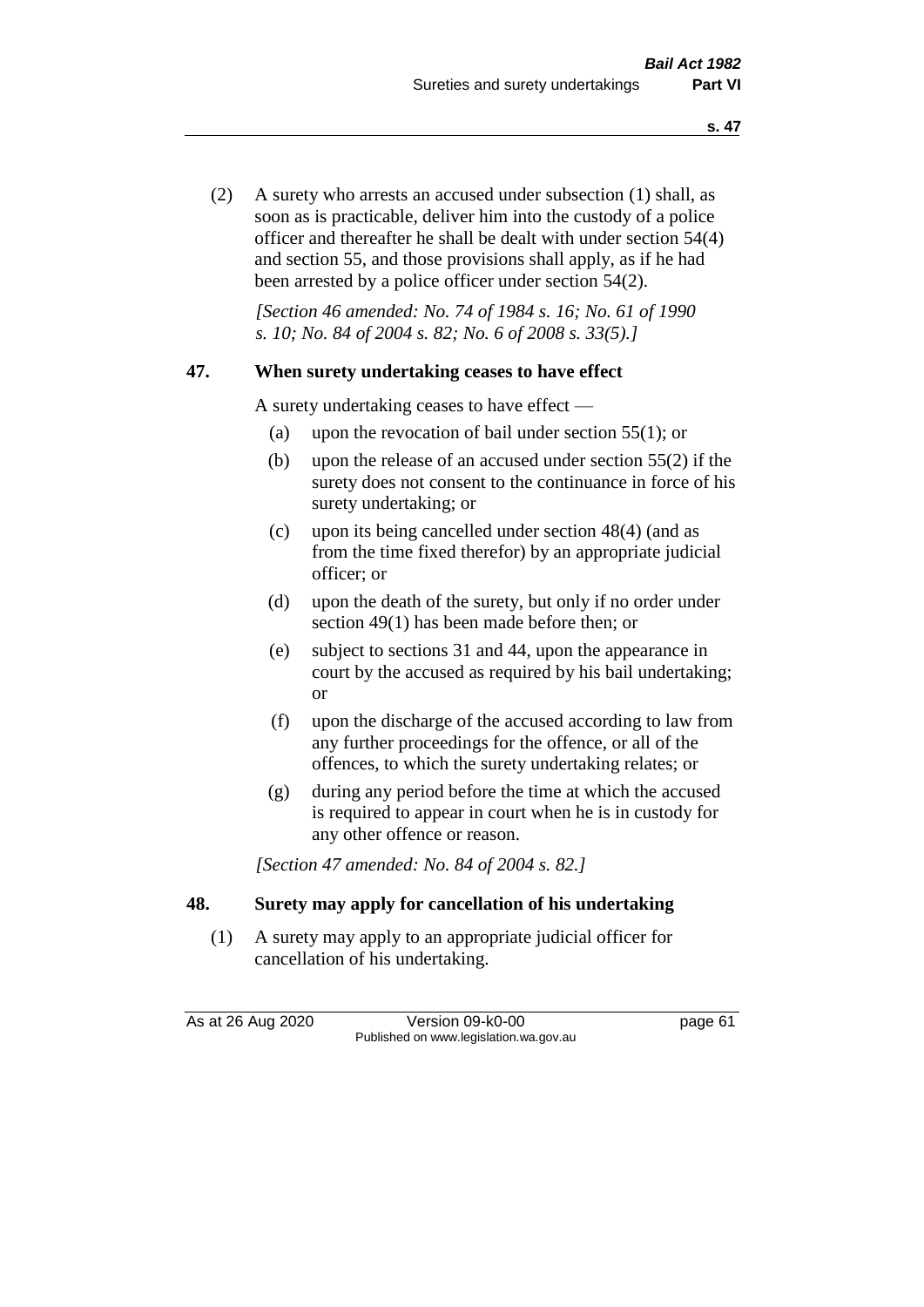(2) A surety who arrests an accused under subsection (1) shall, as soon as is practicable, deliver him into the custody of a police officer and thereafter he shall be dealt with under section 54(4) and section 55, and those provisions shall apply, as if he had been arrested by a police officer under section 54(2).

*[Section 46 amended: No. 74 of 1984 s. 16; No. 61 of 1990 s. 10; No. 84 of 2004 s. 82; No. 6 of 2008 s. 33(5).]*

## 47. When surety undertaking ceases to have effect

A surety undertaking ceases to have effect —

(a) upon the revocation of bail under section 55(1); or

(b) upon the release of an accused under section 55(2) if the surety does not consent to the continuance in force of his surety undertaking; or

(c) upon its being cancelled under section 48(4) (and as from the time fixed therefor) by an appropriate judicial officer; or

(d) upon the death of the surety, but only if no order under section 49(1) has been made before then; or

(e) subject to sections 31 and 44, upon the appearance in court by the accused as required by his bail undertaking; or

(f) upon the discharge of the accused according to law from any further proceedings for the offence, or all of the offences, to which the surety undertaking relates; or

(g) during any period before the time at which the accused is required to appear in court when he is in custody for any other offence or reason.

*[Section 47 amended: No. 84 of 2004 s. 82.]*

## 48. Surety may apply for cancellation of his undertaking

(1) A surety may apply to an appropriate judicial officer for cancellation of his undertaking.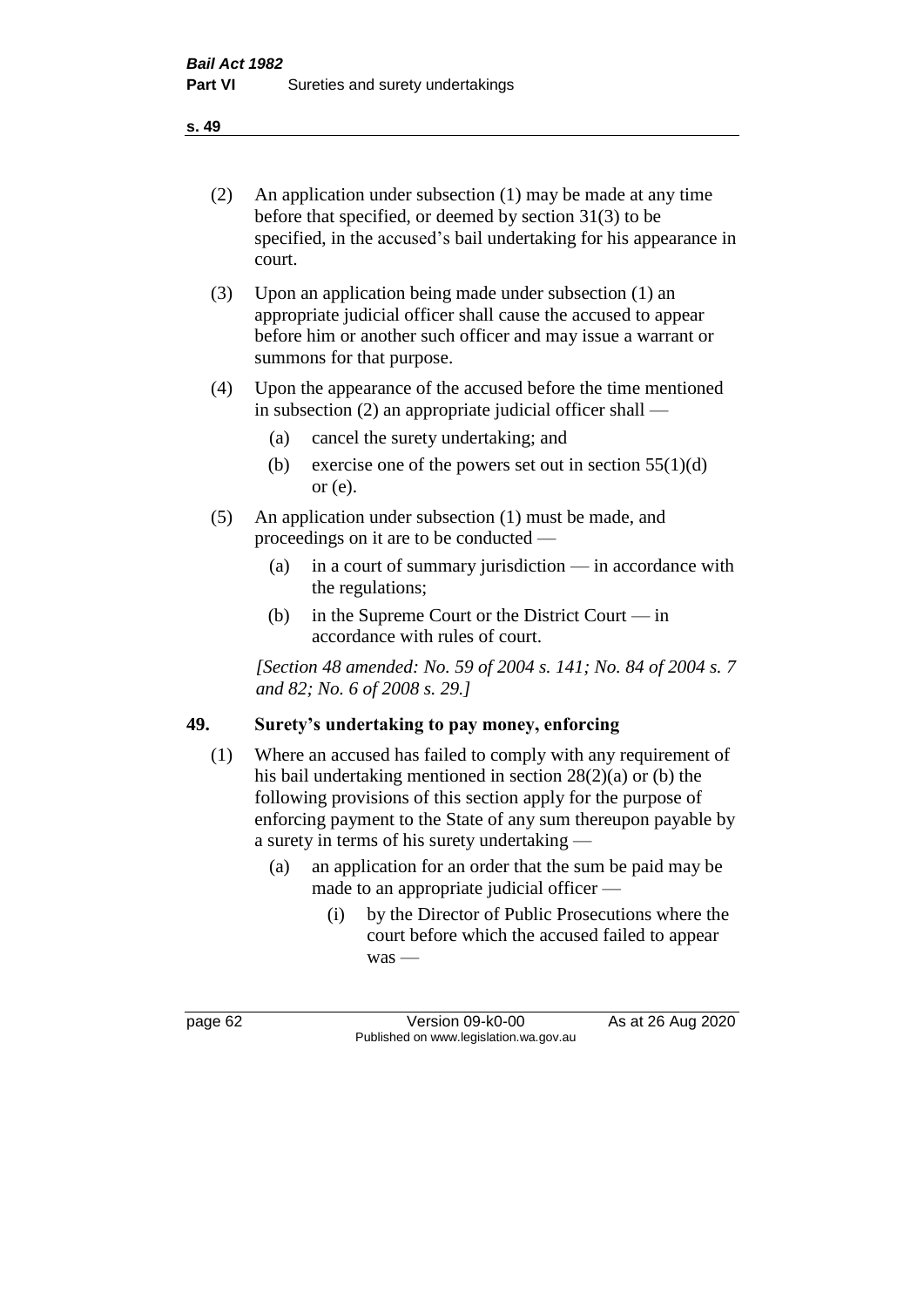(2) An application under subsection (1) may be made at any time before that specified, or deemed by section 31(3) to be specified, in the accused's bail undertaking for his appearance in court.

(3) Upon an application being made under subsection (1) an appropriate judicial officer shall cause the accused to appear before him or another such officer and may issue a warrant or summons for that purpose.

(4) Upon the appearance of the accused before the time mentioned in subsection (2) an appropriate judicial officer shall —

 (a) cancel the surety undertaking; and

 (b) exercise one of the powers set out in section 55(1)(d) or (e).

(5) An application under subsection (1) must be made, and proceedings on it are to be conducted —

 (a) in a court of summary jurisdiction — in accordance with the regulations;

 (b) in the Supreme Court or the District Court — in accordance with rules of court.

*[Section 48 amended: No. 59 of 2004 s. 141; No. 84 of 2004 s. 7 and 82; No. 6 of 2008 s. 29.]*

## 49. Surety's undertaking to pay money, enforcing

(1) Where an accused has failed to comply with any requirement of his bail undertaking mentioned in section 28(2)(a) or (b) the following provisions of this section apply for the purpose of enforcing payment to the State of any sum thereupon payable by a surety in terms of his surety undertaking —

 (a) an application for an order that the sum be paid may be made to an appropriate judicial officer —

  (i) by the Director of Public Prosecutions where the court before which the accused failed to appear was —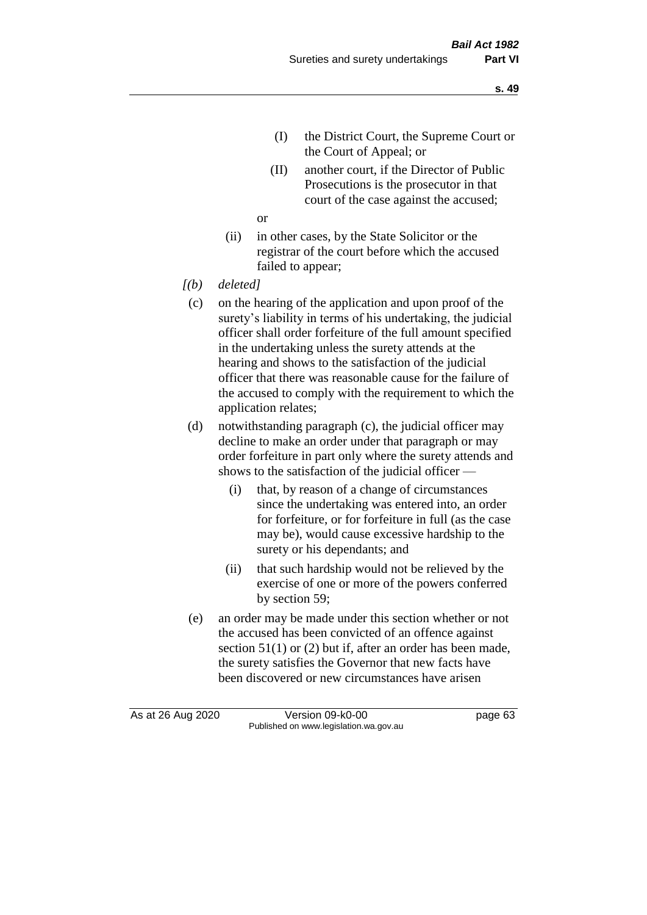(I) the District Court, the Supreme Court or the Court of Appeal; or

(II) another court, if the Director of Public Prosecutions is the prosecutor in that court of the case against the accused;

or

(ii) in other cases, by the State Solicitor or the registrar of the court before which the accused failed to appear;

*[(b) deleted]*

(c) on the hearing of the application and upon proof of the surety's liability in terms of his undertaking, the judicial officer shall order forfeiture of the full amount specified in the undertaking unless the surety attends at the hearing and shows to the satisfaction of the judicial officer that there was reasonable cause for the failure of the accused to comply with the requirement to which the application relates;

(d) notwithstanding paragraph (c), the judicial officer may decline to make an order under that paragraph or may order forfeiture in part only where the surety attends and shows to the satisfaction of the judicial officer —

(i) that, by reason of a change of circumstances since the undertaking was entered into, an order for forfeiture, or for forfeiture in full (as the case may be), would cause excessive hardship to the surety or his dependants; and

(ii) that such hardship would not be relieved by the exercise of one or more of the powers conferred by section 59;

(e) an order may be made under this section whether or not the accused has been convicted of an offence against section 51(1) or (2) but if, after an order has been made, the surety satisfies the Governor that new facts have been discovered or new circumstances have arisen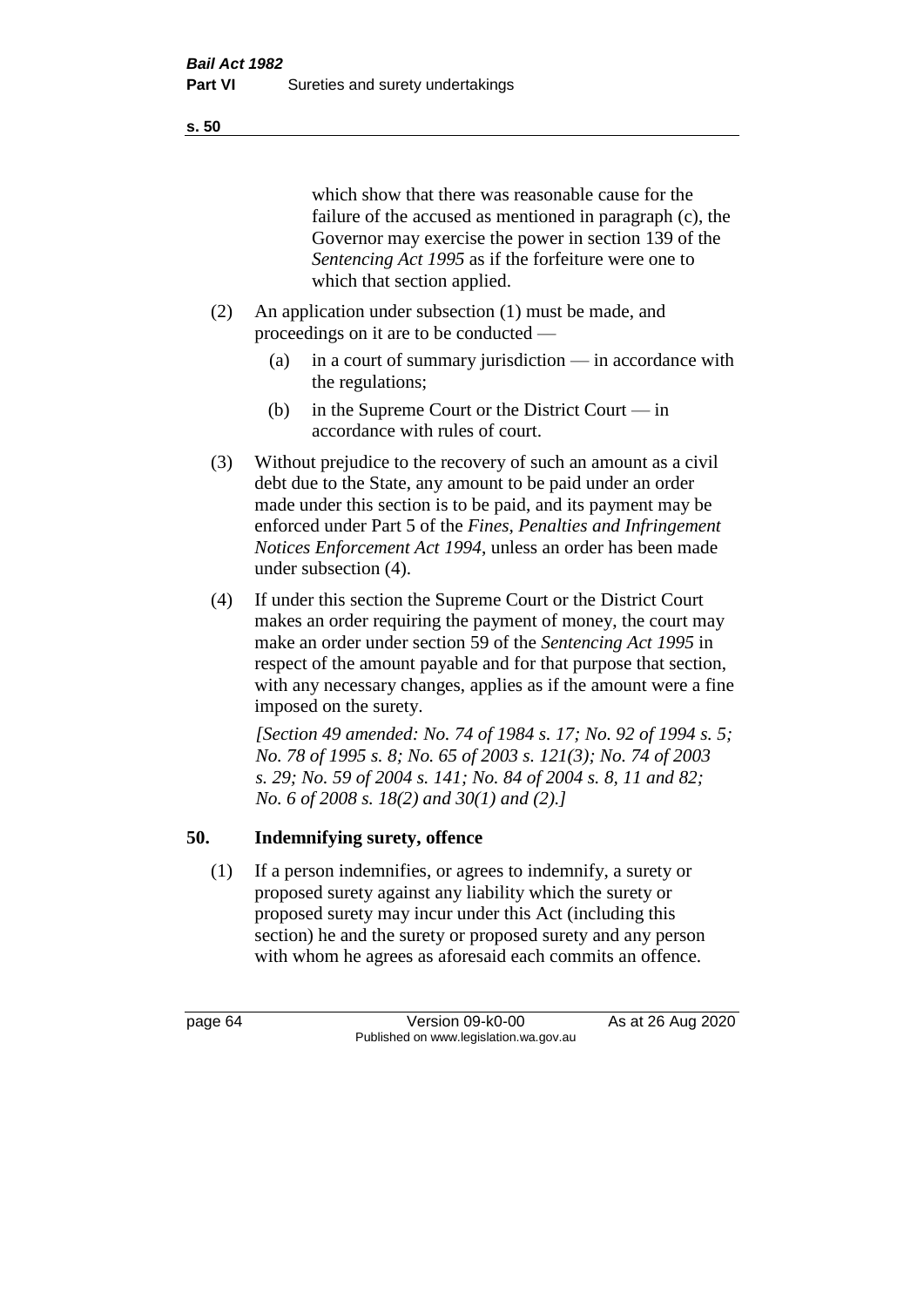which show that there was reasonable cause for the failure of the accused as mentioned in paragraph (c), the Governor may exercise the power in section 139 of the *Sentencing Act 1995* as if the forfeiture were one to which that section applied.

(2) An application under subsection (1) must be made, and proceedings on it are to be conducted —

(a) in a court of summary jurisdiction — in accordance with the regulations;

(b) in the Supreme Court or the District Court — in accordance with rules of court.

(3) Without prejudice to the recovery of such an amount as a civil debt due to the State, any amount to be paid under an order made under this section is to be paid, and its payment may be enforced under Part 5 of the *Fines, Penalties and Infringement Notices Enforcement Act 1994*, unless an order has been made under subsection (4).

(4) If under this section the Supreme Court or the District Court makes an order requiring the payment of money, the court may make an order under section 59 of the *Sentencing Act 1995* in respect of the amount payable and for that purpose that section, with any necessary changes, applies as if the amount were a fine imposed on the surety.

*[Section 49 amended: No. 74 of 1984 s. 17; No. 92 of 1994 s. 5; No. 78 of 1995 s. 8; No. 65 of 2003 s. 121(3); No. 74 of 2003 s. 29; No. 59 of 2004 s. 141; No. 84 of 2004 s. 8, 11 and 82; No. 6 of 2008 s. 18(2) and 30(1) and (2).]*

## 50. Indemnifying surety, offence

(1) If a person indemnifies, or agrees to indemnify, a surety or proposed surety against any liability which the surety or proposed surety may incur under this Act (including this section) he and the surety or proposed surety and any person with whom he agrees as aforesaid each commits an offence.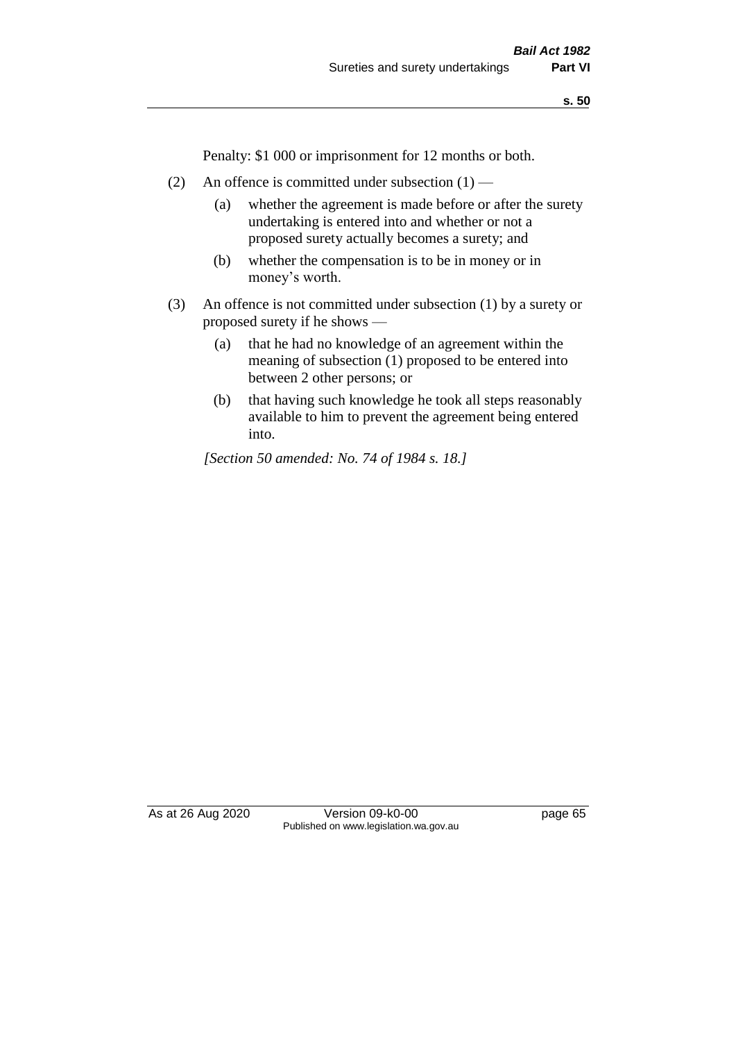Penalty: $1 000 or imprisonment for 12 months or both.

(2) An offence is committed under subsection (1) —

(a) whether the agreement is made before or after the surety undertaking is entered into and whether or not a proposed surety actually becomes a surety; and

(b) whether the compensation is to be in money or in money's worth.

(3) An offence is not committed under subsection (1) by a surety or proposed surety if he shows —

(a) that he had no knowledge of an agreement within the meaning of subsection (1) proposed to be entered into between 2 other persons; or

(b) that having such knowledge he took all steps reasonably available to him to prevent the agreement being entered into.

*[Section 50 amended: No. 74 of 1984 s. 18.]*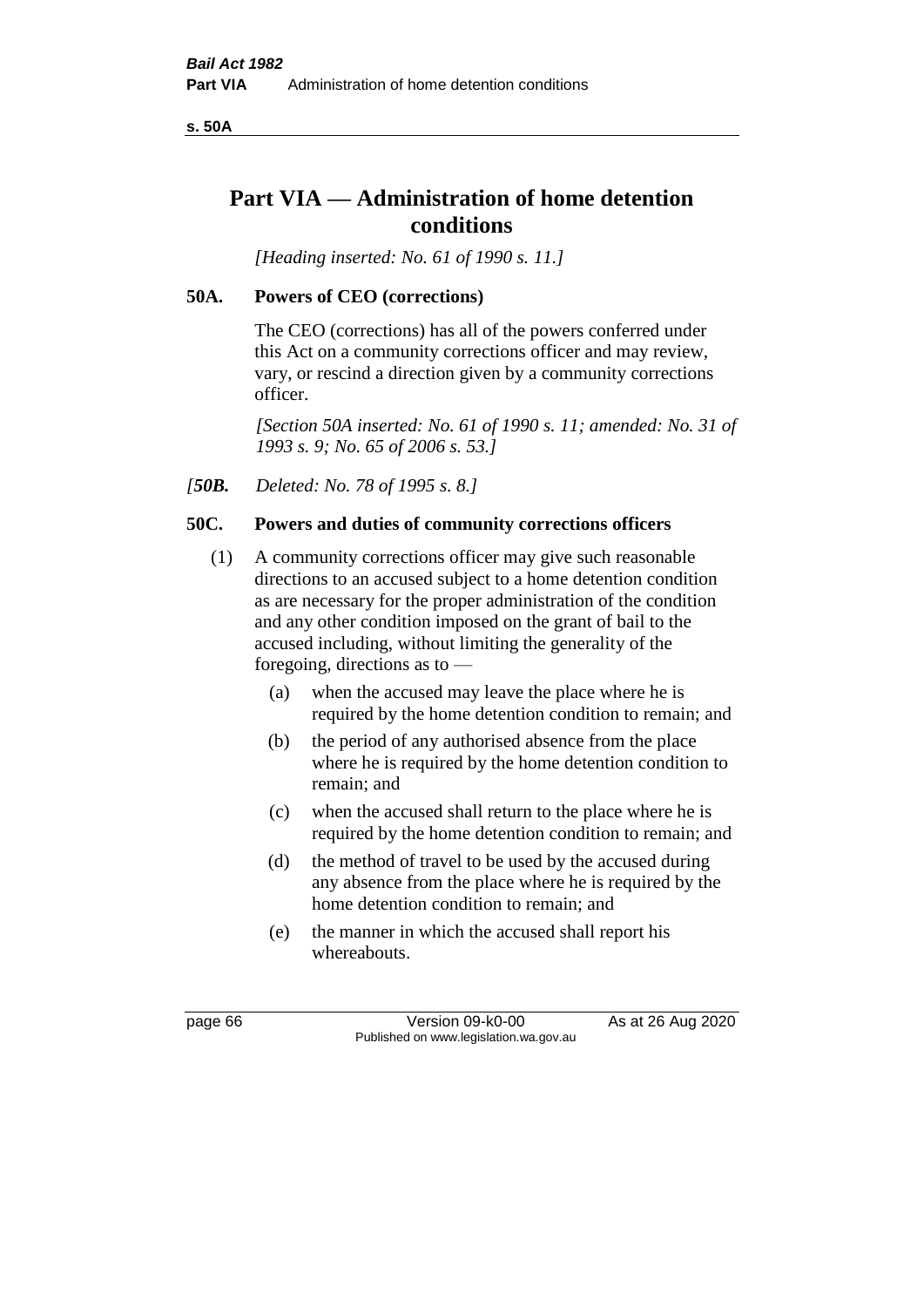# Part VIA — Administration of home detention conditions

*[Heading inserted: No. 61 of 1990 s. 11.]*

### 50A. Powers of CEO (corrections)

The CEO (corrections) has all of the powers conferred under this Act on a community corrections officer and may review, vary, or rescind a direction given by a community corrections officer.

*[Section 50A inserted: No. 61 of 1990 s. 11; amended: No. 31 of 1993 s. 9; No. 65 of 2006 s. 53.]*

*[**50B.** Deleted: No. 78 of 1995 s. 8.]*

### 50C. Powers and duties of community corrections officers

(1) A community corrections officer may give such reasonable directions to an accused subject to a home detention condition as are necessary for the proper administration of the condition and any other condition imposed on the grant of bail to the accused including, without limiting the generality of the foregoing, directions as to —

- (a) when the accused may leave the place where he is required by the home detention condition to remain; and
- (b) the period of any authorised absence from the place where he is required by the home detention condition to remain; and
- (c) when the accused shall return to the place where he is required by the home detention condition to remain; and
- (d) the method of travel to be used by the accused during any absence from the place where he is required by the home detention condition to remain; and
- (e) the manner in which the accused shall report his whereabouts.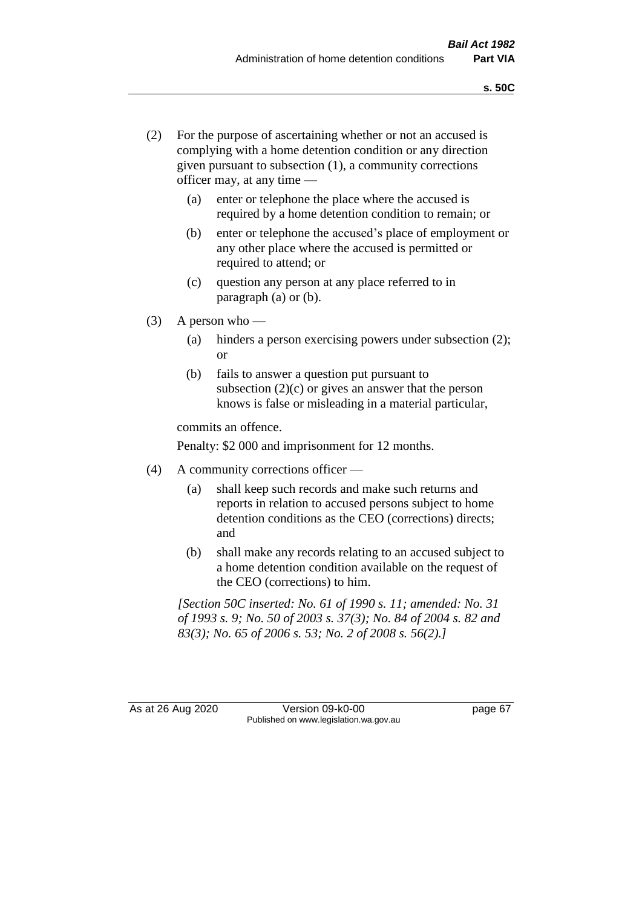(2) For the purpose of ascertaining whether or not an accused is complying with a home detention condition or any direction given pursuant to subsection (1), a community corrections officer may, at any time —

  (a) enter or telephone the place where the accused is required by a home detention condition to remain; or

  (b) enter or telephone the accused's place of employment or any other place where the accused is permitted or required to attend; or

  (c) question any person at any place referred to in paragraph (a) or (b).

(3) A person who —

  (a) hinders a person exercising powers under subsection (2); or

  (b) fails to answer a question put pursuant to subsection (2)(c) or gives an answer that the person knows is false or misleading in a material particular,

commits an offence.

Penalty: $2 000 and imprisonment for 12 months.

(4) A community corrections officer —

  (a) shall keep such records and make such returns and reports in relation to accused persons subject to home detention conditions as the CEO (corrections) directs; and

  (b) shall make any records relating to an accused subject to a home detention condition available on the request of the CEO (corrections) to him.

*[Section 50C inserted: No. 61 of 1990 s. 11; amended: No. 31 of 1993 s. 9; No. 50 of 2003 s. 37(3); No. 84 of 2004 s. 82 and 83(3); No. 65 of 2006 s. 53; No. 2 of 2008 s. 56(2).]*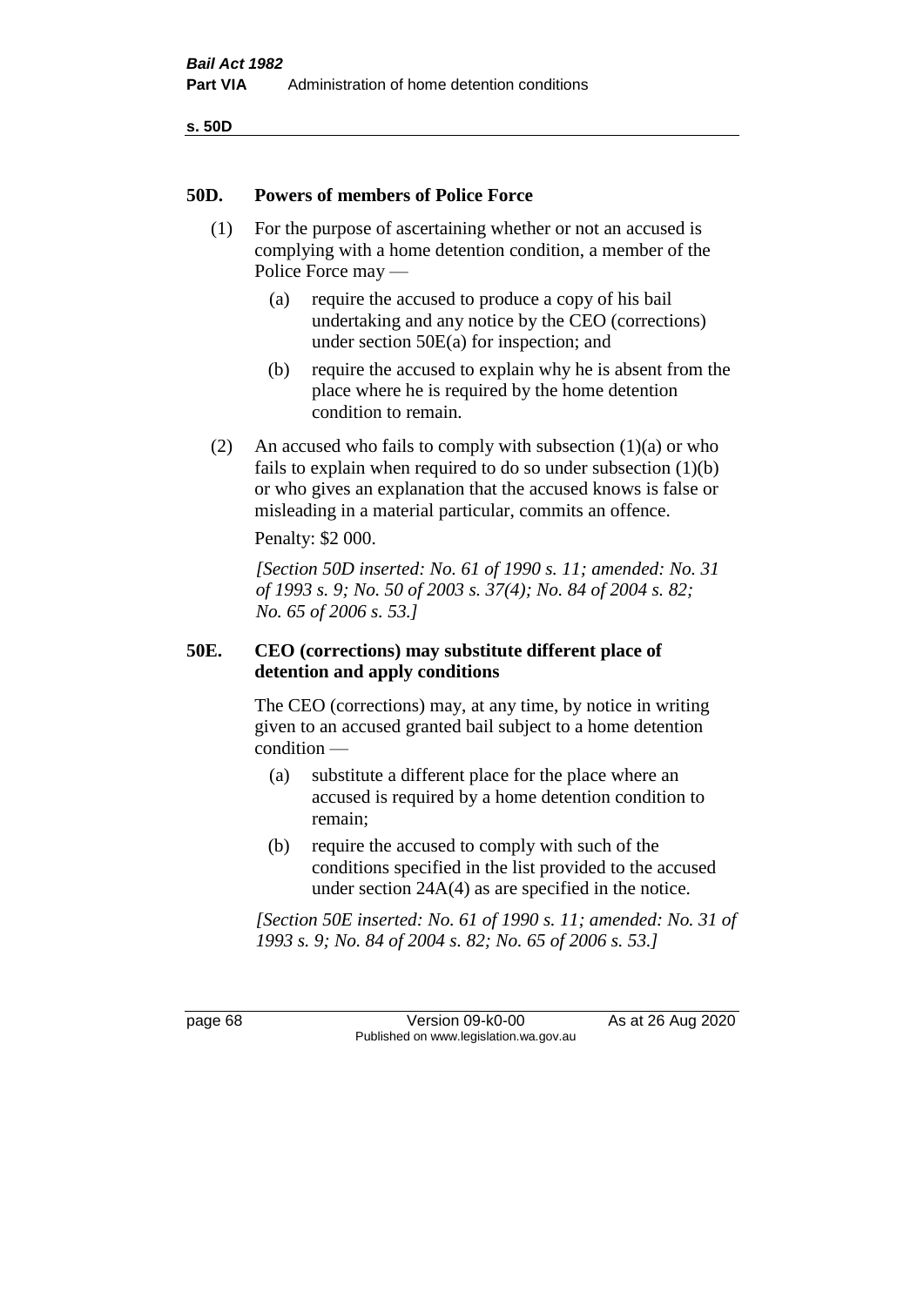### 50D. Powers of members of Police Force

(1) For the purpose of ascertaining whether or not an accused is complying with a home detention condition, a member of the Police Force may —

  (a) require the accused to produce a copy of his bail undertaking and any notice by the CEO (corrections) under section 50E(a) for inspection; and

  (b) require the accused to explain why he is absent from the place where he is required by the home detention condition to remain.

(2) An accused who fails to comply with subsection (1)(a) or who fails to explain when required to do so under subsection (1)(b) or who gives an explanation that the accused knows is false or misleading in a material particular, commits an offence.

Penalty: $2 000.

*[Section 50D inserted: No. 61 of 1990 s. 11; amended: No. 31 of 1993 s. 9; No. 50 of 2003 s. 37(4); No. 84 of 2004 s. 82; No. 65 of 2006 s. 53.]*

### 50E. CEO (corrections) may substitute different place of detention and apply conditions

The CEO (corrections) may, at any time, by notice in writing given to an accused granted bail subject to a home detention condition —

  (a) substitute a different place for the place where an accused is required by a home detention condition to remain;

  (b) require the accused to comply with such of the conditions specified in the list provided to the accused under section 24A(4) as are specified in the notice.

*[Section 50E inserted: No. 61 of 1990 s. 11; amended: No. 31 of 1993 s. 9; No. 84 of 2004 s. 82; No. 65 of 2006 s. 53.]*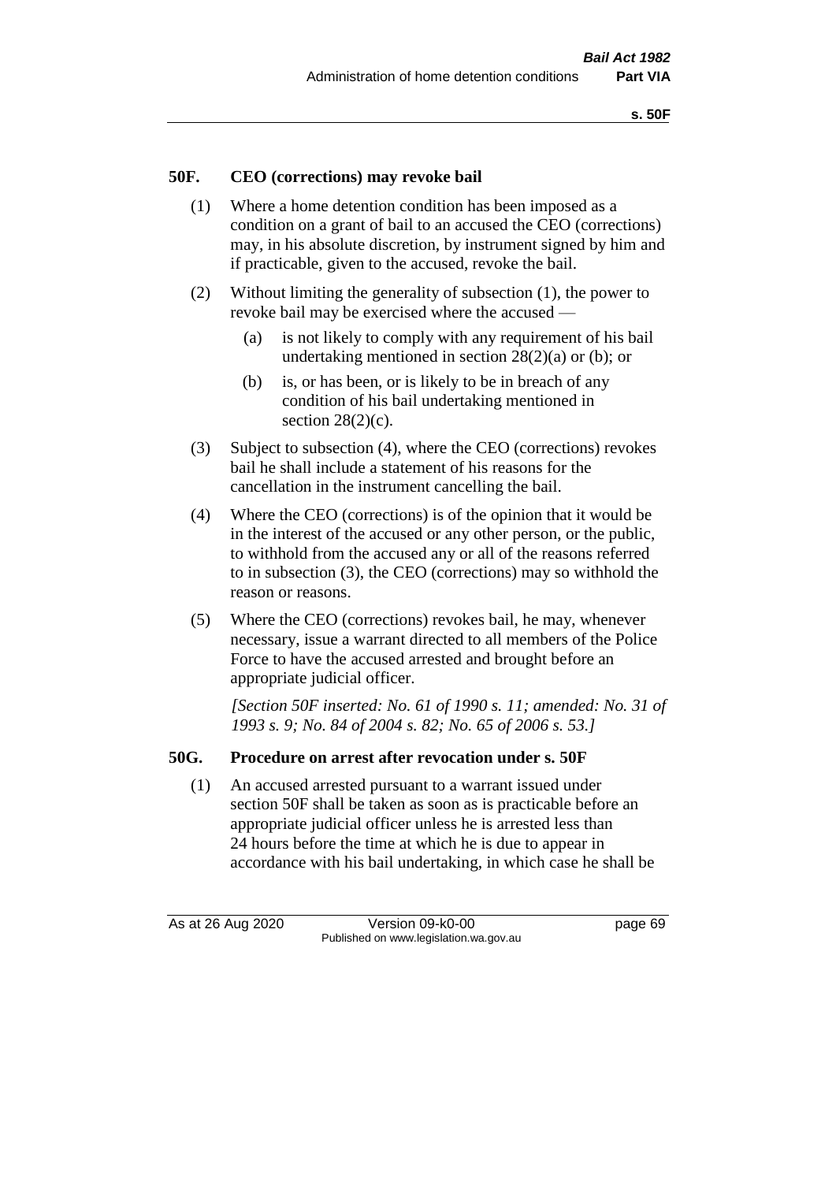## 50F. CEO (corrections) may revoke bail

(1) Where a home detention condition has been imposed as a condition on a grant of bail to an accused the CEO (corrections) may, in his absolute discretion, by instrument signed by him and if practicable, given to the accused, revoke the bail.

(2) Without limiting the generality of subsection (1), the power to revoke bail may be exercised where the accused —

- (a) is not likely to comply with any requirement of his bail undertaking mentioned in section 28(2)(a) or (b); or
- (b) is, or has been, or is likely to be in breach of any condition of his bail undertaking mentioned in section 28(2)(c).

(3) Subject to subsection (4), where the CEO (corrections) revokes bail he shall include a statement of his reasons for the cancellation in the instrument cancelling the bail.

(4) Where the CEO (corrections) is of the opinion that it would be in the interest of the accused or any other person, or the public, to withhold from the accused any or all of the reasons referred to in subsection (3), the CEO (corrections) may so withhold the reason or reasons.

(5) Where the CEO (corrections) revokes bail, he may, whenever necessary, issue a warrant directed to all members of the Police Force to have the accused arrested and brought before an appropriate judicial officer.

*[Section 50F inserted: No. 61 of 1990 s. 11; amended: No. 31 of 1993 s. 9; No. 84 of 2004 s. 82; No. 65 of 2006 s. 53.]*

## 50G. Procedure on arrest after revocation under s. 50F

(1) An accused arrested pursuant to a warrant issued under section 50F shall be taken as soon as is practicable before an appropriate judicial officer unless he is arrested less than 24 hours before the time at which he is due to appear in accordance with his bail undertaking, in which case he shall be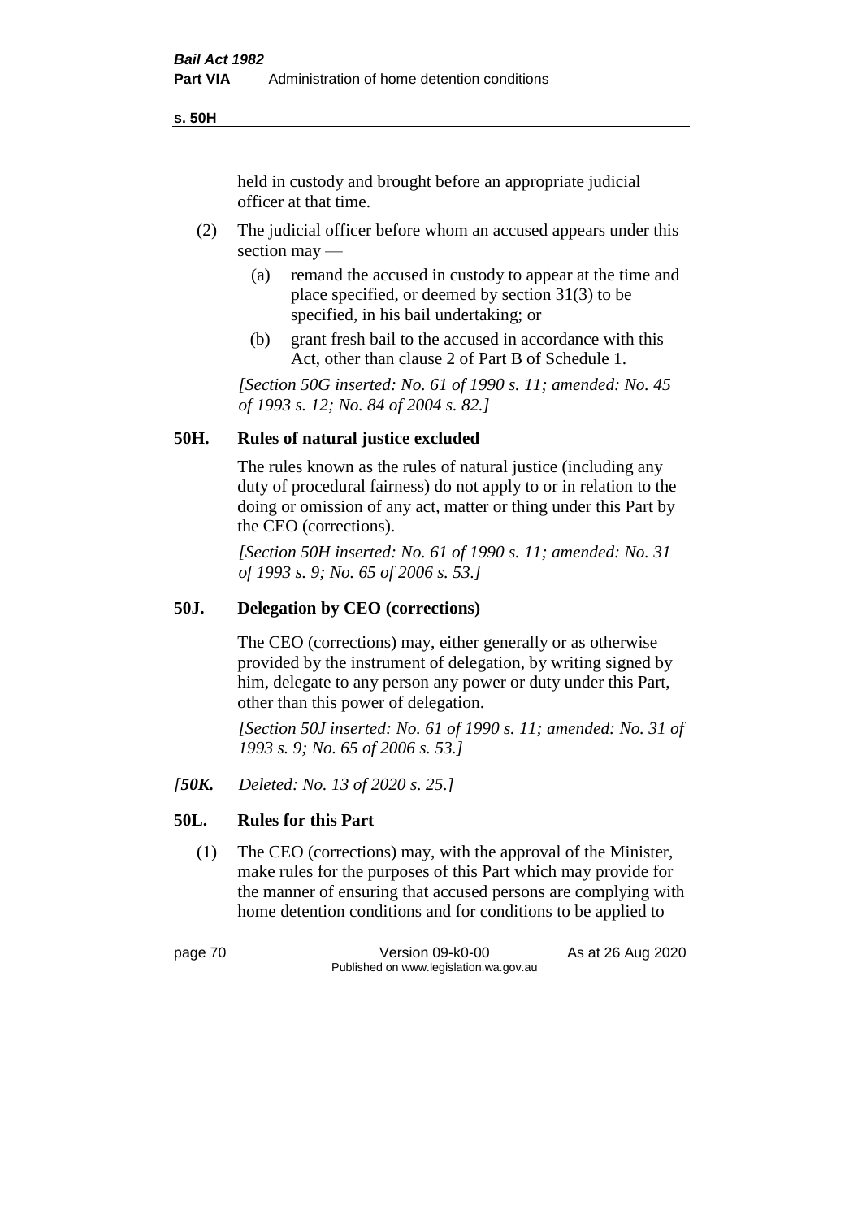held in custody and brought before an appropriate judicial officer at that time.

(2) The judicial officer before whom an accused appears under this section may —

(a) remand the accused in custody to appear at the time and place specified, or deemed by section 31(3) to be specified, in his bail undertaking; or

(b) grant fresh bail to the accused in accordance with this Act, other than clause 2 of Part B of Schedule 1.

*[Section 50G inserted: No. 61 of 1990 s. 11; amended: No. 45 of 1993 s. 12; No. 84 of 2004 s. 82.]*

## 50H. Rules of natural justice excluded

The rules known as the rules of natural justice (including any duty of procedural fairness) do not apply to or in relation to the doing or omission of any act, matter or thing under this Part by the CEO (corrections).

*[Section 50H inserted: No. 61 of 1990 s. 11; amended: No. 31 of 1993 s. 9; No. 65 of 2006 s. 53.]*

## 50J. Delegation by CEO (corrections)

The CEO (corrections) may, either generally or as otherwise provided by the instrument of delegation, by writing signed by him, delegate to any person any power or duty under this Part, other than this power of delegation.

*[Section 50J inserted: No. 61 of 1990 s. 11; amended: No. 31 of 1993 s. 9; No. 65 of 2006 s. 53.]*

*[**50K.** Deleted: No. 13 of 2020 s. 25.]*

## 50L. Rules for this Part

(1) The CEO (corrections) may, with the approval of the Minister, make rules for the purposes of this Part which may provide for the manner of ensuring that accused persons are complying with home detention conditions and for conditions to be applied to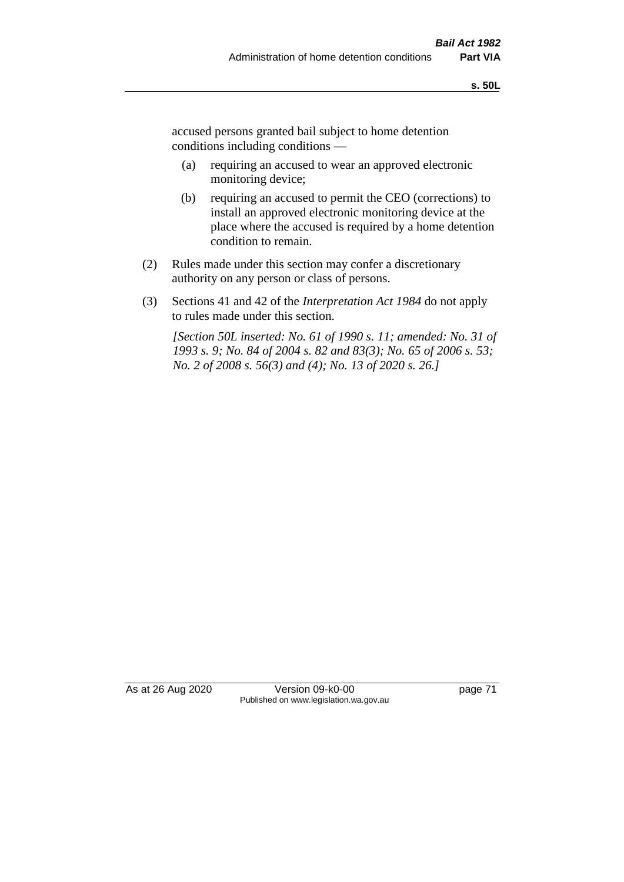accused persons granted bail subject to home detention conditions including conditions —

(a) requiring an accused to wear an approved electronic monitoring device;

(b) requiring an accused to permit the CEO (corrections) to install an approved electronic monitoring device at the place where the accused is required by a home detention condition to remain.

(2) Rules made under this section may confer a discretionary authority on any person or class of persons.

(3) Sections 41 and 42 of the *Interpretation Act 1984* do not apply to rules made under this section.

*[Section 50L inserted: No. 61 of 1990 s. 11; amended: No. 31 of 1993 s. 9; No. 84 of 2004 s. 82 and 83(3); No. 65 of 2006 s. 53; No. 2 of 2008 s. 56(3) and (4); No. 13 of 2020 s. 26.]*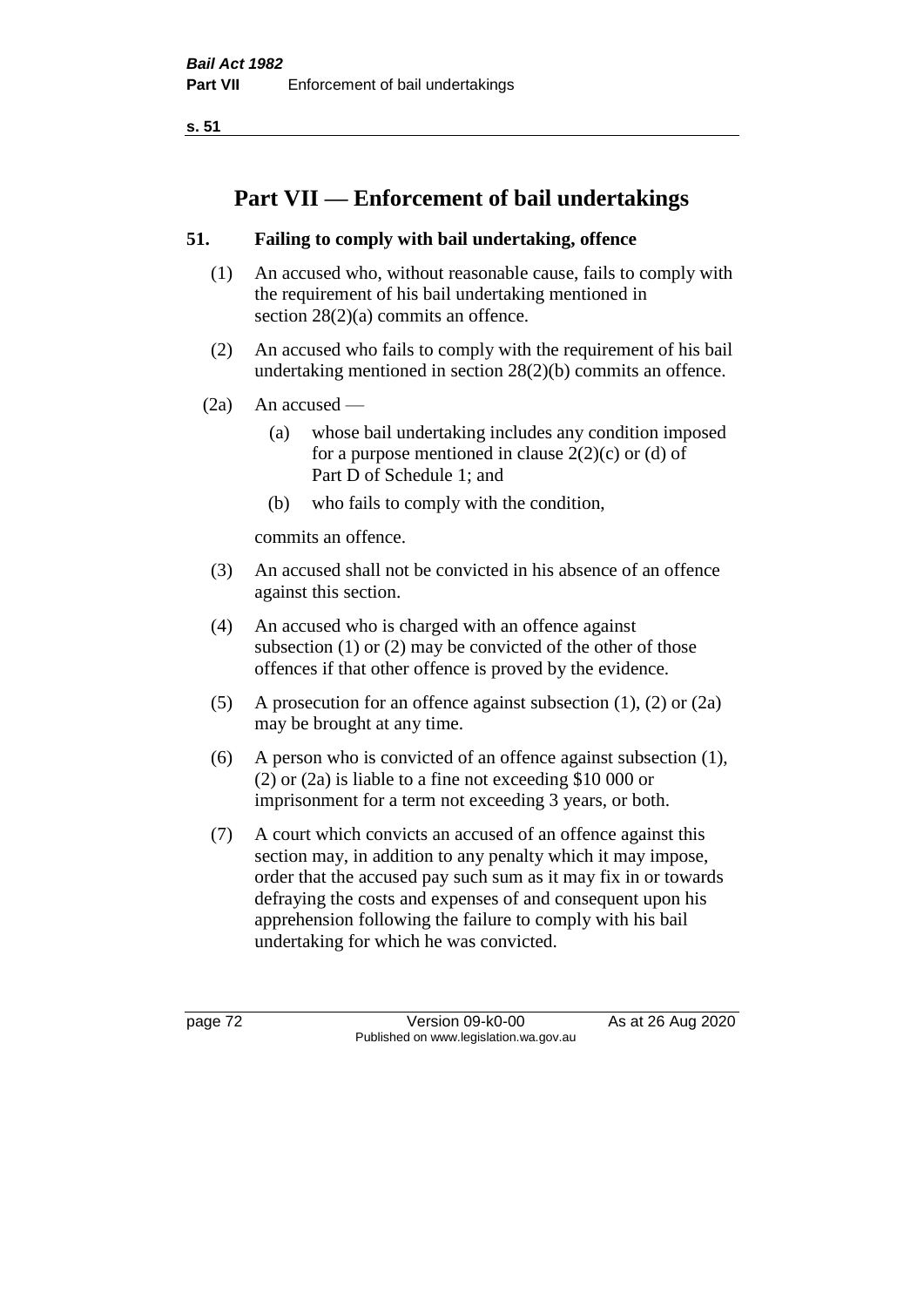# Part VII — Enforcement of bail undertakings

## 51. Failing to comply with bail undertaking, offence

(1) An accused who, without reasonable cause, fails to comply with the requirement of his bail undertaking mentioned in section 28(2)(a) commits an offence.

(2) An accused who fails to comply with the requirement of his bail undertaking mentioned in section 28(2)(b) commits an offence.

(2a) An accused —

  (a) whose bail undertaking includes any condition imposed for a purpose mentioned in clause 2(2)(c) or (d) of Part D of Schedule 1; and

  (b) who fails to comply with the condition,

commits an offence.

(3) An accused shall not be convicted in his absence of an offence against this section.

(4) An accused who is charged with an offence against subsection (1) or (2) may be convicted of the other of those offences if that other offence is proved by the evidence.

(5) A prosecution for an offence against subsection (1), (2) or (2a) may be brought at any time.

(6) A person who is convicted of an offence against subsection (1), (2) or (2a) is liable to a fine not exceeding $10 000 or imprisonment for a term not exceeding 3 years, or both.

(7) A court which convicts an accused of an offence against this section may, in addition to any penalty which it may impose, order that the accused pay such sum as it may fix in or towards defraying the costs and expenses of and consequent upon his apprehension following the failure to comply with his bail undertaking for which he was convicted.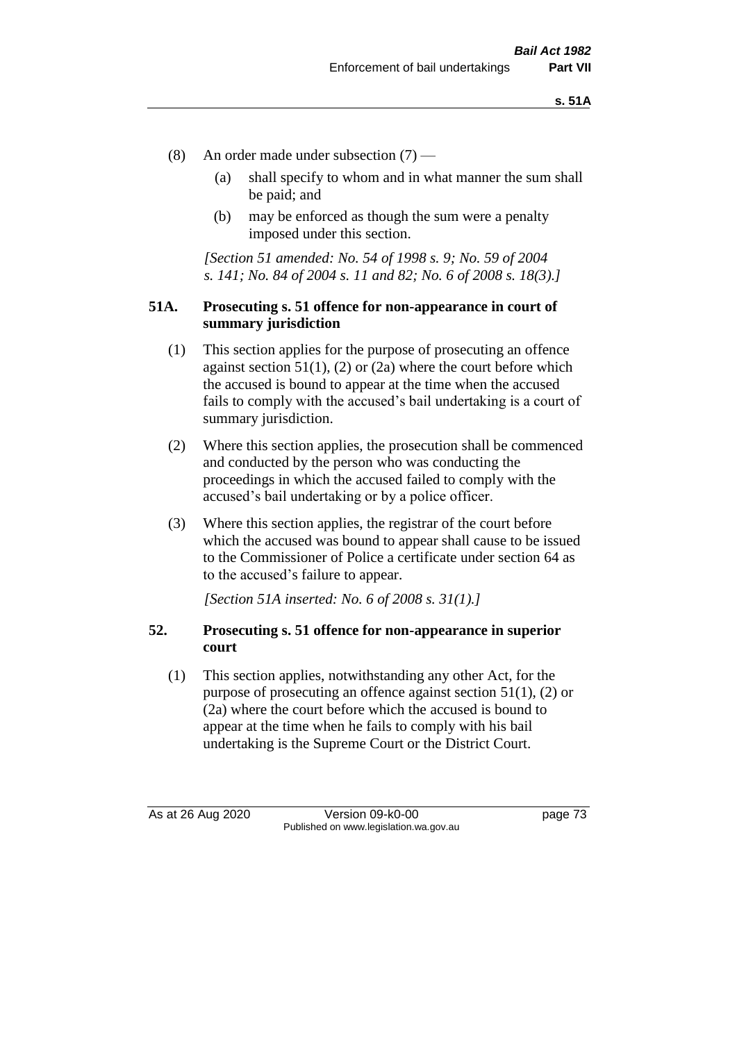(8) An order made under subsection (7) —

(a) shall specify to whom and in what manner the sum shall be paid; and

(b) may be enforced as though the sum were a penalty imposed under this section.

*[Section 51 amended: No. 54 of 1998 s. 9; No. 59 of 2004 s. 141; No. 84 of 2004 s. 11 and 82; No. 6 of 2008 s. 18(3).]*

### 51A. Prosecuting s. 51 offence for non-appearance in court of summary jurisdiction

(1) This section applies for the purpose of prosecuting an offence against section 51(1), (2) or (2a) where the court before which the accused is bound to appear at the time when the accused fails to comply with the accused's bail undertaking is a court of summary jurisdiction.

(2) Where this section applies, the prosecution shall be commenced and conducted by the person who was conducting the proceedings in which the accused failed to comply with the accused's bail undertaking or by a police officer.

(3) Where this section applies, the registrar of the court before which the accused was bound to appear shall cause to be issued to the Commissioner of Police a certificate under section 64 as to the accused's failure to appear.

*[Section 51A inserted: No. 6 of 2008 s. 31(1).]*

### 52. Prosecuting s. 51 offence for non-appearance in superior court

(1) This section applies, notwithstanding any other Act, for the purpose of prosecuting an offence against section 51(1), (2) or (2a) where the court before which the accused is bound to appear at the time when he fails to comply with his bail undertaking is the Supreme Court or the District Court.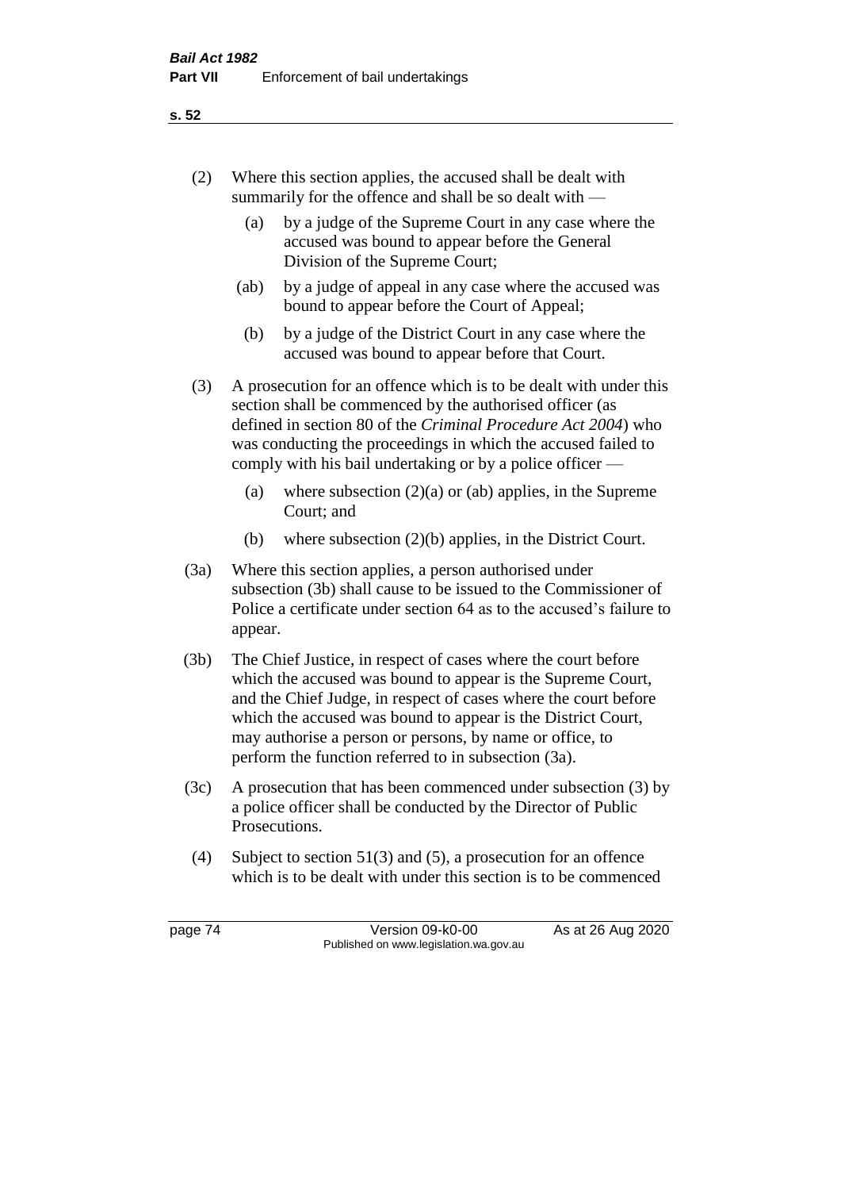(2) Where this section applies, the accused shall be dealt with summarily for the offence and shall be so dealt with —

(a) by a judge of the Supreme Court in any case where the accused was bound to appear before the General Division of the Supreme Court;

(ab) by a judge of appeal in any case where the accused was bound to appear before the Court of Appeal;

(b) by a judge of the District Court in any case where the accused was bound to appear before that Court.

(3) A prosecution for an offence which is to be dealt with under this section shall be commenced by the authorised officer (as defined in section 80 of the *Criminal Procedure Act 2004*) who was conducting the proceedings in which the accused failed to comply with his bail undertaking or by a police officer —

(a) where subsection (2)(a) or (ab) applies, in the Supreme Court; and

(b) where subsection (2)(b) applies, in the District Court.

(3a) Where this section applies, a person authorised under subsection (3b) shall cause to be issued to the Commissioner of Police a certificate under section 64 as to the accused's failure to appear.

(3b) The Chief Justice, in respect of cases where the court before which the accused was bound to appear is the Supreme Court, and the Chief Judge, in respect of cases where the court before which the accused was bound to appear is the District Court, may authorise a person or persons, by name or office, to perform the function referred to in subsection (3a).

(3c) A prosecution that has been commenced under subsection (3) by a police officer shall be conducted by the Director of Public Prosecutions.

(4) Subject to section 51(3) and (5), a prosecution for an offence which is to be dealt with under this section is to be commenced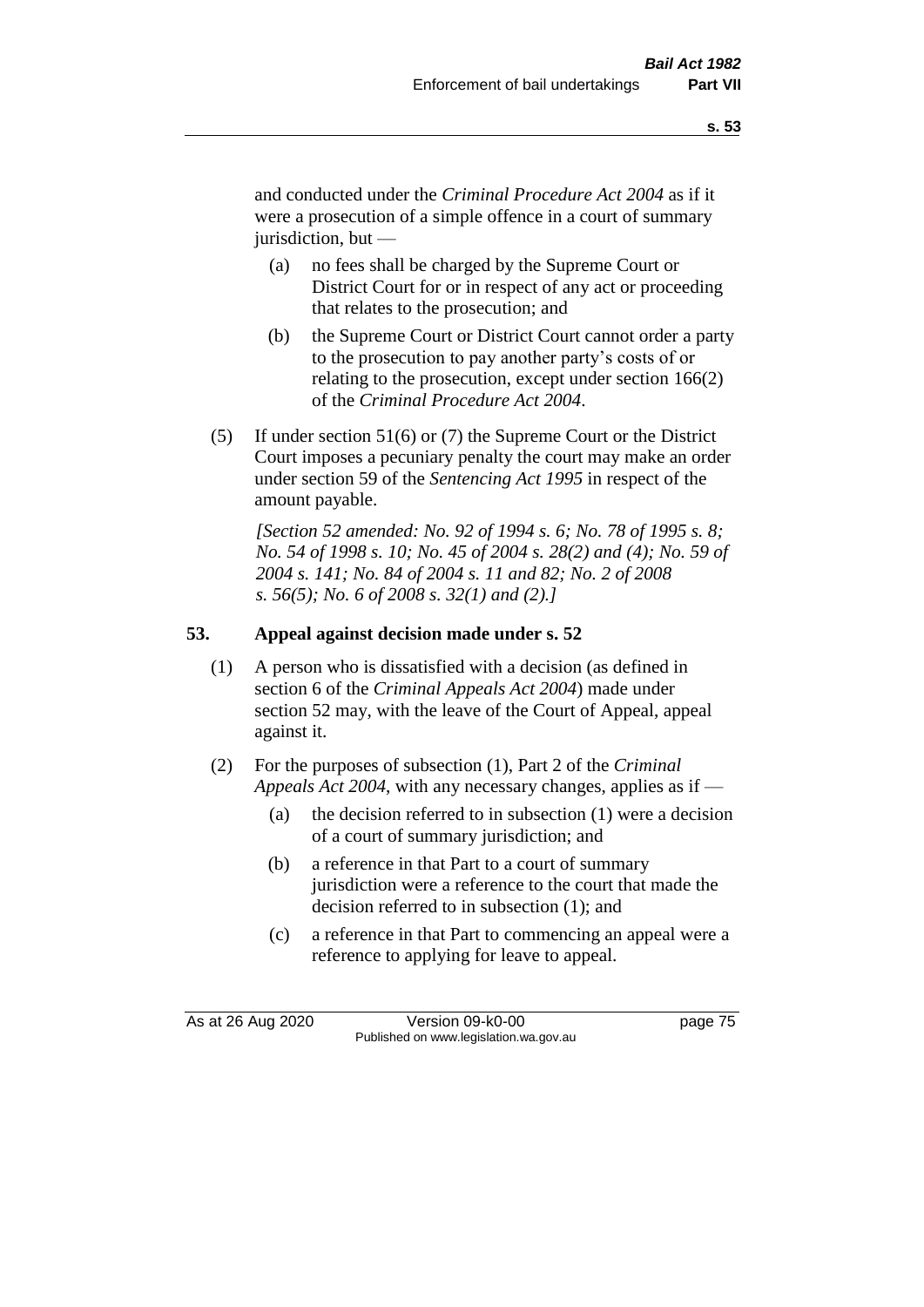and conducted under the *Criminal Procedure Act 2004* as if it were a prosecution of a simple offence in a court of summary jurisdiction, but —

(a) no fees shall be charged by the Supreme Court or District Court for or in respect of any act or proceeding that relates to the prosecution; and

(b) the Supreme Court or District Court cannot order a party to the prosecution to pay another party's costs of or relating to the prosecution, except under section 166(2) of the *Criminal Procedure Act 2004*.

(5) If under section 51(6) or (7) the Supreme Court or the District Court imposes a pecuniary penalty the court may make an order under section 59 of the *Sentencing Act 1995* in respect of the amount payable.

*[Section 52 amended: No. 92 of 1994 s. 6; No. 78 of 1995 s. 8; No. 54 of 1998 s. 10; No. 45 of 2004 s. 28(2) and (4); No. 59 of 2004 s. 141; No. 84 of 2004 s. 11 and 82; No. 2 of 2008 s. 56(5); No. 6 of 2008 s. 32(1) and (2).]*

## 53. Appeal against decision made under s. 52

(1) A person who is dissatisfied with a decision (as defined in section 6 of the *Criminal Appeals Act 2004*) made under section 52 may, with the leave of the Court of Appeal, appeal against it.

(2) For the purposes of subsection (1), Part 2 of the *Criminal Appeals Act 2004*, with any necessary changes, applies as if —

(a) the decision referred to in subsection (1) were a decision of a court of summary jurisdiction; and

(b) a reference in that Part to a court of summary jurisdiction were a reference to the court that made the decision referred to in subsection (1); and

(c) a reference in that Part to commencing an appeal were a reference to applying for leave to appeal.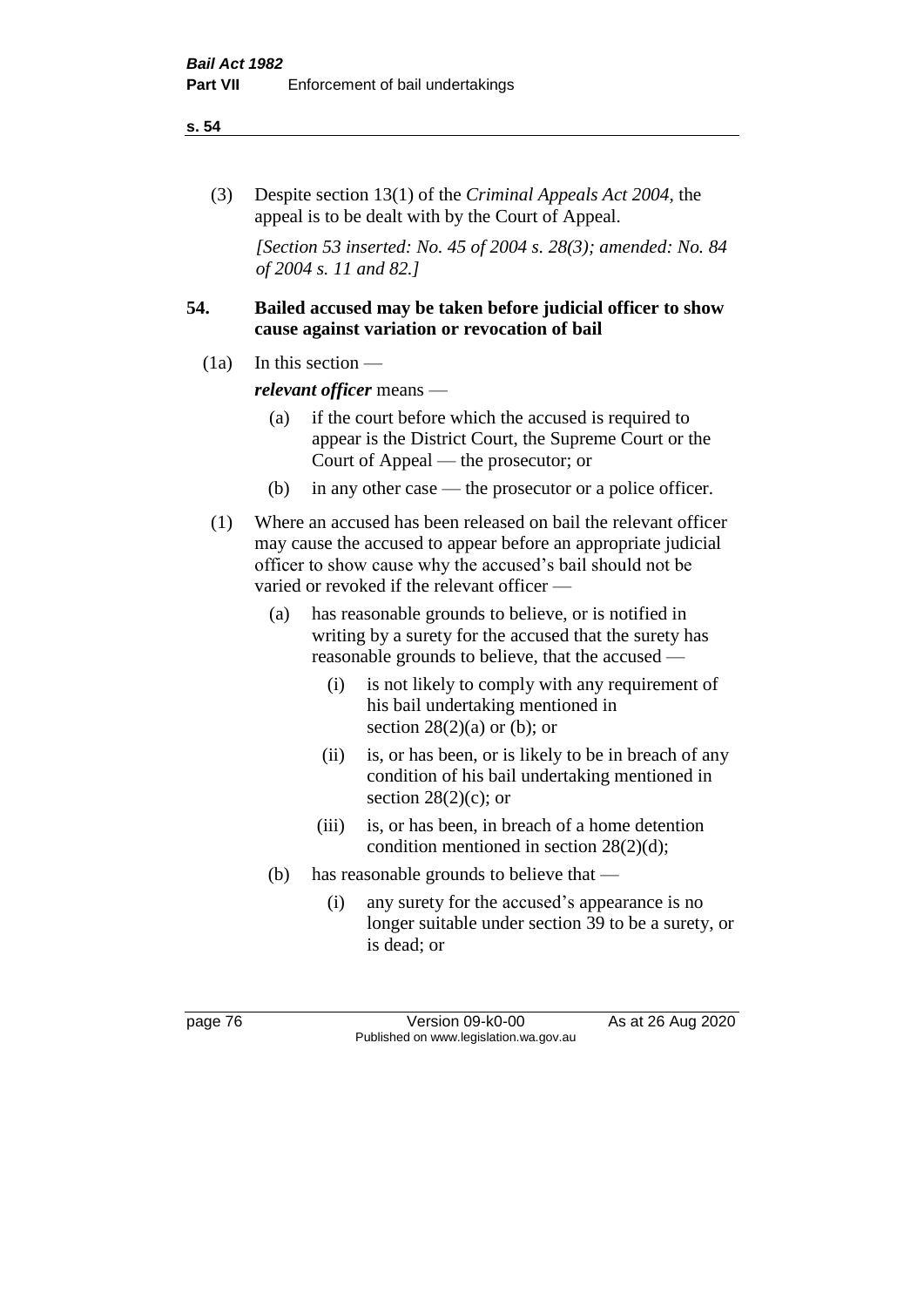(3) Despite section 13(1) of the *Criminal Appeals Act 2004*, the appeal is to be dealt with by the Court of Appeal.

*[Section 53 inserted: No. 45 of 2004 s. 28(3); amended: No. 84 of 2004 s. 11 and 82.]*

### 54. Bailed accused may be taken before judicial officer to show cause against variation or revocation of bail

(1a) In this section —

***relevant officer*** means —

(a) if the court before which the accused is required to appear is the District Court, the Supreme Court or the Court of Appeal — the prosecutor; or

(b) in any other case — the prosecutor or a police officer.

(1) Where an accused has been released on bail the relevant officer may cause the accused to appear before an appropriate judicial officer to show cause why the accused's bail should not be varied or revoked if the relevant officer —

(a) has reasonable grounds to believe, or is notified in writing by a surety for the accused that the surety has reasonable grounds to believe, that the accused —

(i) is not likely to comply with any requirement of his bail undertaking mentioned in section 28(2)(a) or (b); or

(ii) is, or has been, or is likely to be in breach of any condition of his bail undertaking mentioned in section 28(2)(c); or

(iii) is, or has been, in breach of a home detention condition mentioned in section 28(2)(d);

(b) has reasonable grounds to believe that —

(i) any surety for the accused's appearance is no longer suitable under section 39 to be a surety, or is dead; or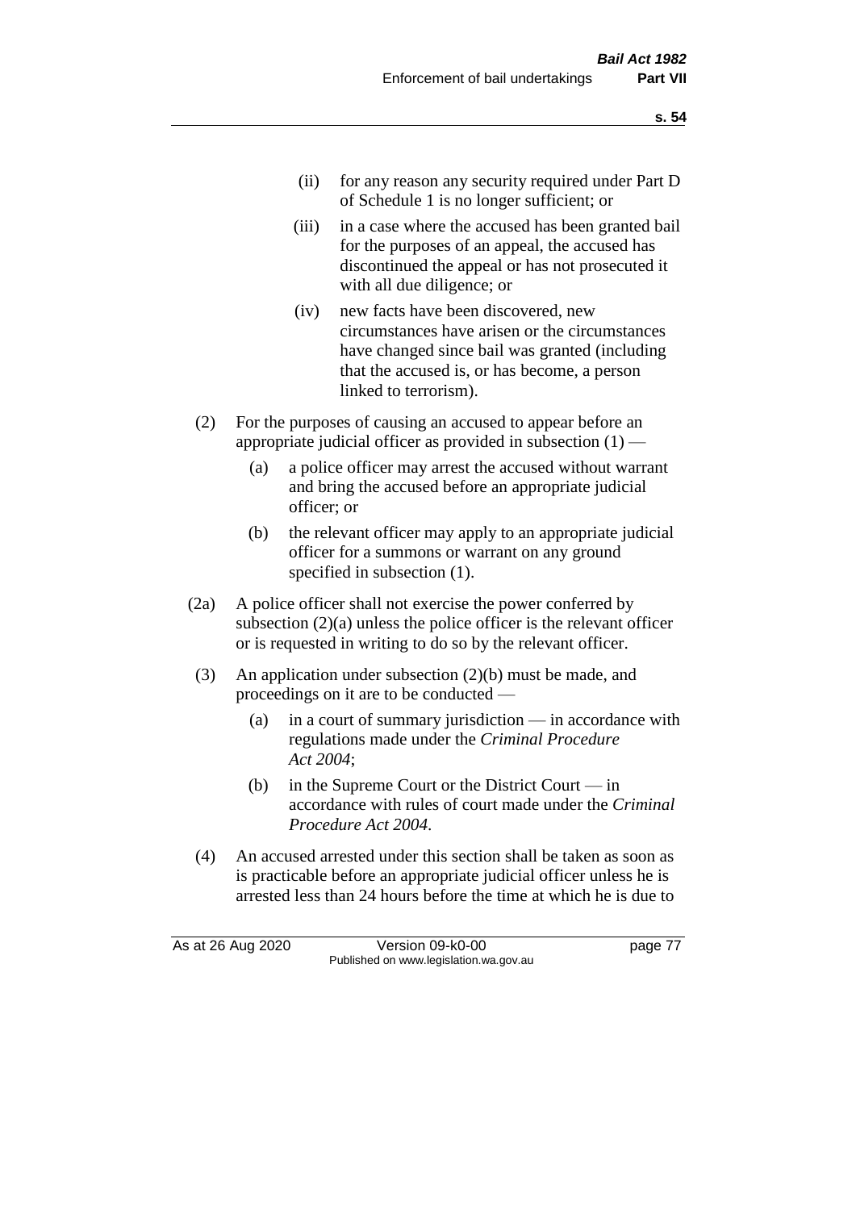(ii) for any reason any security required under Part D of Schedule 1 is no longer sufficient; or

(iii) in a case where the accused has been granted bail for the purposes of an appeal, the accused has discontinued the appeal or has not prosecuted it with all due diligence; or

(iv) new facts have been discovered, new circumstances have arisen or the circumstances have changed since bail was granted (including that the accused is, or has become, a person linked to terrorism).

(2) For the purposes of causing an accused to appear before an appropriate judicial officer as provided in subsection (1) —

(a) a police officer may arrest the accused without warrant and bring the accused before an appropriate judicial officer; or

(b) the relevant officer may apply to an appropriate judicial officer for a summons or warrant on any ground specified in subsection (1).

(2a) A police officer shall not exercise the power conferred by subsection (2)(a) unless the police officer is the relevant officer or is requested in writing to do so by the relevant officer.

(3) An application under subsection (2)(b) must be made, and proceedings on it are to be conducted —

(a) in a court of summary jurisdiction — in accordance with regulations made under the *Criminal Procedure Act 2004*;

(b) in the Supreme Court or the District Court — in accordance with rules of court made under the *Criminal Procedure Act 2004*.

(4) An accused arrested under this section shall be taken as soon as is practicable before an appropriate judicial officer unless he is arrested less than 24 hours before the time at which he is due to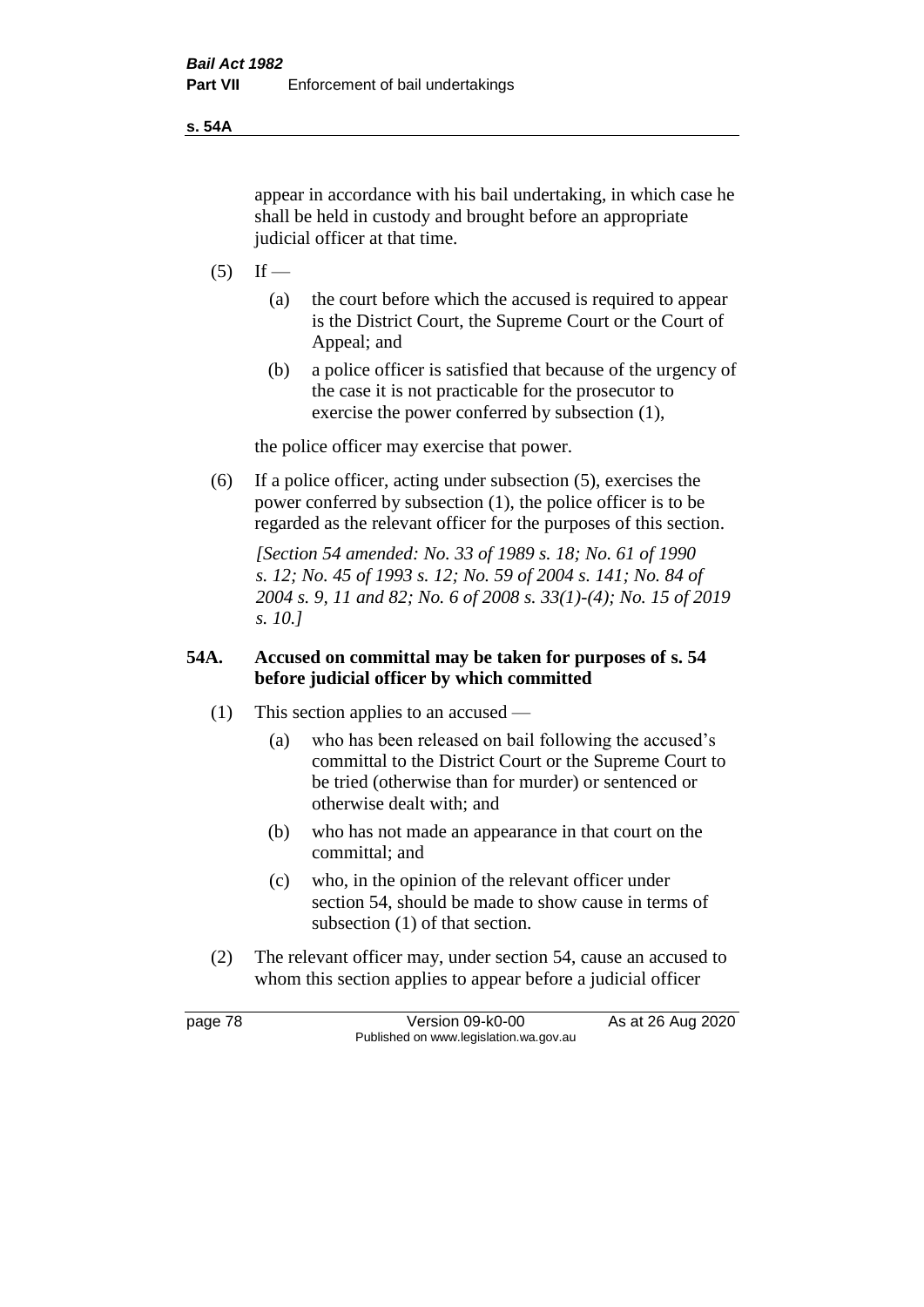appear in accordance with his bail undertaking, in which case he shall be held in custody and brought before an appropriate judicial officer at that time.

(5) If —

(a) the court before which the accused is required to appear is the District Court, the Supreme Court or the Court of Appeal; and

(b) a police officer is satisfied that because of the urgency of the case it is not practicable for the prosecutor to exercise the power conferred by subsection (1),

the police officer may exercise that power.

(6) If a police officer, acting under subsection (5), exercises the power conferred by subsection (1), the police officer is to be regarded as the relevant officer for the purposes of this section.

*[Section 54 amended: No. 33 of 1989 s. 18; No. 61 of 1990 s. 12; No. 45 of 1993 s. 12; No. 59 of 2004 s. 141; No. 84 of 2004 s. 9, 11 and 82; No. 6 of 2008 s. 33(1)-(4); No. 15 of 2019 s. 10.]*

### 54A. Accused on committal may be taken for purposes of s. 54 before judicial officer by which committed

(1) This section applies to an accused —

(a) who has been released on bail following the accused's committal to the District Court or the Supreme Court to be tried (otherwise than for murder) or sentenced or otherwise dealt with; and

(b) who has not made an appearance in that court on the committal; and

(c) who, in the opinion of the relevant officer under section 54, should be made to show cause in terms of subsection (1) of that section.

(2) The relevant officer may, under section 54, cause an accused to whom this section applies to appear before a judicial officer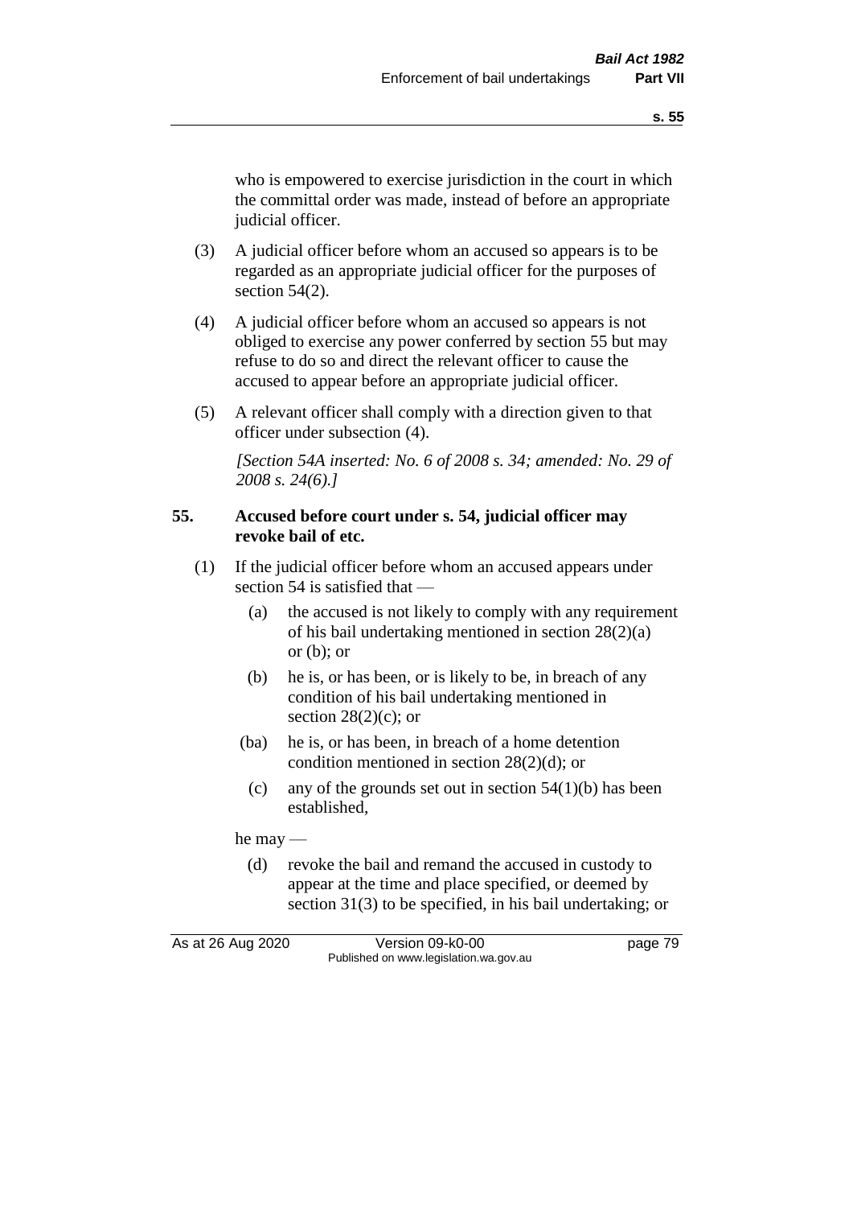who is empowered to exercise jurisdiction in the court in which the committal order was made, instead of before an appropriate judicial officer.

(3) A judicial officer before whom an accused so appears is to be regarded as an appropriate judicial officer for the purposes of section 54(2).

(4) A judicial officer before whom an accused so appears is not obliged to exercise any power conferred by section 55 but may refuse to do so and direct the relevant officer to cause the accused to appear before an appropriate judicial officer.

(5) A relevant officer shall comply with a direction given to that officer under subsection (4).

*[Section 54A inserted: No. 6 of 2008 s. 34; amended: No. 29 of 2008 s. 24(6).]*

**55. Accused before court under s. 54, judicial officer may revoke bail of etc.**

(1) If the judicial officer before whom an accused appears under section 54 is satisfied that —

(a) the accused is not likely to comply with any requirement of his bail undertaking mentioned in section 28(2)(a) or (b); or

(b) he is, or has been, or is likely to be, in breach of any condition of his bail undertaking mentioned in section 28(2)(c); or

(ba) he is, or has been, in breach of a home detention condition mentioned in section 28(2)(d); or

(c) any of the grounds set out in section 54(1)(b) has been established,

he may —

(d) revoke the bail and remand the accused in custody to appear at the time and place specified, or deemed by section 31(3) to be specified, in his bail undertaking; or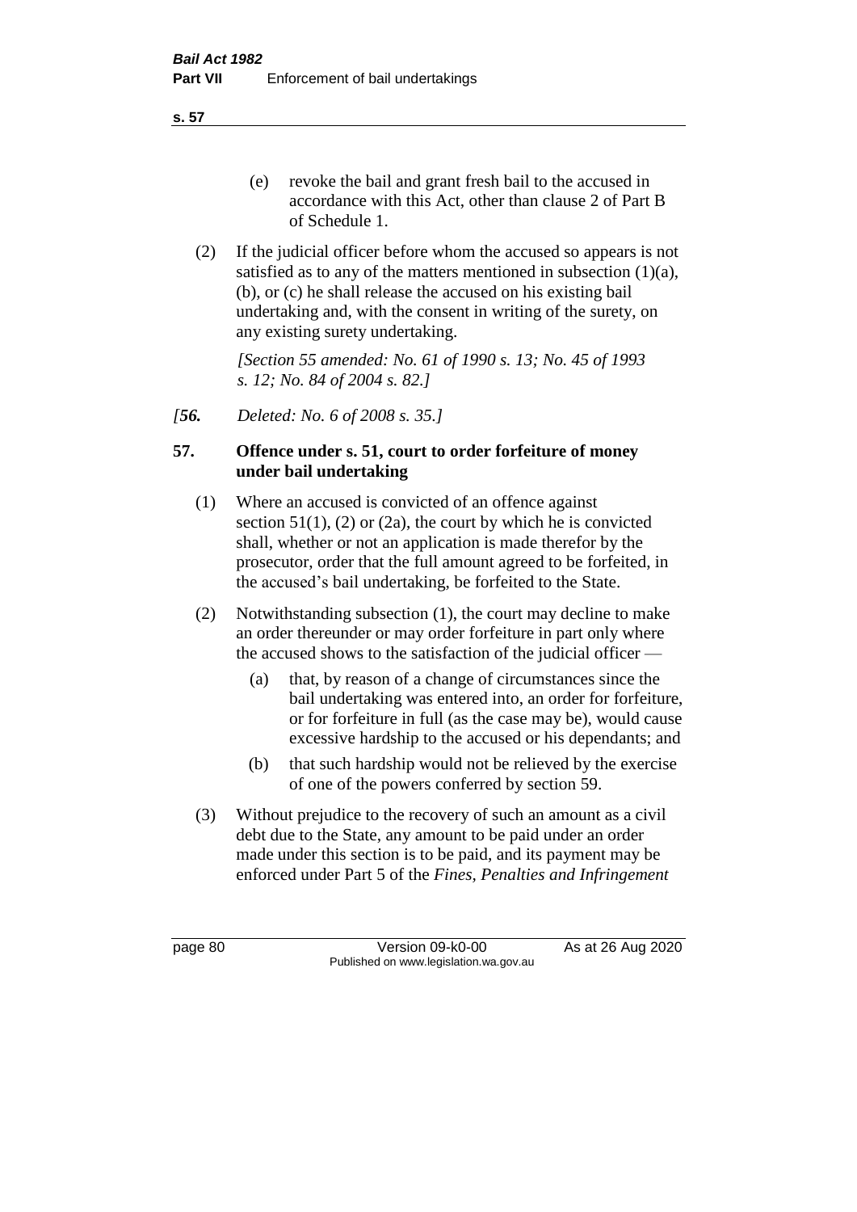(e) revoke the bail and grant fresh bail to the accused in accordance with this Act, other than clause 2 of Part B of Schedule 1.

(2) If the judicial officer before whom the accused so appears is not satisfied as to any of the matters mentioned in subsection (1)(a), (b), or (c) he shall release the accused on his existing bail undertaking and, with the consent in writing of the surety, on any existing surety undertaking.

*[Section 55 amended: No. 61 of 1990 s. 13; No. 45 of 1993 s. 12; No. 84 of 2004 s. 82.]*

*[**56.** Deleted: No. 6 of 2008 s. 35.]*

## 57. Offence under s. 51, court to order forfeiture of money under bail undertaking

(1) Where an accused is convicted of an offence against section 51(1), (2) or (2a), the court by which he is convicted shall, whether or not an application is made therefor by the prosecutor, order that the full amount agreed to be forfeited, in the accused's bail undertaking, be forfeited to the State.

(2) Notwithstanding subsection (1), the court may decline to make an order thereunder or may order forfeiture in part only where the accused shows to the satisfaction of the judicial officer —

(a) that, by reason of a change of circumstances since the bail undertaking was entered into, an order for forfeiture, or for forfeiture in full (as the case may be), would cause excessive hardship to the accused or his dependants; and

(b) that such hardship would not be relieved by the exercise of one of the powers conferred by section 59.

(3) Without prejudice to the recovery of such an amount as a civil debt due to the State, any amount to be paid under an order made under this section is to be paid, and its payment may be enforced under Part 5 of the *Fines, Penalties and Infringement*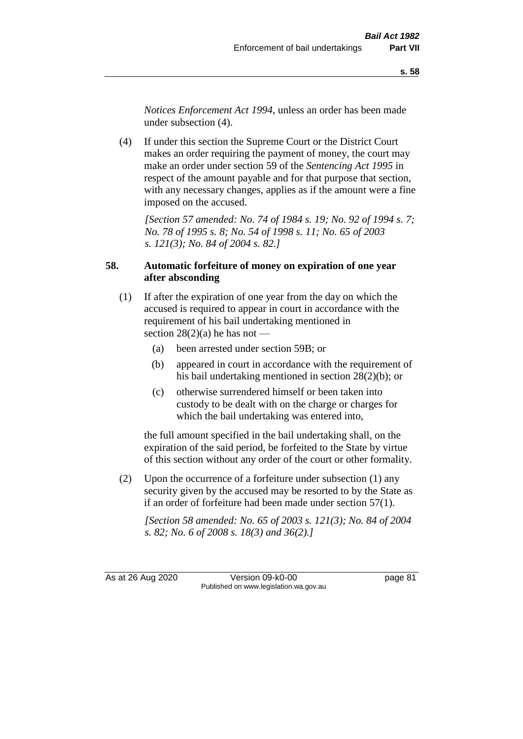*Notices Enforcement Act 1994*, unless an order has been made under subsection (4).

(4) If under this section the Supreme Court or the District Court makes an order requiring the payment of money, the court may make an order under section 59 of the *Sentencing Act 1995* in respect of the amount payable and for that purpose that section, with any necessary changes, applies as if the amount were a fine imposed on the accused.

*[Section 57 amended: No. 74 of 1984 s. 19; No. 92 of 1994 s. 7; No. 78 of 1995 s. 8; No. 54 of 1998 s. 11; No. 65 of 2003 s. 121(3); No. 84 of 2004 s. 82.]*

### 58. Automatic forfeiture of money on expiration of one year after absconding

(1) If after the expiration of one year from the day on which the accused is required to appear in court in accordance with the requirement of his bail undertaking mentioned in section 28(2)(a) he has not —

- (a) been arrested under section 59B; or
- (b) appeared in court in accordance with the requirement of his bail undertaking mentioned in section 28(2)(b); or
- (c) otherwise surrendered himself or been taken into custody to be dealt with on the charge or charges for which the bail undertaking was entered into,

the full amount specified in the bail undertaking shall, on the expiration of the said period, be forfeited to the State by virtue of this section without any order of the court or other formality.

(2) Upon the occurrence of a forfeiture under subsection (1) any security given by the accused may be resorted to by the State as if an order of forfeiture had been made under section 57(1).

*[Section 58 amended: No. 65 of 2003 s. 121(3); No. 84 of 2004 s. 82; No. 6 of 2008 s. 18(3) and 36(2).]*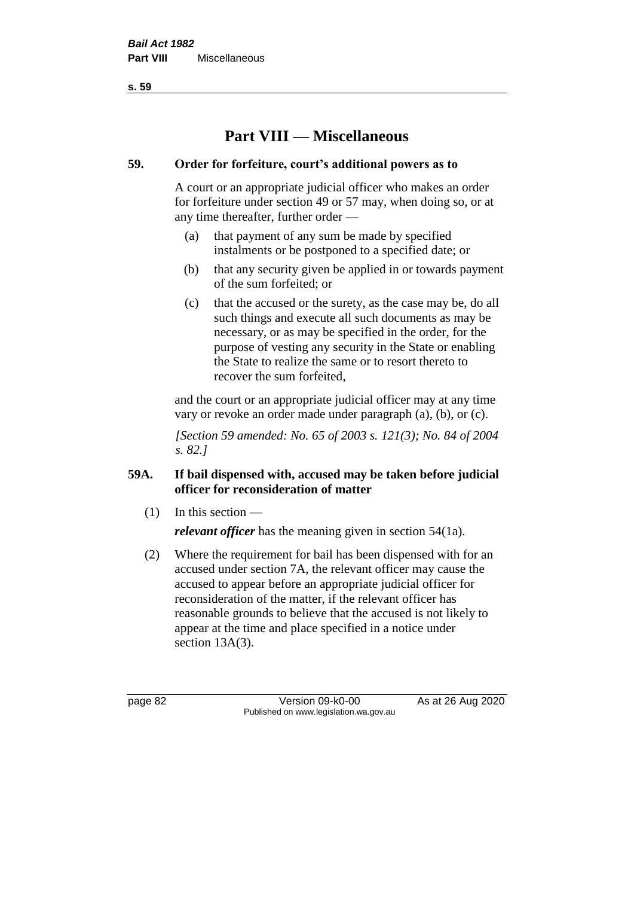# Part VIII — Miscellaneous

### 59. Order for forfeiture, court's additional powers as to

A court or an appropriate judicial officer who makes an order for forfeiture under section 49 or 57 may, when doing so, or at any time thereafter, further order —

(a) that payment of any sum be made by specified instalments or be postponed to a specified date; or

(b) that any security given be applied in or towards payment of the sum forfeited; or

(c) that the accused or the surety, as the case may be, do all such things and execute all such documents as may be necessary, or as may be specified in the order, for the purpose of vesting any security in the State or enabling the State to realize the same or to resort thereto to recover the sum forfeited,

and the court or an appropriate judicial officer may at any time vary or revoke an order made under paragraph (a), (b), or (c).

*[Section 59 amended: No. 65 of 2003 s. 121(3); No. 84 of 2004 s. 82.]*

### 59A. If bail dispensed with, accused may be taken before judicial officer for reconsideration of matter

(1) In this section —

***relevant officer*** has the meaning given in section 54(1a).

(2) Where the requirement for bail has been dispensed with for an accused under section 7A, the relevant officer may cause the accused to appear before an appropriate judicial officer for reconsideration of the matter, if the relevant officer has reasonable grounds to believe that the accused is not likely to appear at the time and place specified in a notice under section 13A(3).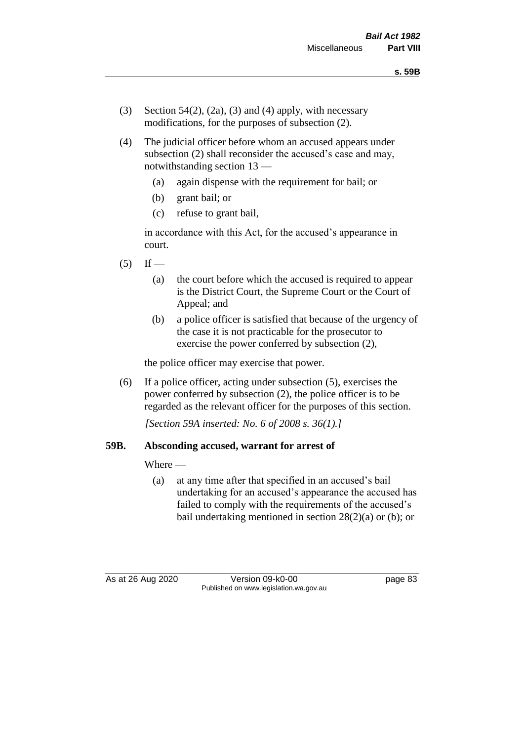(3) Section 54(2), (2a), (3) and (4) apply, with necessary modifications, for the purposes of subsection (2).

(4) The judicial officer before whom an accused appears under subsection (2) shall reconsider the accused's case and may, notwithstanding section 13 —

  (a) again dispense with the requirement for bail; or

  (b) grant bail; or

  (c) refuse to grant bail,

in accordance with this Act, for the accused's appearance in court.

(5) If —

  (a) the court before which the accused is required to appear is the District Court, the Supreme Court or the Court of Appeal; and

  (b) a police officer is satisfied that because of the urgency of the case it is not practicable for the prosecutor to exercise the power conferred by subsection (2),

the police officer may exercise that power.

(6) If a police officer, acting under subsection (5), exercises the power conferred by subsection (2), the police officer is to be regarded as the relevant officer for the purposes of this section.

*[Section 59A inserted: No. 6 of 2008 s. 36(1).]*

### 59B. Absconding accused, warrant for arrest of

Where —

  (a) at any time after that specified in an accused's bail undertaking for an accused's appearance the accused has failed to comply with the requirements of the accused's bail undertaking mentioned in section 28(2)(a) or (b); or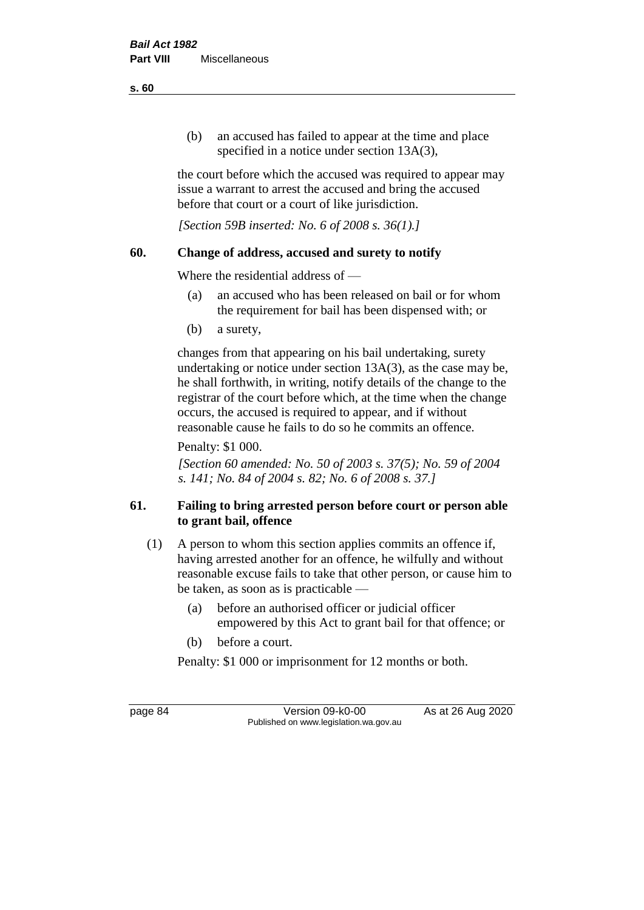(b) an accused has failed to appear at the time and place specified in a notice under section 13A(3),

the court before which the accused was required to appear may issue a warrant to arrest the accused and bring the accused before that court or a court of like jurisdiction.

*[Section 59B inserted: No. 6 of 2008 s. 36(1).]*

## 60. Change of address, accused and surety to notify

Where the residential address of —

(a) an accused who has been released on bail or for whom the requirement for bail has been dispensed with; or

(b) a surety,

changes from that appearing on his bail undertaking, surety undertaking or notice under section 13A(3), as the case may be, he shall forthwith, in writing, notify details of the change to the registrar of the court before which, at the time when the change occurs, the accused is required to appear, and if without reasonable cause he fails to do so he commits an offence.

Penalty: $1 000.

*[Section 60 amended: No. 50 of 2003 s. 37(5); No. 59 of 2004 s. 141; No. 84 of 2004 s. 82; No. 6 of 2008 s. 37.]*

## 61. Failing to bring arrested person before court or person able to grant bail, offence

(1) A person to whom this section applies commits an offence if, having arrested another for an offence, he wilfully and without reasonable excuse fails to take that other person, or cause him to be taken, as soon as is practicable —

(a) before an authorised officer or judicial officer empowered by this Act to grant bail for that offence; or

(b) before a court.

Penalty: $1 000 or imprisonment for 12 months or both.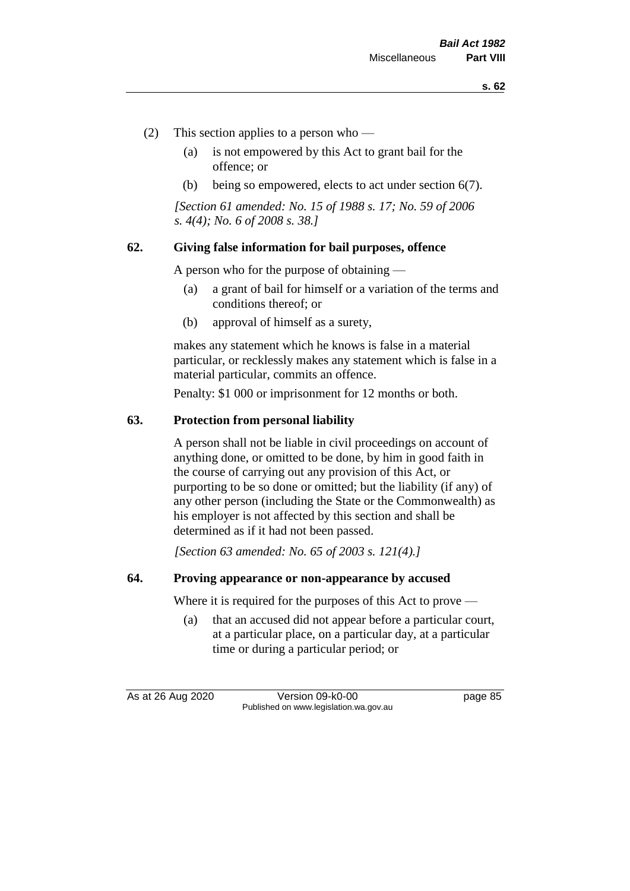(2) This section applies to a person who —

  (a) is not empowered by this Act to grant bail for the offence; or

  (b) being so empowered, elects to act under section 6(7).

*[Section 61 amended: No. 15 of 1988 s. 17; No. 59 of 2006 s. 4(4); No. 6 of 2008 s. 38.]*

### 62. Giving false information for bail purposes, offence

A person who for the purpose of obtaining —

  (a) a grant of bail for himself or a variation of the terms and conditions thereof; or

  (b) approval of himself as a surety,

makes any statement which he knows is false in a material particular, or recklessly makes any statement which is false in a material particular, commits an offence.

Penalty: $1 000 or imprisonment for 12 months or both.

### 63. Protection from personal liability

A person shall not be liable in civil proceedings on account of anything done, or omitted to be done, by him in good faith in the course of carrying out any provision of this Act, or purporting to be so done or omitted; but the liability (if any) of any other person (including the State or the Commonwealth) as his employer is not affected by this section and shall be determined as if it had not been passed.

*[Section 63 amended: No. 65 of 2003 s. 121(4).]*

### 64. Proving appearance or non-appearance by accused

Where it is required for the purposes of this Act to prove —

  (a) that an accused did not appear before a particular court, at a particular place, on a particular day, at a particular time or during a particular period; or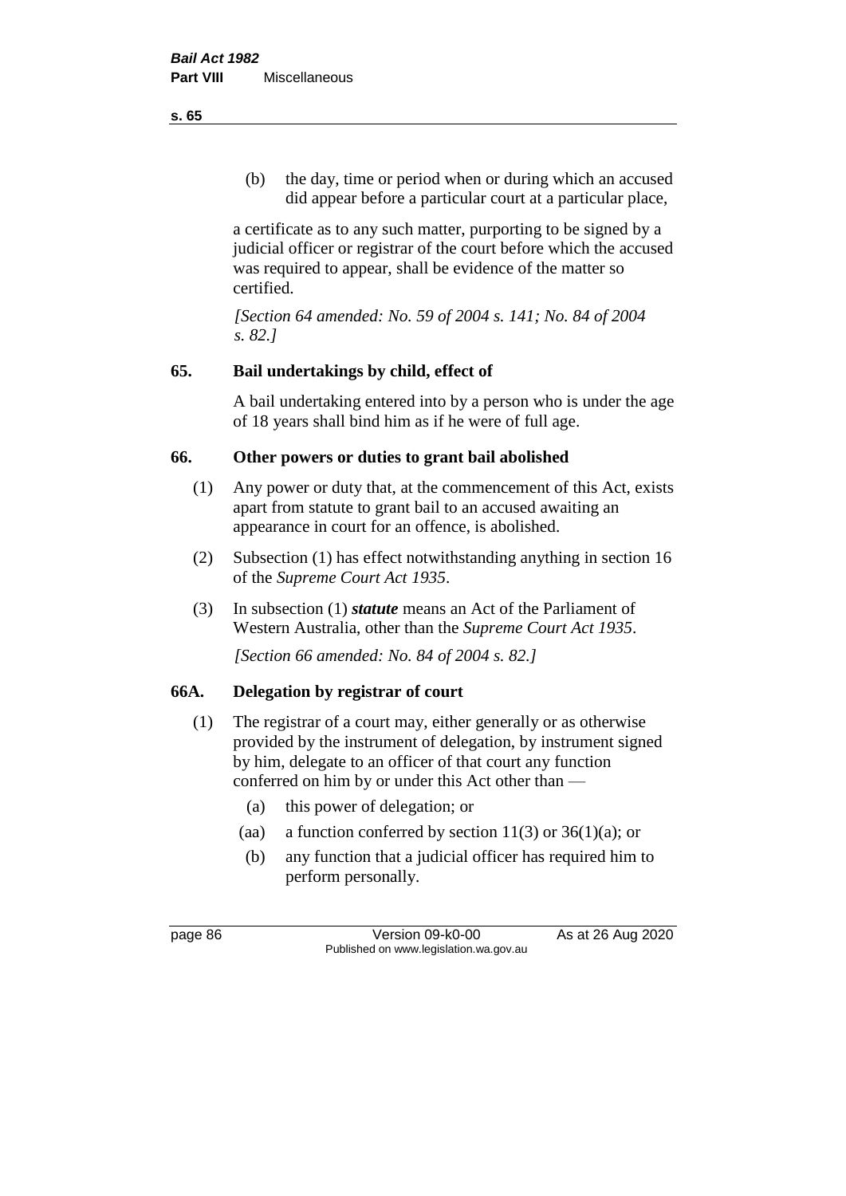(b) the day, time or period when or during which an accused did appear before a particular court at a particular place,

a certificate as to any such matter, purporting to be signed by a judicial officer or registrar of the court before which the accused was required to appear, shall be evidence of the matter so certified.

*[Section 64 amended: No. 59 of 2004 s. 141; No. 84 of 2004 s. 82.]*

## 65. Bail undertakings by child, effect of

A bail undertaking entered into by a person who is under the age of 18 years shall bind him as if he were of full age.

## 66. Other powers or duties to grant bail abolished

(1) Any power or duty that, at the commencement of this Act, exists apart from statute to grant bail to an accused awaiting an appearance in court for an offence, is abolished.

(2) Subsection (1) has effect notwithstanding anything in section 16 of the *Supreme Court Act 1935*.

(3) In subsection (1) ***statute*** means an Act of the Parliament of Western Australia, other than the *Supreme Court Act 1935*.

*[Section 66 amended: No. 84 of 2004 s. 82.]*

## 66A. Delegation by registrar of court

(1) The registrar of a court may, either generally or as otherwise provided by the instrument of delegation, by instrument signed by him, delegate to an officer of that court any function conferred on him by or under this Act other than —

(a) this power of delegation; or

(aa) a function conferred by section 11(3) or 36(1)(a); or

(b) any function that a judicial officer has required him to perform personally.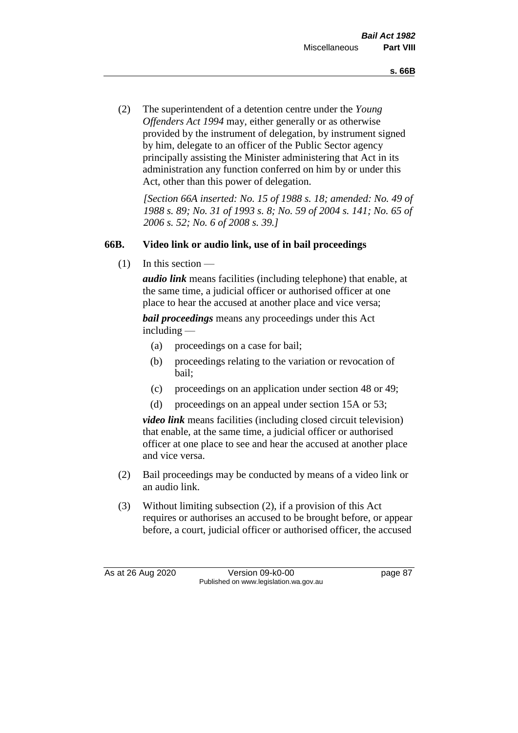(2) The superintendent of a detention centre under the *Young Offenders Act 1994* may, either generally or as otherwise provided by the instrument of delegation, by instrument signed by him, delegate to an officer of the Public Sector agency principally assisting the Minister administering that Act in its administration any function conferred on him by or under this Act, other than this power of delegation.

*[Section 66A inserted: No. 15 of 1988 s. 18; amended: No. 49 of 1988 s. 89; No. 31 of 1993 s. 8; No. 59 of 2004 s. 141; No. 65 of 2006 s. 52; No. 6 of 2008 s. 39.]*

### 66B. Video link or audio link, use of in bail proceedings

(1) In this section —

***audio link*** means facilities (including telephone) that enable, at the same time, a judicial officer or authorised officer at one place to hear the accused at another place and vice versa;

***bail proceedings*** means any proceedings under this Act including —

- (a) proceedings on a case for bail;
- (b) proceedings relating to the variation or revocation of bail;
- (c) proceedings on an application under section 48 or 49;
- (d) proceedings on an appeal under section 15A or 53;

***video link*** means facilities (including closed circuit television) that enable, at the same time, a judicial officer or authorised officer at one place to see and hear the accused at another place and vice versa.

(2) Bail proceedings may be conducted by means of a video link or an audio link.

(3) Without limiting subsection (2), if a provision of this Act requires or authorises an accused to be brought before, or appear before, a court, judicial officer or authorised officer, the accused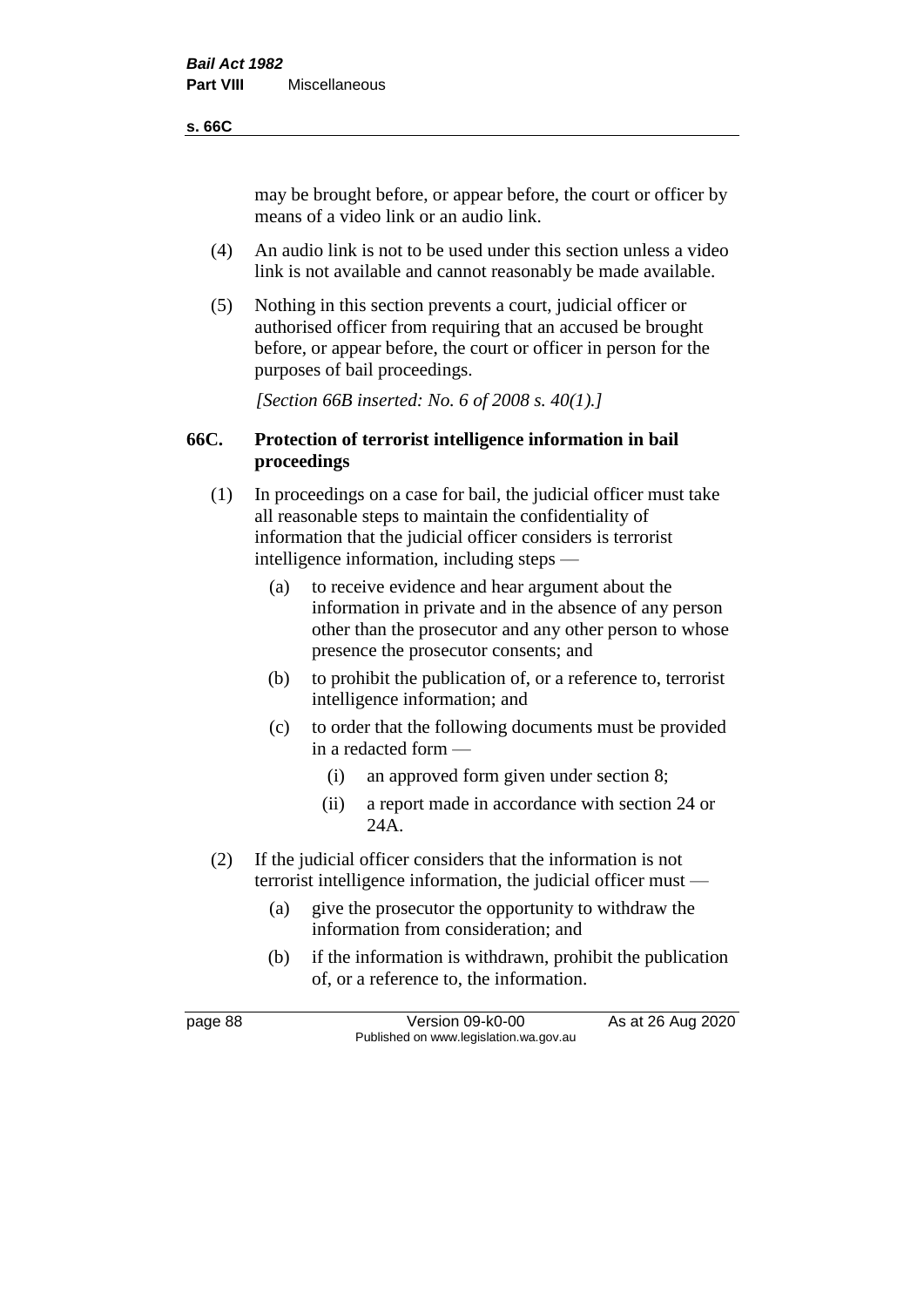may be brought before, or appear before, the court or officer by means of a video link or an audio link.

(4) An audio link is not to be used under this section unless a video link is not available and cannot reasonably be made available.

(5) Nothing in this section prevents a court, judicial officer or authorised officer from requiring that an accused be brought before, or appear before, the court or officer in person for the purposes of bail proceedings.

*[Section 66B inserted: No. 6 of 2008 s. 40(1).]*

## 66C. Protection of terrorist intelligence information in bail proceedings

(1) In proceedings on a case for bail, the judicial officer must take all reasonable steps to maintain the confidentiality of information that the judicial officer considers is terrorist intelligence information, including steps —

- (a) to receive evidence and hear argument about the information in private and in the absence of any person other than the prosecutor and any other person to whose presence the prosecutor consents; and
- (b) to prohibit the publication of, or a reference to, terrorist intelligence information; and
- (c) to order that the following documents must be provided in a redacted form —
  - (i) an approved form given under section 8;
  - (ii) a report made in accordance with section 24 or 24A.

(2) If the judicial officer considers that the information is not terrorist intelligence information, the judicial officer must —

- (a) give the prosecutor the opportunity to withdraw the information from consideration; and
- (b) if the information is withdrawn, prohibit the publication of, or a reference to, the information.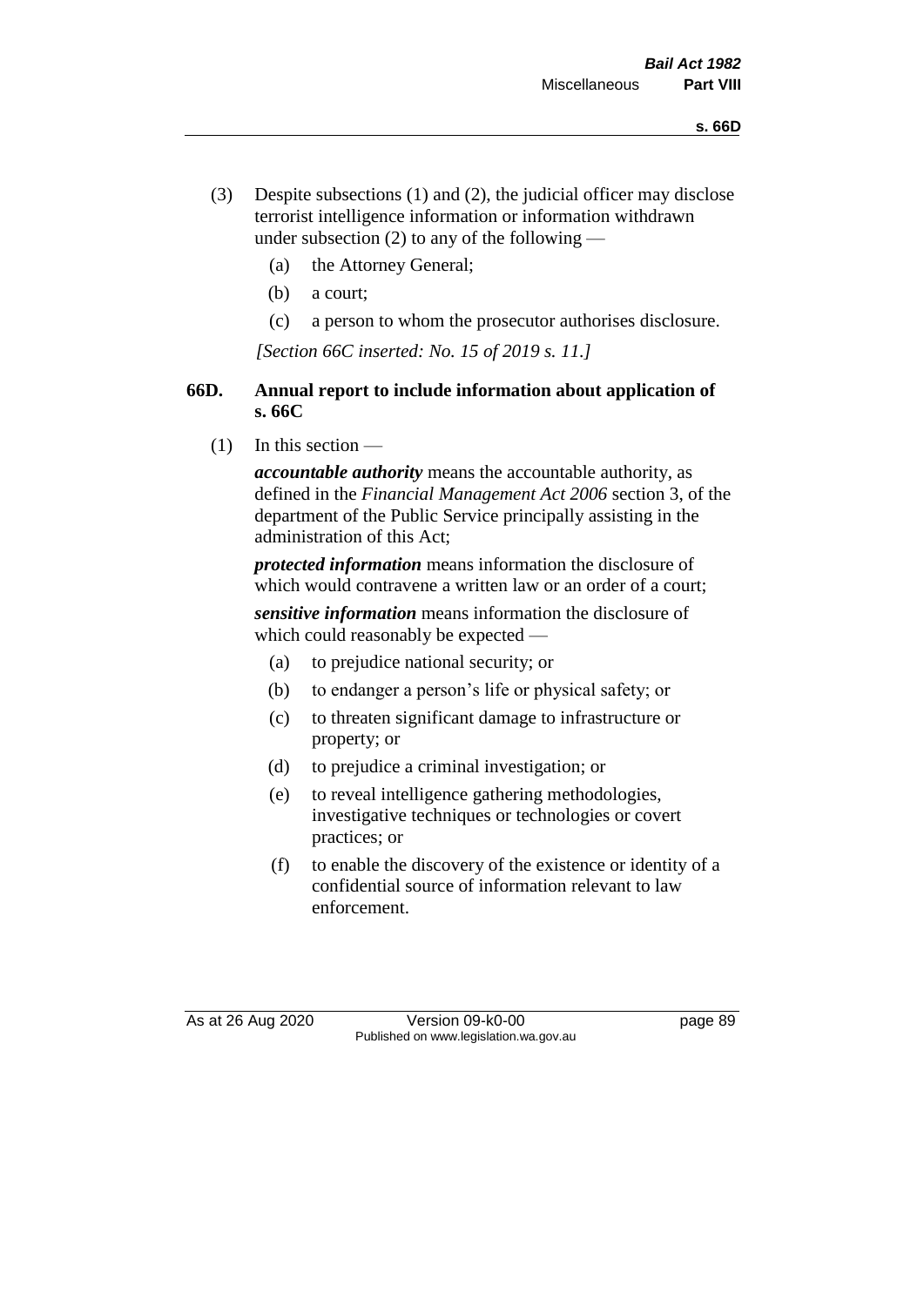(3) Despite subsections (1) and (2), the judicial officer may disclose terrorist intelligence information or information withdrawn under subsection (2) to any of the following —

(a) the Attorney General;

(b) a court;

(c) a person to whom the prosecutor authorises disclosure.

*[Section 66C inserted: No. 15 of 2019 s. 11.]*

## 66D. Annual report to include information about application of s. 66C

(1) In this section —

***accountable authority*** means the accountable authority, as defined in the *Financial Management Act 2006* section 3, of the department of the Public Service principally assisting in the administration of this Act;

***protected information*** means information the disclosure of which would contravene a written law or an order of a court;

***sensitive information*** means information the disclosure of which could reasonably be expected —

(a) to prejudice national security; or

(b) to endanger a person's life or physical safety; or

(c) to threaten significant damage to infrastructure or property; or

(d) to prejudice a criminal investigation; or

(e) to reveal intelligence gathering methodologies, investigative techniques or technologies or covert practices; or

(f) to enable the discovery of the existence or identity of a confidential source of information relevant to law enforcement.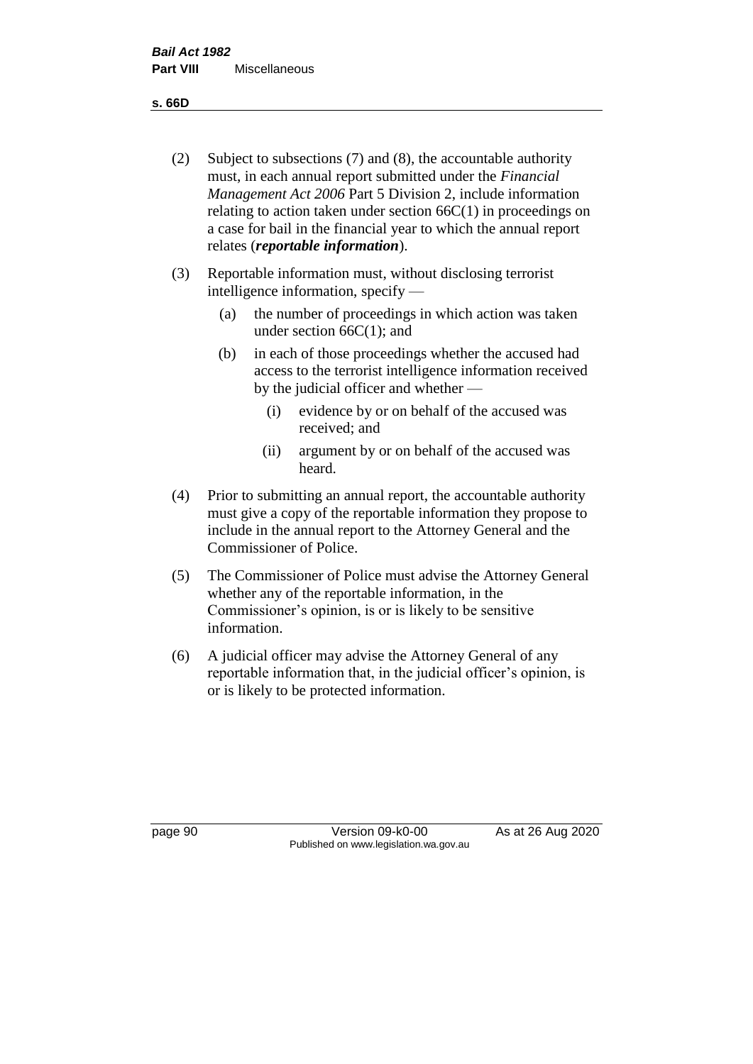(2) Subject to subsections (7) and (8), the accountable authority must, in each annual report submitted under the *Financial Management Act 2006* Part 5 Division 2, include information relating to action taken under section 66C(1) in proceedings on a case for bail in the financial year to which the annual report relates (***reportable information***).

(3) Reportable information must, without disclosing terrorist intelligence information, specify —

(a) the number of proceedings in which action was taken under section 66C(1); and

(b) in each of those proceedings whether the accused had access to the terrorist intelligence information received by the judicial officer and whether —

(i) evidence by or on behalf of the accused was received; and

(ii) argument by or on behalf of the accused was heard.

(4) Prior to submitting an annual report, the accountable authority must give a copy of the reportable information they propose to include in the annual report to the Attorney General and the Commissioner of Police.

(5) The Commissioner of Police must advise the Attorney General whether any of the reportable information, in the Commissioner's opinion, is or is likely to be sensitive information.

(6) A judicial officer may advise the Attorney General of any reportable information that, in the judicial officer's opinion, is or is likely to be protected information.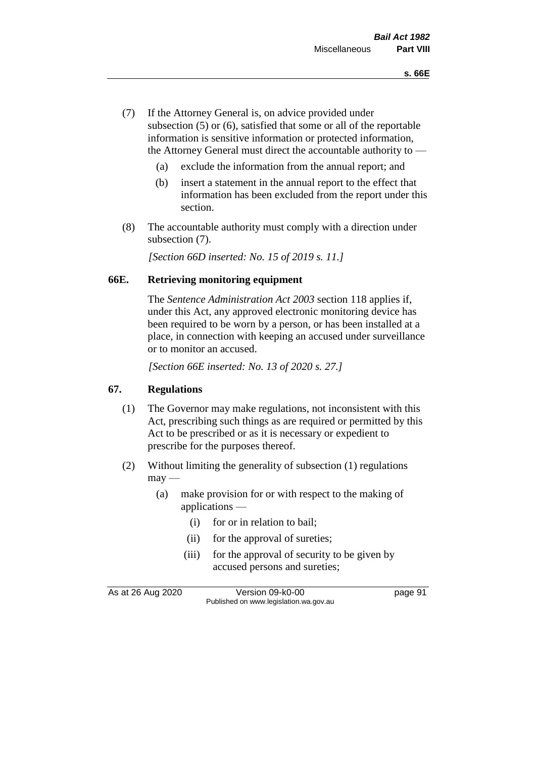(7) If the Attorney General is, on advice provided under subsection (5) or (6), satisfied that some or all of the reportable information is sensitive information or protected information, the Attorney General must direct the accountable authority to —

(a) exclude the information from the annual report; and

(b) insert a statement in the annual report to the effect that information has been excluded from the report under this section.

(8) The accountable authority must comply with a direction under subsection (7).

*[Section 66D inserted: No. 15 of 2019 s. 11.]*

## 66E. Retrieving monitoring equipment

The *Sentence Administration Act 2003* section 118 applies if, under this Act, any approved electronic monitoring device has been required to be worn by a person, or has been installed at a place, in connection with keeping an accused under surveillance or to monitor an accused.

*[Section 66E inserted: No. 13 of 2020 s. 27.]*

## 67. Regulations

(1) The Governor may make regulations, not inconsistent with this Act, prescribing such things as are required or permitted by this Act to be prescribed or as it is necessary or expedient to prescribe for the purposes thereof.

(2) Without limiting the generality of subsection (1) regulations may —

(a) make provision for or with respect to the making of applications —

(i) for or in relation to bail;

(ii) for the approval of sureties;

(iii) for the approval of security to be given by accused persons and sureties;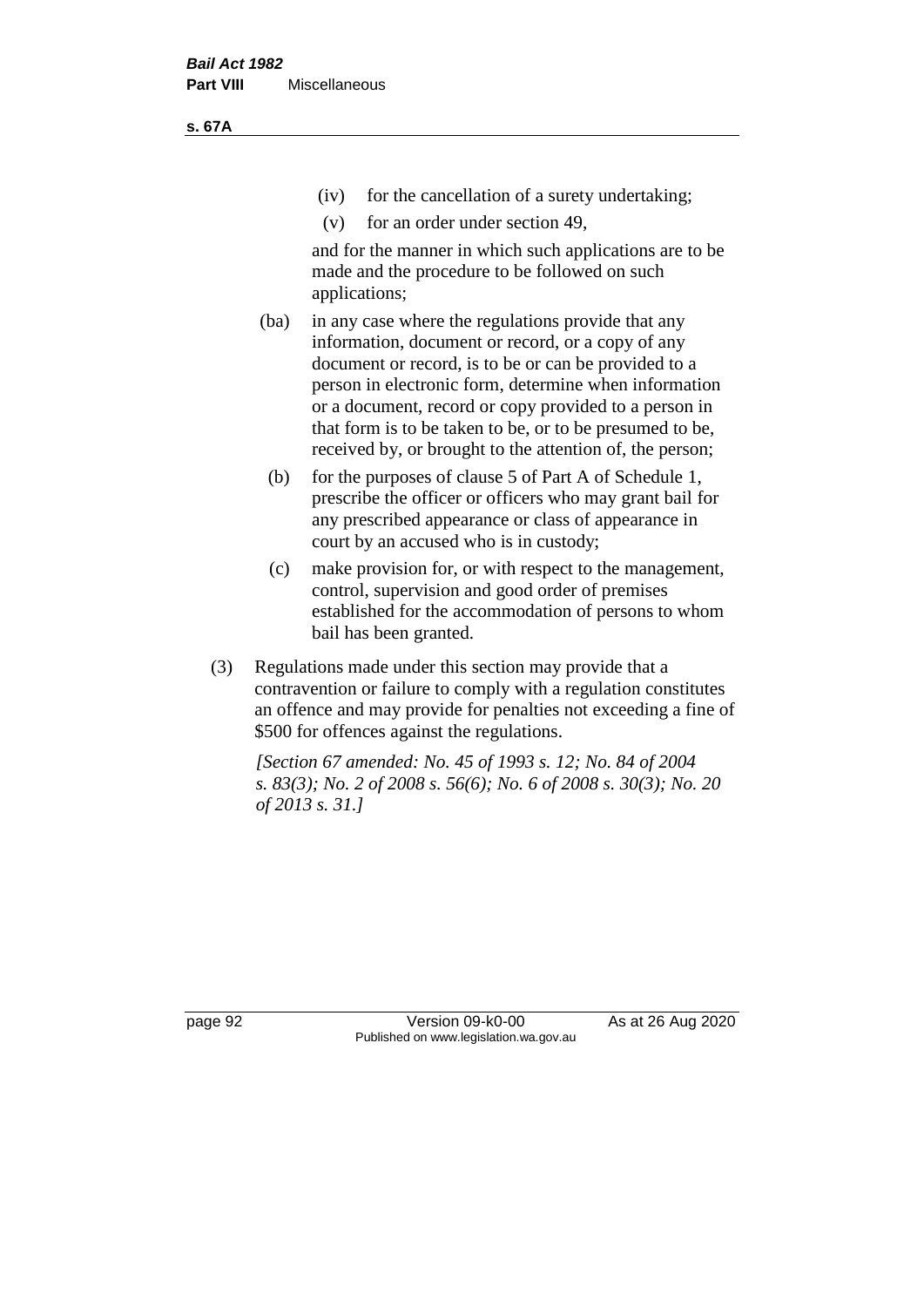(iv) for the cancellation of a surety undertaking;

(v) for an order under section 49,

and for the manner in which such applications are to be made and the procedure to be followed on such applications;

(ba) in any case where the regulations provide that any information, document or record, or a copy of any document or record, is to be or can be provided to a person in electronic form, determine when information or a document, record or copy provided to a person in that form is to be taken to be, or to be presumed to be, received by, or brought to the attention of, the person;

(b) for the purposes of clause 5 of Part A of Schedule 1, prescribe the officer or officers who may grant bail for any prescribed appearance or class of appearance in court by an accused who is in custody;

(c) make provision for, or with respect to the management, control, supervision and good order of premises established for the accommodation of persons to whom bail has been granted.

(3) Regulations made under this section may provide that a contravention or failure to comply with a regulation constitutes an offence and may provide for penalties not exceeding a fine of $500 for offences against the regulations.

*[Section 67 amended: No. 45 of 1993 s. 12; No. 84 of 2004 s. 83(3); No. 2 of 2008 s. 56(6); No. 6 of 2008 s. 30(3); No. 20 of 2013 s. 31.]*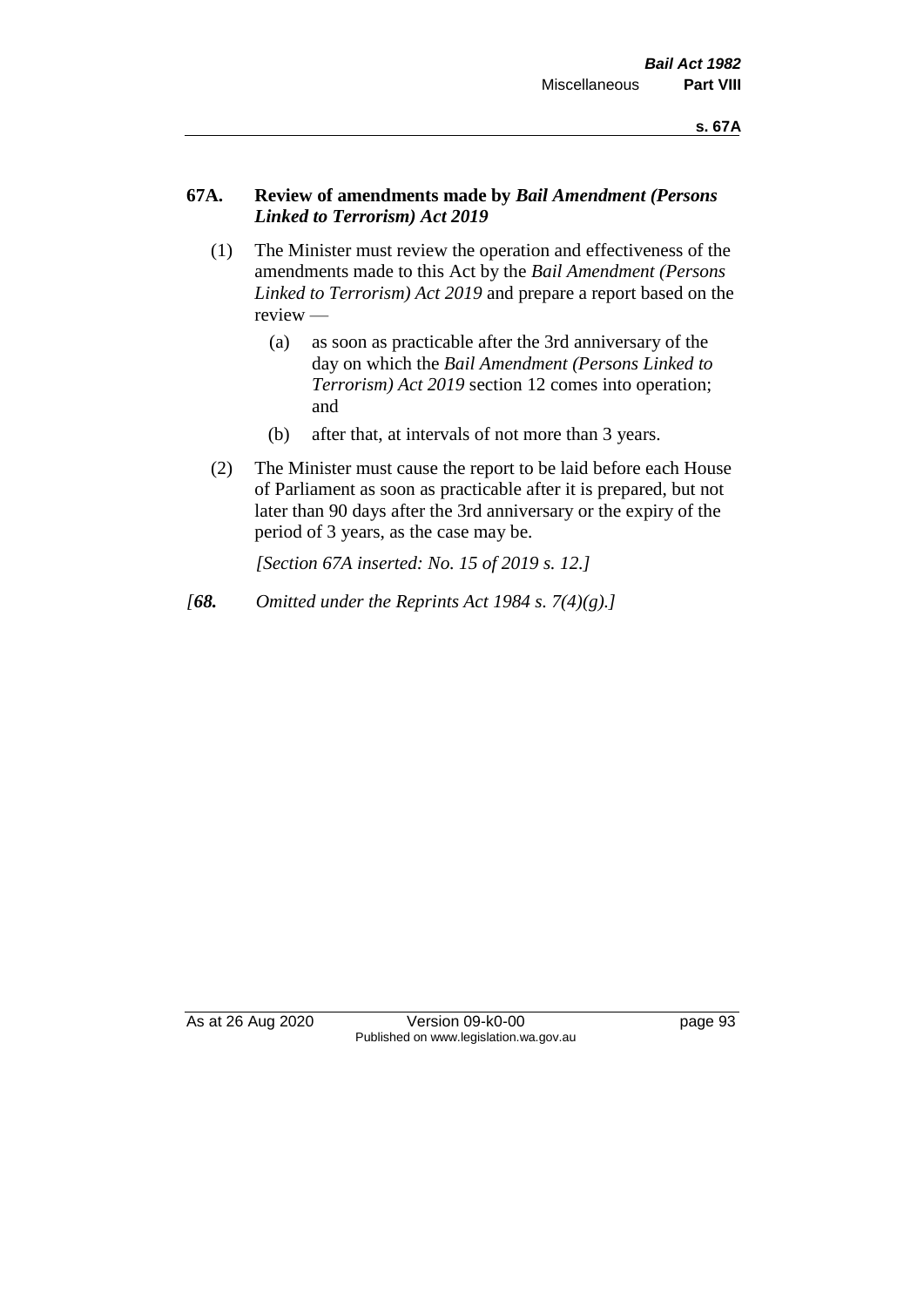### 67A. Review of amendments made by *Bail Amendment (Persons Linked to Terrorism) Act 2019*

(1) The Minister must review the operation and effectiveness of the amendments made to this Act by the *Bail Amendment (Persons Linked to Terrorism) Act 2019* and prepare a report based on the review —

  (a) as soon as practicable after the 3rd anniversary of the day on which the *Bail Amendment (Persons Linked to Terrorism) Act 2019* section 12 comes into operation; and

  (b) after that, at intervals of not more than 3 years.

(2) The Minister must cause the report to be laid before each House of Parliament as soon as practicable after it is prepared, but not later than 90 days after the 3rd anniversary or the expiry of the period of 3 years, as the case may be.

*[Section 67A inserted: No. 15 of 2019 s. 12.]*

*[**68.** Omitted under the Reprints Act 1984 s. 7(4)(g).]*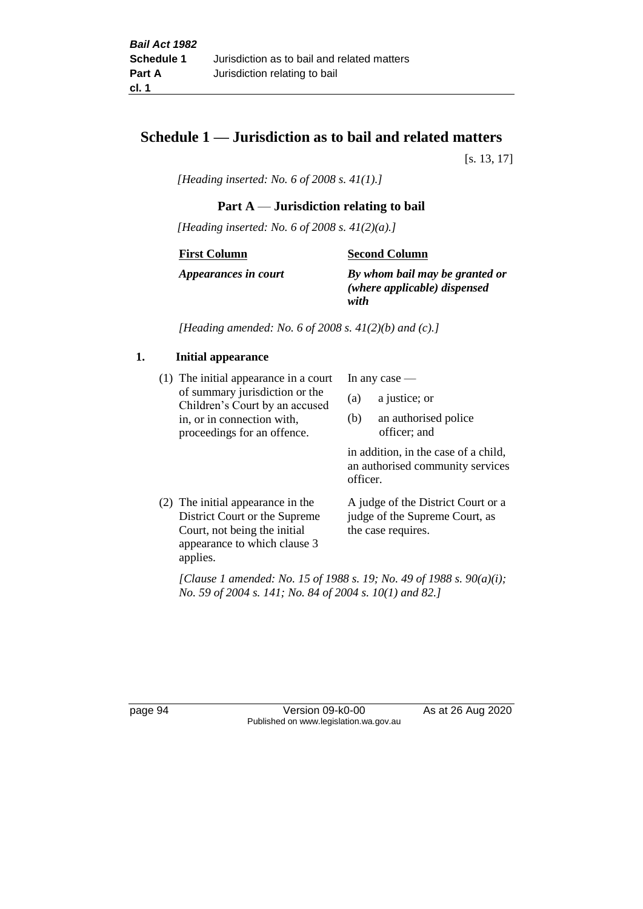# Schedule 1 — Jurisdiction as to bail and related matters

[s. 13, 17]

*[Heading inserted: No. 6 of 2008 s. 41(1).]*

## Part A — Jurisdiction relating to bail

*[Heading inserted: No. 6 of 2008 s. 41(2)(a).]*

| First Column | Second Column |
|---|---|
| ***Appearances in court*** | ***By whom bail may be granted or (where applicable) dispensed with*** |

*[Heading amended: No. 6 of 2008 s. 41(2)(b) and (c).]*

### 1. Initial appearance

| | |
|---|---|
| (1) The initial appearance in a court of summary jurisdiction or the Children's Court by an accused in, or in connection with, proceedings for an offence. | In any case —<br>(a) a justice; or<br>(b) an authorised police officer; and<br>in addition, in the case of a child, an authorised community services officer. |
| (2) The initial appearance in the District Court or the Supreme Court, not being the initial appearance to which clause 3 applies. | A judge of the District Court or a judge of the Supreme Court, as the case requires. |

*[Clause 1 amended: No. 15 of 1988 s. 19; No. 49 of 1988 s. 90(a)(i); No. 59 of 2004 s. 141; No. 84 of 2004 s. 10(1) and 82.]*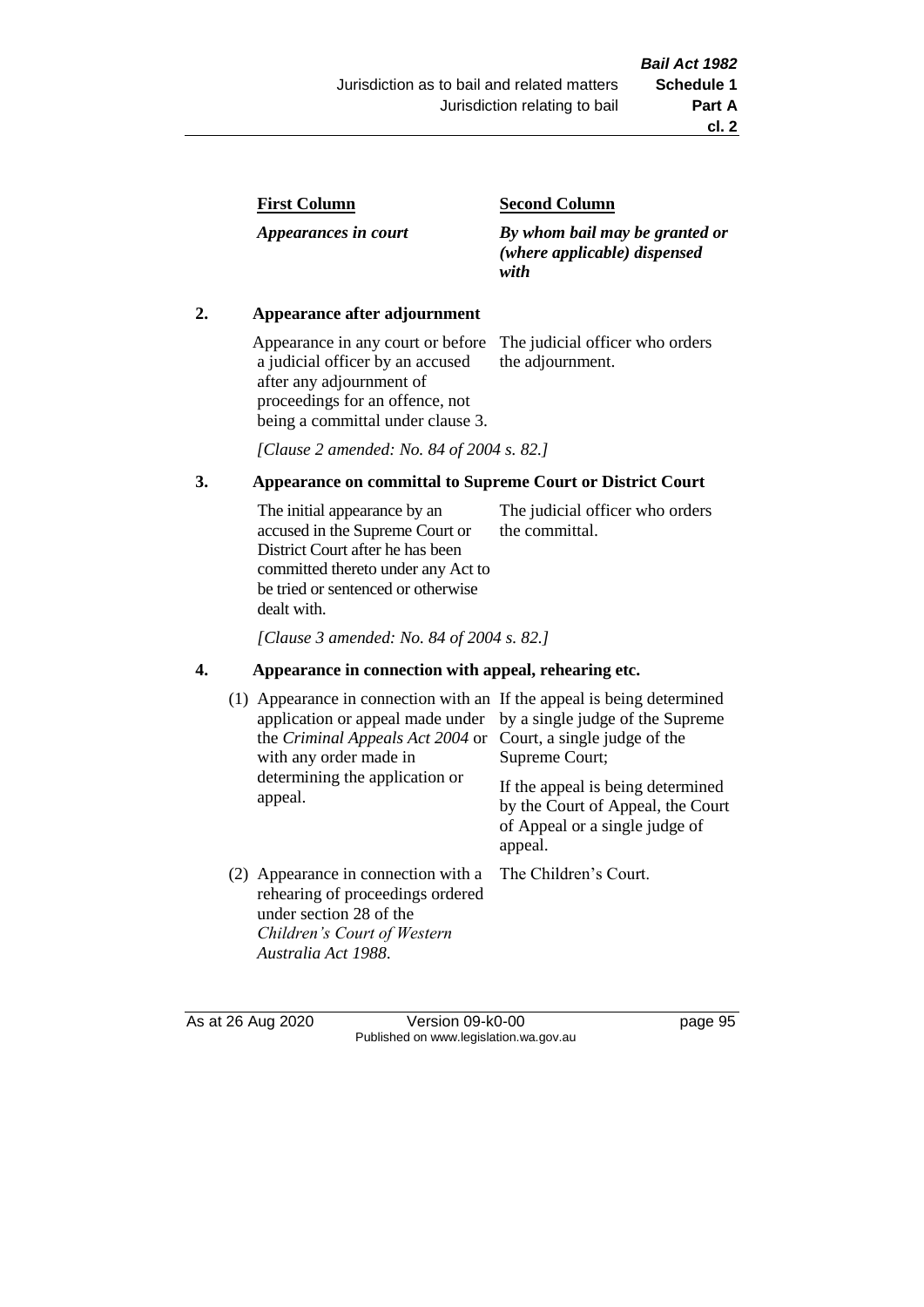| First Column | Second Column |
|---|---|
| *Appearances in court* | *By whom bail may be granted or (where applicable) dispensed with* |

**2. Appearance after adjournment**

| | |
|---|---|
| Appearance in any court or before a judicial officer by an accused after any adjournment of proceedings for an offence, not being a committal under clause 3. | The judicial officer who orders the adjournment. |

*[Clause 2 amended: No. 84 of 2004 s. 82.]*

**3. Appearance on committal to Supreme Court or District Court**

| | |
|---|---|
| The initial appearance by an accused in the Supreme Court or District Court after he has been committed thereto under any Act to be tried or sentenced or otherwise dealt with. | The judicial officer who orders the committal. |

*[Clause 3 amended: No. 84 of 2004 s. 82.]*

**4. Appearance in connection with appeal, rehearing etc.**

| | |
|---|---|
| (1) Appearance in connection with an application or appeal made under the *Criminal Appeals Act 2004* or with any order made in determining the application or appeal. | If the appeal is being determined by a single judge of the Supreme Court, a single judge of the Supreme Court; If the appeal is being determined by the Court of Appeal, the Court of Appeal or a single judge of appeal. |
| (2) Appearance in connection with a rehearing of proceedings ordered under section 28 of the *Children's Court of Western Australia Act 1988*. | The Children's Court. |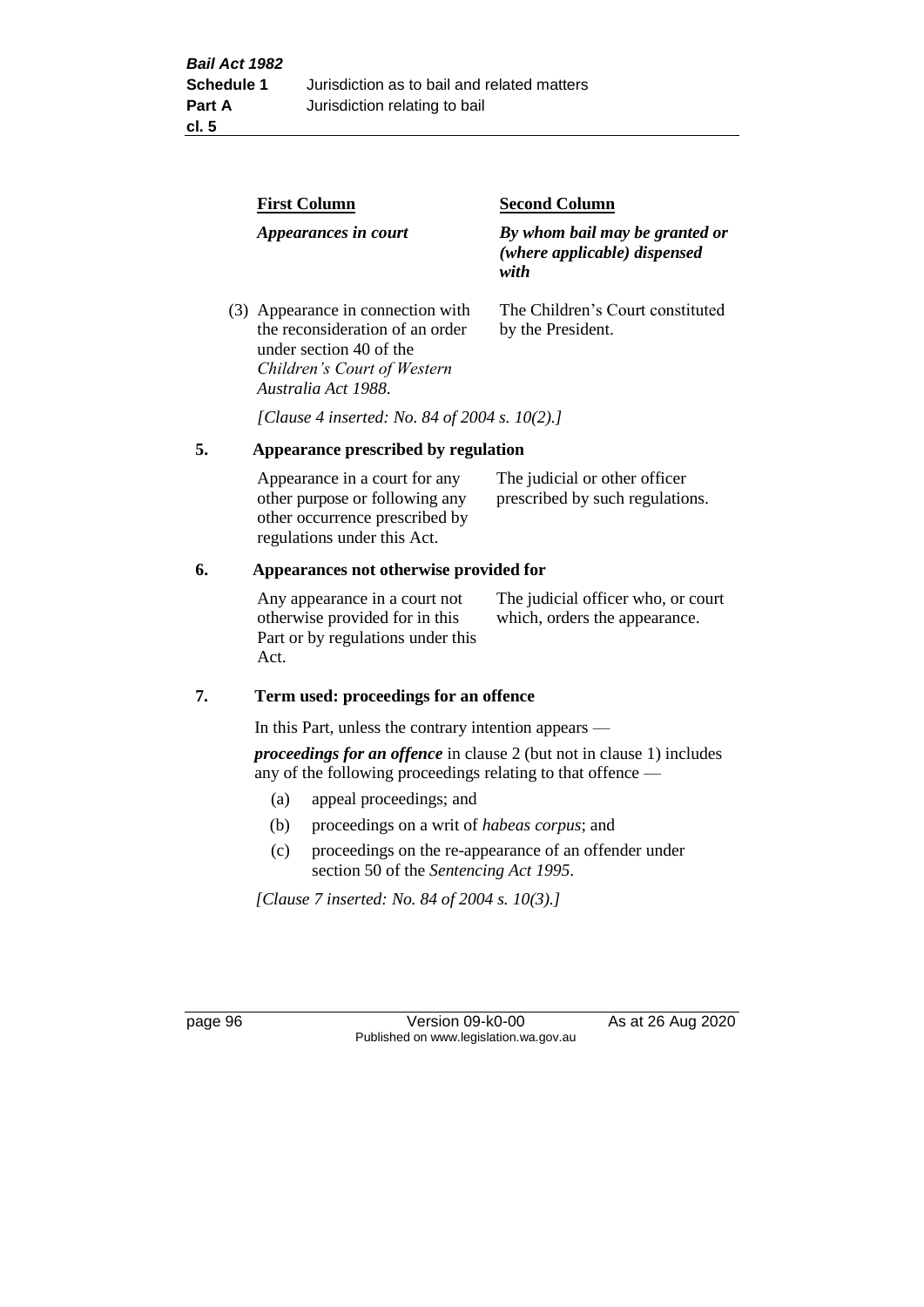| First Column | Second Column |
|---|---|
| *Appearances in court* | *By whom bail may be granted or (where applicable) dispensed with* |
| (3) Appearance in connection with the reconsideration of an order under section 40 of the *Children's Court of Western Australia Act 1988*. | The Children's Court constituted by the President. |

*[Clause 4 inserted: No. 84 of 2004 s. 10(2).]*

## 5. Appearance prescribed by regulation

| | |
|---|---|
| Appearance in a court for any other purpose or following any other occurrence prescribed by regulations under this Act. | The judicial or other officer prescribed by such regulations. |

## 6. Appearances not otherwise provided for

| | |
|---|---|
| Any appearance in a court not otherwise provided for in this Part or by regulations under this Act. | The judicial officer who, or court which, orders the appearance. |

## 7. Term used: proceedings for an offence

In this Part, unless the contrary intention appears —

***proceedings for an offence*** in clause 2 (but not in clause 1) includes any of the following proceedings relating to that offence —

- (a) appeal proceedings; and
- (b) proceedings on a writ of *habeas corpus*; and
- (c) proceedings on the re-appearance of an offender under section 50 of the *Sentencing Act 1995*.

*[Clause 7 inserted: No. 84 of 2004 s. 10(3).]*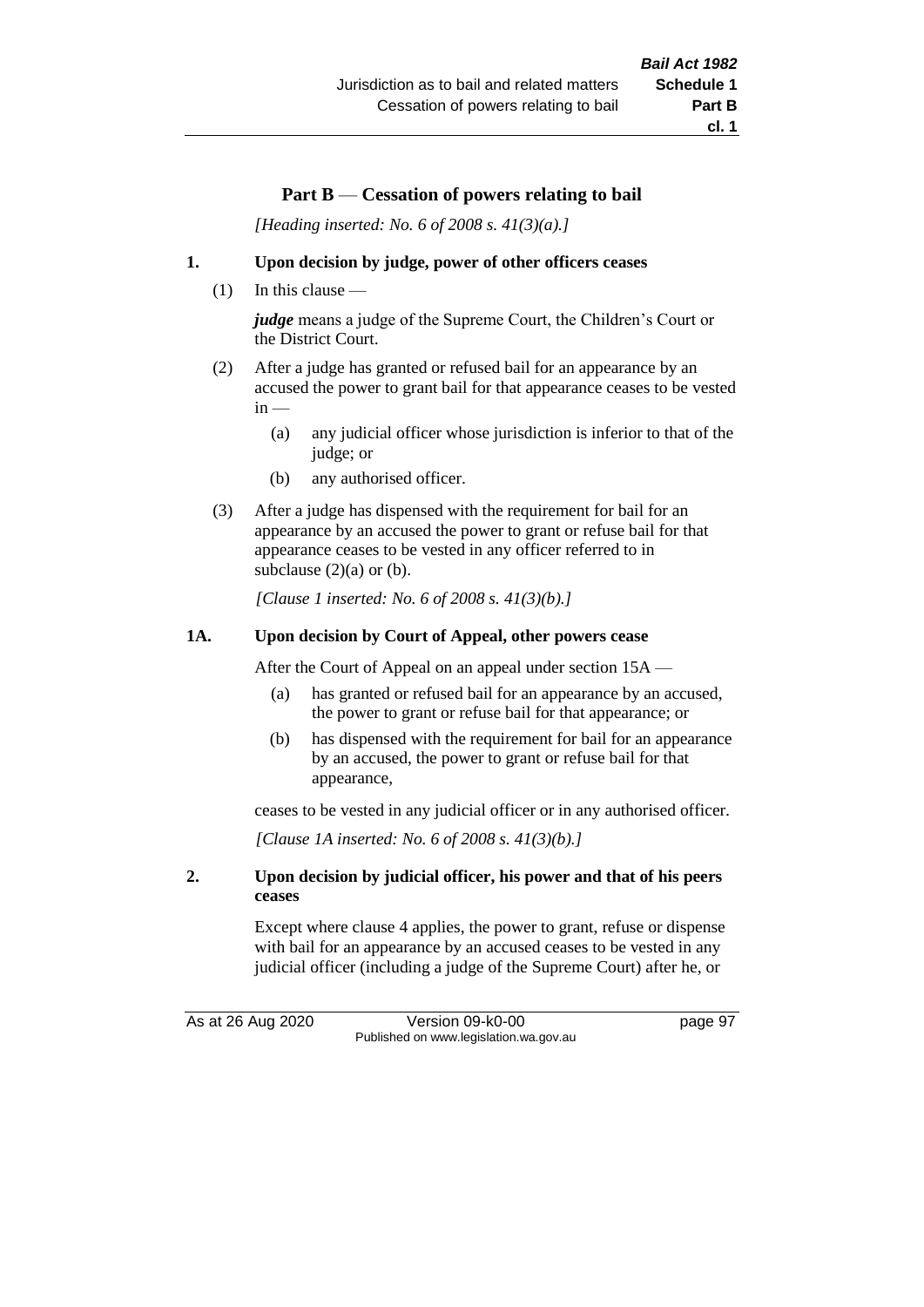## Part B — Cessation of powers relating to bail

*[Heading inserted: No. 6 of 2008 s. 41(3)(a).]*

### 1. Upon decision by judge, power of other officers ceases

(1) In this clause —

***judge*** means a judge of the Supreme Court, the Children's Court or the District Court.

(2) After a judge has granted or refused bail for an appearance by an accused the power to grant bail for that appearance ceases to be vested in —

- (a) any judicial officer whose jurisdiction is inferior to that of the judge; or
- (b) any authorised officer.

(3) After a judge has dispensed with the requirement for bail for an appearance by an accused the power to grant or refuse bail for that appearance ceases to be vested in any officer referred to in subclause (2)(a) or (b).

*[Clause 1 inserted: No. 6 of 2008 s. 41(3)(b).]*

### 1A. Upon decision by Court of Appeal, other powers cease

After the Court of Appeal on an appeal under section 15A —

- (a) has granted or refused bail for an appearance by an accused, the power to grant or refuse bail for that appearance; or
- (b) has dispensed with the requirement for bail for an appearance by an accused, the power to grant or refuse bail for that appearance,

ceases to be vested in any judicial officer or in any authorised officer.

*[Clause 1A inserted: No. 6 of 2008 s. 41(3)(b).]*

### 2. Upon decision by judicial officer, his power and that of his peers ceases

Except where clause 4 applies, the power to grant, refuse or dispense with bail for an appearance by an accused ceases to be vested in any judicial officer (including a judge of the Supreme Court) after he, or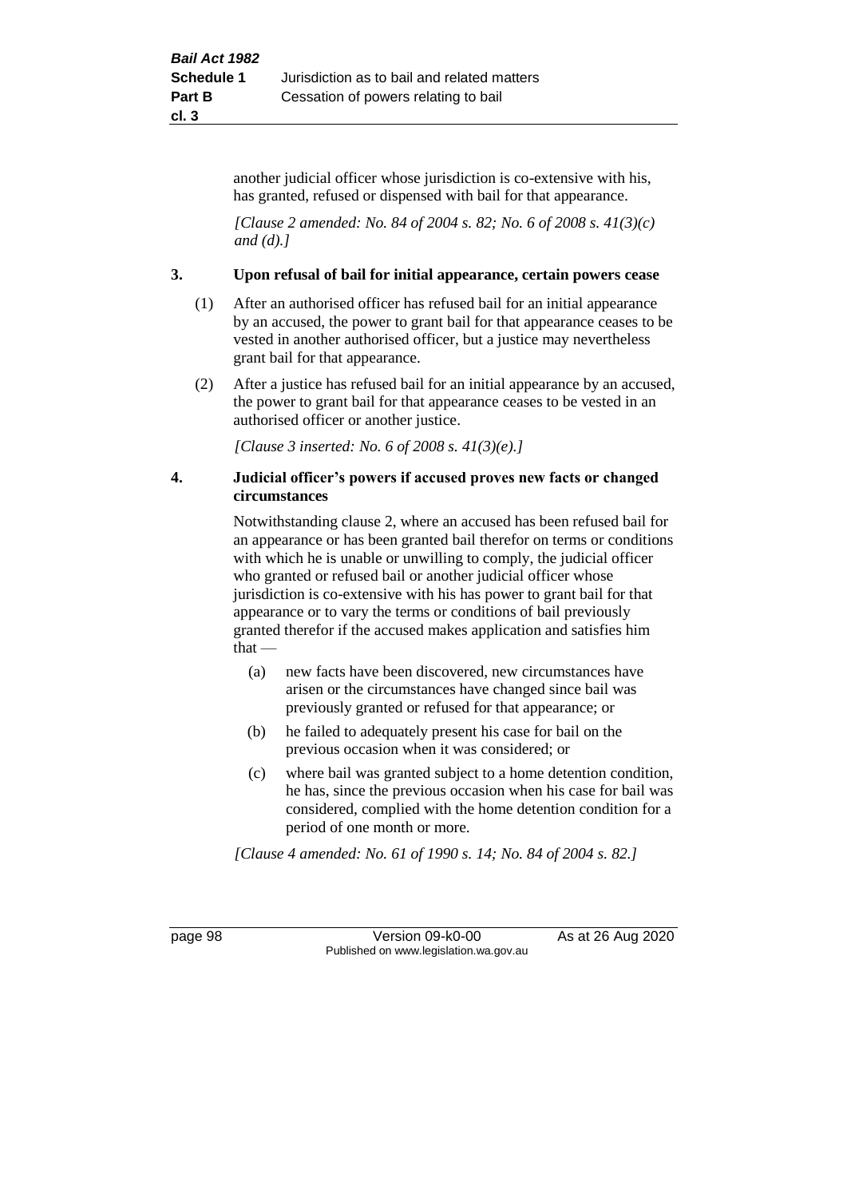another judicial officer whose jurisdiction is co-extensive with his, has granted, refused or dispensed with bail for that appearance.

*[Clause 2 amended: No. 84 of 2004 s. 82; No. 6 of 2008 s. 41(3)(c) and (d).]*

### 3. Upon refusal of bail for initial appearance, certain powers cease

(1) After an authorised officer has refused bail for an initial appearance by an accused, the power to grant bail for that appearance ceases to be vested in another authorised officer, but a justice may nevertheless grant bail for that appearance.

(2) After a justice has refused bail for an initial appearance by an accused, the power to grant bail for that appearance ceases to be vested in an authorised officer or another justice.

*[Clause 3 inserted: No. 6 of 2008 s. 41(3)(e).]*

### 4. Judicial officer's powers if accused proves new facts or changed circumstances

Notwithstanding clause 2, where an accused has been refused bail for an appearance or has been granted bail therefor on terms or conditions with which he is unable or unwilling to comply, the judicial officer who granted or refused bail or another judicial officer whose jurisdiction is co-extensive with his has power to grant bail for that appearance or to vary the terms or conditions of bail previously granted therefor if the accused makes application and satisfies him that —

(a) new facts have been discovered, new circumstances have arisen or the circumstances have changed since bail was previously granted or refused for that appearance; or

(b) he failed to adequately present his case for bail on the previous occasion when it was considered; or

(c) where bail was granted subject to a home detention condition, he has, since the previous occasion when his case for bail was considered, complied with the home detention condition for a period of one month or more.

*[Clause 4 amended: No. 61 of 1990 s. 14; No. 84 of 2004 s. 82.]*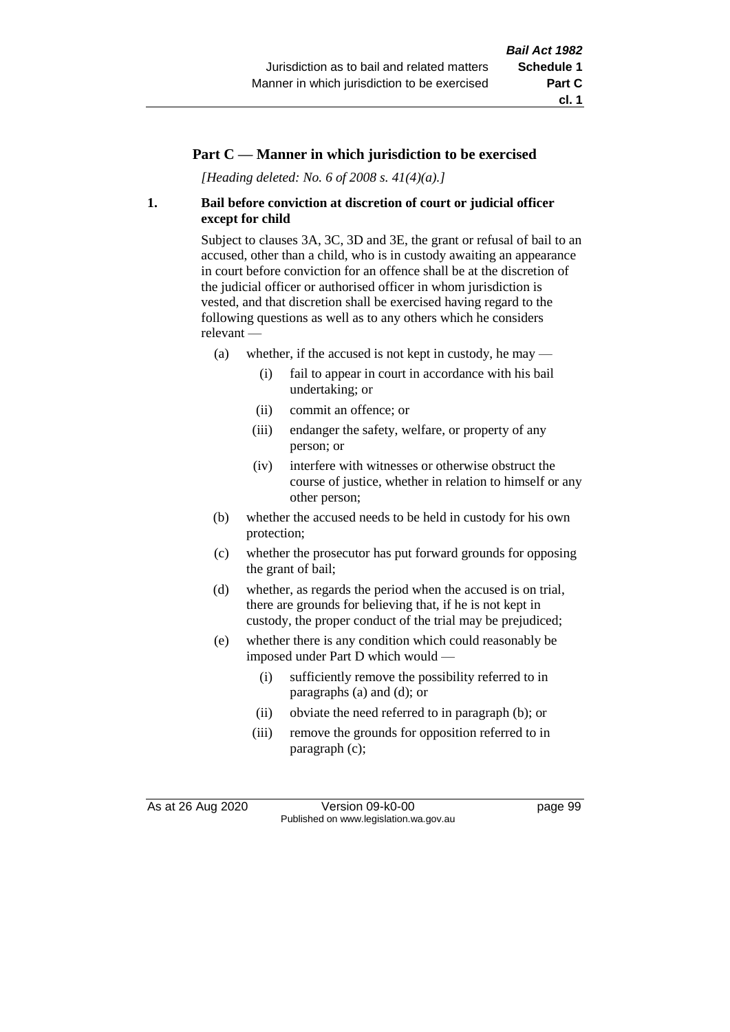## Part C — Manner in which jurisdiction to be exercised

*[Heading deleted: No. 6 of 2008 s. 41(4)(a).]*

### 1. Bail before conviction at discretion of court or judicial officer except for child

Subject to clauses 3A, 3C, 3D and 3E, the grant or refusal of bail to an accused, other than a child, who is in custody awaiting an appearance in court before conviction for an offence shall be at the discretion of the judicial officer or authorised officer in whom jurisdiction is vested, and that discretion shall be exercised having regard to the following questions as well as to any others which he considers relevant —

- (a) whether, if the accused is not kept in custody, he may —
  - (i) fail to appear in court in accordance with his bail undertaking; or
  - (ii) commit an offence; or
  - (iii) endanger the safety, welfare, or property of any person; or
  - (iv) interfere with witnesses or otherwise obstruct the course of justice, whether in relation to himself or any other person;
- (b) whether the accused needs to be held in custody for his own protection;
- (c) whether the prosecutor has put forward grounds for opposing the grant of bail;
- (d) whether, as regards the period when the accused is on trial, there are grounds for believing that, if he is not kept in custody, the proper conduct of the trial may be prejudiced;
- (e) whether there is any condition which could reasonably be imposed under Part D which would —
  - (i) sufficiently remove the possibility referred to in paragraphs (a) and (d); or
  - (ii) obviate the need referred to in paragraph (b); or
  - (iii) remove the grounds for opposition referred to in paragraph (c);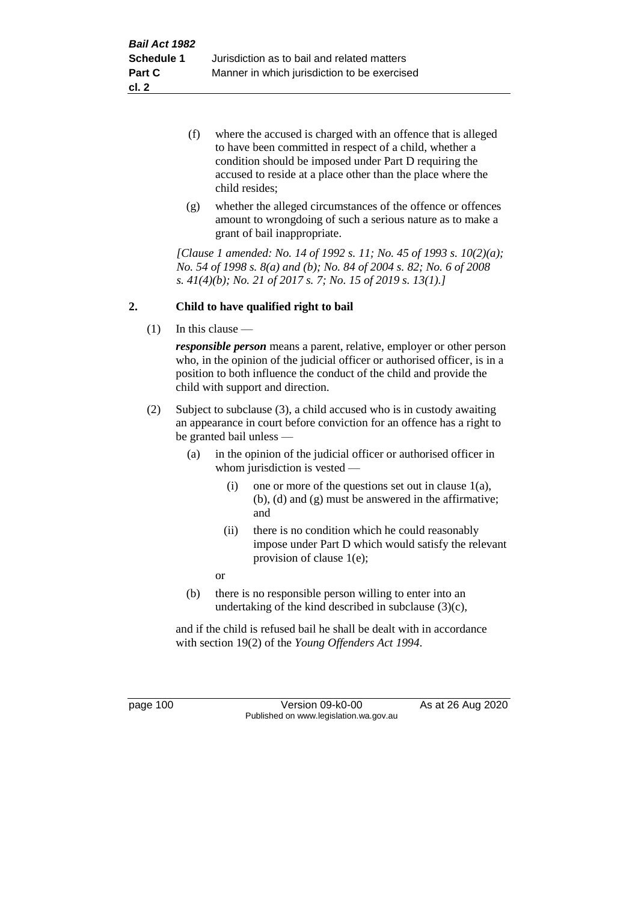(f) where the accused is charged with an offence that is alleged to have been committed in respect of a child, whether a condition should be imposed under Part D requiring the accused to reside at a place other than the place where the child resides;

(g) whether the alleged circumstances of the offence or offences amount to wrongdoing of such a serious nature as to make a grant of bail inappropriate.

*[Clause 1 amended: No. 14 of 1992 s. 11; No. 45 of 1993 s. 10(2)(a); No. 54 of 1998 s. 8(a) and (b); No. 84 of 2004 s. 82; No. 6 of 2008 s. 41(4)(b); No. 21 of 2017 s. 7; No. 15 of 2019 s. 13(1).]*

## 2. Child to have qualified right to bail

(1) In this clause —

***responsible person*** means a parent, relative, employer or other person who, in the opinion of the judicial officer or authorised officer, is in a position to both influence the conduct of the child and provide the child with support and direction.

(2) Subject to subclause (3), a child accused who is in custody awaiting an appearance in court before conviction for an offence has a right to be granted bail unless —

(a) in the opinion of the judicial officer or authorised officer in whom jurisdiction is vested —

(i) one or more of the questions set out in clause 1(a), (b), (d) and (g) must be answered in the affirmative; and

(ii) there is no condition which he could reasonably impose under Part D which would satisfy the relevant provision of clause 1(e);

or

(b) there is no responsible person willing to enter into an undertaking of the kind described in subclause (3)(c),

and if the child is refused bail he shall be dealt with in accordance with section 19(2) of the *Young Offenders Act 1994*.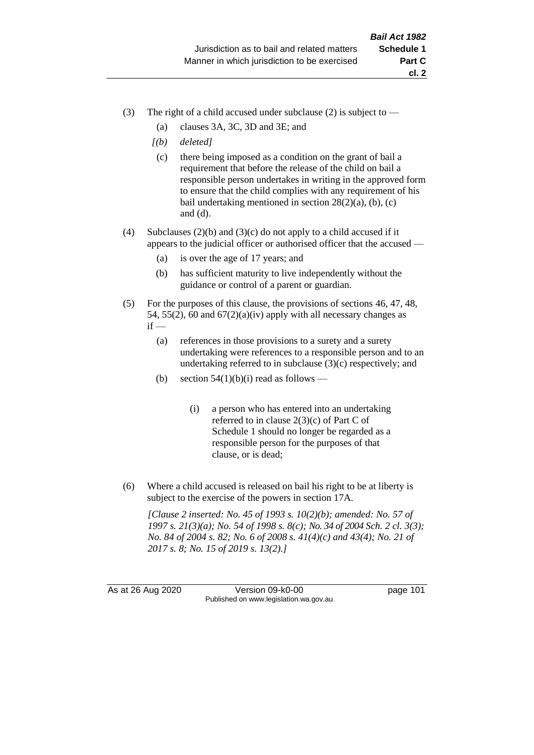(3) The right of a child accused under subclause (2) is subject to —

 (a) clauses 3A, 3C, 3D and 3E; and

 *[(b) deleted]*

 (c) there being imposed as a condition on the grant of bail a requirement that before the release of the child on bail a responsible person undertakes in writing in the approved form to ensure that the child complies with any requirement of his bail undertaking mentioned in section 28(2)(a), (b), (c) and (d).

(4) Subclauses (2)(b) and (3)(c) do not apply to a child accused if it appears to the judicial officer or authorised officer that the accused —

 (a) is over the age of 17 years; and

 (b) has sufficient maturity to live independently without the guidance or control of a parent or guardian.

(5) For the purposes of this clause, the provisions of sections 46, 47, 48, 54, 55(2), 60 and 67(2)(a)(iv) apply with all necessary changes as if —

 (a) references in those provisions to a surety and a surety undertaking were references to a responsible person and to an undertaking referred to in subclause (3)(c) respectively; and

 (b) section 54(1)(b)(i) read as follows —

  (i) a person who has entered into an undertaking referred to in clause 2(3)(c) of Part C of Schedule 1 should no longer be regarded as a responsible person for the purposes of that clause, or is dead;

(6) Where a child accused is released on bail his right to be at liberty is subject to the exercise of the powers in section 17A.

*[Clause 2 inserted: No. 45 of 1993 s. 10(2)(b); amended: No. 57 of 1997 s. 21(3)(a); No. 54 of 1998 s. 8(c); No. 34 of 2004 Sch. 2 cl. 3(3); No. 84 of 2004 s. 82; No. 6 of 2008 s. 41(4)(c) and 43(4); No. 21 of 2017 s. 8; No. 15 of 2019 s. 13(2).]*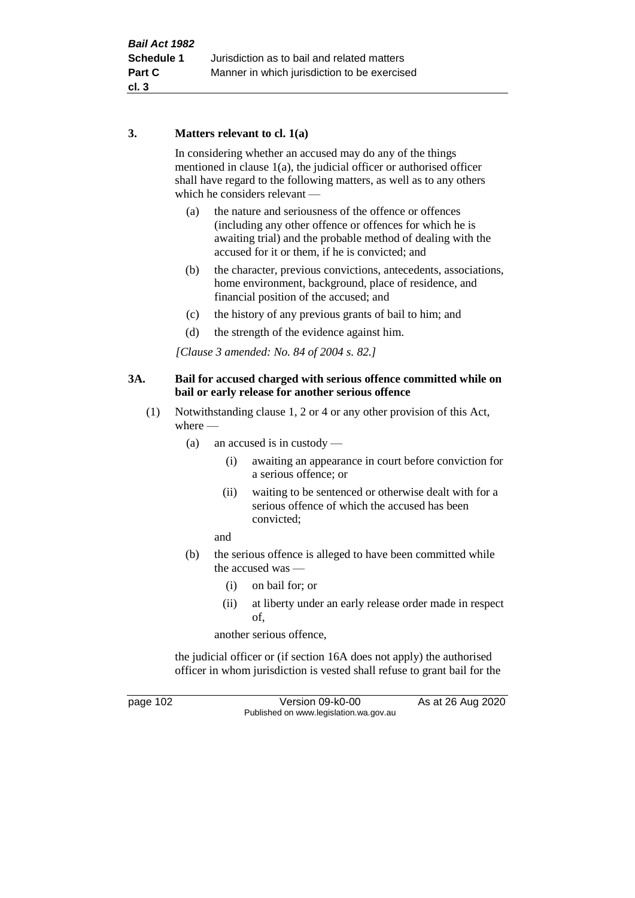**3. Matters relevant to cl. 1(a)**

In considering whether an accused may do any of the things mentioned in clause 1(a), the judicial officer or authorised officer shall have regard to the following matters, as well as to any others which he considers relevant —

(a) the nature and seriousness of the offence or offences (including any other offence or offences for which he is awaiting trial) and the probable method of dealing with the accused for it or them, if he is convicted; and

(b) the character, previous convictions, antecedents, associations, home environment, background, place of residence, and financial position of the accused; and

(c) the history of any previous grants of bail to him; and

(d) the strength of the evidence against him.

*[Clause 3 amended: No. 84 of 2004 s. 82.]*

**3A. Bail for accused charged with serious offence committed while on bail or early release for another serious offence**

(1) Notwithstanding clause 1, 2 or 4 or any other provision of this Act, where —

(a) an accused is in custody —

(i) awaiting an appearance in court before conviction for a serious offence; or

(ii) waiting to be sentenced or otherwise dealt with for a serious offence of which the accused has been convicted;

and

(b) the serious offence is alleged to have been committed while the accused was —

(i) on bail for; or

(ii) at liberty under an early release order made in respect of,

another serious offence,

the judicial officer or (if section 16A does not apply) the authorised officer in whom jurisdiction is vested shall refuse to grant bail for the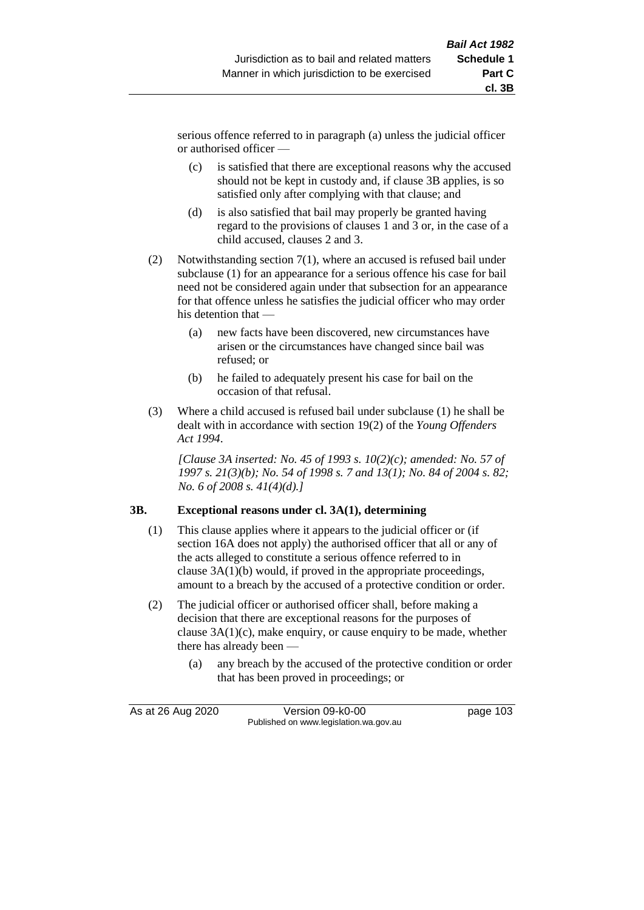serious offence referred to in paragraph (a) unless the judicial officer or authorised officer —

(c) is satisfied that there are exceptional reasons why the accused should not be kept in custody and, if clause 3B applies, is so satisfied only after complying with that clause; and

(d) is also satisfied that bail may properly be granted having regard to the provisions of clauses 1 and 3 or, in the case of a child accused, clauses 2 and 3.

(2) Notwithstanding section 7(1), where an accused is refused bail under subclause (1) for an appearance for a serious offence his case for bail need not be considered again under that subsection for an appearance for that offence unless he satisfies the judicial officer who may order his detention that —

(a) new facts have been discovered, new circumstances have arisen or the circumstances have changed since bail was refused; or

(b) he failed to adequately present his case for bail on the occasion of that refusal.

(3) Where a child accused is refused bail under subclause (1) he shall be dealt with in accordance with section 19(2) of the *Young Offenders Act 1994*.

*[Clause 3A inserted: No. 45 of 1993 s. 10(2)(c); amended: No. 57 of 1997 s. 21(3)(b); No. 54 of 1998 s. 7 and 13(1); No. 84 of 2004 s. 82; No. 6 of 2008 s. 41(4)(d).]*

**3B. Exceptional reasons under cl. 3A(1), determining**

(1) This clause applies where it appears to the judicial officer or (if section 16A does not apply) the authorised officer that all or any of the acts alleged to constitute a serious offence referred to in clause 3A(1)(b) would, if proved in the appropriate proceedings, amount to a breach by the accused of a protective condition or order.

(2) The judicial officer or authorised officer shall, before making a decision that there are exceptional reasons for the purposes of clause 3A(1)(c), make enquiry, or cause enquiry to be made, whether there has already been —

(a) any breach by the accused of the protective condition or order that has been proved in proceedings; or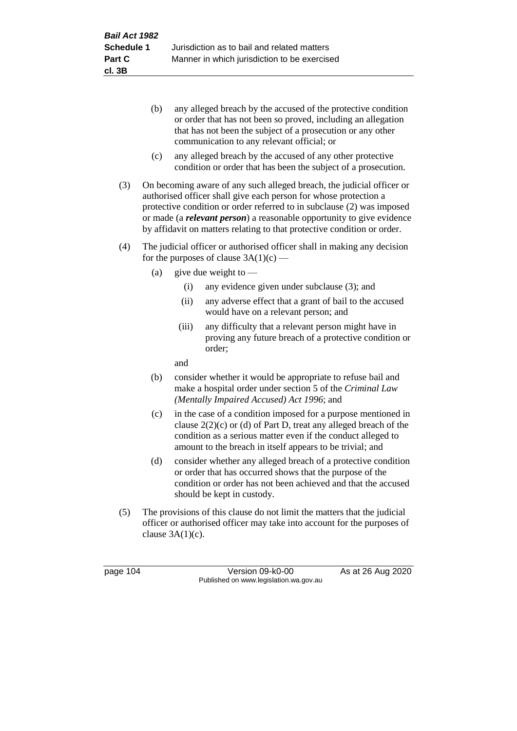(b) any alleged breach by the accused of the protective condition or order that has not been so proved, including an allegation that has not been the subject of a prosecution or any other communication to any relevant official; or

(c) any alleged breach by the accused of any other protective condition or order that has been the subject of a prosecution.

(3) On becoming aware of any such alleged breach, the judicial officer or authorised officer shall give each person for whose protection a protective condition or order referred to in subclause (2) was imposed or made (a ***relevant person***) a reasonable opportunity to give evidence by affidavit on matters relating to that protective condition or order.

(4) The judicial officer or authorised officer shall in making any decision for the purposes of clause 3A(1)(c) —

(a) give due weight to —

(i) any evidence given under subclause (3); and

(ii) any adverse effect that a grant of bail to the accused would have on a relevant person; and

(iii) any difficulty that a relevant person might have in proving any future breach of a protective condition or order;

and

(b) consider whether it would be appropriate to refuse bail and make a hospital order under section 5 of the *Criminal Law (Mentally Impaired Accused) Act 1996*; and

(c) in the case of a condition imposed for a purpose mentioned in clause 2(2)(c) or (d) of Part D, treat any alleged breach of the condition as a serious matter even if the conduct alleged to amount to the breach in itself appears to be trivial; and

(d) consider whether any alleged breach of a protective condition or order that has occurred shows that the purpose of the condition or order has not been achieved and that the accused should be kept in custody.

(5) The provisions of this clause do not limit the matters that the judicial officer or authorised officer may take into account for the purposes of clause 3A(1)(c).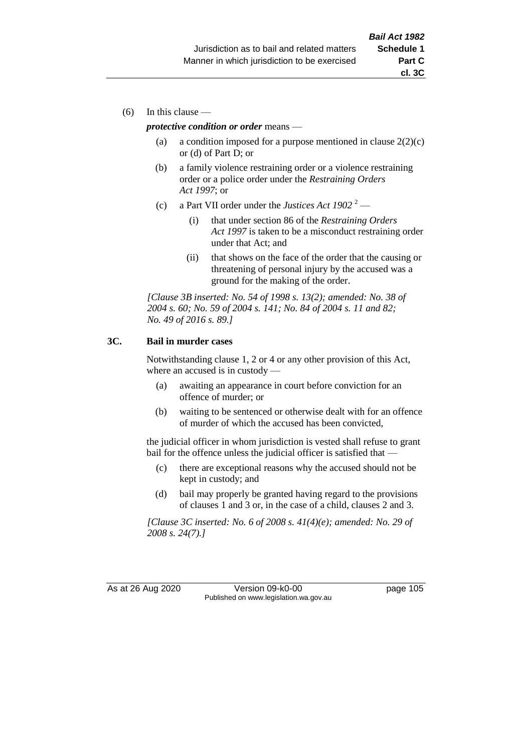(6) In this clause —

***protective condition or order*** means —

(a) a condition imposed for a purpose mentioned in clause 2(2)(c) or (d) of Part D; or

(b) a family violence restraining order or a violence restraining order or a police order under the *Restraining Orders Act 1997*; or

(c) a Part VII order under the *Justices Act 1902* [2] —

(i) that under section 86 of the *Restraining Orders Act 1997* is taken to be a misconduct restraining order under that Act; and

(ii) that shows on the face of the order that the causing or threatening of personal injury by the accused was a ground for the making of the order.

*[Clause 3B inserted: No. 54 of 1998 s. 13(2); amended: No. 38 of 2004 s. 60; No. 59 of 2004 s. 141; No. 84 of 2004 s. 11 and 82; No. 49 of 2016 s. 89.]*

**3C. Bail in murder cases**

Notwithstanding clause 1, 2 or 4 or any other provision of this Act, where an accused is in custody —

(a) awaiting an appearance in court before conviction for an offence of murder; or

(b) waiting to be sentenced or otherwise dealt with for an offence of murder of which the accused has been convicted,

the judicial officer in whom jurisdiction is vested shall refuse to grant bail for the offence unless the judicial officer is satisfied that —

(c) there are exceptional reasons why the accused should not be kept in custody; and

(d) bail may properly be granted having regard to the provisions of clauses 1 and 3 or, in the case of a child, clauses 2 and 3.

*[Clause 3C inserted: No. 6 of 2008 s. 41(4)(e); amended: No. 29 of 2008 s. 24(7).]*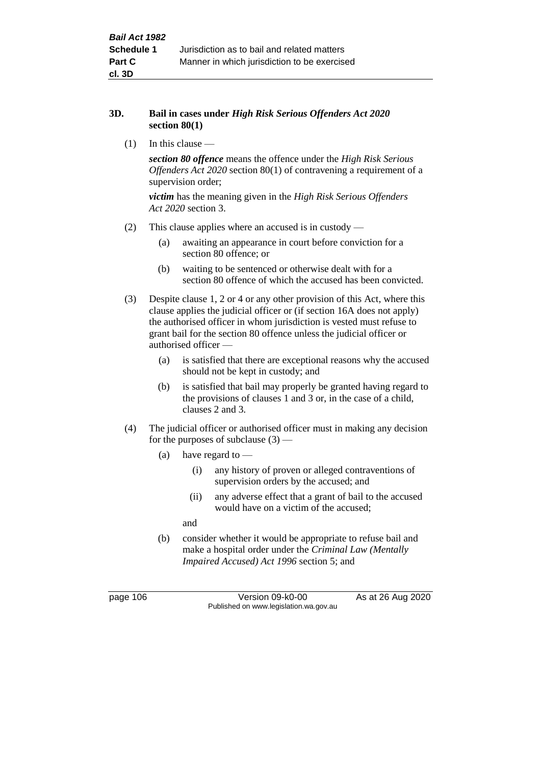### 3D. Bail in cases under *High Risk Serious Offenders Act 2020* section 80(1)

(1) In this clause —

***section 80 offence*** means the offence under the *High Risk Serious Offenders Act 2020* section 80(1) of contravening a requirement of a supervision order;

***victim*** has the meaning given in the *High Risk Serious Offenders Act 2020* section 3.

(2) This clause applies where an accused is in custody —

- (a) awaiting an appearance in court before conviction for a section 80 offence; or
- (b) waiting to be sentenced or otherwise dealt with for a section 80 offence of which the accused has been convicted.

(3) Despite clause 1, 2 or 4 or any other provision of this Act, where this clause applies the judicial officer or (if section 16A does not apply) the authorised officer in whom jurisdiction is vested must refuse to grant bail for the section 80 offence unless the judicial officer or authorised officer —

- (a) is satisfied that there are exceptional reasons why the accused should not be kept in custody; and
- (b) is satisfied that bail may properly be granted having regard to the provisions of clauses 1 and 3 or, in the case of a child, clauses 2 and 3.

(4) The judicial officer or authorised officer must in making any decision for the purposes of subclause (3) —

- (a) have regard to —
  - (i) any history of proven or alleged contraventions of supervision orders by the accused; and
  - (ii) any adverse effect that a grant of bail to the accused would have on a victim of the accused;

  and
- (b) consider whether it would be appropriate to refuse bail and make a hospital order under the *Criminal Law (Mentally Impaired Accused) Act 1996* section 5; and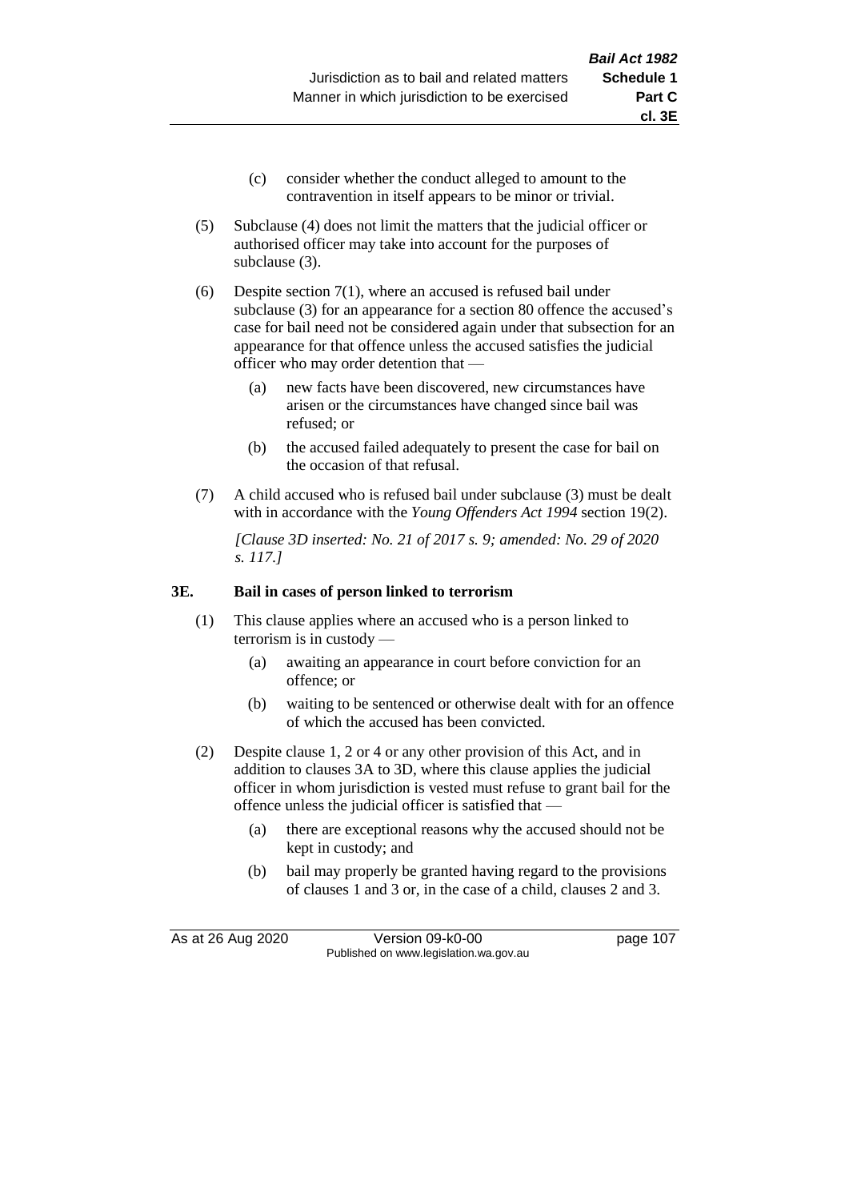(c) consider whether the conduct alleged to amount to the contravention in itself appears to be minor or trivial.

(5) Subclause (4) does not limit the matters that the judicial officer or authorised officer may take into account for the purposes of subclause (3).

(6) Despite section 7(1), where an accused is refused bail under subclause (3) for an appearance for a section 80 offence the accused's case for bail need not be considered again under that subsection for an appearance for that offence unless the accused satisfies the judicial officer who may order detention that —

(a) new facts have been discovered, new circumstances have arisen or the circumstances have changed since bail was refused; or

(b) the accused failed adequately to present the case for bail on the occasion of that refusal.

(7) A child accused who is refused bail under subclause (3) must be dealt with in accordance with the *Young Offenders Act 1994* section 19(2).

*[Clause 3D inserted: No. 21 of 2017 s. 9; amended: No. 29 of 2020 s. 117.]*

### 3E. Bail in cases of person linked to terrorism

(1) This clause applies where an accused who is a person linked to terrorism is in custody —

(a) awaiting an appearance in court before conviction for an offence; or

(b) waiting to be sentenced or otherwise dealt with for an offence of which the accused has been convicted.

(2) Despite clause 1, 2 or 4 or any other provision of this Act, and in addition to clauses 3A to 3D, where this clause applies the judicial officer in whom jurisdiction is vested must refuse to grant bail for the offence unless the judicial officer is satisfied that —

(a) there are exceptional reasons why the accused should not be kept in custody; and

(b) bail may properly be granted having regard to the provisions of clauses 1 and 3 or, in the case of a child, clauses 2 and 3.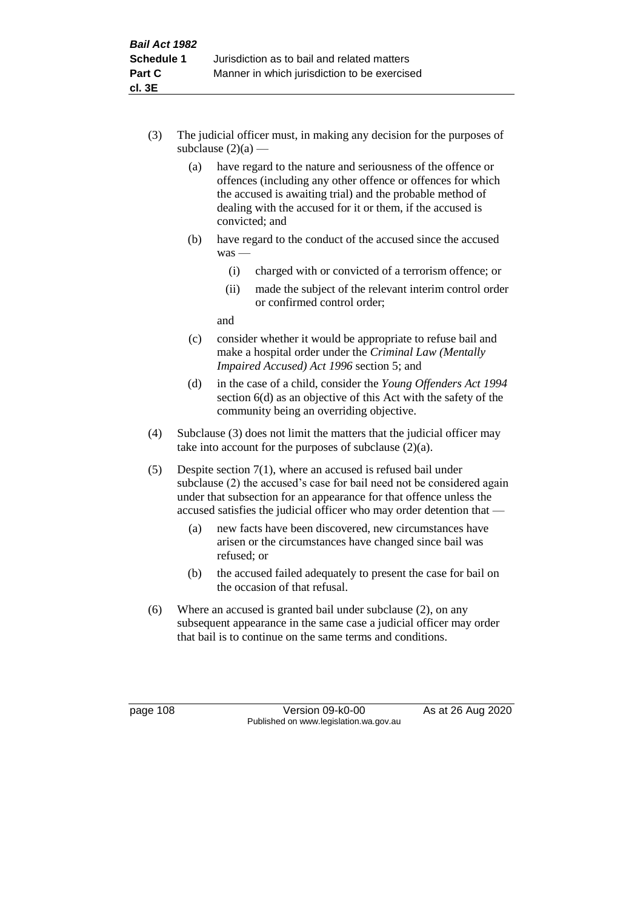(3) The judicial officer must, in making any decision for the purposes of subclause (2)(a) —

(a) have regard to the nature and seriousness of the offence or offences (including any other offence or offences for which the accused is awaiting trial) and the probable method of dealing with the accused for it or them, if the accused is convicted; and

(b) have regard to the conduct of the accused since the accused was —

(i) charged with or convicted of a terrorism offence; or

(ii) made the subject of the relevant interim control order or confirmed control order;

and

(c) consider whether it would be appropriate to refuse bail and make a hospital order under the *Criminal Law (Mentally Impaired Accused) Act 1996* section 5; and

(d) in the case of a child, consider the *Young Offenders Act 1994* section 6(d) as an objective of this Act with the safety of the community being an overriding objective.

(4) Subclause (3) does not limit the matters that the judicial officer may take into account for the purposes of subclause (2)(a).

(5) Despite section 7(1), where an accused is refused bail under subclause (2) the accused's case for bail need not be considered again under that subsection for an appearance for that offence unless the accused satisfies the judicial officer who may order detention that —

(a) new facts have been discovered, new circumstances have arisen or the circumstances have changed since bail was refused; or

(b) the accused failed adequately to present the case for bail on the occasion of that refusal.

(6) Where an accused is granted bail under subclause (2), on any subsequent appearance in the same case a judicial officer may order that bail is to continue on the same terms and conditions.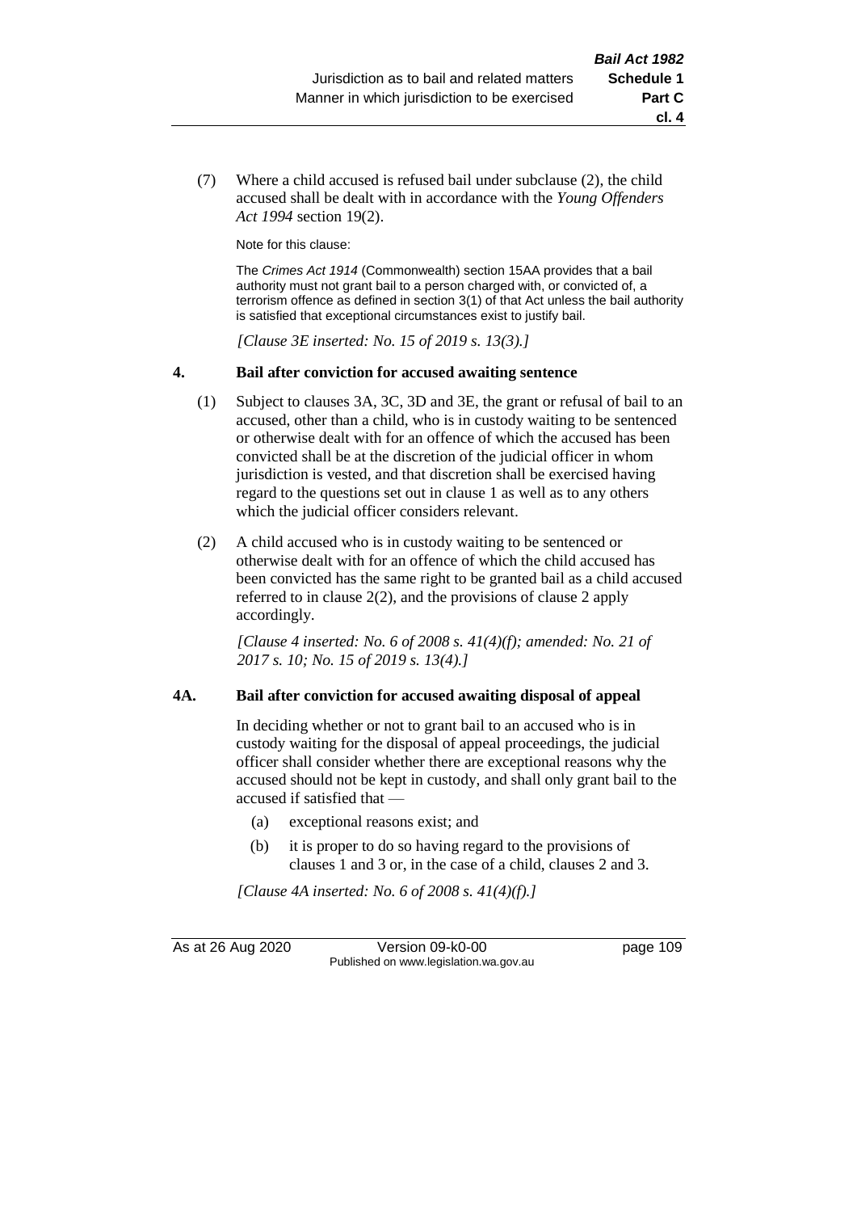(7) Where a child accused is refused bail under subclause (2), the child accused shall be dealt with in accordance with the *Young Offenders Act 1994* section 19(2).

Note for this clause:

The *Crimes Act 1914* (Commonwealth) section 15AA provides that a bail authority must not grant bail to a person charged with, or convicted of, a terrorism offence as defined in section 3(1) of that Act unless the bail authority is satisfied that exceptional circumstances exist to justify bail.

*[Clause 3E inserted: No. 15 of 2019 s. 13(3).]*

### 4. Bail after conviction for accused awaiting sentence

(1) Subject to clauses 3A, 3C, 3D and 3E, the grant or refusal of bail to an accused, other than a child, who is in custody waiting to be sentenced or otherwise dealt with for an offence of which the accused has been convicted shall be at the discretion of the judicial officer in whom jurisdiction is vested, and that discretion shall be exercised having regard to the questions set out in clause 1 as well as to any others which the judicial officer considers relevant.

(2) A child accused who is in custody waiting to be sentenced or otherwise dealt with for an offence of which the child accused has been convicted has the same right to be granted bail as a child accused referred to in clause 2(2), and the provisions of clause 2 apply accordingly.

*[Clause 4 inserted: No. 6 of 2008 s. 41(4)(f); amended: No. 21 of 2017 s. 10; No. 15 of 2019 s. 13(4).]*

### 4A. Bail after conviction for accused awaiting disposal of appeal

In deciding whether or not to grant bail to an accused who is in custody waiting for the disposal of appeal proceedings, the judicial officer shall consider whether there are exceptional reasons why the accused should not be kept in custody, and shall only grant bail to the accused if satisfied that —

(a) exceptional reasons exist; and

(b) it is proper to do so having regard to the provisions of clauses 1 and 3 or, in the case of a child, clauses 2 and 3.

*[Clause 4A inserted: No. 6 of 2008 s. 41(4)(f).]*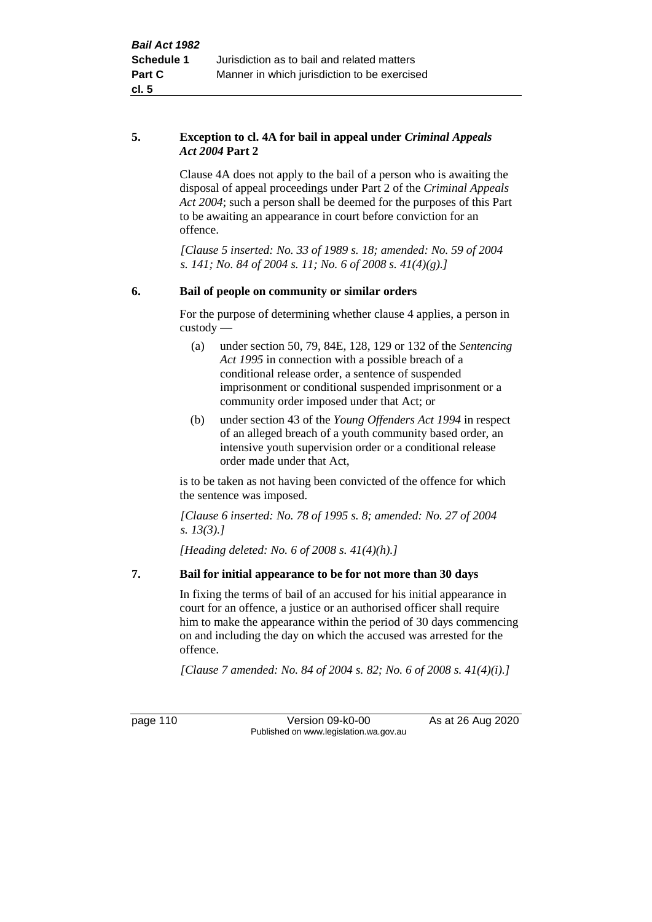**5. Exception to cl. 4A for bail in appeal under *Criminal Appeals Act 2004* Part 2**

Clause 4A does not apply to the bail of a person who is awaiting the disposal of appeal proceedings under Part 2 of the *Criminal Appeals Act 2004*; such a person shall be deemed for the purposes of this Part to be awaiting an appearance in court before conviction for an offence.

*[Clause 5 inserted: No. 33 of 1989 s. 18; amended: No. 59 of 2004 s. 141; No. 84 of 2004 s. 11; No. 6 of 2008 s. 41(4)(g).]*

**6. Bail of people on community or similar orders**

For the purpose of determining whether clause 4 applies, a person in custody —

(a) under section 50, 79, 84E, 128, 129 or 132 of the *Sentencing Act 1995* in connection with a possible breach of a conditional release order, a sentence of suspended imprisonment or conditional suspended imprisonment or a community order imposed under that Act; or

(b) under section 43 of the *Young Offenders Act 1994* in respect of an alleged breach of a youth community based order, an intensive youth supervision order or a conditional release order made under that Act,

is to be taken as not having been convicted of the offence for which the sentence was imposed.

*[Clause 6 inserted: No. 78 of 1995 s. 8; amended: No. 27 of 2004 s. 13(3).]*

*[Heading deleted: No. 6 of 2008 s. 41(4)(h).]*

**7. Bail for initial appearance to be for not more than 30 days**

In fixing the terms of bail of an accused for his initial appearance in court for an offence, a justice or an authorised officer shall require him to make the appearance within the period of 30 days commencing on and including the day on which the accused was arrested for the offence.

*[Clause 7 amended: No. 84 of 2004 s. 82; No. 6 of 2008 s. 41(4)(i).]*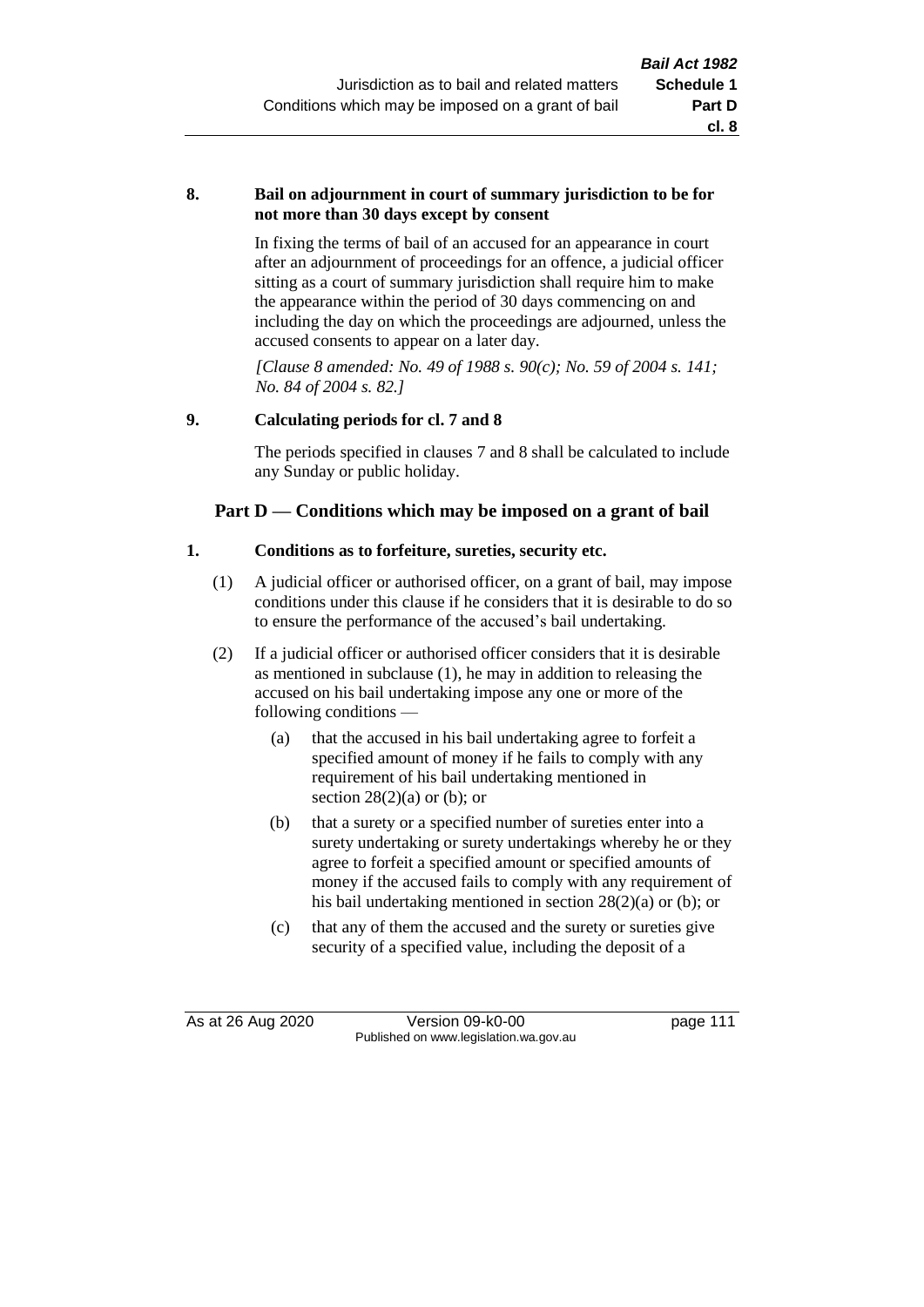**8. Bail on adjournment in court of summary jurisdiction to be for not more than 30 days except by consent**

In fixing the terms of bail of an accused for an appearance in court after an adjournment of proceedings for an offence, a judicial officer sitting as a court of summary jurisdiction shall require him to make the appearance within the period of 30 days commencing on and including the day on which the proceedings are adjourned, unless the accused consents to appear on a later day.

*[Clause 8 amended: No. 49 of 1988 s. 90(c); No. 59 of 2004 s. 141; No. 84 of 2004 s. 82.]*

**9. Calculating periods for cl. 7 and 8**

The periods specified in clauses 7 and 8 shall be calculated to include any Sunday or public holiday.

## Part D — Conditions which may be imposed on a grant of bail

**1. Conditions as to forfeiture, sureties, security etc.**

(1) A judicial officer or authorised officer, on a grant of bail, may impose conditions under this clause if he considers that it is desirable to do so to ensure the performance of the accused's bail undertaking.

(2) If a judicial officer or authorised officer considers that it is desirable as mentioned in subclause (1), he may in addition to releasing the accused on his bail undertaking impose any one or more of the following conditions —

(a) that the accused in his bail undertaking agree to forfeit a specified amount of money if he fails to comply with any requirement of his bail undertaking mentioned in section 28(2)(a) or (b); or

(b) that a surety or a specified number of sureties enter into a surety undertaking or surety undertakings whereby he or they agree to forfeit a specified amount or specified amounts of money if the accused fails to comply with any requirement of his bail undertaking mentioned in section 28(2)(a) or (b); or

(c) that any of them the accused and the surety or sureties give security of a specified value, including the deposit of a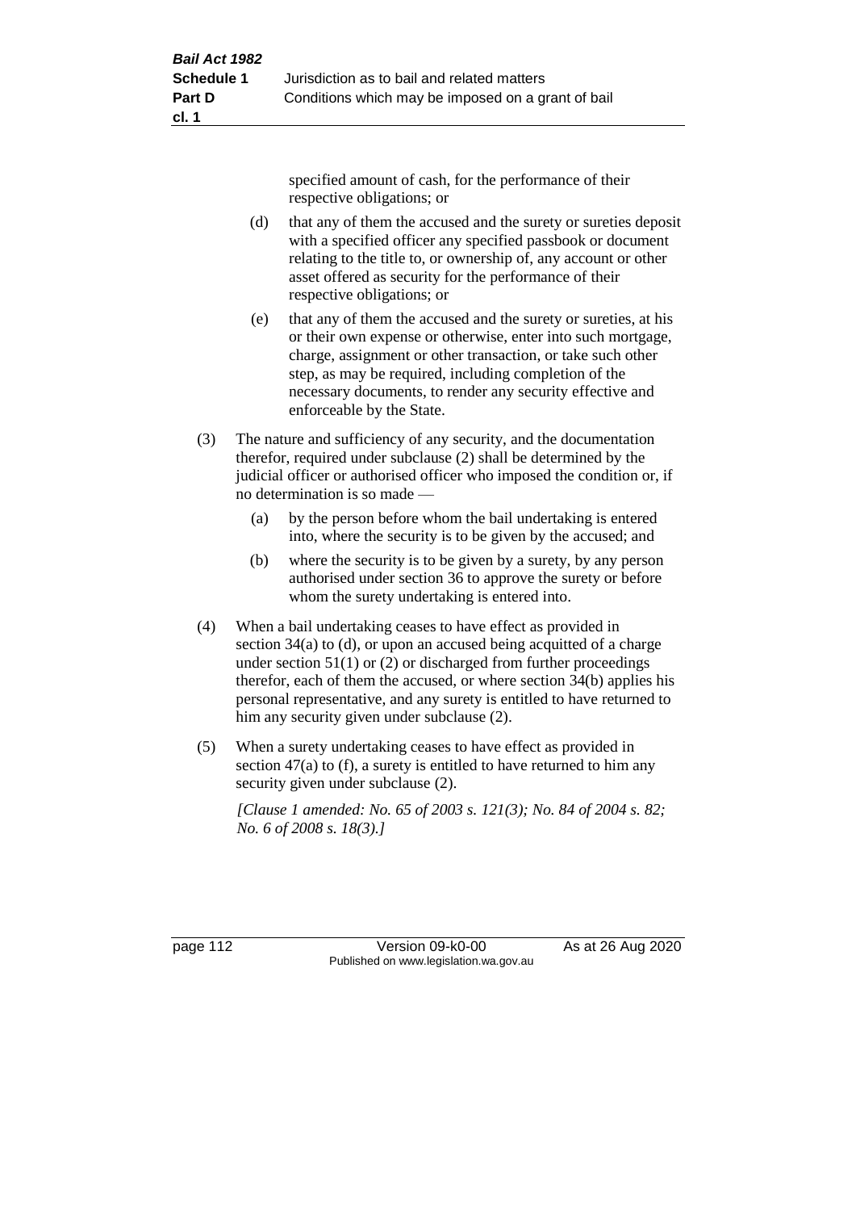specified amount of cash, for the performance of their respective obligations; or

(d) that any of them the accused and the surety or sureties deposit with a specified officer any specified passbook or document relating to the title to, or ownership of, any account or other asset offered as security for the performance of their respective obligations; or

(e) that any of them the accused and the surety or sureties, at his or their own expense or otherwise, enter into such mortgage, charge, assignment or other transaction, or take such other step, as may be required, including completion of the necessary documents, to render any security effective and enforceable by the State.

(3) The nature and sufficiency of any security, and the documentation therefor, required under subclause (2) shall be determined by the judicial officer or authorised officer who imposed the condition or, if no determination is so made —

(a) by the person before whom the bail undertaking is entered into, where the security is to be given by the accused; and

(b) where the security is to be given by a surety, by any person authorised under section 36 to approve the surety or before whom the surety undertaking is entered into.

(4) When a bail undertaking ceases to have effect as provided in section 34(a) to (d), or upon an accused being acquitted of a charge under section 51(1) or (2) or discharged from further proceedings therefor, each of them the accused, or where section 34(b) applies his personal representative, and any surety is entitled to have returned to him any security given under subclause (2).

(5) When a surety undertaking ceases to have effect as provided in section 47(a) to (f), a surety is entitled to have returned to him any security given under subclause (2).

*[Clause 1 amended: No. 65 of 2003 s. 121(3); No. 84 of 2004 s. 82; No. 6 of 2008 s. 18(3).]*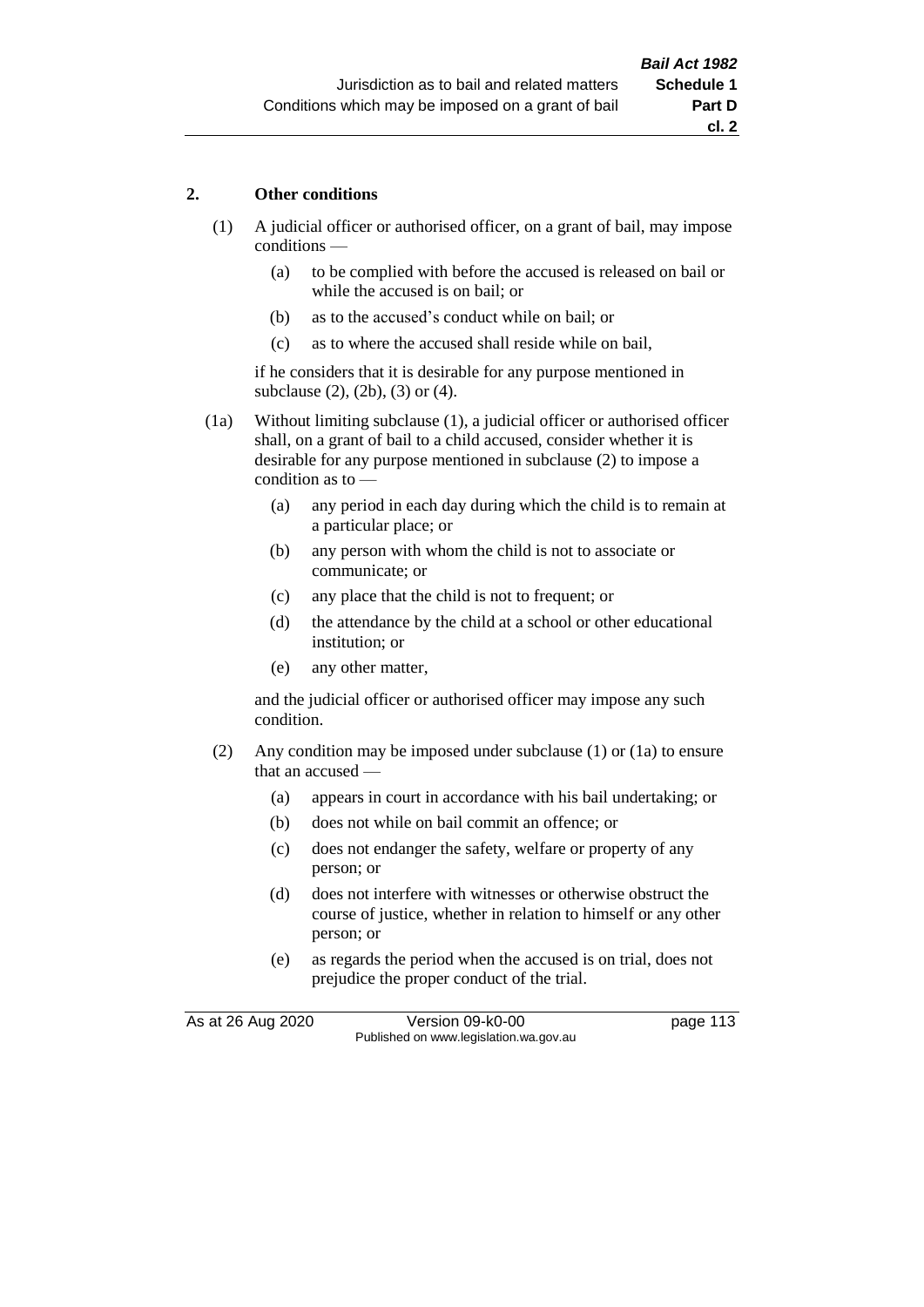## 2. Other conditions

(1) A judicial officer or authorised officer, on a grant of bail, may impose conditions —

- (a) to be complied with before the accused is released on bail or while the accused is on bail; or
- (b) as to the accused's conduct while on bail; or
- (c) as to where the accused shall reside while on bail,

if he considers that it is desirable for any purpose mentioned in subclause (2), (2b), (3) or (4).

(1a) Without limiting subclause (1), a judicial officer or authorised officer shall, on a grant of bail to a child accused, consider whether it is desirable for any purpose mentioned in subclause (2) to impose a condition as to —

- (a) any period in each day during which the child is to remain at a particular place; or
- (b) any person with whom the child is not to associate or communicate; or
- (c) any place that the child is not to frequent; or
- (d) the attendance by the child at a school or other educational institution; or
- (e) any other matter,

and the judicial officer or authorised officer may impose any such condition.

(2) Any condition may be imposed under subclause (1) or (1a) to ensure that an accused —

- (a) appears in court in accordance with his bail undertaking; or
- (b) does not while on bail commit an offence; or
- (c) does not endanger the safety, welfare or property of any person; or
- (d) does not interfere with witnesses or otherwise obstruct the course of justice, whether in relation to himself or any other person; or
- (e) as regards the period when the accused is on trial, does not prejudice the proper conduct of the trial.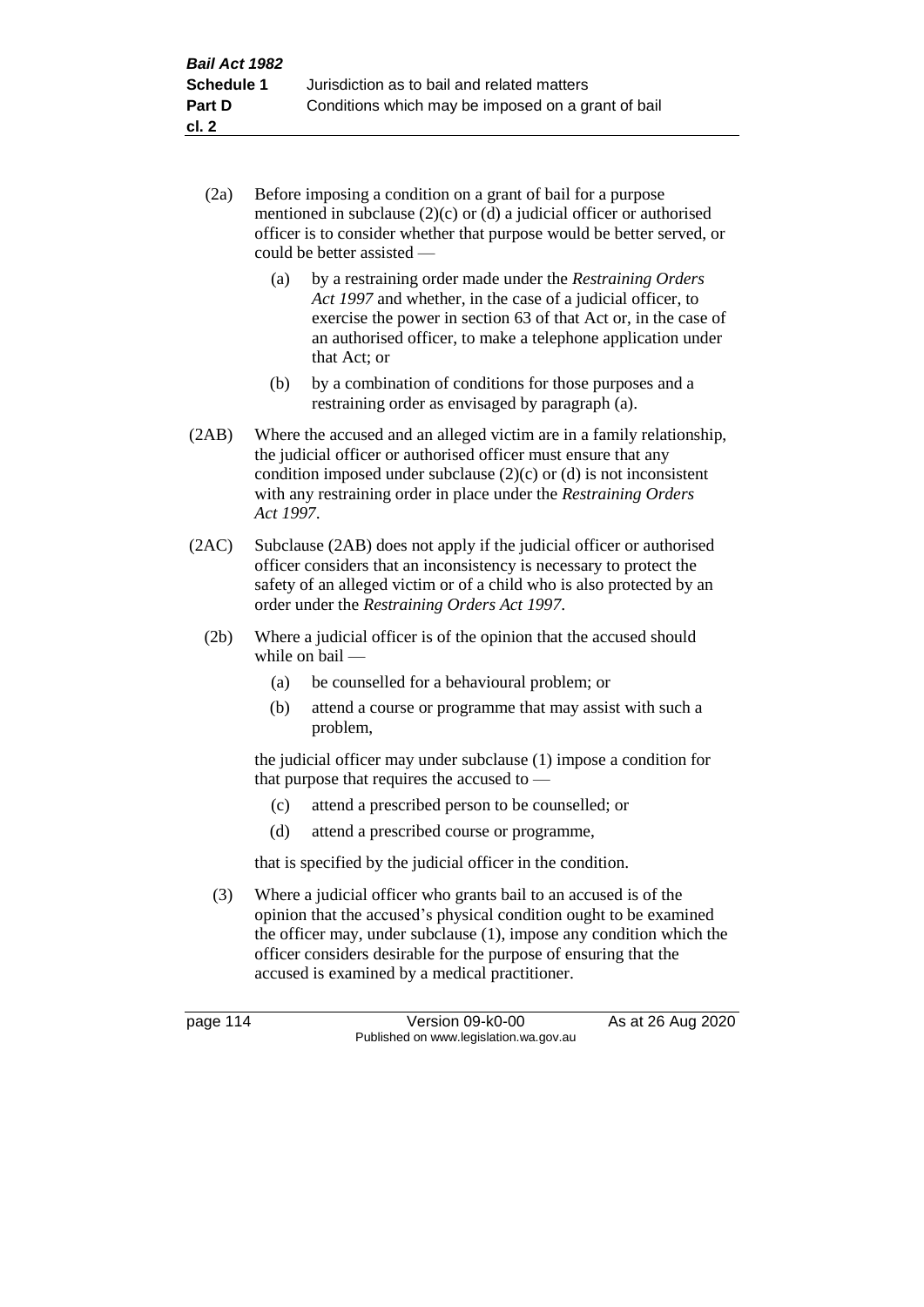(2a) Before imposing a condition on a grant of bail for a purpose mentioned in subclause (2)(c) or (d) a judicial officer or authorised officer is to consider whether that purpose would be better served, or could be better assisted —

(a) by a restraining order made under the *Restraining Orders Act 1997* and whether, in the case of a judicial officer, to exercise the power in section 63 of that Act or, in the case of an authorised officer, to make a telephone application under that Act; or

(b) by a combination of conditions for those purposes and a restraining order as envisaged by paragraph (a).

(2AB) Where the accused and an alleged victim are in a family relationship, the judicial officer or authorised officer must ensure that any condition imposed under subclause (2)(c) or (d) is not inconsistent with any restraining order in place under the *Restraining Orders Act 1997*.

(2AC) Subclause (2AB) does not apply if the judicial officer or authorised officer considers that an inconsistency is necessary to protect the safety of an alleged victim or of a child who is also protected by an order under the *Restraining Orders Act 1997*.

(2b) Where a judicial officer is of the opinion that the accused should while on bail —

(a) be counselled for a behavioural problem; or

(b) attend a course or programme that may assist with such a problem,

the judicial officer may under subclause (1) impose a condition for that purpose that requires the accused to —

(c) attend a prescribed person to be counselled; or

(d) attend a prescribed course or programme,

that is specified by the judicial officer in the condition.

(3) Where a judicial officer who grants bail to an accused is of the opinion that the accused's physical condition ought to be examined the officer may, under subclause (1), impose any condition which the officer considers desirable for the purpose of ensuring that the accused is examined by a medical practitioner.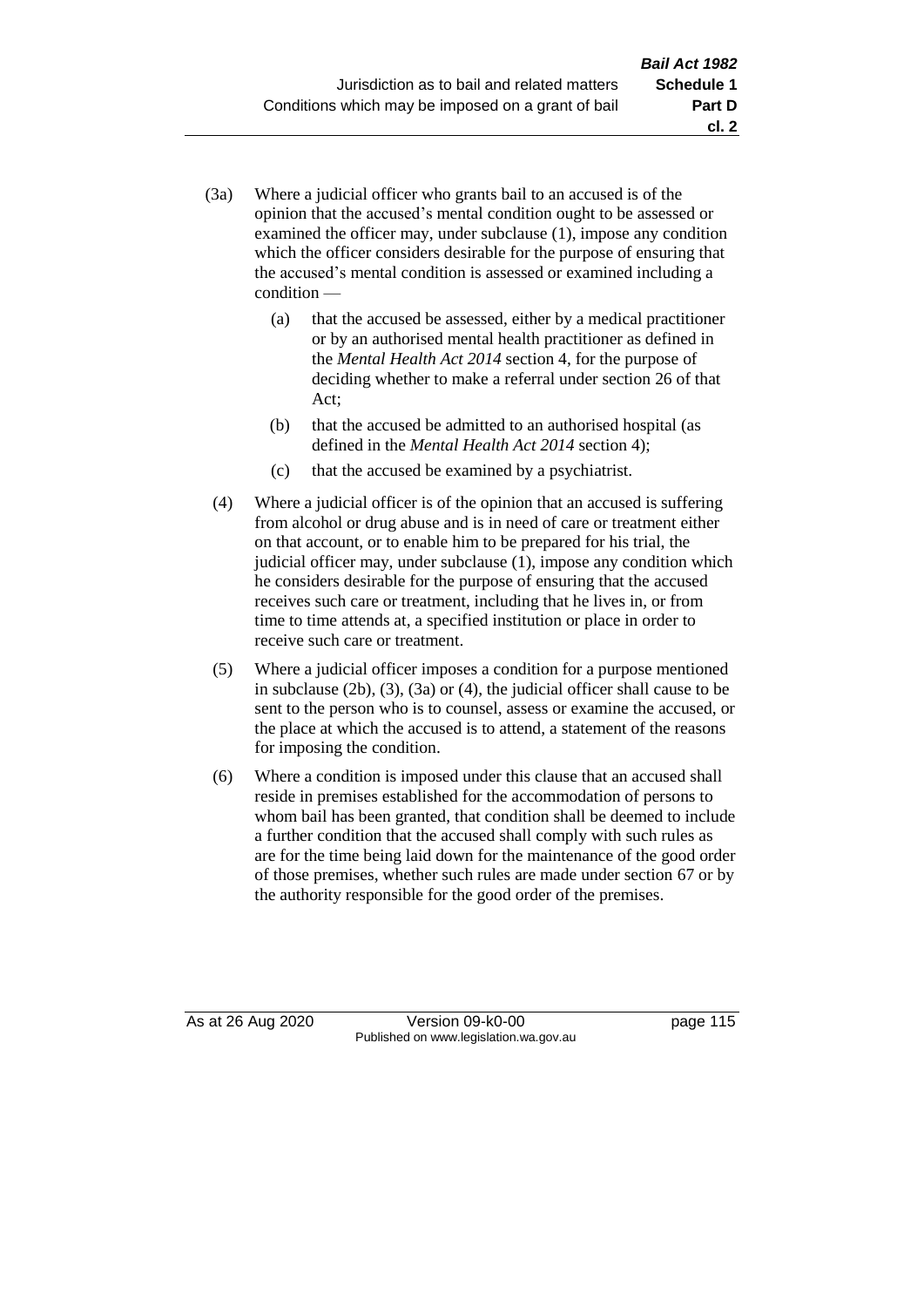(3a) Where a judicial officer who grants bail to an accused is of the opinion that the accused's mental condition ought to be assessed or examined the officer may, under subclause (1), impose any condition which the officer considers desirable for the purpose of ensuring that the accused's mental condition is assessed or examined including a condition —

(a) that the accused be assessed, either by a medical practitioner or by an authorised mental health practitioner as defined in the *Mental Health Act 2014* section 4, for the purpose of deciding whether to make a referral under section 26 of that Act;

(b) that the accused be admitted to an authorised hospital (as defined in the *Mental Health Act 2014* section 4);

(c) that the accused be examined by a psychiatrist.

(4) Where a judicial officer is of the opinion that an accused is suffering from alcohol or drug abuse and is in need of care or treatment either on that account, or to enable him to be prepared for his trial, the judicial officer may, under subclause (1), impose any condition which he considers desirable for the purpose of ensuring that the accused receives such care or treatment, including that he lives in, or from time to time attends at, a specified institution or place in order to receive such care or treatment.

(5) Where a judicial officer imposes a condition for a purpose mentioned in subclause (2b), (3), (3a) or (4), the judicial officer shall cause to be sent to the person who is to counsel, assess or examine the accused, or the place at which the accused is to attend, a statement of the reasons for imposing the condition.

(6) Where a condition is imposed under this clause that an accused shall reside in premises established for the accommodation of persons to whom bail has been granted, that condition shall be deemed to include a further condition that the accused shall comply with such rules as are for the time being laid down for the maintenance of the good order of those premises, whether such rules are made under section 67 or by the authority responsible for the good order of the premises.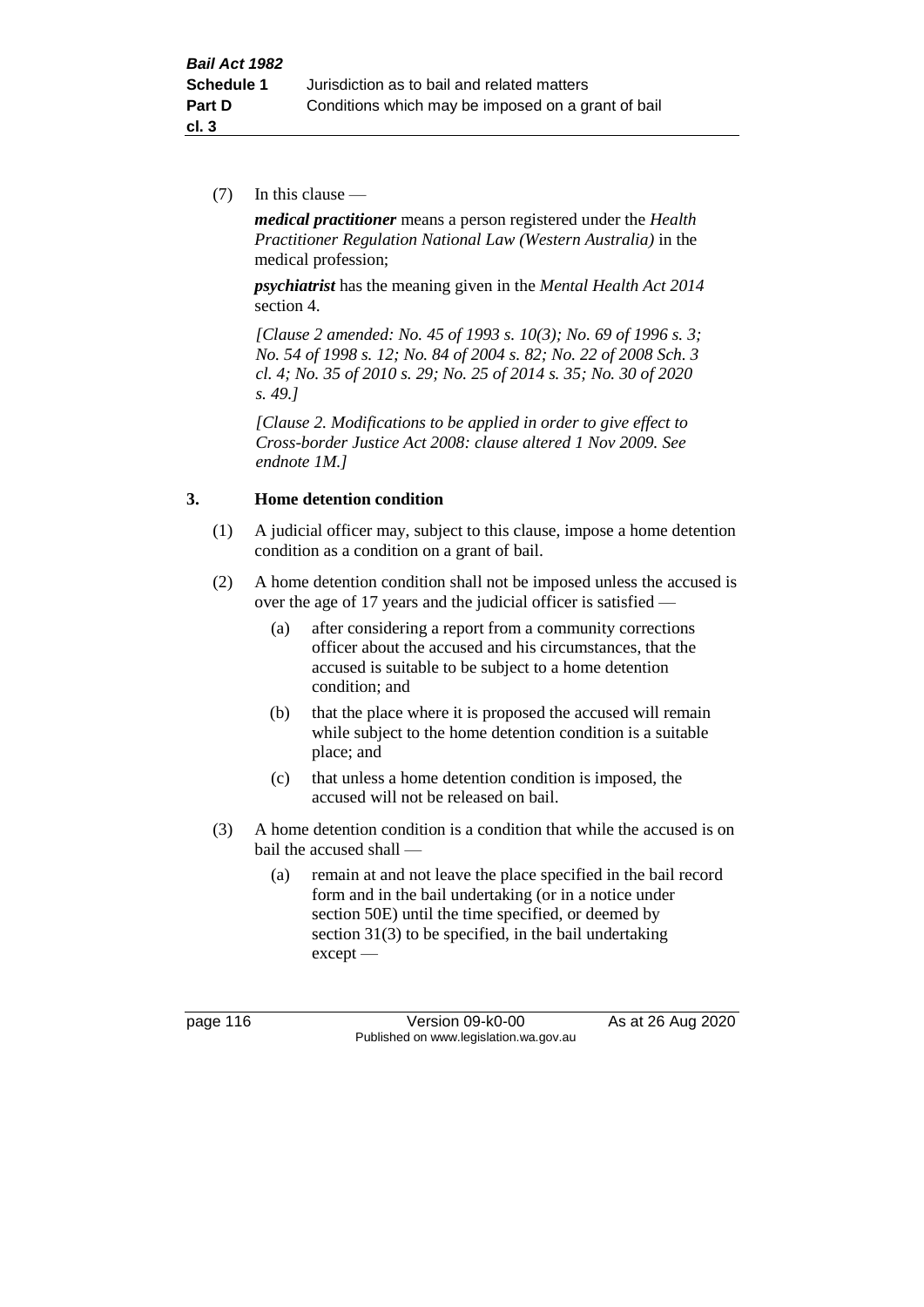(7) In this clause —

***medical practitioner*** means a person registered under the *Health Practitioner Regulation National Law (Western Australia)* in the medical profession;

***psychiatrist*** has the meaning given in the *Mental Health Act 2014* section 4.

*[Clause 2 amended: No. 45 of 1993 s. 10(3); No. 69 of 1996 s. 3; No. 54 of 1998 s. 12; No. 84 of 2004 s. 82; No. 22 of 2008 Sch. 3 cl. 4; No. 35 of 2010 s. 29; No. 25 of 2014 s. 35; No. 30 of 2020 s. 49.]*

*[Clause 2. Modifications to be applied in order to give effect to Cross-border Justice Act 2008: clause altered 1 Nov 2009. See endnote 1M.]*

### 3. Home detention condition

(1) A judicial officer may, subject to this clause, impose a home detention condition as a condition on a grant of bail.

(2) A home detention condition shall not be imposed unless the accused is over the age of 17 years and the judicial officer is satisfied —

- (a) after considering a report from a community corrections officer about the accused and his circumstances, that the accused is suitable to be subject to a home detention condition; and
- (b) that the place where it is proposed the accused will remain while subject to the home detention condition is a suitable place; and
- (c) that unless a home detention condition is imposed, the accused will not be released on bail.

(3) A home detention condition is a condition that while the accused is on bail the accused shall —

- (a) remain at and not leave the place specified in the bail record form and in the bail undertaking (or in a notice under section 50E) until the time specified, or deemed by section 31(3) to be specified, in the bail undertaking except —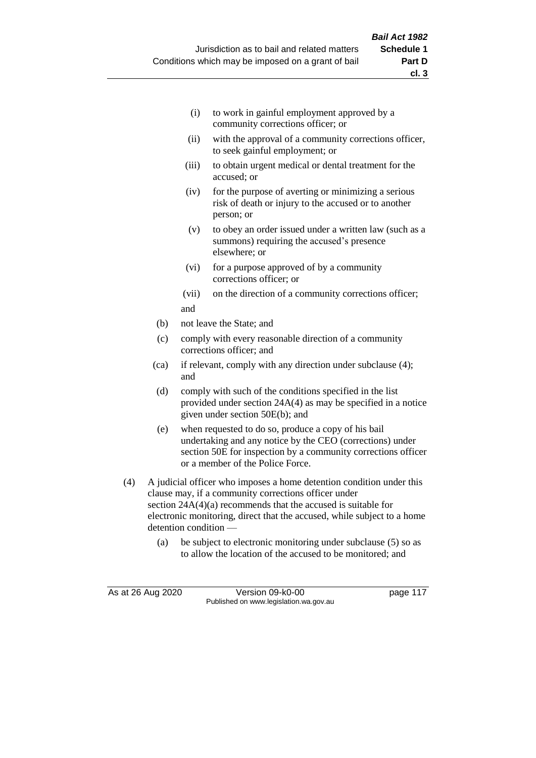(i) to work in gainful employment approved by a community corrections officer; or

(ii) with the approval of a community corrections officer, to seek gainful employment; or

(iii) to obtain urgent medical or dental treatment for the accused; or

(iv) for the purpose of averting or minimizing a serious risk of death or injury to the accused or to another person; or

(v) to obey an order issued under a written law (such as a summons) requiring the accused's presence elsewhere; or

(vi) for a purpose approved of by a community corrections officer; or

(vii) on the direction of a community corrections officer;

and

(b) not leave the State; and

(c) comply with every reasonable direction of a community corrections officer; and

(ca) if relevant, comply with any direction under subclause (4); and

(d) comply with such of the conditions specified in the list provided under section 24A(4) as may be specified in a notice given under section 50E(b); and

(e) when requested to do so, produce a copy of his bail undertaking and any notice by the CEO (corrections) under section 50E for inspection by a community corrections officer or a member of the Police Force.

(4) A judicial officer who imposes a home detention condition under this clause may, if a community corrections officer under section 24A(4)(a) recommends that the accused is suitable for electronic monitoring, direct that the accused, while subject to a home detention condition —

(a) be subject to electronic monitoring under subclause (5) so as to allow the location of the accused to be monitored; and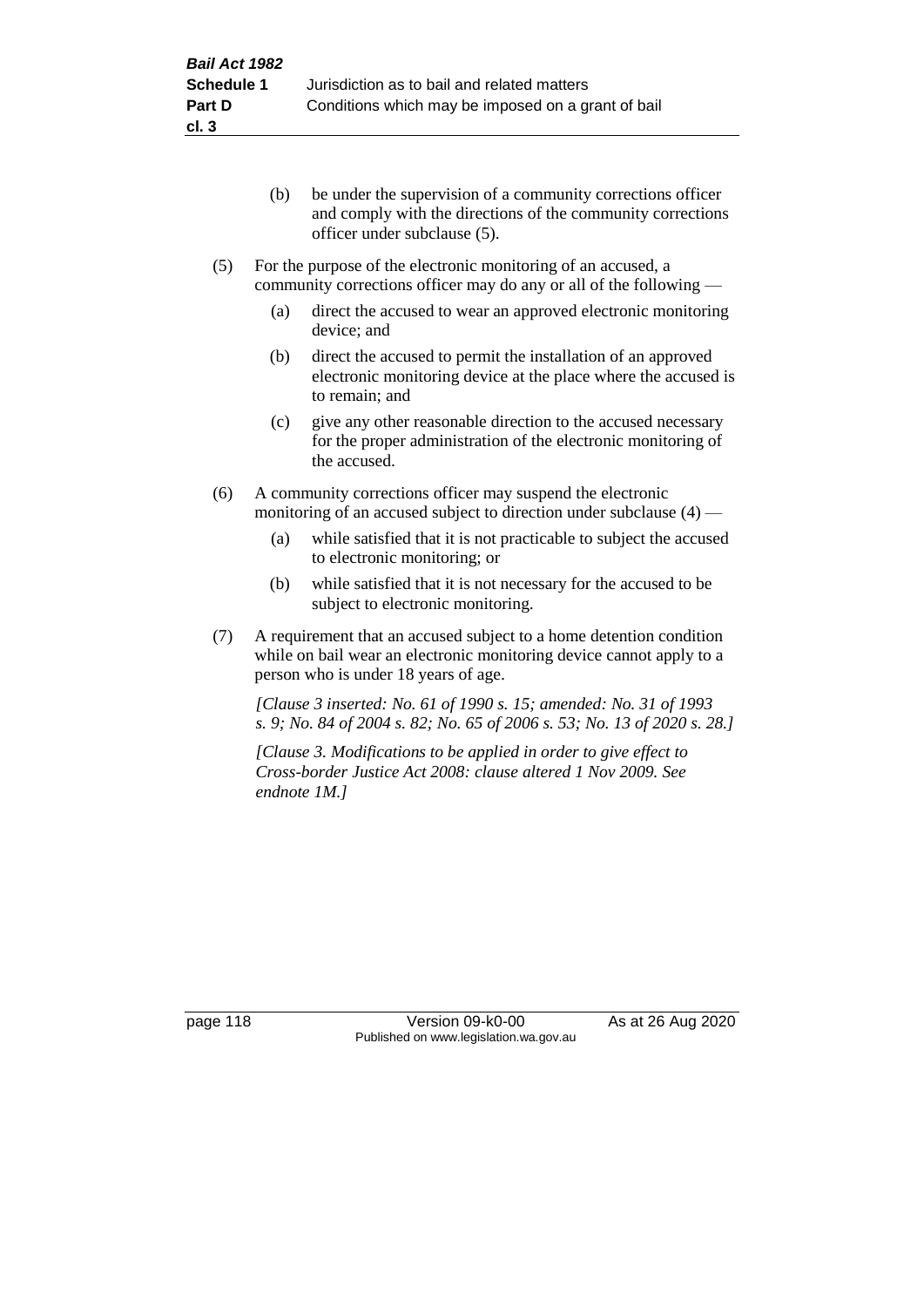(b) be under the supervision of a community corrections officer and comply with the directions of the community corrections officer under subclause (5).

(5) For the purpose of the electronic monitoring of an accused, a community corrections officer may do any or all of the following —

(a) direct the accused to wear an approved electronic monitoring device; and

(b) direct the accused to permit the installation of an approved electronic monitoring device at the place where the accused is to remain; and

(c) give any other reasonable direction to the accused necessary for the proper administration of the electronic monitoring of the accused.

(6) A community corrections officer may suspend the electronic monitoring of an accused subject to direction under subclause (4) —

(a) while satisfied that it is not practicable to subject the accused to electronic monitoring; or

(b) while satisfied that it is not necessary for the accused to be subject to electronic monitoring.

(7) A requirement that an accused subject to a home detention condition while on bail wear an electronic monitoring device cannot apply to a person who is under 18 years of age.

*[Clause 3 inserted: No. 61 of 1990 s. 15; amended: No. 31 of 1993 s. 9; No. 84 of 2004 s. 82; No. 65 of 2006 s. 53; No. 13 of 2020 s. 28.]*

*[Clause 3. Modifications to be applied in order to give effect to Cross-border Justice Act 2008: clause altered 1 Nov 2009. See endnote 1M.]*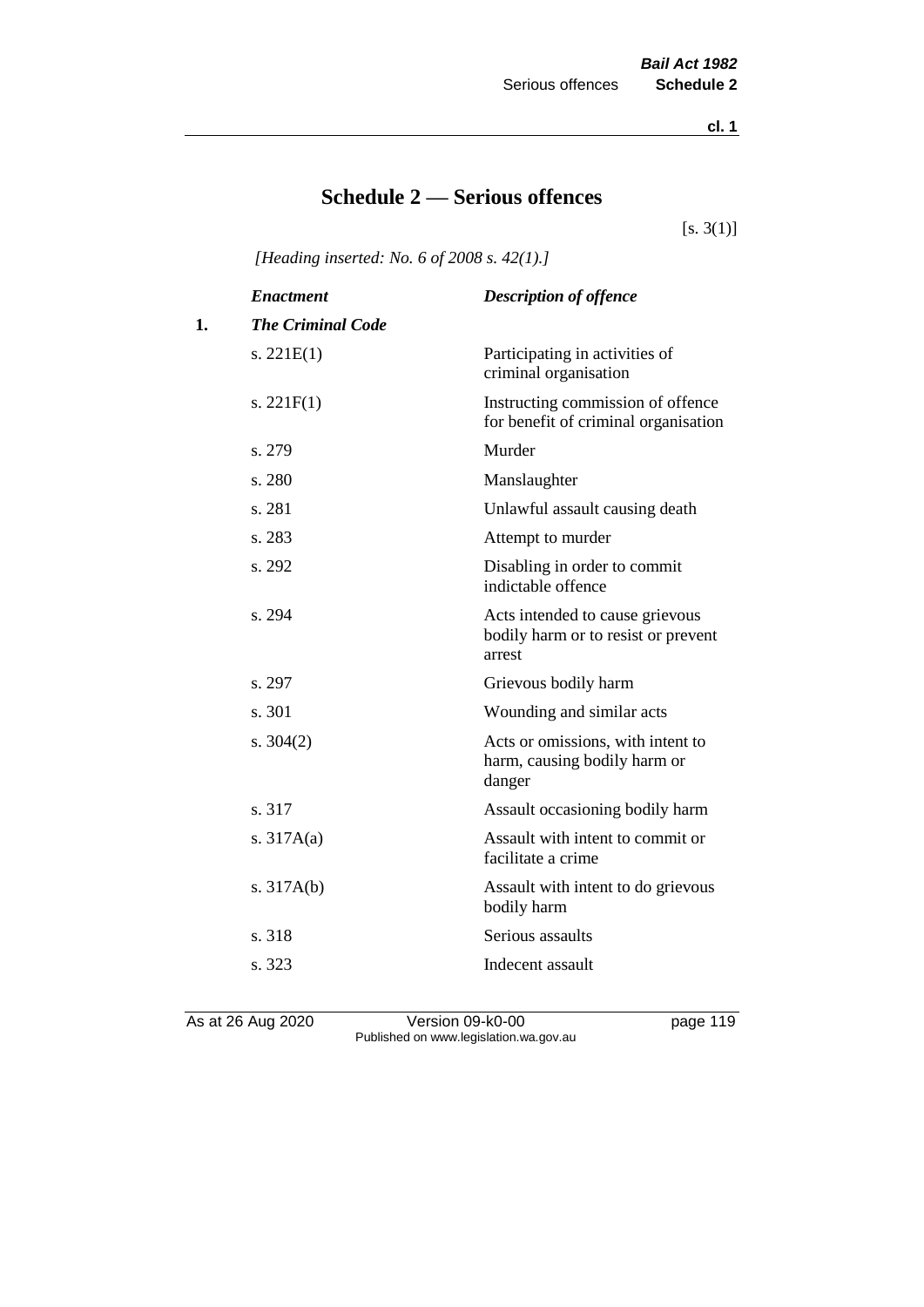# Schedule 2 — Serious offences

[s. 3(1)]

*[Heading inserted: No. 6 of 2008 s. 42(1).]*

| | *Enactment* | *Description of offence* |
|---|---|---|
| **1.** | ***The Criminal Code*** | |
| | s. 221E(1) | Participating in activities of criminal organisation |
| | s. 221F(1) | Instructing commission of offence for benefit of criminal organisation |
| | s. 279 | Murder |
| | s. 280 | Manslaughter |
| | s. 281 | Unlawful assault causing death |
| | s. 283 | Attempt to murder |
| | s. 292 | Disabling in order to commit indictable offence |
| | s. 294 | Acts intended to cause grievous bodily harm or to resist or prevent arrest |
| | s. 297 | Grievous bodily harm |
| | s. 301 | Wounding and similar acts |
| | s. 304(2) | Acts or omissions, with intent to harm, causing bodily harm or danger |
| | s. 317 | Assault occasioning bodily harm |
| | s. 317A(a) | Assault with intent to commit or facilitate a crime |
| | s. 317A(b) | Assault with intent to do grievous bodily harm |
| | s. 318 | Serious assaults |
| | s. 323 | Indecent assault |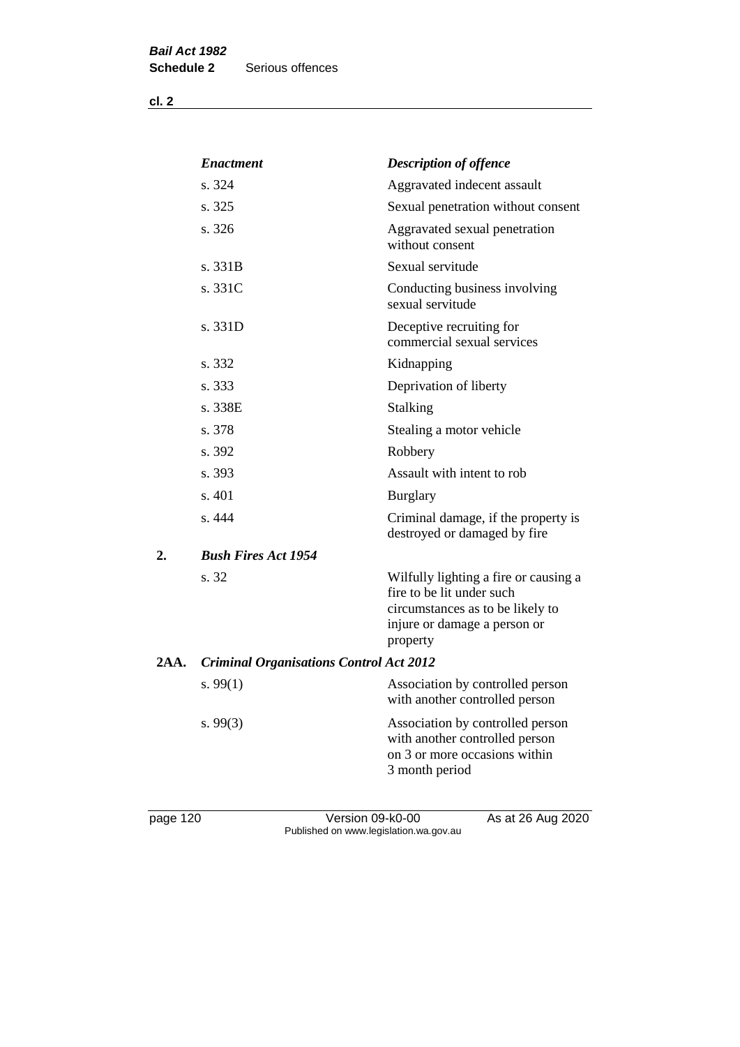| | *Enactment* | *Description of offence* |
|---|---|---|
| | s. 324 | Aggravated indecent assault |
| | s. 325 | Sexual penetration without consent |
| | s. 326 | Aggravated sexual penetration without consent |
| | s. 331B | Sexual servitude |
| | s. 331C | Conducting business involving sexual servitude |
| | s. 331D | Deceptive recruiting for commercial sexual services |
| | s. 332 | Kidnapping |
| | s. 333 | Deprivation of liberty |
| | s. 338E | Stalking |
| | s. 378 | Stealing a motor vehicle |
| | s. 392 | Robbery |
| | s. 393 | Assault with intent to rob |
| | s. 401 | Burglary |
| | s. 444 | Criminal damage, if the property is destroyed or damaged by fire |
| **2.** | ***Bush Fires Act 1954*** | |
| | s. 32 | Wilfully lighting a fire or causing a fire to be lit under such circumstances as to be likely to injure or damage a person or property |
| **2AA.** | ***Criminal Organisations Control Act 2012*** | |
| | s. 99(1) | Association by controlled person with another controlled person |
| | s. 99(3) | Association by controlled person with another controlled person on 3 or more occasions within 3 month period |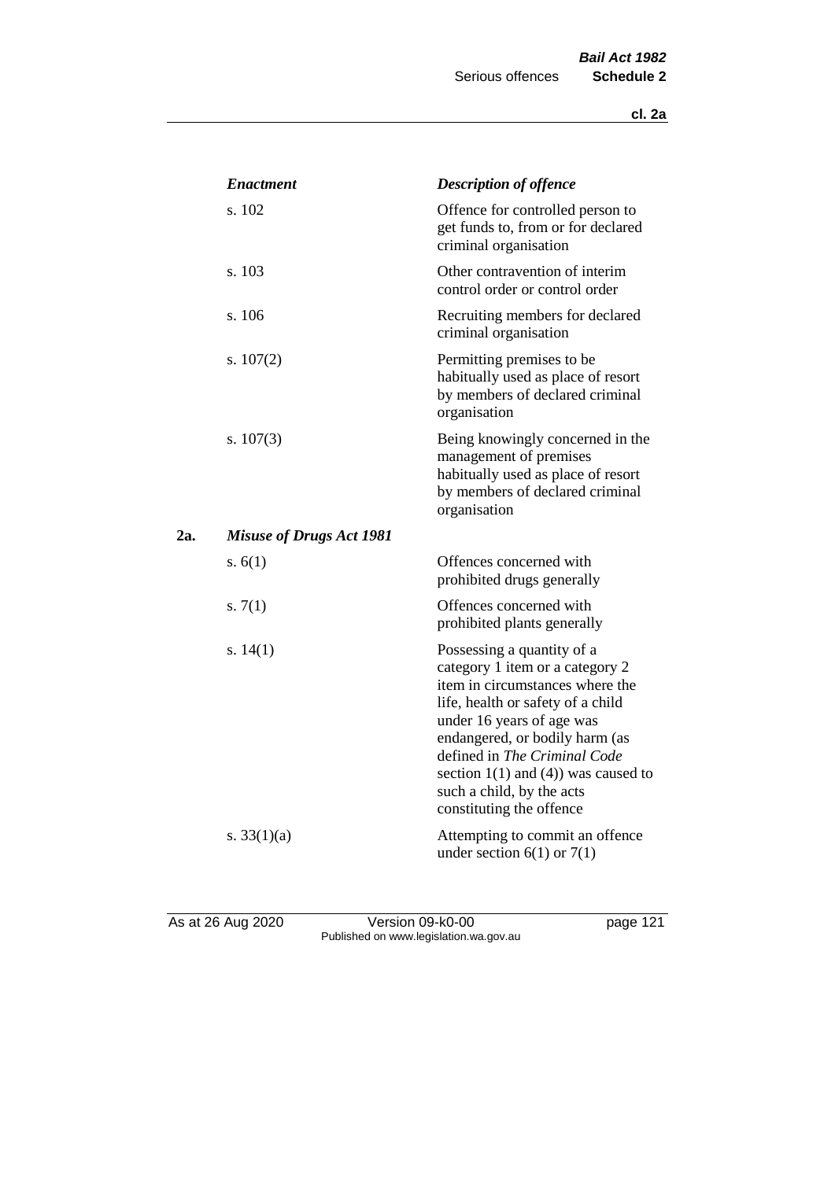| | *Enactment* | *Description of offence* |
|---|---|---|
| | s. 102 | Offence for controlled person to get funds to, from or for declared criminal organisation |
| | s. 103 | Other contravention of interim control order or control order |
| | s. 106 | Recruiting members for declared criminal organisation |
| | s. 107(2) | Permitting premises to be habitually used as place of resort by members of declared criminal organisation |
| | s. 107(3) | Being knowingly concerned in the management of premises habitually used as place of resort by members of declared criminal organisation |
| **2a.** | ***Misuse of Drugs Act 1981*** | |
| | s. 6(1) | Offences concerned with prohibited drugs generally |
| | s. 7(1) | Offences concerned with prohibited plants generally |
| | s. 14(1) | Possessing a quantity of a category 1 item or a category 2 item in circumstances where the life, health or safety of a child under 16 years of age was endangered, or bodily harm (as defined in *The Criminal Code* section 1(1) and (4)) was caused to such a child, by the acts constituting the offence |
| | s. 33(1)(a) | Attempting to commit an offence under section 6(1) or 7(1) |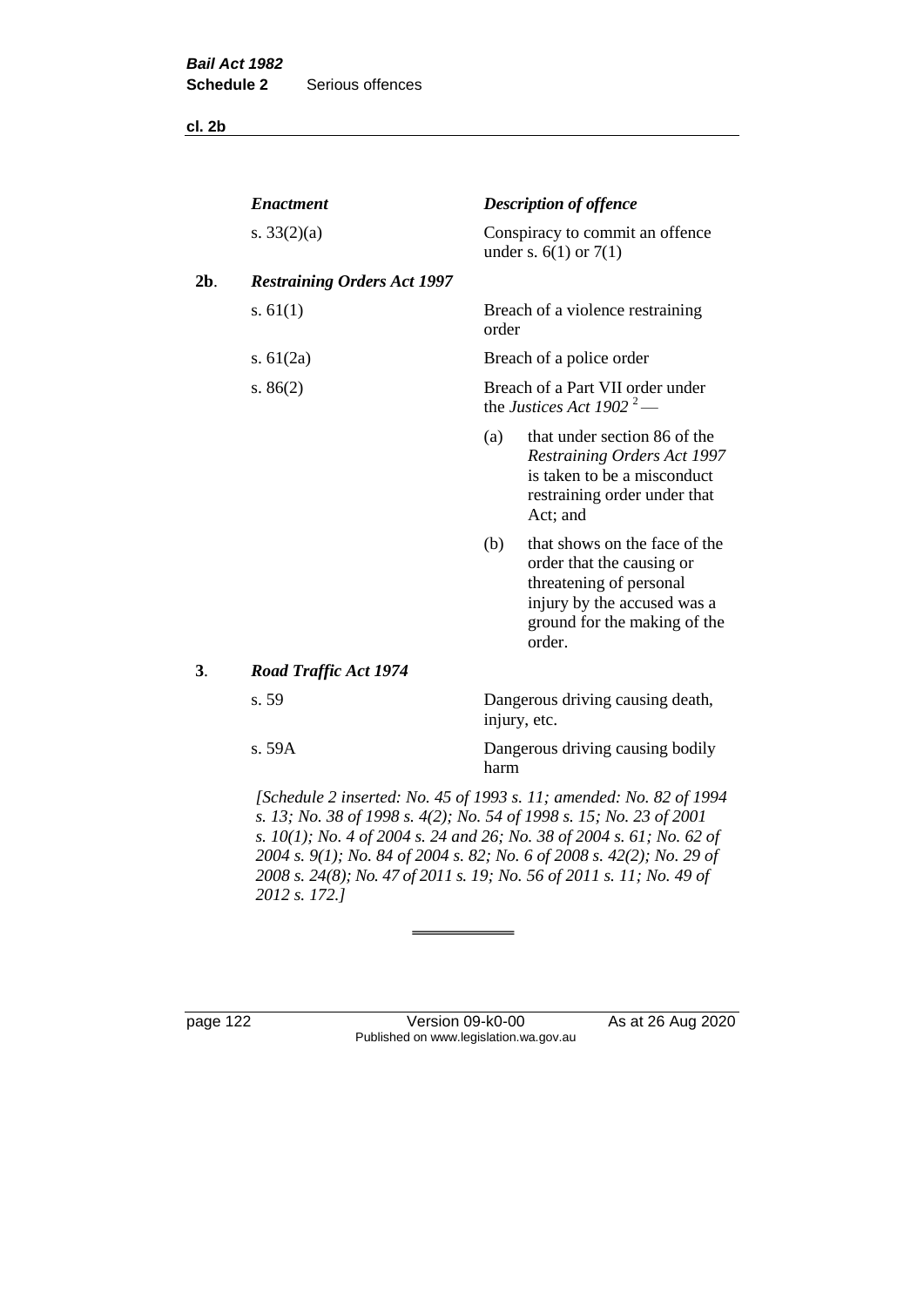| | *Enactment* | *Description of offence* |
|---|---|---|
| | s. 33(2)(a) | Conspiracy to commit an offence under s. 6(1) or 7(1) |
| **2b**. | ***Restraining Orders Act 1997*** | |
| | s. 61(1) | Breach of a violence restraining order |
| | s. 61(2a) | Breach of a police order |
| | s. 86(2) | Breach of a Part VII order under the *Justices Act 1902* [2] — (a) that under section 86 of the *Restraining Orders Act 1997* is taken to be a misconduct restraining order under that Act; and (b) that shows on the face of the order that the causing or threatening of personal injury by the accused was a ground for the making of the order. |
| **3**. | ***Road Traffic Act 1974*** | |
| | s. 59 | Dangerous driving causing death, injury, etc. |
| | s. 59A | Dangerous driving causing bodily harm |

*[Schedule 2 inserted: No. 45 of 1993 s. 11; amended: No. 82 of 1994 s. 13; No. 38 of 1998 s. 4(2); No. 54 of 1998 s. 15; No. 23 of 2001 s. 10(1); No. 4 of 2004 s. 24 and 26; No. 38 of 2004 s. 61; No. 62 of 2004 s. 9(1); No. 84 of 2004 s. 82; No. 6 of 2008 s. 42(2); No. 29 of 2008 s. 24(8); No. 47 of 2011 s. 19; No. 56 of 2011 s. 11; No. 49 of 2012 s. 172.]*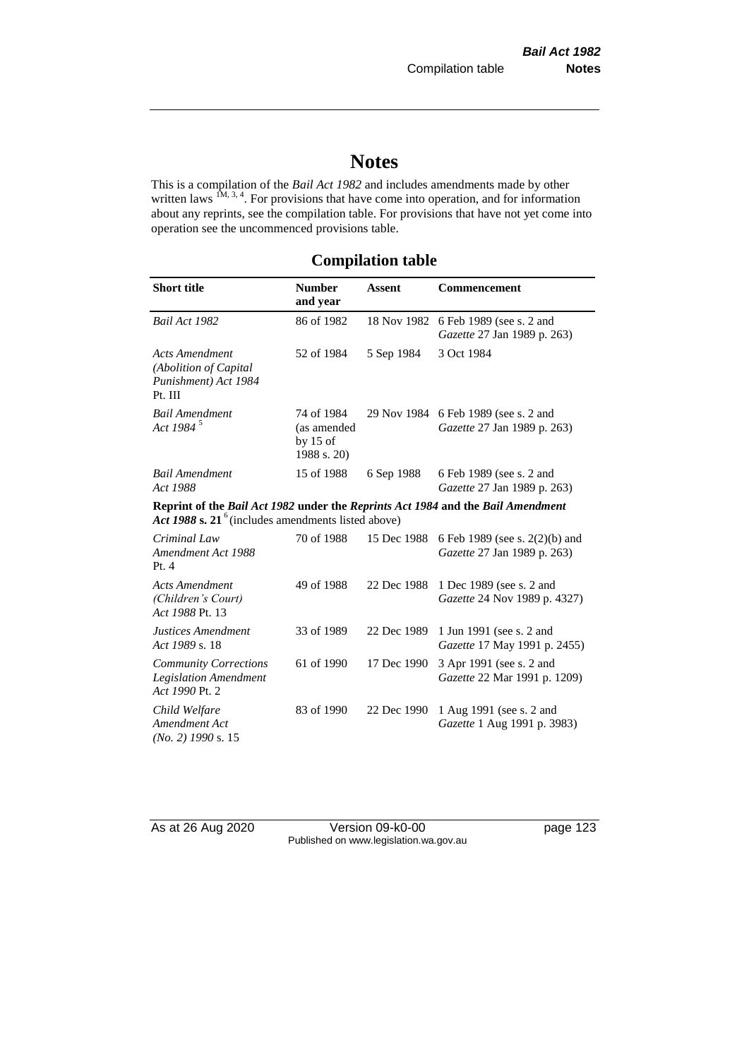# Notes

This is a compilation of the *Bail Act 1982* and includes amendments made by other written laws [1M, 3, 4]. For provisions that have come into operation, and for information about any reprints, see the compilation table. For provisions that have not yet come into operation see the uncommenced provisions table.

## Compilation table

| Short title | Number and year | Assent | Commencement |
|---|---|---|---|
| *Bail Act 1982* | 86 of 1982 | 18 Nov 1982 | 6 Feb 1989 (see s. 2 and *Gazette* 27 Jan 1989 p. 263) |
| *Acts Amendment (Abolition of Capital Punishment) Act 1984* Pt. III | 52 of 1984 | 5 Sep 1984 | 3 Oct 1984 |
| *Bail Amendment Act 1984* [5] | 74 of 1984 (as amended by 15 of 1988 s. 20) | 29 Nov 1984 | 6 Feb 1989 (see s. 2 and *Gazette* 27 Jan 1989 p. 263) |
| *Bail Amendment Act 1988* | 15 of 1988 | 6 Sep 1988 | 6 Feb 1989 (see s. 2 and *Gazette* 27 Jan 1989 p. 263) |
| **Reprint of the *Bail Act 1982* under the *Reprints Act 1984* and the *Bail Amendment Act 1988* s. 21** [6] (includes amendments listed above) | | | |
| *Criminal Law Amendment Act 1988* Pt. 4 | 70 of 1988 | 15 Dec 1988 | 6 Feb 1989 (see s. 2(2)(b) and *Gazette* 27 Jan 1989 p. 263) |
| *Acts Amendment (Children's Court) Act 1988* Pt. 13 | 49 of 1988 | 22 Dec 1988 | 1 Dec 1989 (see s. 2 and *Gazette* 24 Nov 1989 p. 4327) |
| *Justices Amendment Act 1989* s. 18 | 33 of 1989 | 22 Dec 1989 | 1 Jun 1991 (see s. 2 and *Gazette* 17 May 1991 p. 2455) |
| *Community Corrections Legislation Amendment Act 1990* Pt. 2 | 61 of 1990 | 17 Dec 1990 | 3 Apr 1991 (see s. 2 and *Gazette* 22 Mar 1991 p. 1209) |
| *Child Welfare Amendment Act (No. 2) 1990* s. 15 | 83 of 1990 | 22 Dec 1990 | 1 Aug 1991 (see s. 2 and *Gazette* 1 Aug 1991 p. 3983) |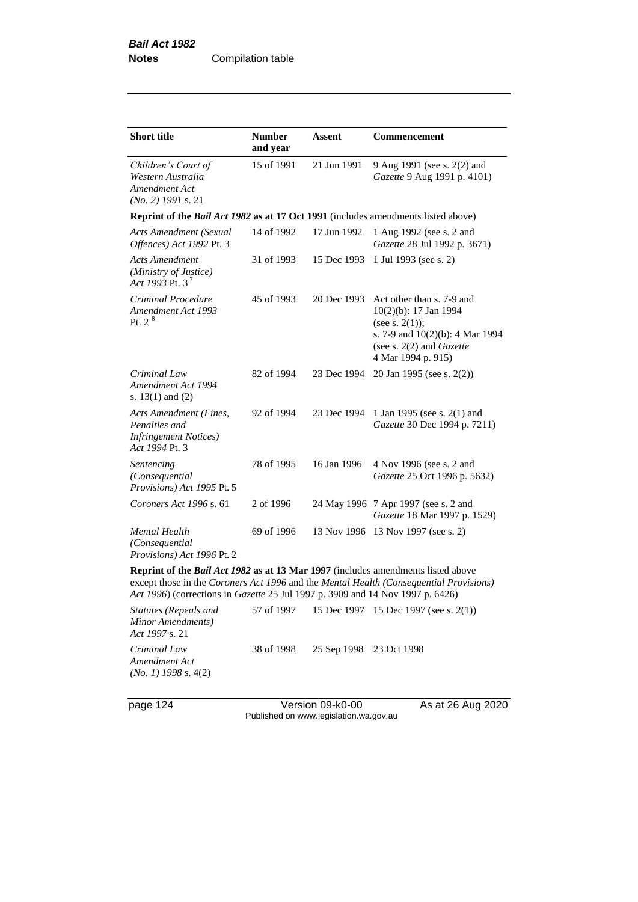| Short title | Number and year | Assent | Commencement |
|---|---|---|---|
| *Children's Court of Western Australia Amendment Act (No. 2) 1991* s. 21 | 15 of 1991 | 21 Jun 1991 | 9 Aug 1991 (see s. 2(2) and *Gazette* 9 Aug 1991 p. 4101) |
| **Reprint of the *Bail Act 1982* as at 17 Oct 1991** (includes amendments listed above) | | | |
| *Acts Amendment (Sexual Offences) Act 1992* Pt. 3 | 14 of 1992 | 17 Jun 1992 | 1 Aug 1992 (see s. 2 and *Gazette* 28 Jul 1992 p. 3671) |
| *Acts Amendment (Ministry of Justice) Act 1993* Pt. 3 [7] | 31 of 1993 | 15 Dec 1993 | 1 Jul 1993 (see s. 2) |
| *Criminal Procedure Amendment Act 1993* Pt. 2 [8] | 45 of 1993 | 20 Dec 1993 | Act other than s. 7-9 and 10(2)(b): 17 Jan 1994 (see s. 2(1)); s. 7-9 and 10(2)(b): 4 Mar 1994 (see s. 2(2) and *Gazette* 4 Mar 1994 p. 915) |
| *Criminal Law Amendment Act 1994* s. 13(1) and (2) | 82 of 1994 | 23 Dec 1994 | 20 Jan 1995 (see s. 2(2)) |
| *Acts Amendment (Fines, Penalties and Infringement Notices) Act 1994* Pt. 3 | 92 of 1994 | 23 Dec 1994 | 1 Jan 1995 (see s. 2(1) and *Gazette* 30 Dec 1994 p. 7211) |
| *Sentencing (Consequential Provisions) Act 1995* Pt. 5 | 78 of 1995 | 16 Jan 1996 | 4 Nov 1996 (see s. 2 and *Gazette* 25 Oct 1996 p. 5632) |
| *Coroners Act 1996* s. 61 | 2 of 1996 | 24 May 1996 | 7 Apr 1997 (see s. 2 and *Gazette* 18 Mar 1997 p. 1529) |
| *Mental Health (Consequential Provisions) Act 1996* Pt. 2 | 69 of 1996 | 13 Nov 1996 | 13 Nov 1997 (see s. 2) |
| **Reprint of the *Bail Act 1982* as at 13 Mar 1997** (includes amendments listed above except those in the *Coroners Act 1996* and the *Mental Health (Consequential Provisions) Act 1996*) (corrections in *Gazette* 25 Jul 1997 p. 3909 and 14 Nov 1997 p. 6426) | | | |
| *Statutes (Repeals and Minor Amendments) Act 1997* s. 21 | 57 of 1997 | 15 Dec 1997 | 15 Dec 1997 (see s. 2(1)) |
| *Criminal Law Amendment Act (No. 1) 1998* s. 4(2) | 38 of 1998 | 25 Sep 1998 | 23 Oct 1998 |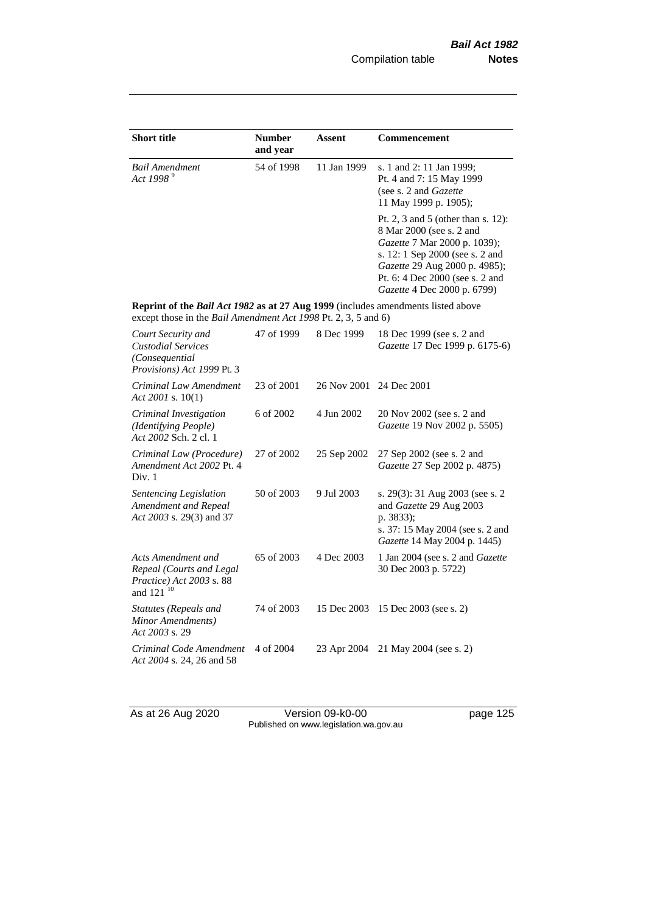| Short title | Number and year | Assent | Commencement |
|---|---|---|---|
| *Bail Amendment Act 1998* [9] | 54 of 1998 | 11 Jan 1999 | s. 1 and 2: 11 Jan 1999; Pt. 4 and 7: 15 May 1999 (see s. 2 and *Gazette* 11 May 1999 p. 1905); Pt. 2, 3 and 5 (other than s. 12): 8 Mar 2000 (see s. 2 and *Gazette* 7 Mar 2000 p. 1039); s. 12: 1 Sep 2000 (see s. 2 and *Gazette* 29 Aug 2000 p. 4985); Pt. 6: 4 Dec 2000 (see s. 2 and *Gazette* 4 Dec 2000 p. 6799) |
| **Reprint of the *Bail Act 1982* as at 27 Aug 1999** (includes amendments listed above except those in the *Bail Amendment Act 1998* Pt. 2, 3, 5 and 6) | | | |
| *Court Security and Custodial Services (Consequential Provisions) Act 1999* Pt. 3 | 47 of 1999 | 8 Dec 1999 | 18 Dec 1999 (see s. 2 and *Gazette* 17 Dec 1999 p. 6175-6) |
| *Criminal Law Amendment Act 2001* s. 10(1) | 23 of 2001 | 26 Nov 2001 | 24 Dec 2001 |
| *Criminal Investigation (Identifying People) Act 2002* Sch. 2 cl. 1 | 6 of 2002 | 4 Jun 2002 | 20 Nov 2002 (see s. 2 and *Gazette* 19 Nov 2002 p. 5505) |
| *Criminal Law (Procedure) Amendment Act 2002* Pt. 4 Div. 1 | 27 of 2002 | 25 Sep 2002 | 27 Sep 2002 (see s. 2 and *Gazette* 27 Sep 2002 p. 4875) |
| *Sentencing Legislation Amendment and Repeal Act 2003* s. 29(3) and 37 | 50 of 2003 | 9 Jul 2003 | s. 29(3): 31 Aug 2003 (see s. 2 and *Gazette* 29 Aug 2003 p. 3833); s. 37: 15 May 2004 (see s. 2 and *Gazette* 14 May 2004 p. 1445) |
| *Acts Amendment and Repeal (Courts and Legal Practice) Act 2003* s. 88 and 121 [10] | 65 of 2003 | 4 Dec 2003 | 1 Jan 2004 (see s. 2 and *Gazette* 30 Dec 2003 p. 5722) |
| *Statutes (Repeals and Minor Amendments) Act 2003* s. 29 | 74 of 2003 | 15 Dec 2003 | 15 Dec 2003 (see s. 2) |
| *Criminal Code Amendment Act 2004* s. 24, 26 and 58 | 4 of 2004 | 23 Apr 2004 | 21 May 2004 (see s. 2) |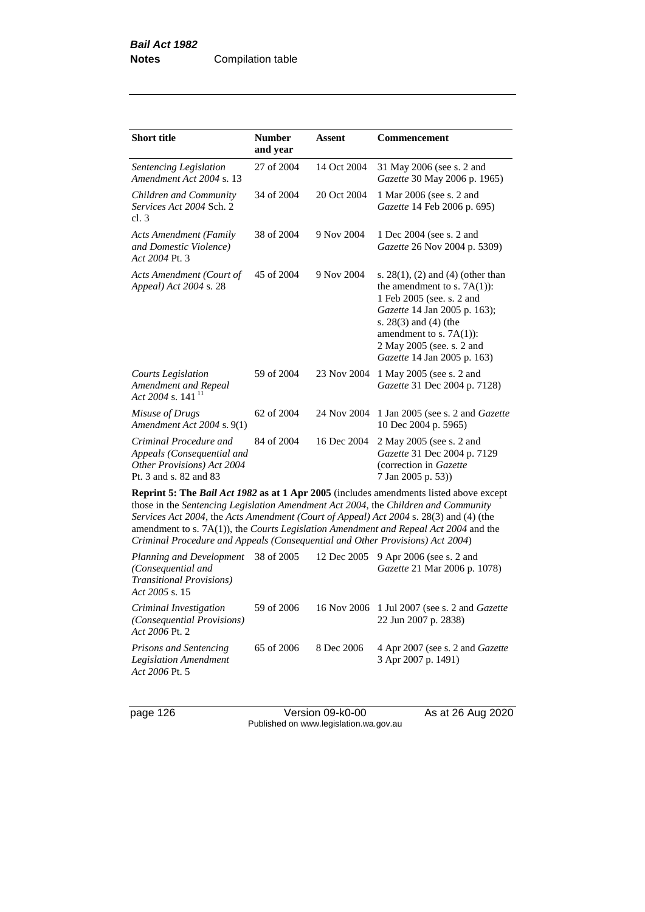| Short title | Number and year | Assent | Commencement |
|---|---|---|---|
| *Sentencing Legislation Amendment Act 2004* s. 13 | 27 of 2004 | 14 Oct 2004 | 31 May 2006 (see s. 2 and *Gazette* 30 May 2006 p. 1965) |
| *Children and Community Services Act 2004* Sch. 2 cl. 3 | 34 of 2004 | 20 Oct 2004 | 1 Mar 2006 (see s. 2 and *Gazette* 14 Feb 2006 p. 695) |
| *Acts Amendment (Family and Domestic Violence) Act 2004* Pt. 3 | 38 of 2004 | 9 Nov 2004 | 1 Dec 2004 (see s. 2 and *Gazette* 26 Nov 2004 p. 5309) |
| *Acts Amendment (Court of Appeal) Act 2004* s. 28 | 45 of 2004 | 9 Nov 2004 | s. 28(1), (2) and (4) (other than the amendment to s. 7A(1)): 1 Feb 2005 (see. s. 2 and *Gazette* 14 Jan 2005 p. 163); s. 28(3) and (4) (the amendment to s. 7A(1)): 2 May 2005 (see. s. 2 and *Gazette* 14 Jan 2005 p. 163) |
| *Courts Legislation Amendment and Repeal Act 2004* s. 141 [11] | 59 of 2004 | 23 Nov 2004 | 1 May 2005 (see s. 2 and *Gazette* 31 Dec 2004 p. 7128) |
| *Misuse of Drugs Amendment Act 2004* s. 9(1) | 62 of 2004 | 24 Nov 2004 | 1 Jan 2005 (see s. 2 and *Gazette* 10 Dec 2004 p. 5965) |
| *Criminal Procedure and Appeals (Consequential and Other Provisions) Act 2004* Pt. 3 and s. 82 and 83 | 84 of 2004 | 16 Dec 2004 | 2 May 2005 (see s. 2 and *Gazette* 31 Dec 2004 p. 7129 (correction in *Gazette* 7 Jan 2005 p. 53)) |
| **Reprint 5: The *Bail Act 1982* as at 1 Apr 2005** (includes amendments listed above except those in the *Sentencing Legislation Amendment Act 2004*, the *Children and Community Services Act 2004*, the *Acts Amendment (Court of Appeal) Act 2004* s. 28(3) and (4) (the amendment to s. 7A(1)), the *Courts Legislation Amendment and Repeal Act 2004* and the *Criminal Procedure and Appeals (Consequential and Other Provisions) Act 2004*) | | | |
| *Planning and Development (Consequential and Transitional Provisions) Act 2005* s. 15 | 38 of 2005 | 12 Dec 2005 | 9 Apr 2006 (see s. 2 and *Gazette* 21 Mar 2006 p. 1078) |
| *Criminal Investigation (Consequential Provisions) Act 2006* Pt. 2 | 59 of 2006 | 16 Nov 2006 | 1 Jul 2007 (see s. 2 and *Gazette* 22 Jun 2007 p. 2838) |
| *Prisons and Sentencing Legislation Amendment Act 2006* Pt. 5 | 65 of 2006 | 8 Dec 2006 | 4 Apr 2007 (see s. 2 and *Gazette* 3 Apr 2007 p. 1491) |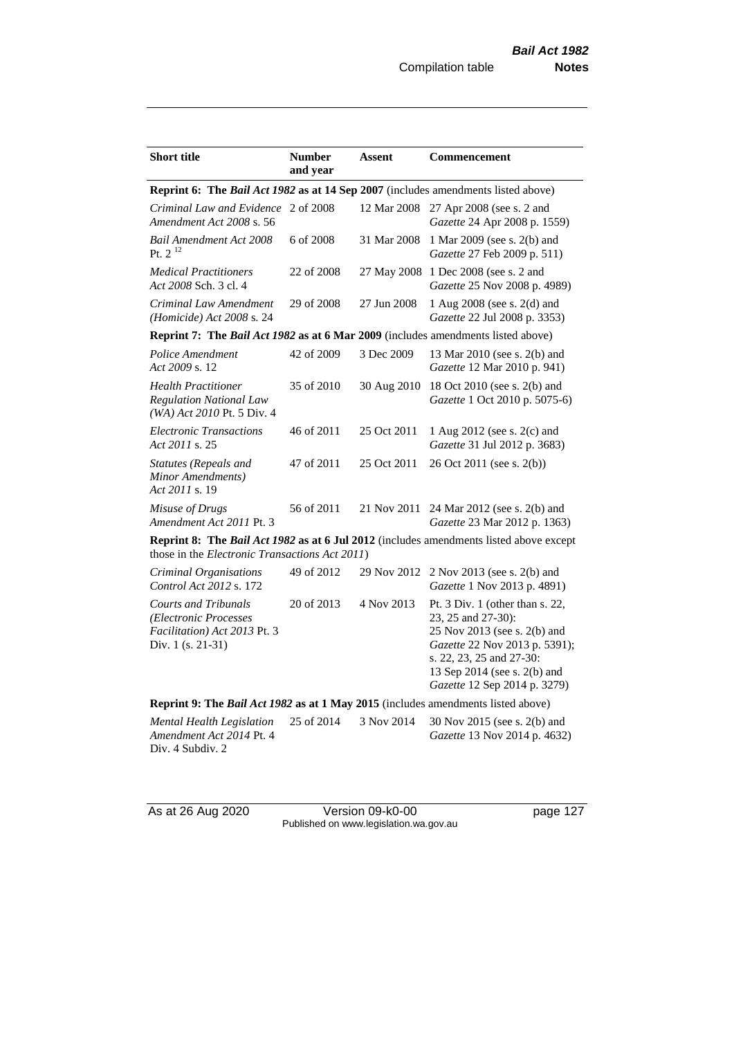| Short title | Number and year | Assent | Commencement |
|---|---|---|---|
| **Reprint 6: The *Bail Act 1982* as at 14 Sep 2007** (includes amendments listed above) | | | |
| *Criminal Law and Evidence Amendment Act 2008* s. 56 | 2 of 2008 | 12 Mar 2008 | 27 Apr 2008 (see s. 2 and *Gazette* 24 Apr 2008 p. 1559) |
| *Bail Amendment Act 2008* Pt. 2 [12] | 6 of 2008 | 31 Mar 2008 | 1 Mar 2009 (see s. 2(b) and *Gazette* 27 Feb 2009 p. 511) |
| *Medical Practitioners Act 2008* Sch. 3 cl. 4 | 22 of 2008 | 27 May 2008 | 1 Dec 2008 (see s. 2 and *Gazette* 25 Nov 2008 p. 4989) |
| *Criminal Law Amendment (Homicide) Act 2008* s. 24 | 29 of 2008 | 27 Jun 2008 | 1 Aug 2008 (see s. 2(d) and *Gazette* 22 Jul 2008 p. 3353) |
| **Reprint 7: The *Bail Act 1982* as at 6 Mar 2009** (includes amendments listed above) | | | |
| *Police Amendment Act 2009* s. 12 | 42 of 2009 | 3 Dec 2009 | 13 Mar 2010 (see s. 2(b) and *Gazette* 12 Mar 2010 p. 941) |
| *Health Practitioner Regulation National Law (WA) Act 2010* Pt. 5 Div. 4 | 35 of 2010 | 30 Aug 2010 | 18 Oct 2010 (see s. 2(b) and *Gazette* 1 Oct 2010 p. 5075-6) |
| *Electronic Transactions Act 2011* s. 25 | 46 of 2011 | 25 Oct 2011 | 1 Aug 2012 (see s. 2(c) and *Gazette* 31 Jul 2012 p. 3683) |
| *Statutes (Repeals and Minor Amendments) Act 2011* s. 19 | 47 of 2011 | 25 Oct 2011 | 26 Oct 2011 (see s. 2(b)) |
| *Misuse of Drugs Amendment Act 2011* Pt. 3 | 56 of 2011 | 21 Nov 2011 | 24 Mar 2012 (see s. 2(b) and *Gazette* 23 Mar 2012 p. 1363) |
| **Reprint 8: The *Bail Act 1982* as at 6 Jul 2012** (includes amendments listed above except those in the *Electronic Transactions Act 2011*) | | | |
| *Criminal Organisations Control Act 2012* s. 172 | 49 of 2012 | 29 Nov 2012 | 2 Nov 2013 (see s. 2(b) and *Gazette* 1 Nov 2013 p. 4891) |
| *Courts and Tribunals (Electronic Processes Facilitation) Act 2013* Pt. 3 Div. 1 (s. 21-31) | 20 of 2013 | 4 Nov 2013 | Pt. 3 Div. 1 (other than s. 22, 23, 25 and 27-30): 25 Nov 2013 (see s. 2(b) and *Gazette* 22 Nov 2013 p. 5391); s. 22, 23, 25 and 27-30: 13 Sep 2014 (see s. 2(b) and *Gazette* 12 Sep 2014 p. 3279) |
| **Reprint 9: The *Bail Act 1982* as at 1 May 2015** (includes amendments listed above) | | | |
| *Mental Health Legislation Amendment Act 2014* Pt. 4 Div. 4 Subdiv. 2 | 25 of 2014 | 3 Nov 2014 | 30 Nov 2015 (see s. 2(b) and *Gazette* 13 Nov 2014 p. 4632) |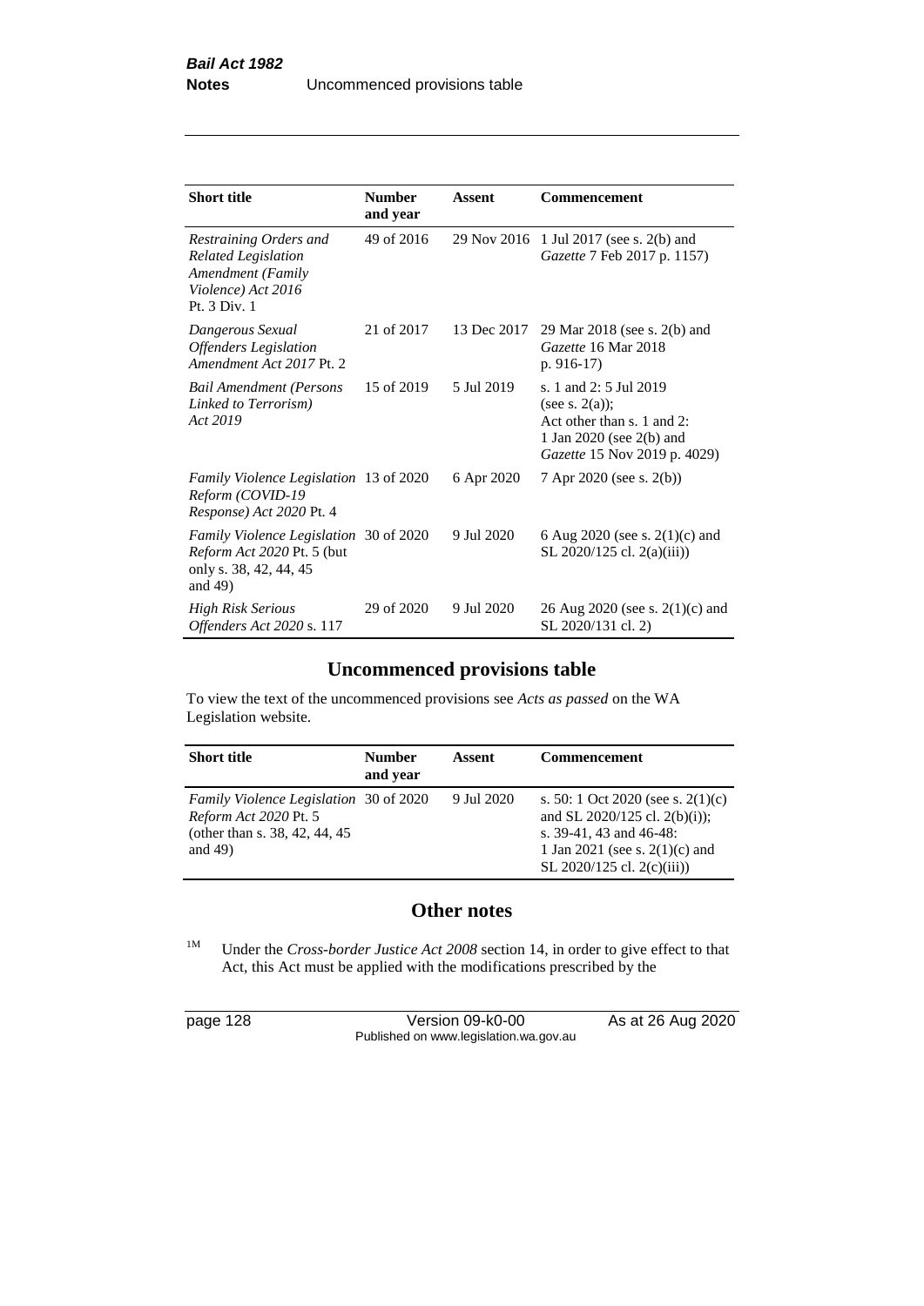| Short title | Number and year | Assent | Commencement |
|---|---|---|---|
| *Restraining Orders and Related Legislation Amendment (Family Violence) Act 2016* Pt. 3 Div. 1 | 49 of 2016 | 29 Nov 2016 | 1 Jul 2017 (see s. 2(b) and *Gazette* 7 Feb 2017 p. 1157) |
| *Dangerous Sexual Offenders Legislation Amendment Act 2017* Pt. 2 | 21 of 2017 | 13 Dec 2017 | 29 Mar 2018 (see s. 2(b) and *Gazette* 16 Mar 2018 p. 916-17) |
| *Bail Amendment (Persons Linked to Terrorism) Act 2019* | 15 of 2019 | 5 Jul 2019 | s. 1 and 2: 5 Jul 2019 (see s. 2(a)); Act other than s. 1 and 2: 1 Jan 2020 (see 2(b) and *Gazette* 15 Nov 2019 p. 4029) |
| *Family Violence Legislation Reform (COVID-19 Response) Act 2020* Pt. 4 | 13 of 2020 | 6 Apr 2020 | 7 Apr 2020 (see s. 2(b)) |
| *Family Violence Legislation Reform Act 2020* Pt. 5 (but only s. 38, 42, 44, 45 and 49) | 30 of 2020 | 9 Jul 2020 | 6 Aug 2020 (see s. 2(1)(c) and SL 2020/125 cl. 2(a)(iii)) |
| *High Risk Serious Offenders Act 2020* s. 117 | 29 of 2020 | 9 Jul 2020 | 26 Aug 2020 (see s. 2(1)(c) and SL 2020/131 cl. 2) |

## Uncommenced provisions table

To view the text of the uncommenced provisions see *Acts as passed* on the WA Legislation website.

| Short title | Number and year | Assent | Commencement |
|---|---|---|---|
| *Family Violence Legislation Reform Act 2020* Pt. 5 (other than s. 38, 42, 44, 45 and 49) | 30 of 2020 | 9 Jul 2020 | s. 50: 1 Oct 2020 (see s. 2(1)(c) and SL 2020/125 cl. 2(b)(i)); s. 39-41, 43 and 46-48: 1 Jan 2021 (see s. 2(1)(c) and SL 2020/125 cl. 2(c)(iii)) |

## Other notes

[1M] Under the *Cross-border Justice Act 2008* section 14, in order to give effect to that Act, this Act must be applied with the modifications prescribed by the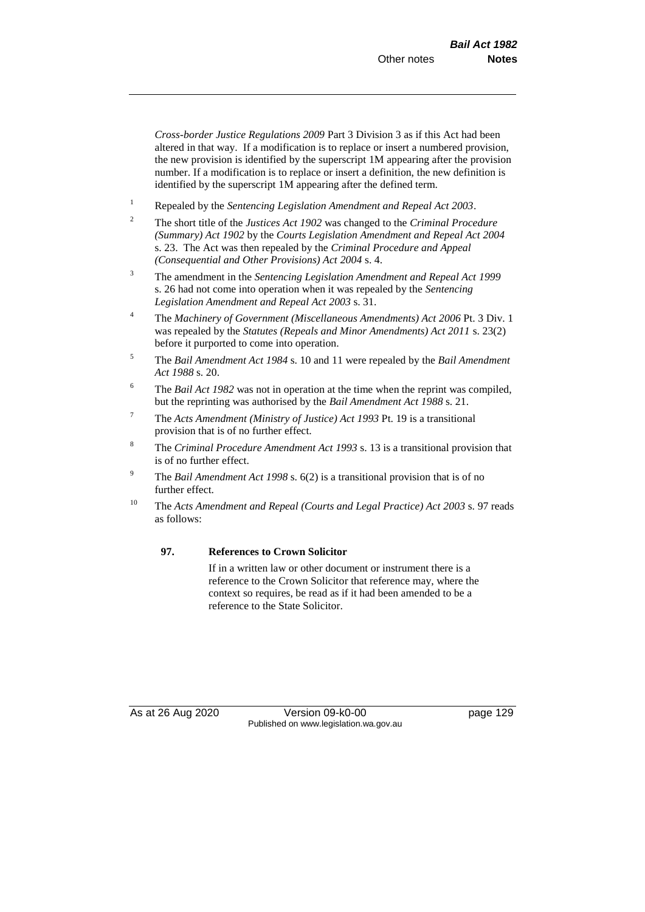*Cross-border Justice Regulations 2009* Part 3 Division 3 as if this Act had been altered in that way. If a modification is to replace or insert a numbered provision, the new provision is identified by the superscript 1M appearing after the provision number. If a modification is to replace or insert a definition, the new definition is identified by the superscript 1M appearing after the defined term.

[1] Repealed by the *Sentencing Legislation Amendment and Repeal Act 2003*.

[2] The short title of the *Justices Act 1902* was changed to the *Criminal Procedure (Summary) Act 1902* by the *Courts Legislation Amendment and Repeal Act 2004* s. 23. The Act was then repealed by the *Criminal Procedure and Appeal (Consequential and Other Provisions) Act 2004* s. 4.

[3] The amendment in the *Sentencing Legislation Amendment and Repeal Act 1999* s. 26 had not come into operation when it was repealed by the *Sentencing Legislation Amendment and Repeal Act 2003* s. 31.

[4] The *Machinery of Government (Miscellaneous Amendments) Act 2006* Pt. 3 Div. 1 was repealed by the *Statutes (Repeals and Minor Amendments) Act 2011* s. 23(2) before it purported to come into operation.

[5] The *Bail Amendment Act 1984* s. 10 and 11 were repealed by the *Bail Amendment Act 1988* s. 20.

[6] The *Bail Act 1982* was not in operation at the time when the reprint was compiled, but the reprinting was authorised by the *Bail Amendment Act 1988* s. 21.

[7] The *Acts Amendment (Ministry of Justice) Act 1993* Pt. 19 is a transitional provision that is of no further effect.

[8] The *Criminal Procedure Amendment Act 1993* s. 13 is a transitional provision that is of no further effect.

[9] The *Bail Amendment Act 1998* s. 6(2) is a transitional provision that is of no further effect.

[10] The *Acts Amendment and Repeal (Courts and Legal Practice) Act 2003* s. 97 reads as follows:

**97. References to Crown Solicitor**

If in a written law or other document or instrument there is a reference to the Crown Solicitor that reference may, where the context so requires, be read as if it had been amended to be a reference to the State Solicitor.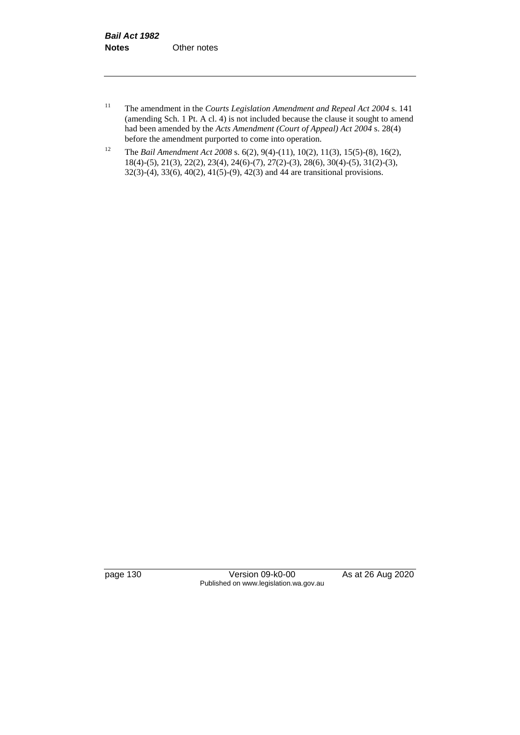[11] The amendment in the *Courts Legislation Amendment and Repeal Act 2004* s. 141 (amending Sch. 1 Pt. A cl. 4) is not included because the clause it sought to amend had been amended by the *Acts Amendment (Court of Appeal) Act 2004* s. 28(4) before the amendment purported to come into operation.

[12] The *Bail Amendment Act 2008* s. 6(2), 9(4)-(11), 10(2), 11(3), 15(5)-(8), 16(2), 18(4)-(5), 21(3), 22(2), 23(4), 24(6)-(7), 27(2)-(3), 28(6), 30(4)-(5), 31(2)-(3), 32(3)-(4), 33(6), 40(2), 41(5)-(9), 42(3) and 44 are transitional provisions.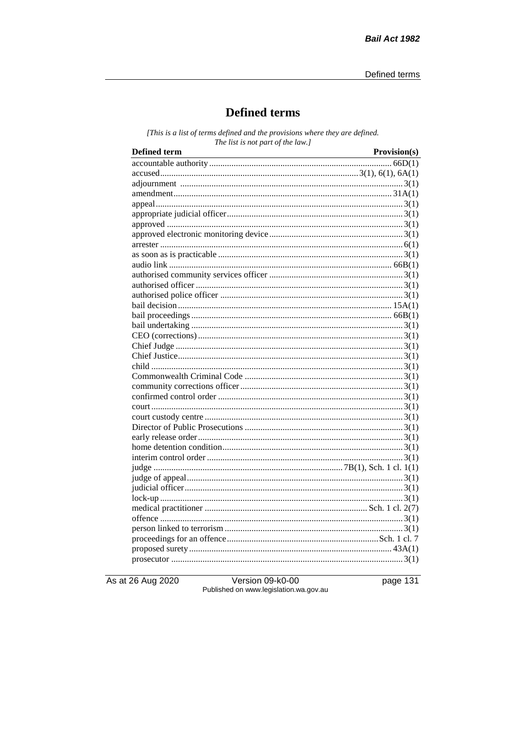# Defined terms

*[This is a list of terms defined and the provisions where they are defined. The list is not part of the law.]*

| Defined term | Provision(s) |
|---|---|
| accountable authority | 66D(1) |
| accused | 3(1), 6(1), 6A(1) |
| adjournment | 3(1) |
| amendment | 31A(1) |
| appeal | 3(1) |
| appropriate judicial officer | 3(1) |
| approved | 3(1) |
| approved electronic monitoring device | 3(1) |
| arrester | 6(1) |
| as soon as is practicable | 3(1) |
| audio link | 66B(1) |
| authorised community services officer | 3(1) |
| authorised officer | 3(1) |
| authorised police officer | 3(1) |
| bail decision | 15A(1) |
| bail proceedings | 66B(1) |
| bail undertaking | 3(1) |
| CEO (corrections) | 3(1) |
| Chief Judge | 3(1) |
| Chief Justice | 3(1) |
| child | 3(1) |
| Commonwealth Criminal Code | 3(1) |
| community corrections officer | 3(1) |
| confirmed control order | 3(1) |
| court | 3(1) |
| court custody centre | 3(1) |
| Director of Public Prosecutions | 3(1) |
| early release order | 3(1) |
| home detention condition | 3(1) |
| interim control order | 3(1) |
| judge | 7B(1), Sch. 1 cl. 1(1) |
| judge of appeal | 3(1) |
| judicial officer | 3(1) |
| lock-up | 3(1) |
| medical practitioner | Sch. 1 cl. 2(7) |
| offence | 3(1) |
| person linked to terrorism | 3(1) |
| proceedings for an offence | Sch. 1 cl. 7 |
| proposed surety | 43A(1) |
| prosecutor | 3(1) |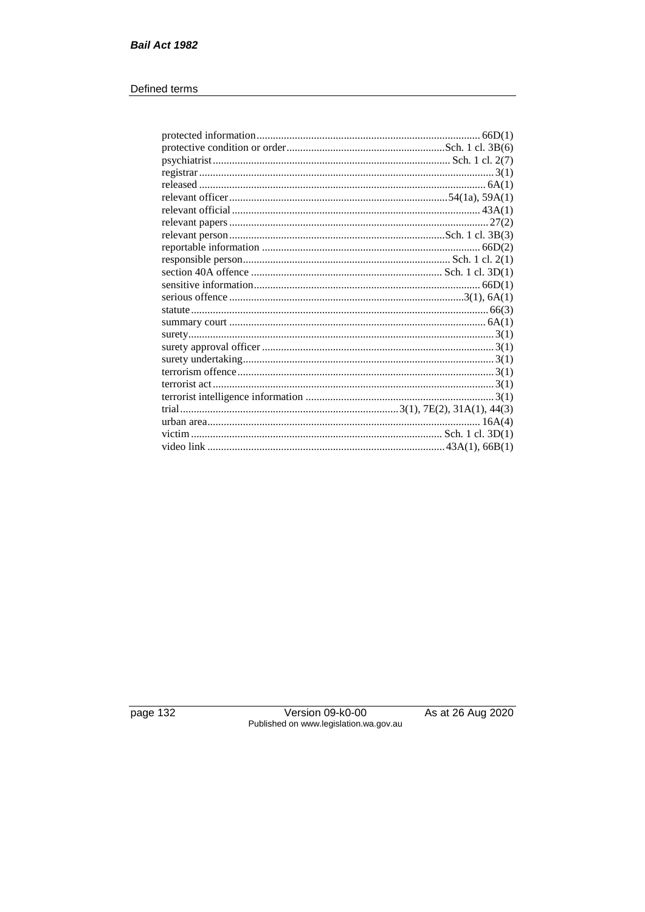protected information ........................................................................ 66D(1)
protective condition or order ..........................................................Sch. 1 cl. 3B(6)
psychiatrist ...................................................................................... Sch. 1 cl. 2(7)
registrar ............................................................................................ 3(1)
released .......................................................................................... 6A(1)
relevant officer ................................................................................54(1a), 59A(1)
relevant official ................................................................................ 43A(1)
relevant papers ................................................................................ 27(2)
relevant person ................................................................................Sch. 1 cl. 3B(3)
reportable information ..................................................................... 66D(2)
responsible person ............................................................................ Sch. 1 cl. 2(1)
section 40A offence ......................................................................... Sch. 1 cl. 3D(1)
sensitive information ........................................................................ 66D(1)
serious offence ..................................................................................3(1), 6A(1)
statute ............................................................................................... 66(3)
summary court ................................................................................. 6A(1)
surety ................................................................................................. 3(1)
surety approval officer ..................................................................... 3(1)
surety undertaking ............................................................................ 3(1)
terrorism offence .............................................................................. 3(1)
terrorist act ....................................................................................... 3(1)
terrorist intelligence information ..................................................... 3(1)
trial .................................................................................3(1), 7E(2), 31A(1), 44(3)
urban area ......................................................................................... 16A(4)
victim ............................................................................................... Sch. 1 cl. 3D(1)
video link ..........................................................................................43A(1), 66B(1)